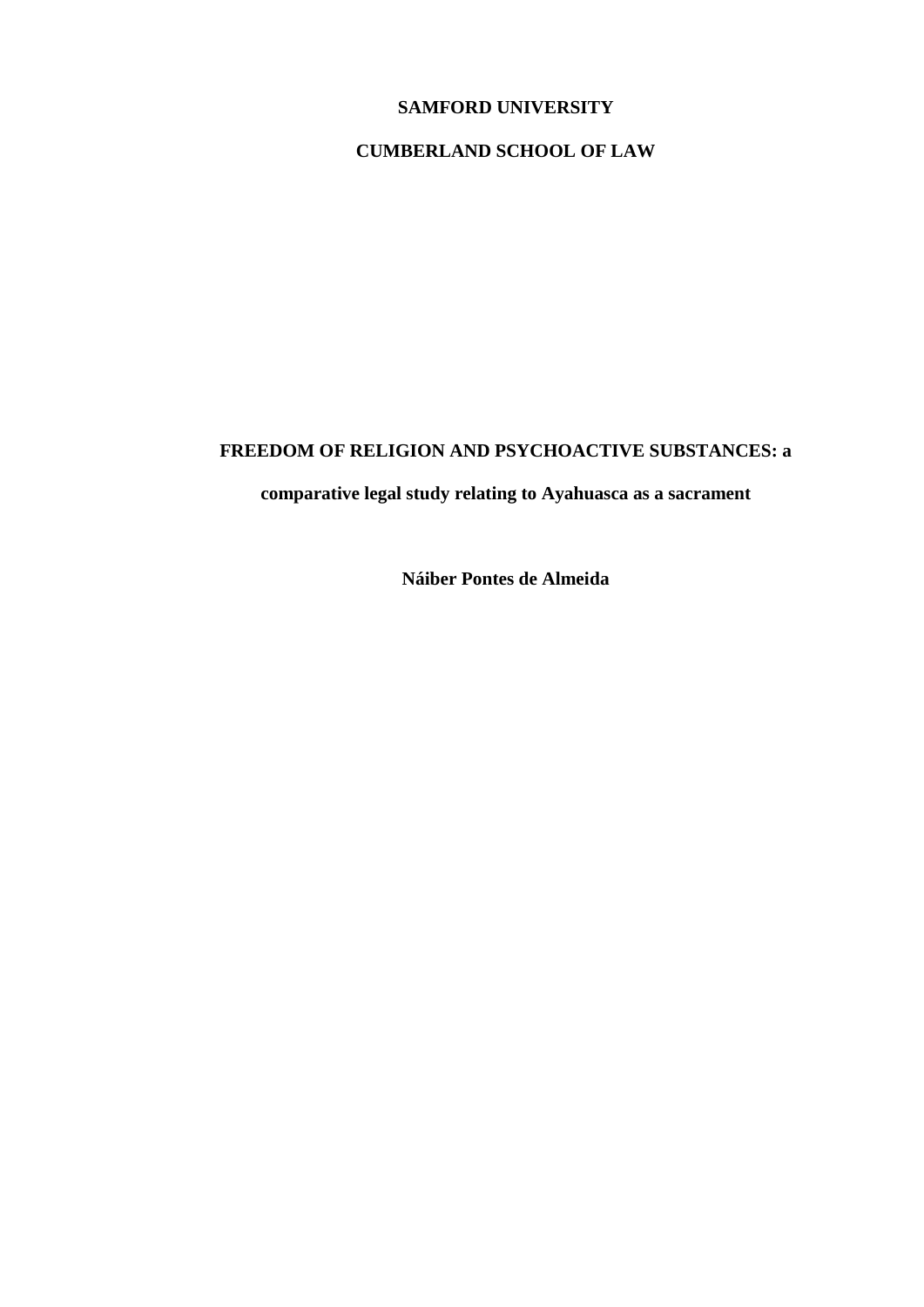**SAMFORD UNIVERSITY**

**CUMBERLAND SCHOOL OF LAW**

# FREEDOM OF RELIGION AND PSYCHOACTIVE SUBSTANCES: a comparative legal study relating to Ayahuasca as a sacrament

**Náiber Pontes de Almeida**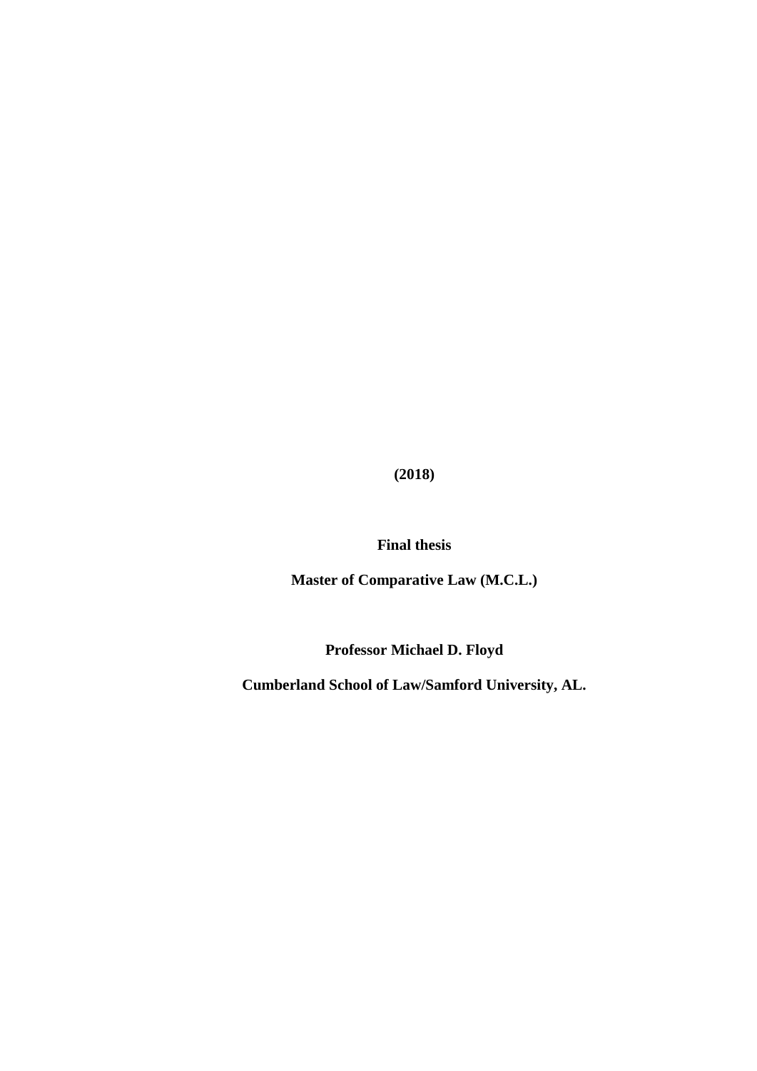**(2018)**

**Final thesis**

**Master of Comparative Law (M.C.L.)**

**Professor Michael D. Floyd**

**Cumberland School of Law/Samford University, AL.**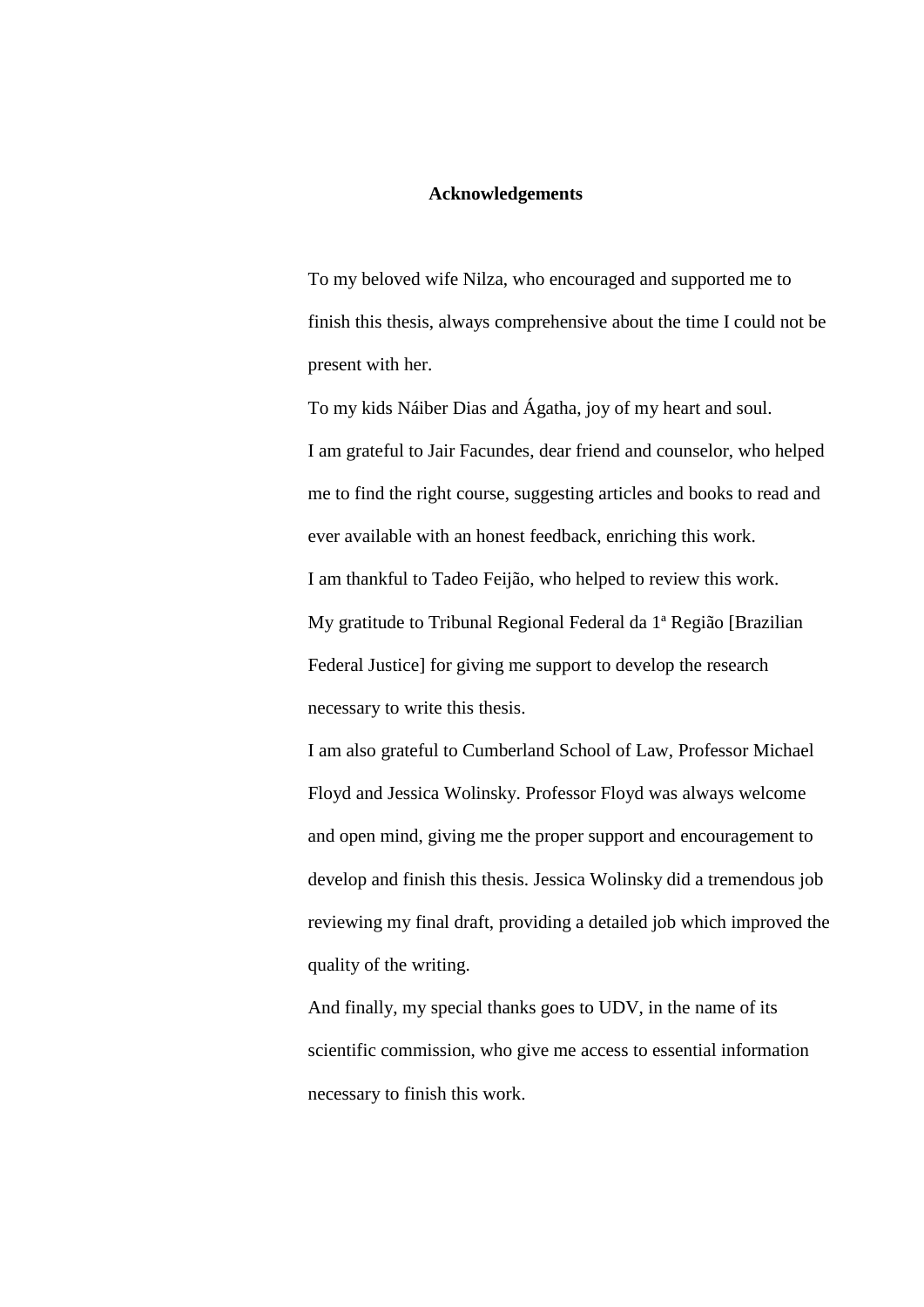# Acknowledgements

To my beloved wife Nilza, who encouraged and supported me to finish this thesis, always comprehensive about the time I could not be present with her.

To my kids Náiber Dias and Ágatha, joy of my heart and soul.

I am grateful to Jair Facundes, dear friend and counselor, who helped me to find the right course, suggesting articles and books to read and ever available with an honest feedback, enriching this work.

I am thankful to Tadeo Feijão, who helped to review this work.

My gratitude to Tribunal Regional Federal da 1ª Região [Brazilian Federal Justice] for giving me support to develop the research necessary to write this thesis.

I am also grateful to Cumberland School of Law, Professor Michael Floyd and Jessica Wolinsky. Professor Floyd was always welcome and open mind, giving me the proper support and encouragement to develop and finish this thesis. Jessica Wolinsky did a tremendous job reviewing my final draft, providing a detailed job which improved the quality of the writing.

And finally, my special thanks goes to UDV, in the name of its scientific commission, who give me access to essential information necessary to finish this work.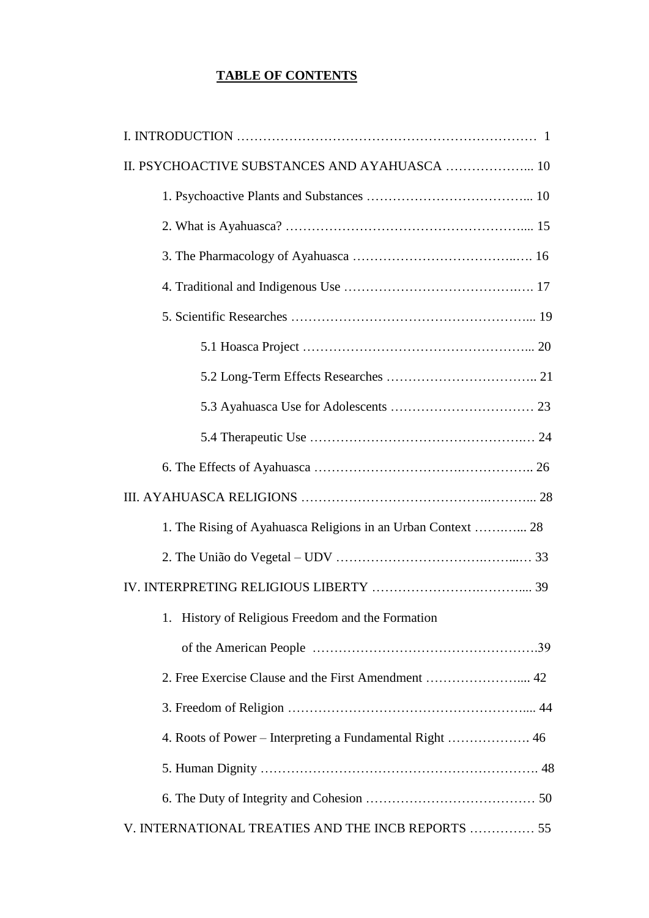# TABLE OF CONTENTS

I. INTRODUCTION ………………………………………………………………… 1

II. PSYCHOACTIVE SUBSTANCES AND AYAHUASCA ………………... 10

1. Psychoactive Plants and Substances ………………………………... 10
2. What is Ayahuasca? ……………………………………………….... 15
3. The Pharmacology of Ayahuasca ……………………………..…. 16
4. Traditional and Indigenous Use ………………………………….…. 17
5. Scientific Researches ………………………………………………... 19
   - 5.1 Hoasca Project …………………………………………….... 20
   - 5.2 Long-Term Effects Researches …………………………….. 21
   - 5.3 Ayahuasca Use for Adolescents …………………………… 23
   - 5.4 Therapeutic Use …………………………………………..… 24
6. The Effects of Ayahuasca …………………………….…………….. 26

III. AYAHUASCA RELIGIONS ………………………………….………... 28

1. The Rising of Ayahuasca Religions in an Urban Context …….….... 28
2. The União do Vegetal – UDV ………………………….……...… 33

IV. INTERPRETING RELIGIOUS LIBERTY ………………….………..... 39

1. History of Religious Freedom and the Formation of the American People …………………………………………….39
2. Free Exercise Clause and the First Amendment ………………….... 42
3. Freedom of Religion ……………………………………………….... 44
4. Roots of Power – Interpreting a Fundamental Right ………………. 46
5. Human Dignity ………………………….…………………………. 48
6. The Duty of Integrity and Cohesion ………………………………… 50

V. INTERNATIONAL TREATIES AND THE INCB REPORTS …………. 55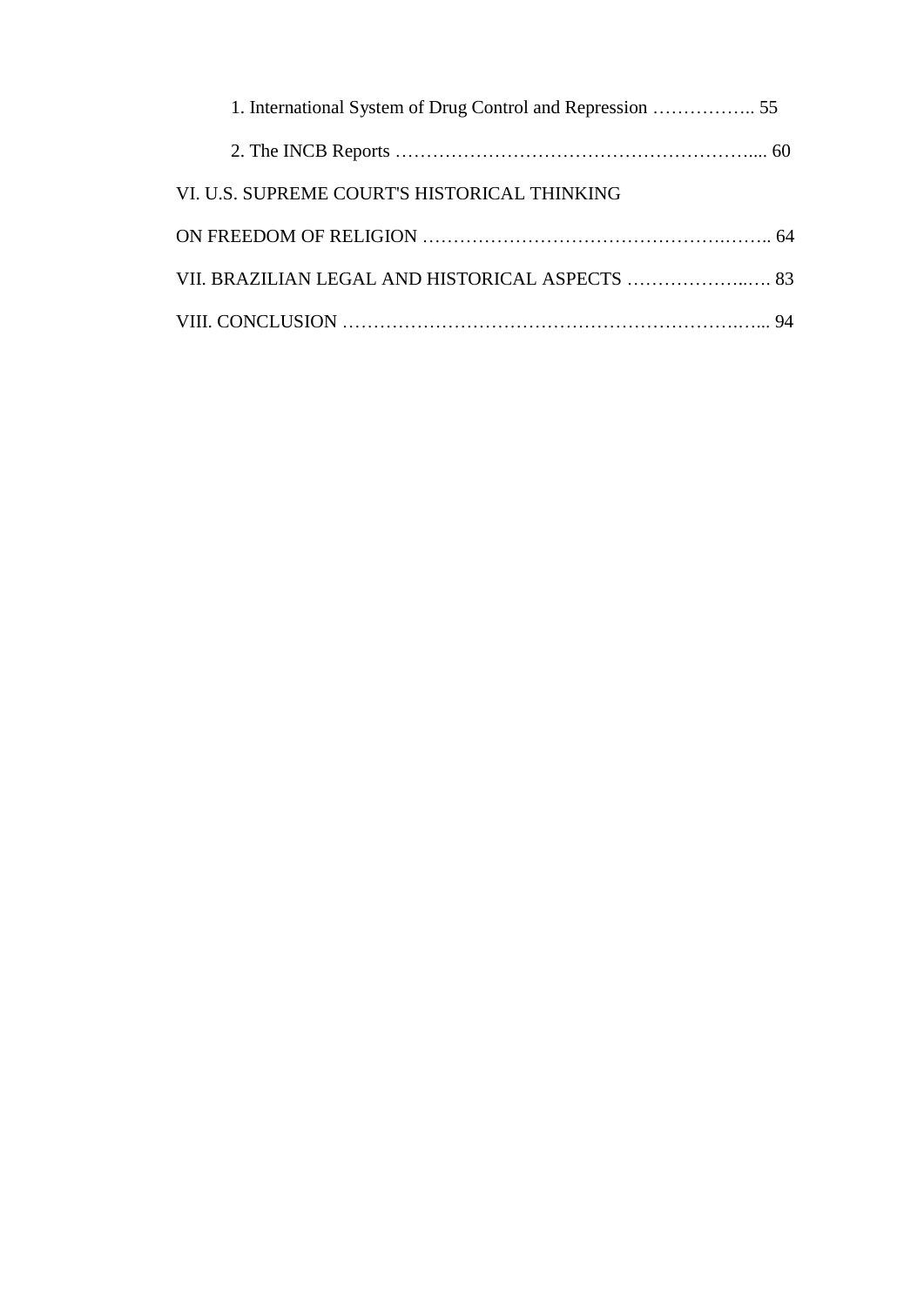1. International System of Drug Control and Repression …………….. 55

2. The INCB Reports …………………………………………………..... 60

VI. U.S. SUPREME COURT'S HISTORICAL THINKING

ON FREEDOM OF RELIGION …………………………………………….…….. 64

VII. BRAZILIAN LEGAL AND HISTORICAL ASPECTS ………………..…. 83

VIII. CONCLUSION …………………………………………………………..…... 94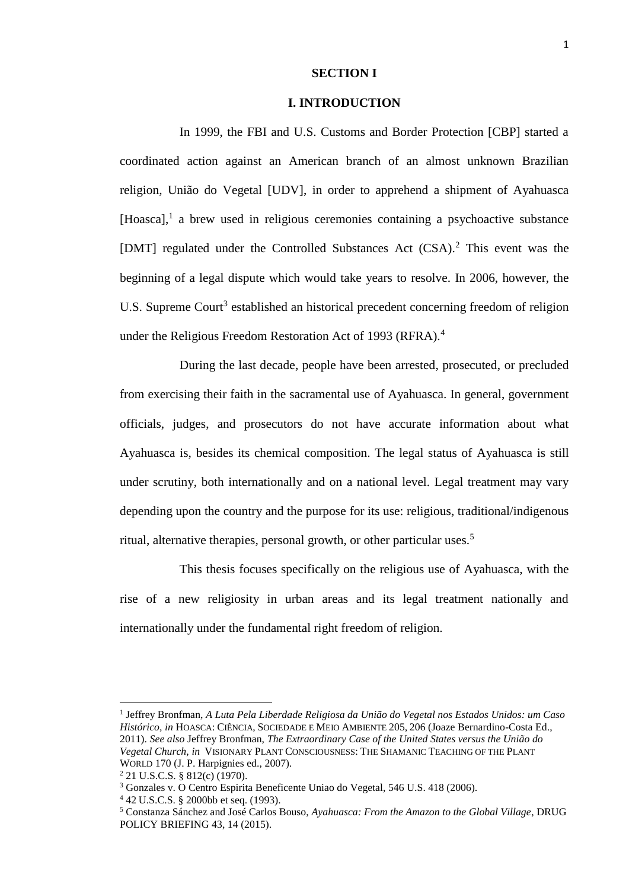**SECTION I**

# I. INTRODUCTION

In 1999, the FBI and U.S. Customs and Border Protection [CBP] started a coordinated action against an American branch of an almost unknown Brazilian religion, União do Vegetal [UDV], in order to apprehend a shipment of Ayahuasca [Hoasca],[1] a brew used in religious ceremonies containing a psychoactive substance [DMT] regulated under the Controlled Substances Act (CSA).[2] This event was the beginning of a legal dispute which would take years to resolve. In 2006, however, the U.S. Supreme Court[3] established an historical precedent concerning freedom of religion under the Religious Freedom Restoration Act of 1993 (RFRA).[4]

During the last decade, people have been arrested, prosecuted, or precluded from exercising their faith in the sacramental use of Ayahuasca. In general, government officials, judges, and prosecutors do not have accurate information about what Ayahuasca is, besides its chemical composition. The legal status of Ayahuasca is still under scrutiny, both internationally and on a national level. Legal treatment may vary depending upon the country and the purpose for its use: religious, traditional/indigenous ritual, alternative therapies, personal growth, or other particular uses.[5]

This thesis focuses specifically on the religious use of Ayahuasca, with the rise of a new religiosity in urban areas and its legal treatment nationally and internationally under the fundamental right freedom of religion.

---

[1] Jeffrey Bronfman, *A Luta Pela Liberdade Religiosa da União do Vegetal nos Estados Unidos: um Caso Histórico, in* HOASCA: CIÊNCIA, SOCIEDADE E MEIO AMBIENTE 205, 206 (Joaze Bernardino-Costa Ed., 2011). *See also* Jeffrey Bronfman, *The Extraordinary Case of the United States versus the União do Vegetal Church, in* VISIONARY PLANT CONSCIOUSNESS: THE SHAMANIC TEACHING OF THE PLANT WORLD 170 (J. P. Harpignies ed., 2007).

[2] 21 U.S.C.S. § 812(c) (1970).

[3] Gonzales v. O Centro Espirita Beneficente Uniao do Vegetal, 546 U.S. 418 (2006).

[4] 42 U.S.C.S. § 2000bb et seq. (1993).

[5] Constanza Sánchez and José Carlos Bouso, *Ayahuasca: From the Amazon to the Global Village*, DRUG POLICY BRIEFING 43, 14 (2015).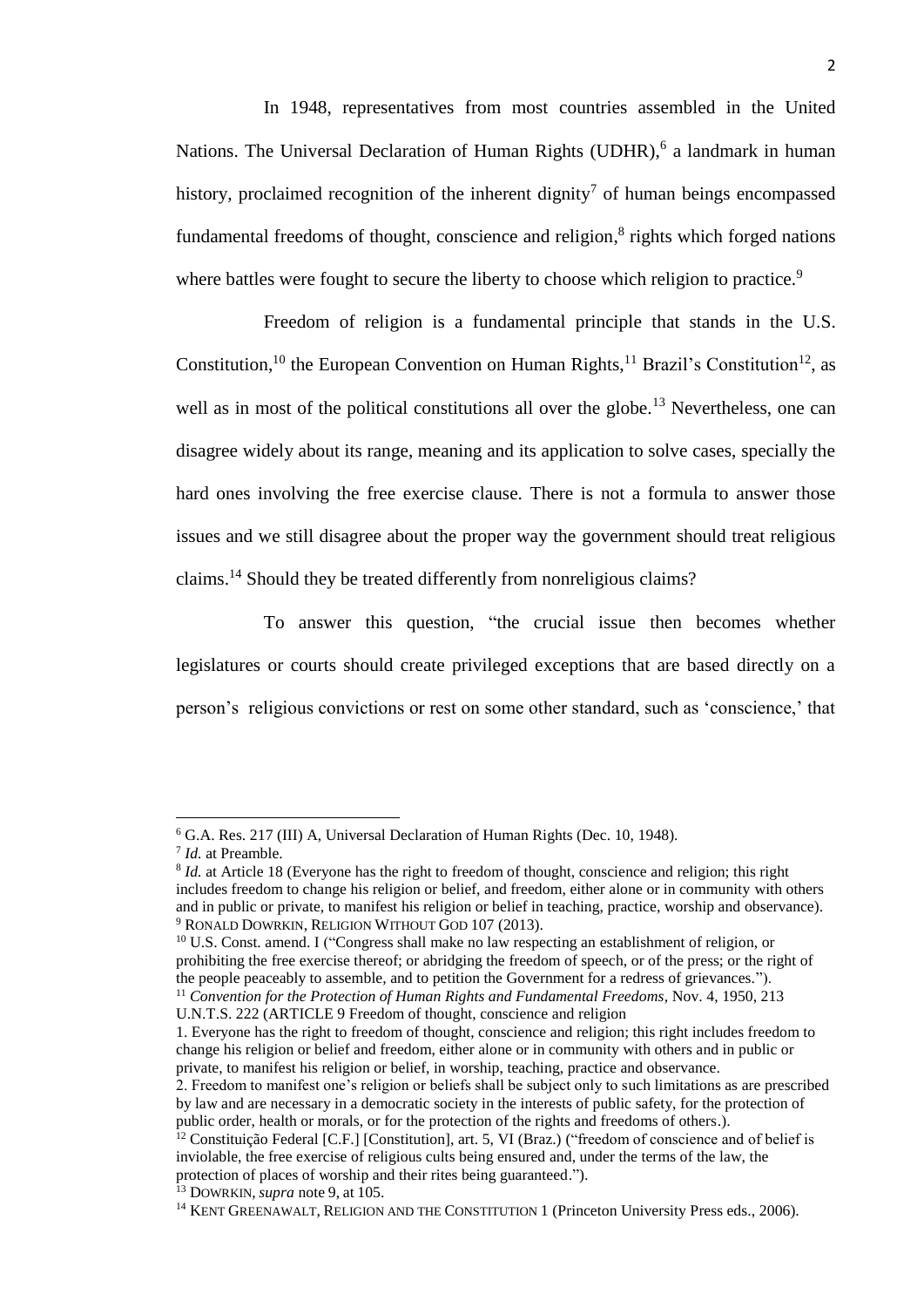In 1948, representatives from most countries assembled in the United Nations. The Universal Declaration of Human Rights (UDHR),[6] a landmark in human history, proclaimed recognition of the inherent dignity[7] of human beings encompassed fundamental freedoms of thought, conscience and religion,[8] rights which forged nations where battles were fought to secure the liberty to choose which religion to practice.[9]

Freedom of religion is a fundamental principle that stands in the U.S. Constitution,[10] the European Convention on Human Rights,[11] Brazil's Constitution[12], as well as in most of the political constitutions all over the globe.[13] Nevertheless, one can disagree widely about its range, meaning and its application to solve cases, specially the hard ones involving the free exercise clause. There is not a formula to answer those issues and we still disagree about the proper way the government should treat religious claims.[14] Should they be treated differently from nonreligious claims?

To answer this question, "the crucial issue then becomes whether legislatures or courts should create privileged exceptions that are based directly on a person's religious convictions or rest on some other standard, such as 'conscience,' that

---

[6] G.A. Res. 217 (III) A, Universal Declaration of Human Rights (Dec. 10, 1948).

[7] *Id.* at Preamble.

[8] *Id.* at Article 18 (Everyone has the right to freedom of thought, conscience and religion; this right includes freedom to change his religion or belief, and freedom, either alone or in community with others and in public or private, to manifest his religion or belief in teaching, practice, worship and observance).

[9] RONALD DOWRKIN, RELIGION WITHOUT GOD 107 (2013).

[10] U.S. Const. amend. I ("Congress shall make no law respecting an establishment of religion, or prohibiting the free exercise thereof; or abridging the freedom of speech, or of the press; or the right of the people peaceably to assemble, and to petition the Government for a redress of grievances.").

[11] *Convention for the Protection of Human Rights and Fundamental Freedoms*, Nov. 4, 1950, 213 U.N.T.S. 222 (ARTICLE 9 Freedom of thought, conscience and religion

1. Everyone has the right to freedom of thought, conscience and religion; this right includes freedom to change his religion or belief and freedom, either alone or in community with others and in public or private, to manifest his religion or belief, in worship, teaching, practice and observance.

2. Freedom to manifest one's religion or beliefs shall be subject only to such limitations as are prescribed by law and are necessary in a democratic society in the interests of public safety, for the protection of public order, health or morals, or for the protection of the rights and freedoms of others.).

[12] Constituição Federal [C.F.] [Constitution], art. 5, VI (Braz.) ("freedom of conscience and of belief is inviolable, the free exercise of religious cults being ensured and, under the terms of the law, the protection of places of worship and their rites being guaranteed.").

[13] DOWRKIN, *supra* note 9, at 105.

[14] KENT GREENAWALT, RELIGION AND THE CONSTITUTION 1 (Princeton University Press eds., 2006).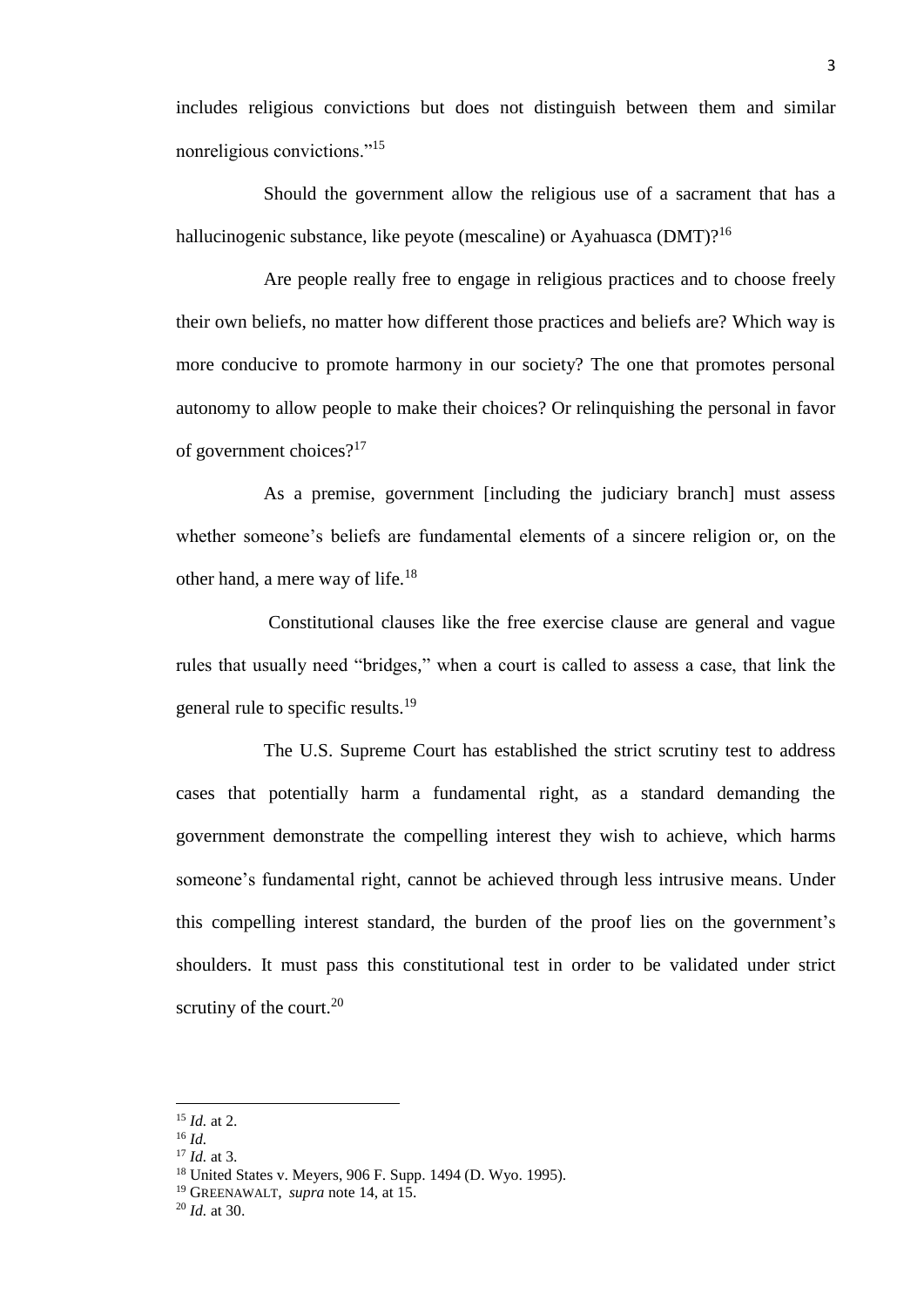includes religious convictions but does not distinguish between them and similar nonreligious convictions."[15]

Should the government allow the religious use of a sacrament that has a hallucinogenic substance, like peyote (mescaline) or Ayahuasca (DMT)?[16]

Are people really free to engage in religious practices and to choose freely their own beliefs, no matter how different those practices and beliefs are? Which way is more conducive to promote harmony in our society? The one that promotes personal autonomy to allow people to make their choices? Or relinquishing the personal in favor of government choices?[17]

As a premise, government [including the judiciary branch] must assess whether someone's beliefs are fundamental elements of a sincere religion or, on the other hand, a mere way of life.[18]

Constitutional clauses like the free exercise clause are general and vague rules that usually need "bridges," when a court is called to assess a case, that link the general rule to specific results.[19]

The U.S. Supreme Court has established the strict scrutiny test to address cases that potentially harm a fundamental right, as a standard demanding the government demonstrate the compelling interest they wish to achieve, which harms someone's fundamental right, cannot be achieved through less intrusive means. Under this compelling interest standard, the burden of the proof lies on the government's shoulders. It must pass this constitutional test in order to be validated under strict scrutiny of the court.[20]

---

[15] *Id.* at 2.

[16] *Id.*

[17] *Id.* at 3.

[18] United States v. Meyers, 906 F. Supp. 1494 (D. Wyo. 1995).

[19] GREENAWALT, *supra* note 14, at 15.

[20] *Id.* at 30.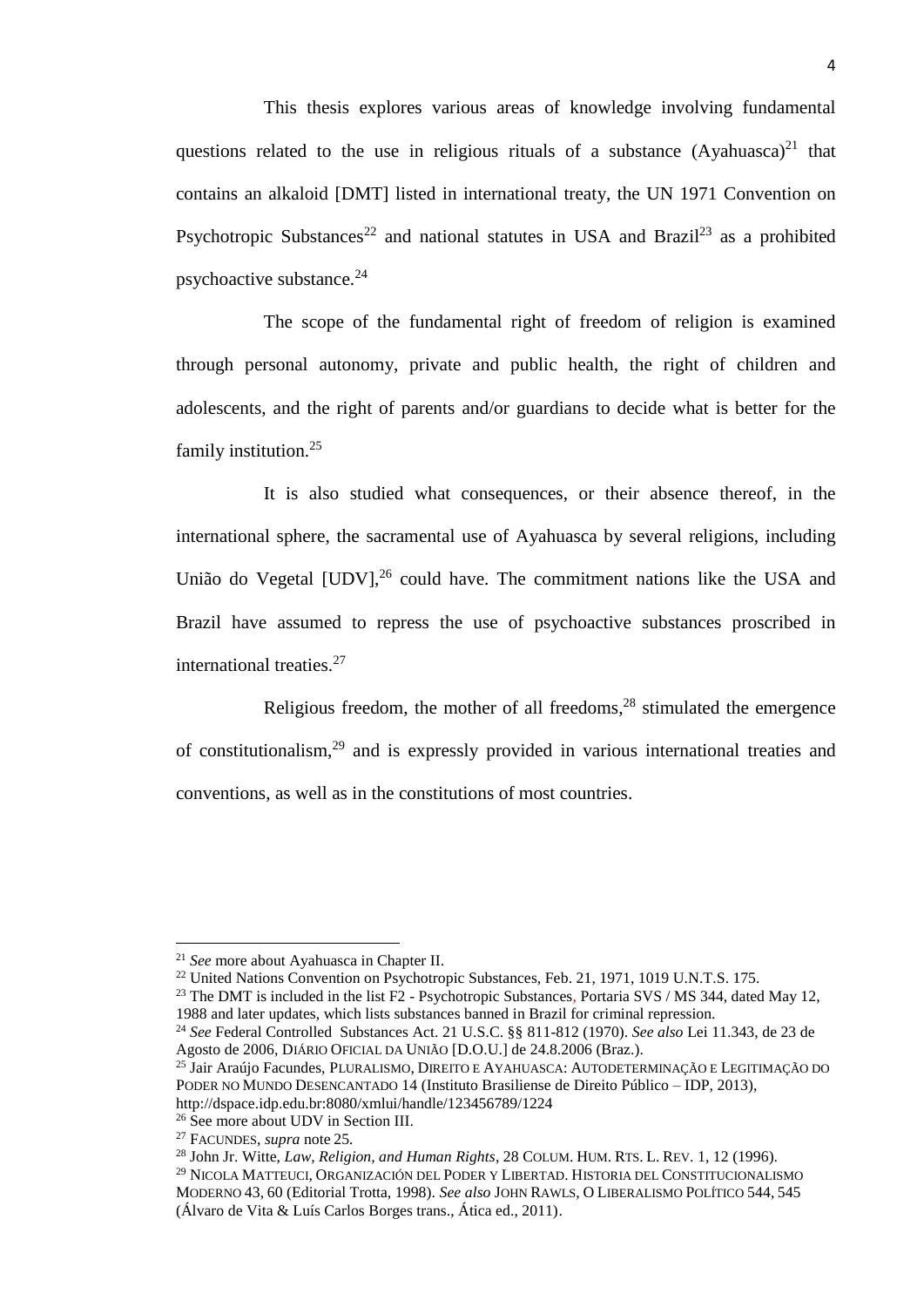This thesis explores various areas of knowledge involving fundamental questions related to the use in religious rituals of a substance (Ayahuasca)[21] that contains an alkaloid [DMT] listed in international treaty, the UN 1971 Convention on Psychotropic Substances[22] and national statutes in USA and Brazil[23] as a prohibited psychoactive substance.[24]

The scope of the fundamental right of freedom of religion is examined through personal autonomy, private and public health, the right of children and adolescents, and the right of parents and/or guardians to decide what is better for the family institution.[25]

It is also studied what consequences, or their absence thereof, in the international sphere, the sacramental use of Ayahuasca by several religions, including União do Vegetal [UDV],[26] could have. The commitment nations like the USA and Brazil have assumed to repress the use of psychoactive substances proscribed in international treaties.[27]

Religious freedom, the mother of all freedoms,[28] stimulated the emergence of constitutionalism,[29] and is expressly provided in various international treaties and conventions, as well as in the constitutions of most countries.

---

[21] *See* more about Ayahuasca in Chapter II.

[22] United Nations Convention on Psychotropic Substances, Feb. 21, 1971, 1019 U.N.T.S. 175.

[23] The DMT is included in the list F2 - Psychotropic Substances, Portaria SVS / MS 344, dated May 12, 1988 and later updates, which lists substances banned in Brazil for criminal repression.

[24] *See* Federal Controlled Substances Act. 21 U.S.C. §§ 811-812 (1970). *See also* Lei 11.343, de 23 de Agosto de 2006, DIÁRIO OFICIAL DA UNIÃO [D.O.U.] de 24.8.2006 (Braz.).

[25] Jair Araújo Facundes, PLURALISMO, DIREITO E AYAHUASCA: AUTODETERMINAÇÃO E LEGITIMAÇÃO DO PODER NO MUNDO DESENCANTADO 14 (Instituto Brasiliense de Direito Público – IDP, 2013), http://dspace.idp.edu.br:8080/xmlui/handle/123456789/1224

[26] See more about UDV in Section III.

[27] FACUNDES, *supra* note 25.

[28] John Jr. Witte, *Law, Religion, and Human Rights*, 28 COLUM. HUM. RTS. L. REV. 1, 12 (1996).

[29] NICOLA MATTEUCI, ORGANIZACIÓN DEL PODER Y LIBERTAD. HISTORIA DEL CONSTITUCIONALISMO MODERNO 43, 60 (Editorial Trotta, 1998). *See also* JOHN RAWLS, O LIBERALISMO POLÍTICO 544, 545 (Álvaro de Vita & Luís Carlos Borges trans., Ática ed., 2011).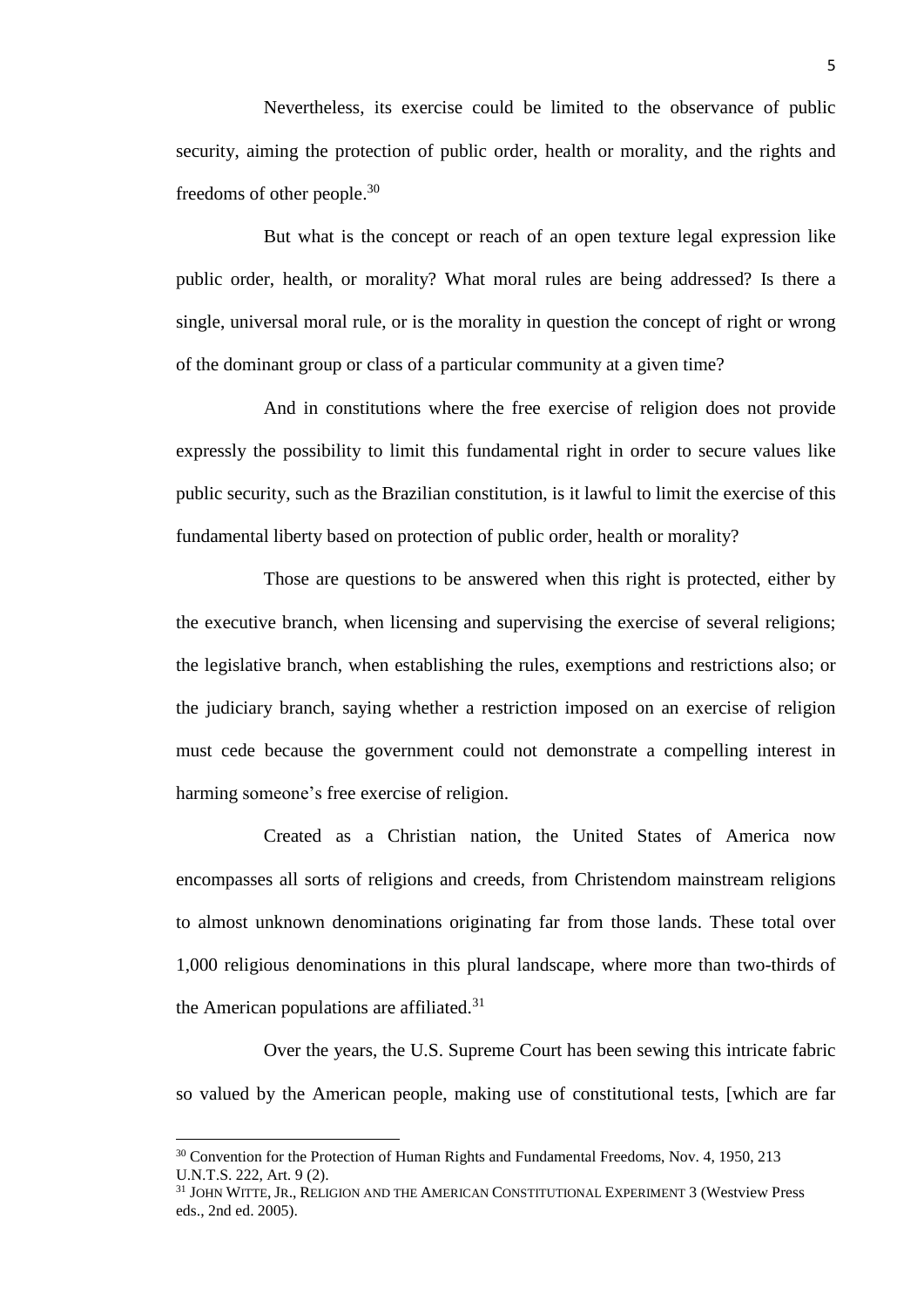Nevertheless, its exercise could be limited to the observance of public security, aiming the protection of public order, health or morality, and the rights and freedoms of other people.[30]

But what is the concept or reach of an open texture legal expression like public order, health, or morality? What moral rules are being addressed? Is there a single, universal moral rule, or is the morality in question the concept of right or wrong of the dominant group or class of a particular community at a given time?

And in constitutions where the free exercise of religion does not provide expressly the possibility to limit this fundamental right in order to secure values like public security, such as the Brazilian constitution, is it lawful to limit the exercise of this fundamental liberty based on protection of public order, health or morality?

Those are questions to be answered when this right is protected, either by the executive branch, when licensing and supervising the exercise of several religions; the legislative branch, when establishing the rules, exemptions and restrictions also; or the judiciary branch, saying whether a restriction imposed on an exercise of religion must cede because the government could not demonstrate a compelling interest in harming someone's free exercise of religion.

Created as a Christian nation, the United States of America now encompasses all sorts of religions and creeds, from Christendom mainstream religions to almost unknown denominations originating far from those lands. These total over 1,000 religious denominations in this plural landscape, where more than two-thirds of the American populations are affiliated.[31]

Over the years, the U.S. Supreme Court has been sewing this intricate fabric so valued by the American people, making use of constitutional tests, [which are far

---

[30] Convention for the Protection of Human Rights and Fundamental Freedoms, Nov. 4, 1950, 213 U.N.T.S. 222, Art. 9 (2).

[31] JOHN WITTE, JR., RELIGION AND THE AMERICAN CONSTITUTIONAL EXPERIMENT 3 (Westview Press eds., 2nd ed. 2005).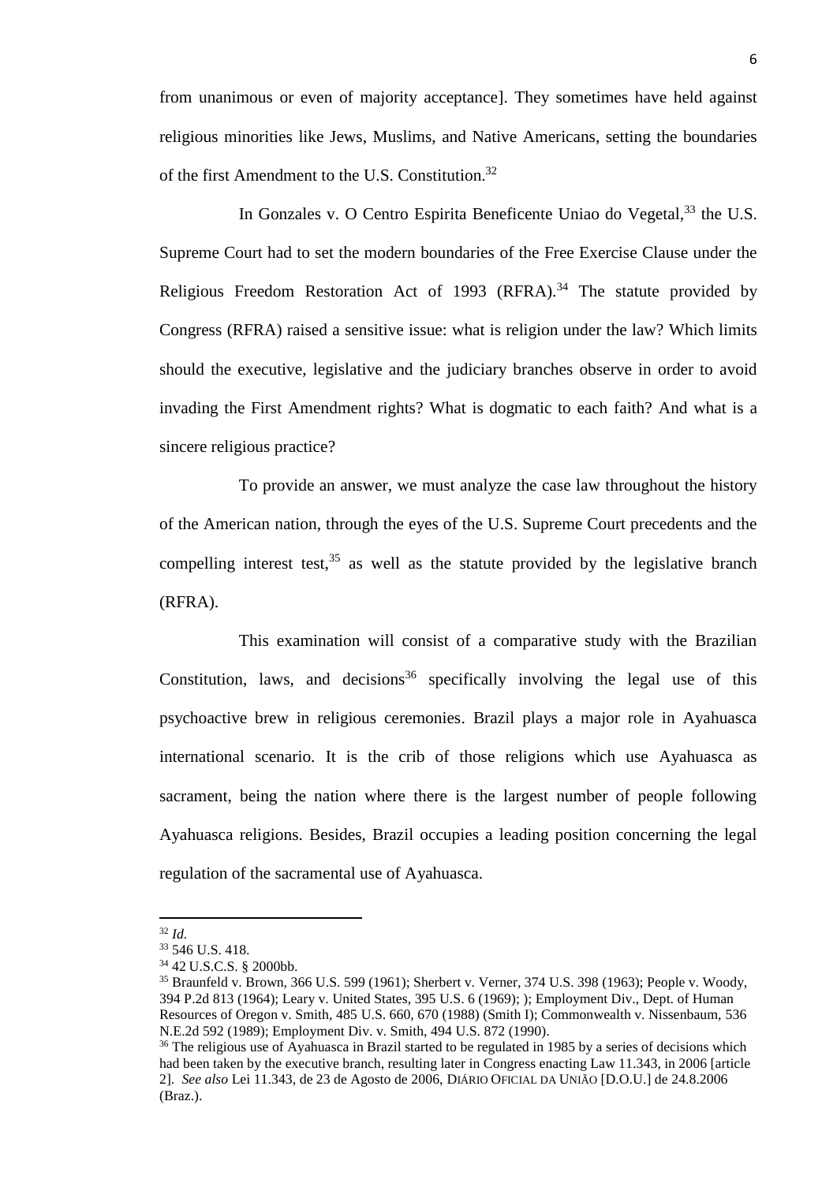from unanimous or even of majority acceptance]. They sometimes have held against religious minorities like Jews, Muslims, and Native Americans, setting the boundaries of the first Amendment to the U.S. Constitution.[32]

In Gonzales v. O Centro Espirita Beneficente Uniao do Vegetal,[33] the U.S. Supreme Court had to set the modern boundaries of the Free Exercise Clause under the Religious Freedom Restoration Act of 1993 (RFRA).[34] The statute provided by Congress (RFRA) raised a sensitive issue: what is religion under the law? Which limits should the executive, legislative and the judiciary branches observe in order to avoid invading the First Amendment rights? What is dogmatic to each faith? And what is a sincere religious practice?

To provide an answer, we must analyze the case law throughout the history of the American nation, through the eyes of the U.S. Supreme Court precedents and the compelling interest test,[35] as well as the statute provided by the legislative branch (RFRA).

This examination will consist of a comparative study with the Brazilian Constitution, laws, and decisions[36] specifically involving the legal use of this psychoactive brew in religious ceremonies. Brazil plays a major role in Ayahuasca international scenario. It is the crib of those religions which use Ayahuasca as sacrament, being the nation where there is the largest number of people following Ayahuasca religions. Besides, Brazil occupies a leading position concerning the legal regulation of the sacramental use of Ayahuasca.

---

[32] *Id.*

[33] 546 U.S. 418.

[34] 42 U.S.C.S. § 2000bb.

[35] Braunfeld v. Brown, 366 U.S. 599 (1961); Sherbert v. Verner, 374 U.S. 398 (1963); People v. Woody, 394 P.2d 813 (1964); Leary v. United States, 395 U.S. 6 (1969); ); Employment Div., Dept. of Human Resources of Oregon v. Smith, 485 U.S. 660, 670 (1988) (Smith I); Commonwealth v. Nissenbaum, 536 N.E.2d 592 (1989); Employment Div. v. Smith, 494 U.S. 872 (1990).

[36] The religious use of Ayahuasca in Brazil started to be regulated in 1985 by a series of decisions which had been taken by the executive branch, resulting later in Congress enacting Law 11.343, in 2006 [article 2]. *See also* Lei 11.343, de 23 de Agosto de 2006, DIÁRIO OFICIAL DA UNIÃO [D.O.U.] de 24.8.2006 (Braz.).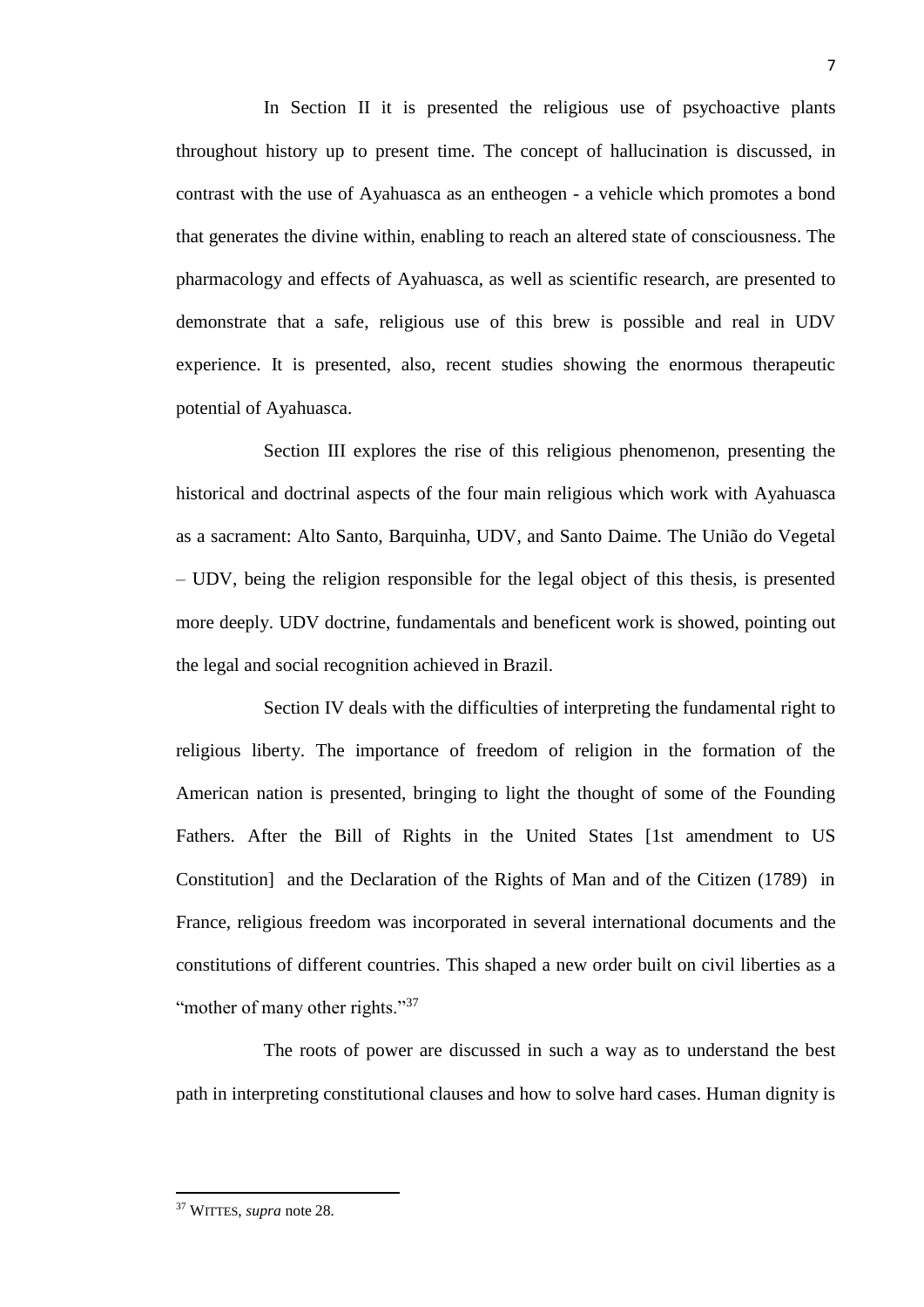In Section II it is presented the religious use of psychoactive plants throughout history up to present time. The concept of hallucination is discussed, in contrast with the use of Ayahuasca as an entheogen - a vehicle which promotes a bond that generates the divine within, enabling to reach an altered state of consciousness. The pharmacology and effects of Ayahuasca, as well as scientific research, are presented to demonstrate that a safe, religious use of this brew is possible and real in UDV experience. It is presented, also, recent studies showing the enormous therapeutic potential of Ayahuasca.

Section III explores the rise of this religious phenomenon, presenting the historical and doctrinal aspects of the four main religious which work with Ayahuasca as a sacrament: Alto Santo, Barquinha, UDV, and Santo Daime. The União do Vegetal – UDV, being the religion responsible for the legal object of this thesis, is presented more deeply. UDV doctrine, fundamentals and beneficent work is showed, pointing out the legal and social recognition achieved in Brazil.

Section IV deals with the difficulties of interpreting the fundamental right to religious liberty. The importance of freedom of religion in the formation of the American nation is presented, bringing to light the thought of some of the Founding Fathers. After the Bill of Rights in the United States [1st amendment to US Constitution] and the Declaration of the Rights of Man and of the Citizen (1789) in France, religious freedom was incorporated in several international documents and the constitutions of different countries. This shaped a new order built on civil liberties as a "mother of many other rights."[37]

The roots of power are discussed in such a way as to understand the best path in interpreting constitutional clauses and how to solve hard cases. Human dignity is

---

[37] WITTES, *supra* note 28.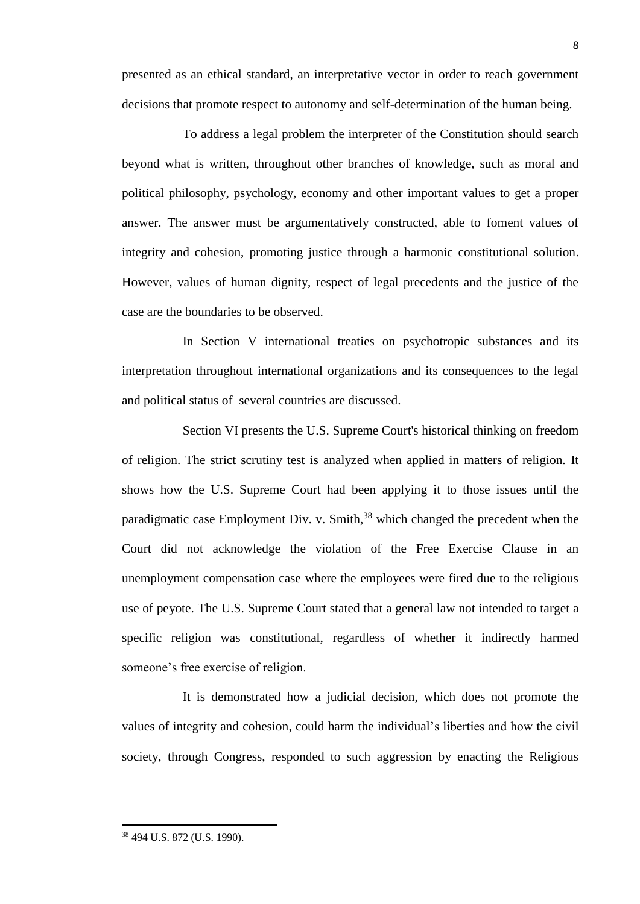presented as an ethical standard, an interpretative vector in order to reach government decisions that promote respect to autonomy and self-determination of the human being.

To address a legal problem the interpreter of the Constitution should search beyond what is written, throughout other branches of knowledge, such as moral and political philosophy, psychology, economy and other important values to get a proper answer. The answer must be argumentatively constructed, able to foment values of integrity and cohesion, promoting justice through a harmonic constitutional solution. However, values of human dignity, respect of legal precedents and the justice of the case are the boundaries to be observed.

In Section V international treaties on psychotropic substances and its interpretation throughout international organizations and its consequences to the legal and political status of several countries are discussed.

Section VI presents the U.S. Supreme Court's historical thinking on freedom of religion. The strict scrutiny test is analyzed when applied in matters of religion. It shows how the U.S. Supreme Court had been applying it to those issues until the paradigmatic case Employment Div. v. Smith,[38] which changed the precedent when the Court did not acknowledge the violation of the Free Exercise Clause in an unemployment compensation case where the employees were fired due to the religious use of peyote. The U.S. Supreme Court stated that a general law not intended to target a specific religion was constitutional, regardless of whether it indirectly harmed someone's free exercise of religion.

It is demonstrated how a judicial decision, which does not promote the values of integrity and cohesion, could harm the individual's liberties and how the civil society, through Congress, responded to such aggression by enacting the Religious

---

[38] 494 U.S. 872 (U.S. 1990).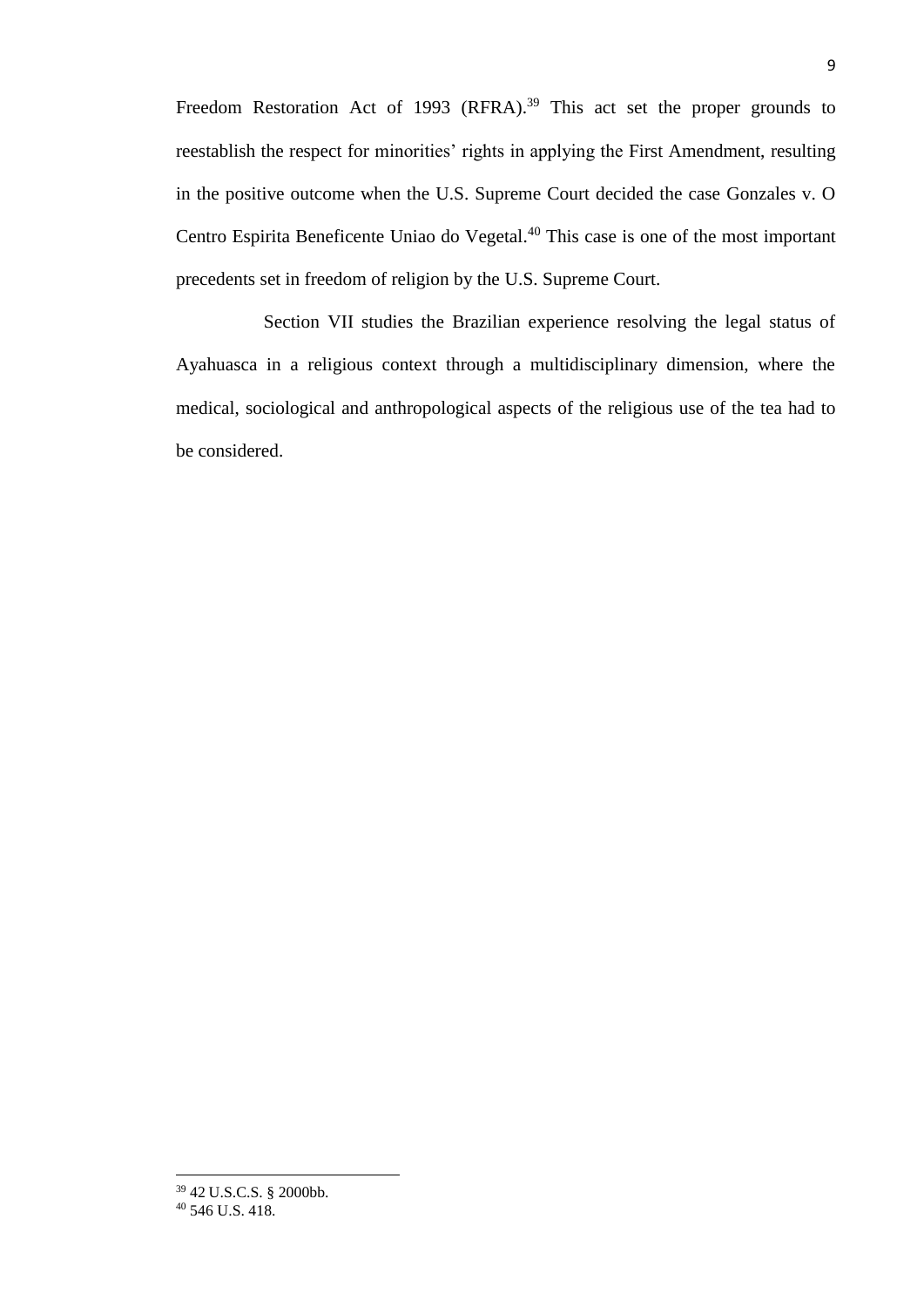Freedom Restoration Act of 1993 (RFRA).[39] This act set the proper grounds to reestablish the respect for minorities' rights in applying the First Amendment, resulting in the positive outcome when the U.S. Supreme Court decided the case Gonzales v. O Centro Espirita Beneficente Uniao do Vegetal.[40] This case is one of the most important precedents set in freedom of religion by the U.S. Supreme Court.

Section VII studies the Brazilian experience resolving the legal status of Ayahuasca in a religious context through a multidisciplinary dimension, where the medical, sociological and anthropological aspects of the religious use of the tea had to be considered.

---

[39] 42 U.S.C.S. § 2000bb.

[40] 546 U.S. 418.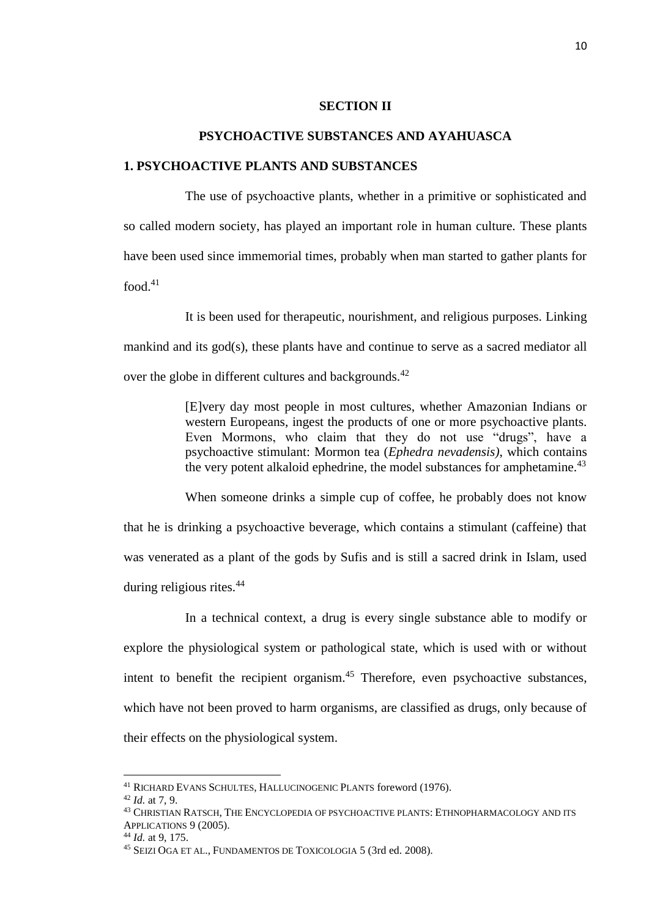## SECTION II

## PSYCHOACTIVE SUBSTANCES AND AYAHUASCA

### 1. PSYCHOACTIVE PLANTS AND SUBSTANCES

The use of psychoactive plants, whether in a primitive or sophisticated and so called modern society, has played an important role in human culture. These plants have been used since immemorial times, probably when man started to gather plants for food.[41]

It is been used for therapeutic, nourishment, and religious purposes. Linking mankind and its god(s), these plants have and continue to serve as a sacred mediator all over the globe in different cultures and backgrounds.[42]

> [E]very day most people in most cultures, whether Amazonian Indians or western Europeans, ingest the products of one or more psychoactive plants. Even Mormons, who claim that they do not use "drugs", have a psychoactive stimulant: Mormon tea (*Ephedra nevadensis)*, which contains the very potent alkaloid ephedrine, the model substances for amphetamine.[43]

When someone drinks a simple cup of coffee, he probably does not know that he is drinking a psychoactive beverage, which contains a stimulant (caffeine) that was venerated as a plant of the gods by Sufis and is still a sacred drink in Islam, used during religious rites.[44]

In a technical context, a drug is every single substance able to modify or explore the physiological system or pathological state, which is used with or without intent to benefit the recipient organism.[45] Therefore, even psychoactive substances, which have not been proved to harm organisms, are classified as drugs, only because of their effects on the physiological system.

---

[41] RICHARD EVANS SCHULTES, HALLUCINOGENIC PLANTS foreword (1976).

[42] *Id.* at 7, 9.

[43] CHRISTIAN RATSCH, THE ENCYCLOPEDIA OF PSYCHOACTIVE PLANTS: ETHNOPHARMACOLOGY AND ITS APPLICATIONS 9 (2005).

[44] *Id.* at 9, 175.

[45] SEIZI OGA ET AL., FUNDAMENTOS DE TOXICOLOGIA 5 (3rd ed. 2008).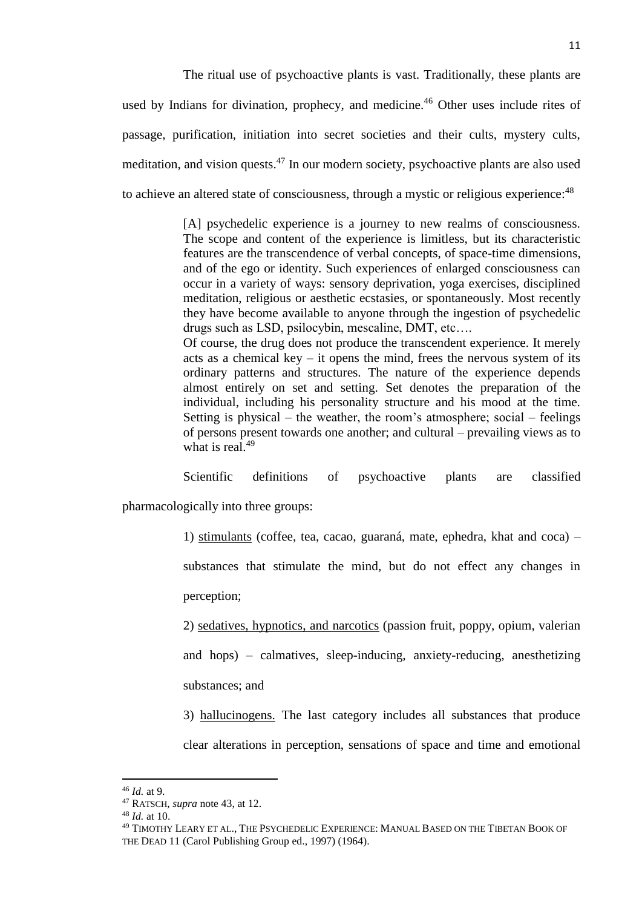The ritual use of psychoactive plants is vast. Traditionally, these plants are used by Indians for divination, prophecy, and medicine.[46] Other uses include rites of passage, purification, initiation into secret societies and their cults, mystery cults, meditation, and vision quests.[47] In our modern society, psychoactive plants are also used to achieve an altered state of consciousness, through a mystic or religious experience:[48]

> [A] psychedelic experience is a journey to new realms of consciousness. The scope and content of the experience is limitless, but its characteristic features are the transcendence of verbal concepts, of space-time dimensions, and of the ego or identity. Such experiences of enlarged consciousness can occur in a variety of ways: sensory deprivation, yoga exercises, disciplined meditation, religious or aesthetic ecstasies, or spontaneously. Most recently they have become available to anyone through the ingestion of psychedelic drugs such as LSD, psilocybin, mescaline, DMT, etc….
>
> Of course, the drug does not produce the transcendent experience. It merely acts as a chemical key – it opens the mind, frees the nervous system of its ordinary patterns and structures. The nature of the experience depends almost entirely on set and setting. Set denotes the preparation of the individual, including his personality structure and his mood at the time. Setting is physical – the weather, the room's atmosphere; social – feelings of persons present towards one another; and cultural – prevailing views as to what is real.[49]

Scientific definitions of psychoactive plants are classified pharmacologically into three groups:

1) stimulants (coffee, tea, cacao, guaraná, mate, ephedra, khat and coca) – substances that stimulate the mind, but do not effect any changes in perception;

2) sedatives, hypnotics, and narcotics (passion fruit, poppy, opium, valerian and hops) – calmatives, sleep-inducing, anxiety-reducing, anesthetizing substances; and

3) hallucinogens. The last category includes all substances that produce clear alterations in perception, sensations of space and time and emotional

---

[46] *Id.* at 9.

[47] RATSCH, *supra* note 43, at 12.

[48] *Id.* at 10.

[49] TIMOTHY LEARY ET AL., THE PSYCHEDELIC EXPERIENCE: MANUAL BASED ON THE TIBETAN BOOK OF THE DEAD 11 (Carol Publishing Group ed., 1997) (1964).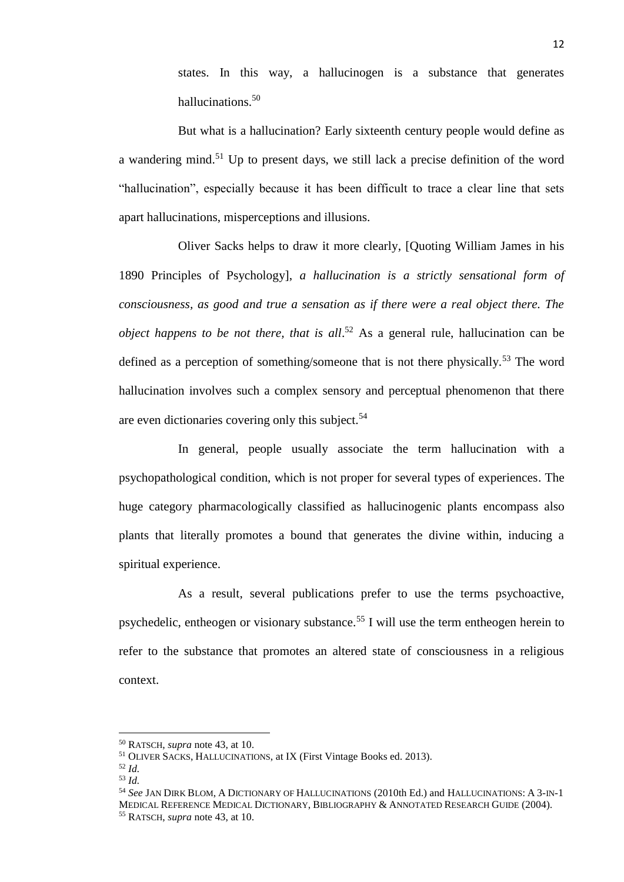states. In this way, a hallucinogen is a substance that generates hallucinations.[50]

But what is a hallucination? Early sixteenth century people would define as a wandering mind.[51] Up to present days, we still lack a precise definition of the word "hallucination", especially because it has been difficult to trace a clear line that sets apart hallucinations, misperceptions and illusions.

Oliver Sacks helps to draw it more clearly, [Quoting William James in his 1890 Principles of Psychology], *a hallucination is a strictly sensational form of consciousness, as good and true a sensation as if there were a real object there. The object happens to be not there, that is all*.[52] As a general rule, hallucination can be defined as a perception of something/someone that is not there physically.[53] The word hallucination involves such a complex sensory and perceptual phenomenon that there are even dictionaries covering only this subject.[54]

In general, people usually associate the term hallucination with a psychopathological condition, which is not proper for several types of experiences. The huge category pharmacologically classified as hallucinogenic plants encompass also plants that literally promotes a bound that generates the divine within, inducing a spiritual experience.

As a result, several publications prefer to use the terms psychoactive, psychedelic, entheogen or visionary substance.[55] I will use the term entheogen herein to refer to the substance that promotes an altered state of consciousness in a religious context.

---

[50] RATSCH, *supra* note 43, at 10.

[51] OLIVER SACKS, HALLUCINATIONS, at IX (First Vintage Books ed. 2013).

[52] *Id.*

[53] *Id.*

[54] *See* JAN DIRK BLOM, A DICTIONARY OF HALLUCINATIONS (2010th Ed.) and HALLUCINATIONS: A 3-IN-1 MEDICAL REFERENCE MEDICAL DICTIONARY, BIBLIOGRAPHY & ANNOTATED RESEARCH GUIDE (2004).

[55] RATSCH, *supra* note 43, at 10.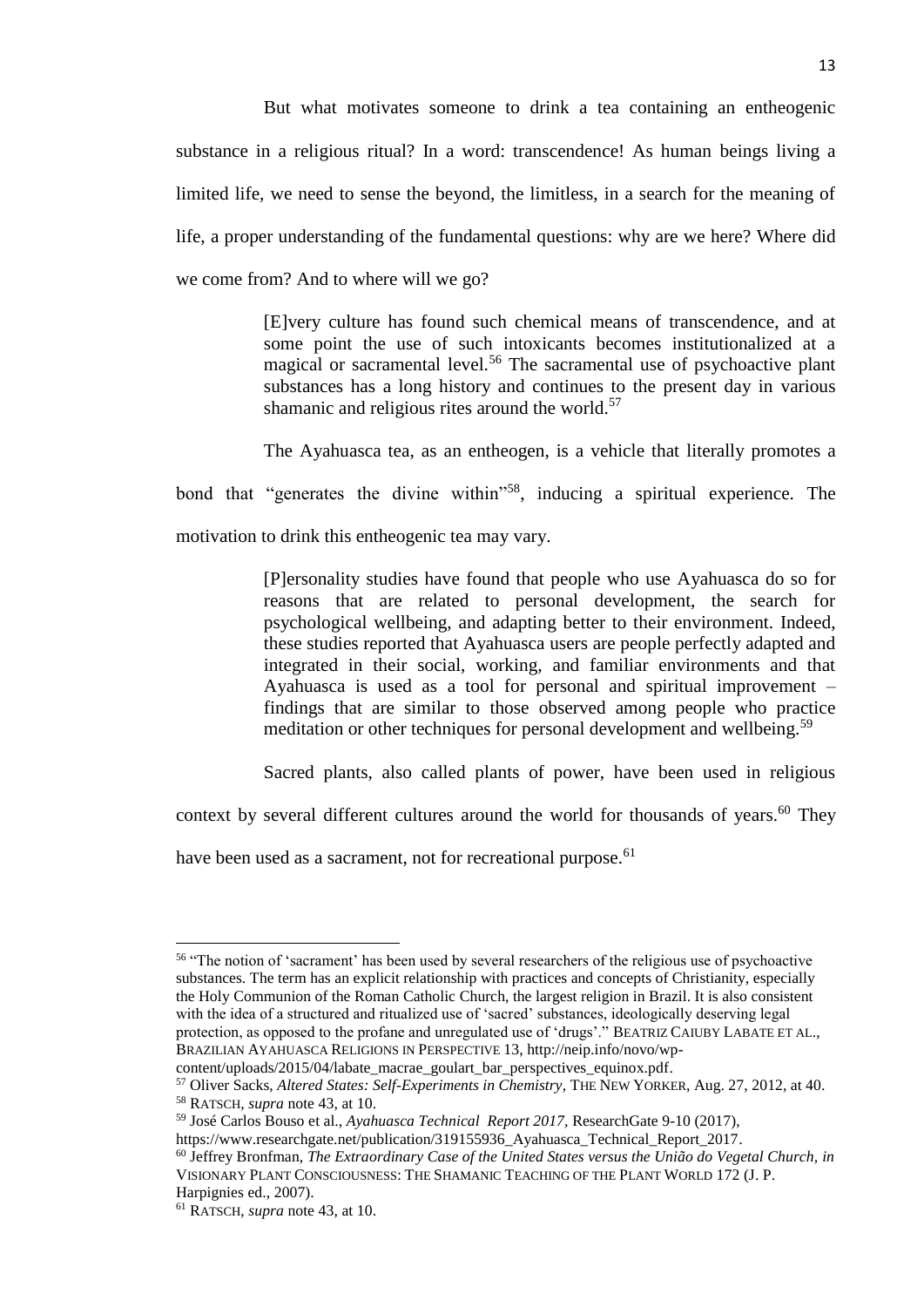But what motivates someone to drink a tea containing an entheogenic substance in a religious ritual? In a word: transcendence! As human beings living a limited life, we need to sense the beyond, the limitless, in a search for the meaning of life, a proper understanding of the fundamental questions: why are we here? Where did we come from? And to where will we go?

> [E]very culture has found such chemical means of transcendence, and at some point the use of such intoxicants becomes institutionalized at a magical or sacramental level.[56] The sacramental use of psychoactive plant substances has a long history and continues to the present day in various shamanic and religious rites around the world.[57]

The Ayahuasca tea, as an entheogen, is a vehicle that literally promotes a bond that "generates the divine within"[58], inducing a spiritual experience. The motivation to drink this entheogenic tea may vary.

> [P]ersonality studies have found that people who use Ayahuasca do so for reasons that are related to personal development, the search for psychological wellbeing, and adapting better to their environment. Indeed, these studies reported that Ayahuasca users are people perfectly adapted and integrated in their social, working, and familiar environments and that Ayahuasca is used as a tool for personal and spiritual improvement – findings that are similar to those observed among people who practice meditation or other techniques for personal development and wellbeing.[59]

Sacred plants, also called plants of power, have been used in religious context by several different cultures around the world for thousands of years.[60] They have been used as a sacrament, not for recreational purpose.[61]

---

[56] "The notion of 'sacrament' has been used by several researchers of the religious use of psychoactive substances. The term has an explicit relationship with practices and concepts of Christianity, especially the Holy Communion of the Roman Catholic Church, the largest religion in Brazil. It is also consistent with the idea of a structured and ritualized use of 'sacred' substances, ideologically deserving legal protection, as opposed to the profane and unregulated use of 'drugs'." BEATRIZ CAIUBY LABATE ET AL., BRAZILIAN AYAHUASCA RELIGIONS IN PERSPECTIVE 13, http://neip.info/novo/wp-content/uploads/2015/04/labate_macrae_goulart_bar_perspectives_equinox.pdf.

[57] Oliver Sacks, *Altered States: Self-Experiments in Chemistry*, THE NEW YORKER, Aug. 27, 2012, at 40.

[58] RATSCH, *supra* note 43, at 10.

[59] José Carlos Bouso et al., *Ayahuasca Technical Report 2017*, ResearchGate 9-10 (2017), https://www.researchgate.net/publication/319155936_Ayahuasca_Technical_Report_2017.

[60] Jeffrey Bronfman, *The Extraordinary Case of the United States versus the União do Vegetal Church, in* VISIONARY PLANT CONSCIOUSNESS: THE SHAMANIC TEACHING OF THE PLANT WORLD 172 (J. P. Harpignies ed., 2007).

[61] RATSCH, *supra* note 43, at 10.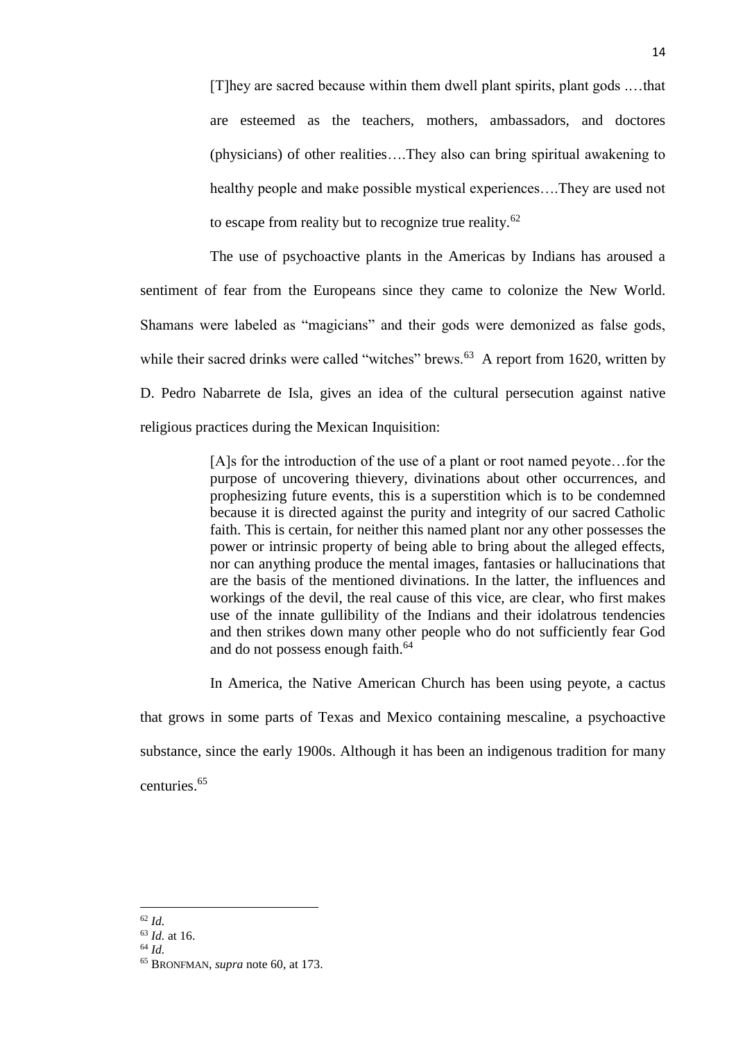> [T]hey are sacred because within them dwell plant spirits, plant gods .…that are esteemed as the teachers, mothers, ambassadors, and doctores (physicians) of other realities….They also can bring spiritual awakening to healthy people and make possible mystical experiences….They are used not to escape from reality but to recognize true reality.[62]

The use of psychoactive plants in the Americas by Indians has aroused a sentiment of fear from the Europeans since they came to colonize the New World. Shamans were labeled as "magicians" and their gods were demonized as false gods, while their sacred drinks were called "witches" brews.[63] A report from 1620, written by D. Pedro Nabarrete de Isla, gives an idea of the cultural persecution against native religious practices during the Mexican Inquisition:

> [A]s for the introduction of the use of a plant or root named peyote…for the purpose of uncovering thievery, divinations about other occurrences, and prophesizing future events, this is a superstition which is to be condemned because it is directed against the purity and integrity of our sacred Catholic faith. This is certain, for neither this named plant nor any other possesses the power or intrinsic property of being able to bring about the alleged effects, nor can anything produce the mental images, fantasies or hallucinations that are the basis of the mentioned divinations. In the latter, the influences and workings of the devil, the real cause of this vice, are clear, who first makes use of the innate gullibility of the Indians and their idolatrous tendencies and then strikes down many other people who do not sufficiently fear God and do not possess enough faith.[64]

In America, the Native American Church has been using peyote, a cactus that grows in some parts of Texas and Mexico containing mescaline, a psychoactive substance, since the early 1900s. Although it has been an indigenous tradition for many centuries.[65]

---

[62] *Id.*

[63] *Id.* at 16.

[64] *Id.*

[65] BRONFMAN, *supra* note 60, at 173.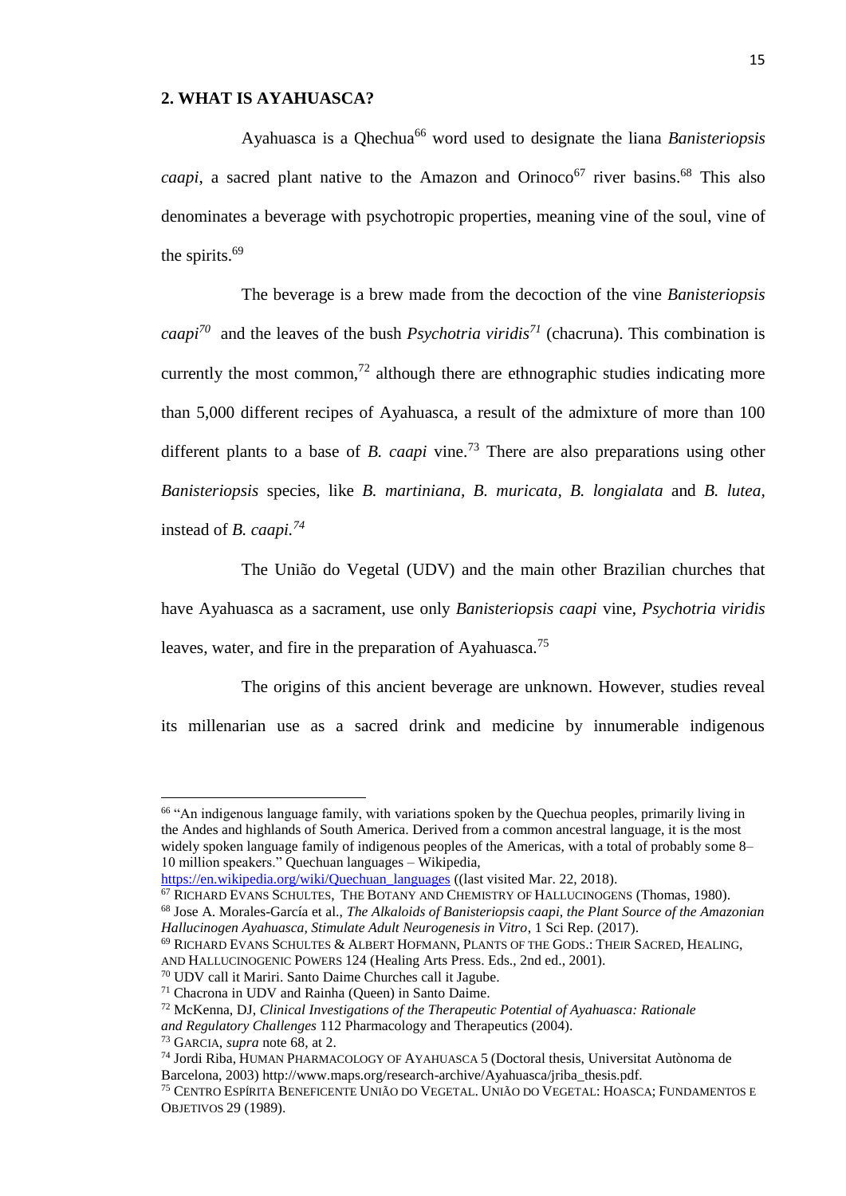## 2. WHAT IS AYAHUASCA?

Ayahuasca is a Qhechua[66] word used to designate the liana *Banisteriopsis caapi*, a sacred plant native to the Amazon and Orinoco[67] river basins.[68] This also denominates a beverage with psychotropic properties, meaning vine of the soul, vine of the spirits.[69]

The beverage is a brew made from the decoction of the vine *Banisteriopsis caapi*[70] and the leaves of the bush *Psychotria viridis*[71] (chacruna). This combination is currently the most common,[72] although there are ethnographic studies indicating more than 5,000 different recipes of Ayahuasca, a result of the admixture of more than 100 different plants to a base of *B. caapi* vine.[73] There are also preparations using other *Banisteriopsis* species, like *B. martiniana, B. muricata, B. longialata* and *B. lutea,* instead of *B. caapi.*[74]

The União do Vegetal (UDV) and the main other Brazilian churches that have Ayahuasca as a sacrament, use only *Banisteriopsis caapi* vine, *Psychotria viridis* leaves, water, and fire in the preparation of Ayahuasca.[75]

The origins of this ancient beverage are unknown. However, studies reveal its millenarian use as a sacred drink and medicine by innumerable indigenous

---

[66] "An indigenous language family, with variations spoken by the Quechua peoples, primarily living in the Andes and highlands of South America. Derived from a common ancestral language, it is the most widely spoken language family of indigenous peoples of the Americas, with a total of probably some 8–10 million speakers." Quechuan languages – Wikipedia, https://en.wikipedia.org/wiki/Quechuan_languages ((last visited Mar. 22, 2018).

[67] RICHARD EVANS SCHULTES, THE BOTANY AND CHEMISTRY OF HALLUCINOGENS (Thomas, 1980).

[68] Jose A. Morales-García et al., *The Alkaloids of Banisteriopsis caapi, the Plant Source of the Amazonian Hallucinogen Ayahuasca, Stimulate Adult Neurogenesis in Vitro*, 1 Sci Rep. (2017).

[69] RICHARD EVANS SCHULTES & ALBERT HOFMANN, PLANTS OF THE GODS.: THEIR SACRED, HEALING, AND HALLUCINOGENIC POWERS 124 (Healing Arts Press. Eds., 2nd ed., 2001).

[70] UDV call it Mariri. Santo Daime Churches call it Jagube.

[71] Chacrona in UDV and Rainha (Queen) in Santo Daime.

[72] McKenna, DJ, *Clinical Investigations of the Therapeutic Potential of Ayahuasca: Rationale and Regulatory Challenges* 112 Pharmacology and Therapeutics (2004).

[73] GARCIA, *supra* note 68, at 2.

[74] Jordi Riba, HUMAN PHARMACOLOGY OF AYAHUASCA 5 (Doctoral thesis, Universitat Autònoma de Barcelona, 2003) http://www.maps.org/research-archive/Ayahuasca/jriba_thesis.pdf.

[75] CENTRO ESPÍRITA BENEFICENTE UNIÃO DO VEGETAL. UNIÃO DO VEGETAL: HOASCA; FUNDAMENTOS E OBJETIVOS 29 (1989).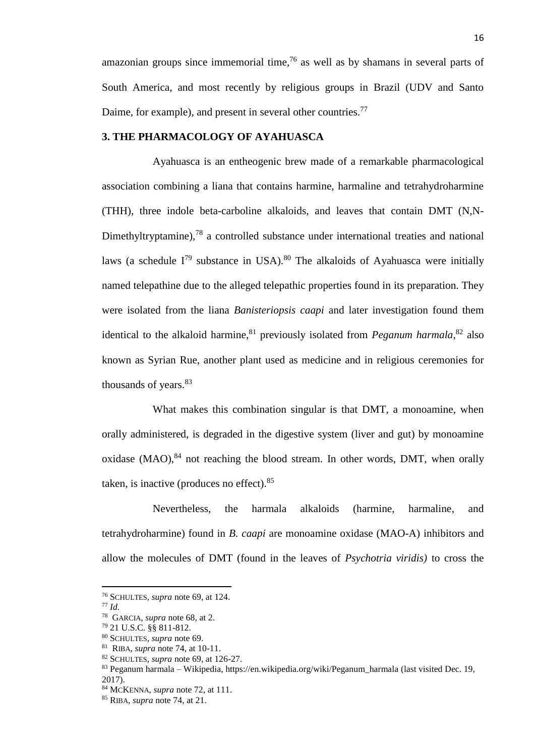amazonian groups since immemorial time,[76] as well as by shamans in several parts of South America, and most recently by religious groups in Brazil (UDV and Santo Daime, for example), and present in several other countries.[77]

### 3. THE PHARMACOLOGY OF AYAHUASCA

Ayahuasca is an entheogenic brew made of a remarkable pharmacological association combining a liana that contains harmine, harmaline and tetrahydroharmine (THH), three indole beta-carboline alkaloids, and leaves that contain DMT (N,N-Dimethyltryptamine),[78] a controlled substance under international treaties and national laws (a schedule I[79] substance in USA).[80] The alkaloids of Ayahuasca were initially named telepathine due to the alleged telepathic properties found in its preparation. They were isolated from the liana *Banisteriopsis caapi* and later investigation found them identical to the alkaloid harmine,[81] previously isolated from *Peganum harmala*,[82] also known as Syrian Rue, another plant used as medicine and in religious ceremonies for thousands of years.[83]

What makes this combination singular is that DMT, a monoamine, when orally administered, is degraded in the digestive system (liver and gut) by monoamine oxidase (MAO),[84] not reaching the blood stream. In other words, DMT, when orally taken, is inactive (produces no effect).[85]

Nevertheless, the harmala alkaloids (harmine, harmaline, and tetrahydroharmine) found in *B. caapi* are monoamine oxidase (MAO-A) inhibitors and allow the molecules of DMT (found in the leaves of *Psychotria viridis)* to cross the

---

[76] SCHULTES, *supra* note 69, at 124.
[77] *Id.*
[78] GARCIA, *supra* note 68, at 2.
[79] 21 U.S.C. §§ 811-812.
[80] SCHULTES, *supra* note 69.
[81] RIBA, *supra* note 74, at 10-11.
[82] SCHULTES, *supra* note 69, at 126-27.
[83] Peganum harmala – Wikipedia, https://en.wikipedia.org/wiki/Peganum_harmala (last visited Dec. 19, 2017).
[84] MCKENNA, *supra* note 72, at 111.
[85] RIBA, *supra* note 74, at 21.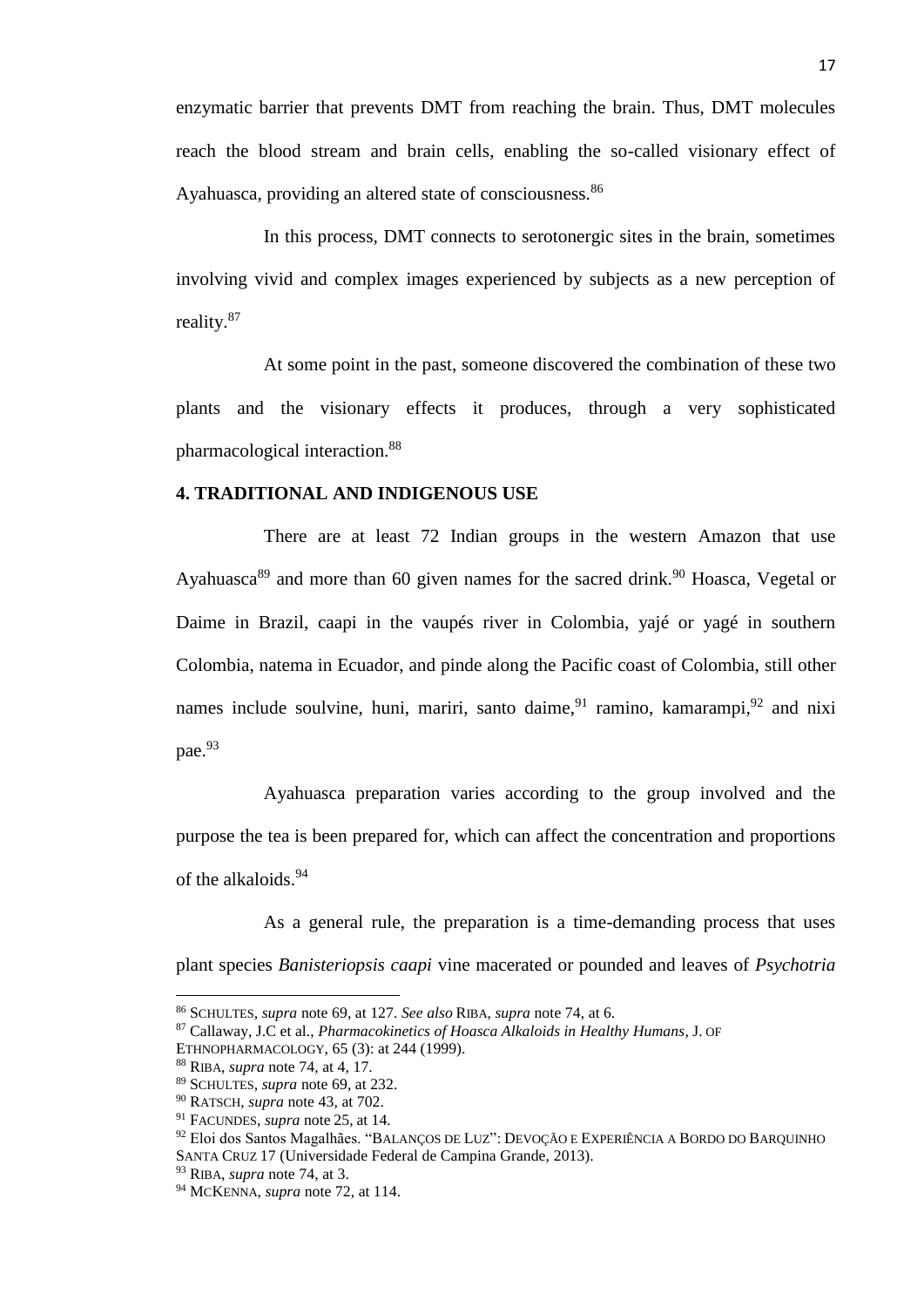enzymatic barrier that prevents DMT from reaching the brain. Thus, DMT molecules reach the blood stream and brain cells, enabling the so-called visionary effect of Ayahuasca, providing an altered state of consciousness.[86]

In this process, DMT connects to serotonergic sites in the brain, sometimes involving vivid and complex images experienced by subjects as a new perception of reality.[87]

At some point in the past, someone discovered the combination of these two plants and the visionary effects it produces, through a very sophisticated pharmacological interaction.[88]

## 4. TRADITIONAL AND INDIGENOUS USE

There are at least 72 Indian groups in the western Amazon that use Ayahuasca[89] and more than 60 given names for the sacred drink.[90] Hoasca, Vegetal or Daime in Brazil, caapi in the vaupés river in Colombia, yajé or yagé in southern Colombia, natema in Ecuador, and pinde along the Pacific coast of Colombia, still other names include soulvine, huni, mariri, santo daime,[91] ramino, kamarampi,[92] and nixi pae.[93]

Ayahuasca preparation varies according to the group involved and the purpose the tea is been prepared for, which can affect the concentration and proportions of the alkaloids.[94]

As a general rule, the preparation is a time-demanding process that uses plant species *Banisteriopsis caapi* vine macerated or pounded and leaves of *Psychotria*

---

[86] SCHULTES, *supra* note 69, at 127. *See also* RIBA, *supra* note 74, at 6.

[87] Callaway, J.C et al., *Pharmacokinetics of Hoasca Alkaloids in Healthy Humans*, J. OF ETHNOPHARMACOLOGY, 65 (3): at 244 (1999).

[88] RIBA, *supra* note 74, at 4, 17.

[89] SCHULTES, *supra* note 69, at 232.

[90] RATSCH, *supra* note 43, at 702.

[91] FACUNDES, *supra* note 25, at 14.

[92] Eloi dos Santos Magalhães. "BALANÇOS DE LUZ": DEVOÇÃO E EXPERIÊNCIA A BORDO DO BARQUINHO SANTA CRUZ 17 (Universidade Federal de Campina Grande, 2013).

[93] RIBA, *supra* note 74, at 3.

[94] MCKENNA, *supra* note 72, at 114.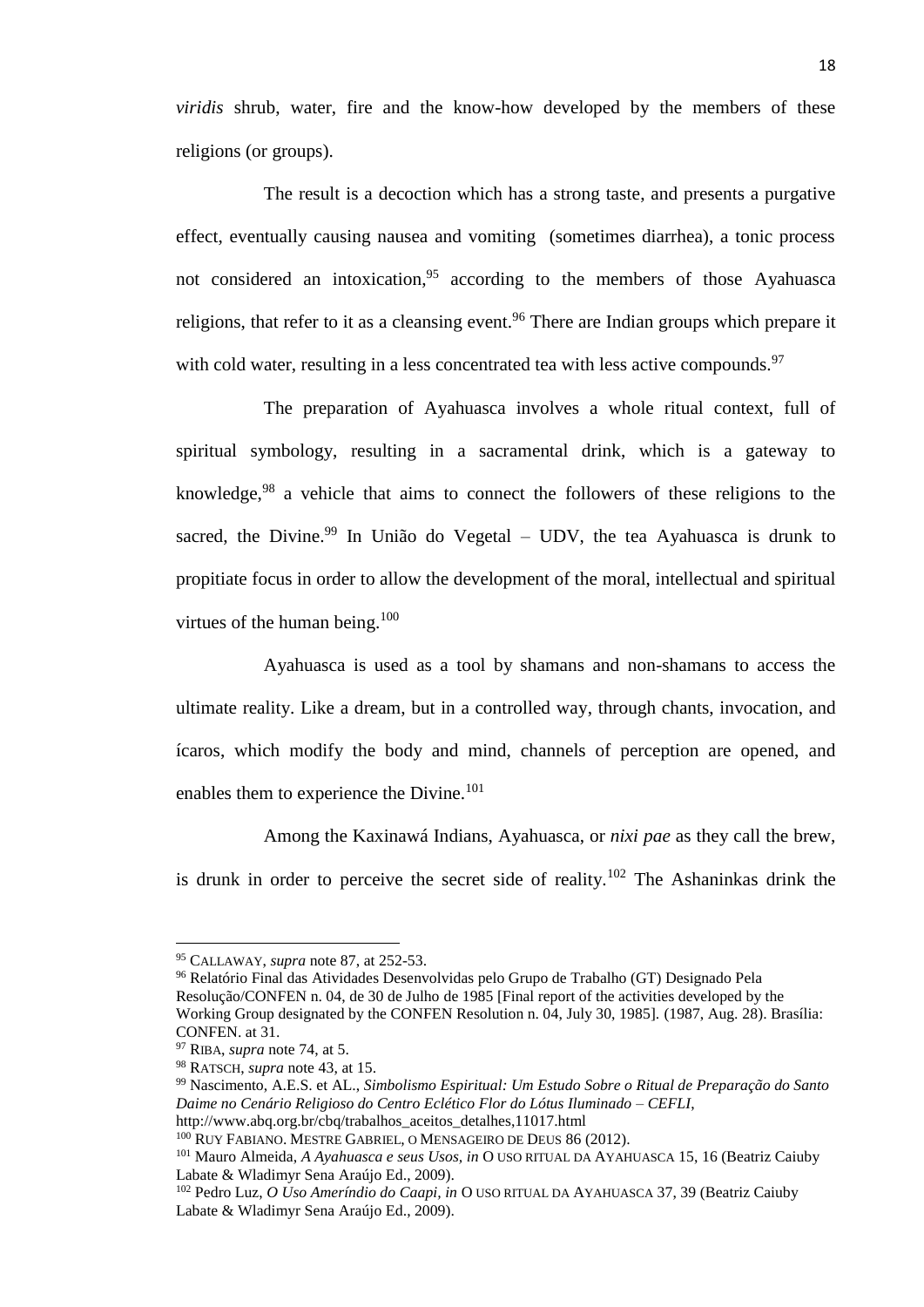*viridis* shrub, water, fire and the know-how developed by the members of these religions (or groups).

The result is a decoction which has a strong taste, and presents a purgative effect, eventually causing nausea and vomiting (sometimes diarrhea), a tonic process not considered an intoxication,[95] according to the members of those Ayahuasca religions, that refer to it as a cleansing event.[96] There are Indian groups which prepare it with cold water, resulting in a less concentrated tea with less active compounds.[97]

The preparation of Ayahuasca involves a whole ritual context, full of spiritual symbology, resulting in a sacramental drink, which is a gateway to knowledge,[98] a vehicle that aims to connect the followers of these religions to the sacred, the Divine.[99] In União do Vegetal – UDV, the tea Ayahuasca is drunk to propitiate focus in order to allow the development of the moral, intellectual and spiritual virtues of the human being.[100]

Ayahuasca is used as a tool by shamans and non-shamans to access the ultimate reality. Like a dream, but in a controlled way, through chants, invocation, and ícaros, which modify the body and mind, channels of perception are opened, and enables them to experience the Divine.[101]

Among the Kaxinawá Indians, Ayahuasca, or *nixi pae* as they call the brew, is drunk in order to perceive the secret side of reality.[102] The Ashaninkas drink the

---

[95] CALLAWAY, *supra* note 87, at 252-53.

[96] Relatório Final das Atividades Desenvolvidas pelo Grupo de Trabalho (GT) Designado Pela Resolução/CONFEN n. 04, de 30 de Julho de 1985 [Final report of the activities developed by the Working Group designated by the CONFEN Resolution n. 04, July 30, 1985]. (1987, Aug. 28). Brasília: CONFEN. at 31.

[97] RIBA, *supra* note 74, at 5.

[98] RATSCH, *supra* note 43, at 15.

[99] Nascimento, A.E.S. et AL., *Simbolismo Espiritual: Um Estudo Sobre o Ritual de Preparação do Santo Daime no Cenário Religioso do Centro Eclético Flor do Lótus Iluminado – CEFLI*, http://www.abq.org.br/cbq/trabalhos_aceitos_detalhes,11017.html

[100] RUY FABIANO. MESTRE GABRIEL, O MENSAGEIRO DE DEUS 86 (2012).

[101] Mauro Almeida, *A Ayahuasca e seus Usos, in* O USO RITUAL DA AYAHUASCA 15, 16 (Beatriz Caiuby Labate & Wladimyr Sena Araújo Ed., 2009).

[102] Pedro Luz, *O Uso Ameríndio do Caapi, in* O USO RITUAL DA AYAHUASCA 37, 39 (Beatriz Caiuby Labate & Wladimyr Sena Araújo Ed., 2009).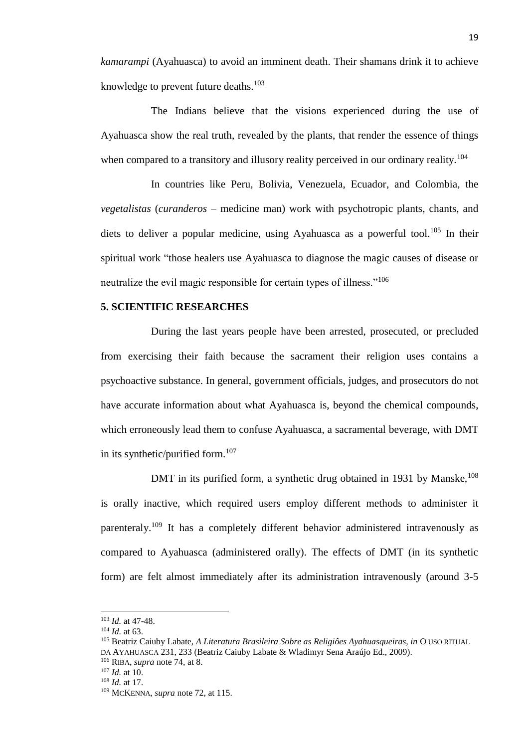*kamarampi* (Ayahuasca) to avoid an imminent death. Their shamans drink it to achieve knowledge to prevent future deaths.[103]

The Indians believe that the visions experienced during the use of Ayahuasca show the real truth, revealed by the plants, that render the essence of things when compared to a transitory and illusory reality perceived in our ordinary reality.[104]

In countries like Peru, Bolivia, Venezuela, Ecuador, and Colombia, the *vegetalistas* (*curanderos* – medicine man) work with psychotropic plants, chants, and diets to deliver a popular medicine, using Ayahuasca as a powerful tool.[105] In their spiritual work "those healers use Ayahuasca to diagnose the magic causes of disease or neutralize the evil magic responsible for certain types of illness."[106]

**5. SCIENTIFIC RESEARCHES**

During the last years people have been arrested, prosecuted, or precluded from exercising their faith because the sacrament their religion uses contains a psychoactive substance. In general, government officials, judges, and prosecutors do not have accurate information about what Ayahuasca is, beyond the chemical compounds, which erroneously lead them to confuse Ayahuasca, a sacramental beverage, with DMT in its synthetic/purified form.[107]

DMT in its purified form, a synthetic drug obtained in 1931 by Manske,[108] is orally inactive, which required users employ different methods to administer it parenteraly.[109] It has a completely different behavior administered intravenously as compared to Ayahuasca (administered orally). The effects of DMT (in its synthetic form) are felt almost immediately after its administration intravenously (around 3-5

---

[103] *Id.* at 47-48.

[104] *Id.* at 63.

[105] Beatriz Caiuby Labate, *A Literatura Brasileira Sobre as Religiôes Ayahuasqueiras, in* O USO RITUAL DA AYAHUASCA 231, 233 (Beatriz Caiuby Labate & Wladimyr Sena Araújo Ed., 2009).

[106] RIBA, *supra* note 74, at 8.

[107] *Id.* at 10.

[108] *Id.* at 17.

[109] MCKENNA, *supra* note 72, at 115.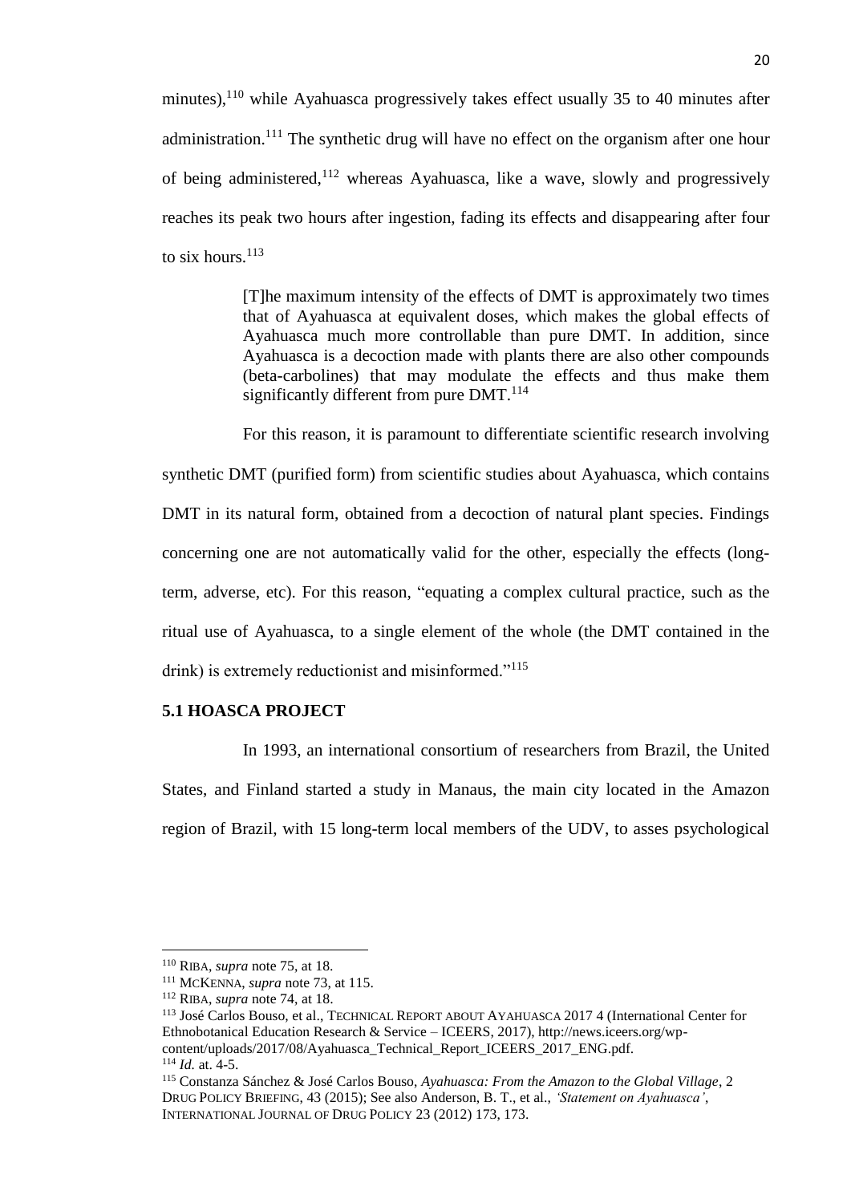minutes),[110] while Ayahuasca progressively takes effect usually 35 to 40 minutes after administration.[111] The synthetic drug will have no effect on the organism after one hour of being administered,[112] whereas Ayahuasca, like a wave, slowly and progressively reaches its peak two hours after ingestion, fading its effects and disappearing after four to six hours.[113]

> [T]he maximum intensity of the effects of DMT is approximately two times that of Ayahuasca at equivalent doses, which makes the global effects of Ayahuasca much more controllable than pure DMT. In addition, since Ayahuasca is a decoction made with plants there are also other compounds (beta-carbolines) that may modulate the effects and thus make them significantly different from pure DMT.[114]

For this reason, it is paramount to differentiate scientific research involving synthetic DMT (purified form) from scientific studies about Ayahuasca, which contains DMT in its natural form, obtained from a decoction of natural plant species. Findings concerning one are not automatically valid for the other, especially the effects (long-term, adverse, etc). For this reason, "equating a complex cultural practice, such as the ritual use of Ayahuasca, to a single element of the whole (the DMT contained in the drink) is extremely reductionist and misinformed."[115]

### 5.1 HOASCA PROJECT

In 1993, an international consortium of researchers from Brazil, the United States, and Finland started a study in Manaus, the main city located in the Amazon region of Brazil, with 15 long-term local members of the UDV, to asses psychological

---

[110] RIBA, *supra* note 75, at 18.

[111] MCKENNA, *supra* note 73, at 115.

[112] RIBA, *supra* note 74, at 18.

[113] José Carlos Bouso, et al., TECHNICAL REPORT ABOUT AYAHUASCA 2017 4 (International Center for Ethnobotanical Education Research & Service – ICEERS, 2017), http://news.iceers.org/wp-content/uploads/2017/08/Ayahuasca_Technical_Report_ICEERS_2017_ENG.pdf.

[114] *Id.* at. 4-5.

[115] Constanza Sánchez & José Carlos Bouso, *Ayahuasca: From the Amazon to the Global Village*, 2 DRUG POLICY BRIEFING, 43 (2015); See also Anderson, B. T., et al., *'Statement on Ayahuasca'*, INTERNATIONAL JOURNAL OF DRUG POLICY 23 (2012) 173, 173.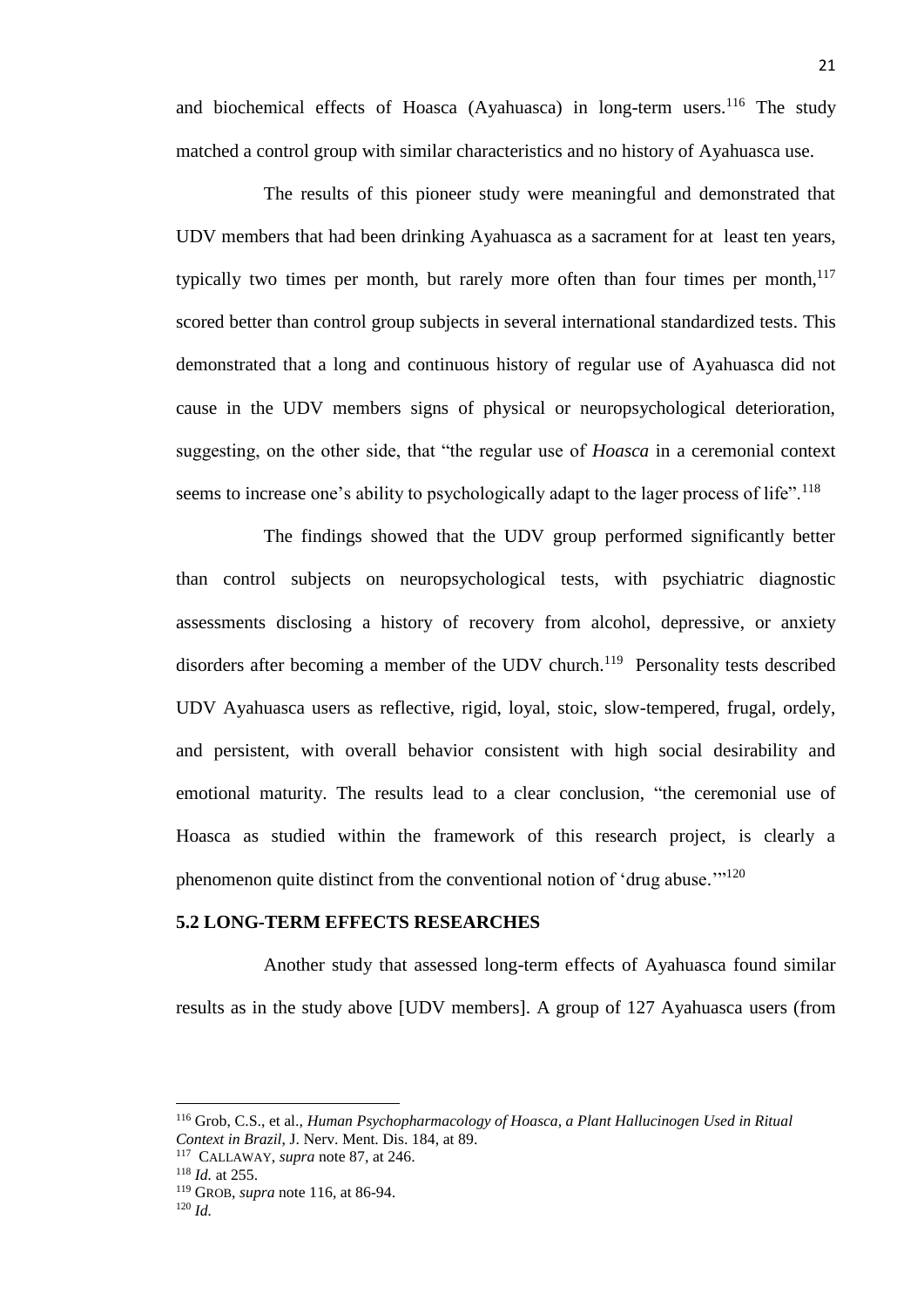and biochemical effects of Hoasca (Ayahuasca) in long-term users.[116] The study matched a control group with similar characteristics and no history of Ayahuasca use.

The results of this pioneer study were meaningful and demonstrated that UDV members that had been drinking Ayahuasca as a sacrament for at least ten years, typically two times per month, but rarely more often than four times per month,[117] scored better than control group subjects in several international standardized tests. This demonstrated that a long and continuous history of regular use of Ayahuasca did not cause in the UDV members signs of physical or neuropsychological deterioration, suggesting, on the other side, that "the regular use of *Hoasca* in a ceremonial context seems to increase one's ability to psychologically adapt to the lager process of life".[118]

The findings showed that the UDV group performed significantly better than control subjects on neuropsychological tests, with psychiatric diagnostic assessments disclosing a history of recovery from alcohol, depressive, or anxiety disorders after becoming a member of the UDV church.[119] Personality tests described UDV Ayahuasca users as reflective, rigid, loyal, stoic, slow-tempered, frugal, ordely, and persistent, with overall behavior consistent with high social desirability and emotional maturity. The results lead to a clear conclusion, "the ceremonial use of Hoasca as studied within the framework of this research project, is clearly a phenomenon quite distinct from the conventional notion of 'drug abuse.'"[120]

### 5.2 LONG-TERM EFFECTS RESEARCHES

Another study that assessed long-term effects of Ayahuasca found similar results as in the study above [UDV members]. A group of 127 Ayahuasca users (from

---

[116] Grob, C.S., et al., *Human Psychopharmacology of Hoasca, a Plant Hallucinogen Used in Ritual Context in Brazil*, J. Nerv. Ment. Dis. 184, at 89.

[117] CALLAWAY, *supra* note 87, at 246.

[118] *Id.* at 255.

[119] GROB, *supra* note 116, at 86-94.

[120] *Id.*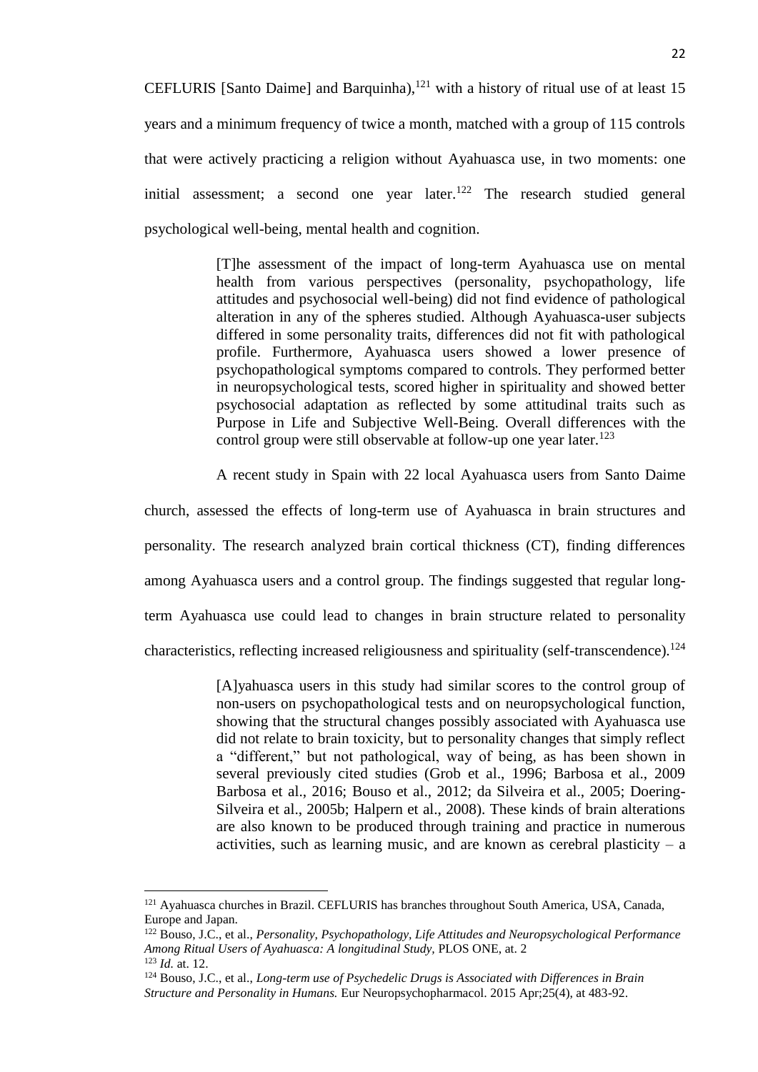CEFLURIS [Santo Daime] and Barquinha),[121] with a history of ritual use of at least 15 years and a minimum frequency of twice a month, matched with a group of 115 controls that were actively practicing a religion without Ayahuasca use, in two moments: one initial assessment; a second one year later.[122] The research studied general psychological well-being, mental health and cognition.

> [T]he assessment of the impact of long-term Ayahuasca use on mental health from various perspectives (personality, psychopathology, life attitudes and psychosocial well-being) did not find evidence of pathological alteration in any of the spheres studied. Although Ayahuasca-user subjects differed in some personality traits, differences did not fit with pathological profile. Furthermore, Ayahuasca users showed a lower presence of psychopathological symptoms compared to controls. They performed better in neuropsychological tests, scored higher in spirituality and showed better psychosocial adaptation as reflected by some attitudinal traits such as Purpose in Life and Subjective Well-Being. Overall differences with the control group were still observable at follow-up one year later.[123]

A recent study in Spain with 22 local Ayahuasca users from Santo Daime church, assessed the effects of long-term use of Ayahuasca in brain structures and personality. The research analyzed brain cortical thickness (CT), finding differences among Ayahuasca users and a control group. The findings suggested that regular long-term Ayahuasca use could lead to changes in brain structure related to personality characteristics, reflecting increased religiousness and spirituality (self-transcendence).[124]

> [A]yahuasca users in this study had similar scores to the control group of non-users on psychopathological tests and on neuropsychological function, showing that the structural changes possibly associated with Ayahuasca use did not relate to brain toxicity, but to personality changes that simply reflect a "different," but not pathological, way of being, as has been shown in several previously cited studies (Grob et al., 1996; Barbosa et al., 2009 Barbosa et al., 2016; Bouso et al., 2012; da Silveira et al., 2005; Doering-Silveira et al., 2005b; Halpern et al., 2008). These kinds of brain alterations are also known to be produced through training and practice in numerous activities, such as learning music, and are known as cerebral plasticity – a

---

[121] Ayahuasca churches in Brazil. CEFLURIS has branches throughout South America, USA, Canada, Europe and Japan.

[122] Bouso, J.C., et al., *Personality, Psychopathology, Life Attitudes and Neuropsychological Performance Among Ritual Users of Ayahuasca: A longitudinal Study,* PLOS ONE, at. 2

[123] *Id.* at. 12.

[124] Bouso, J.C., et al., *Long-term use of Psychedelic Drugs is Associated with Differences in Brain Structure and Personality in Humans.* Eur Neuropsychopharmacol. 2015 Apr;25(4), at 483-92.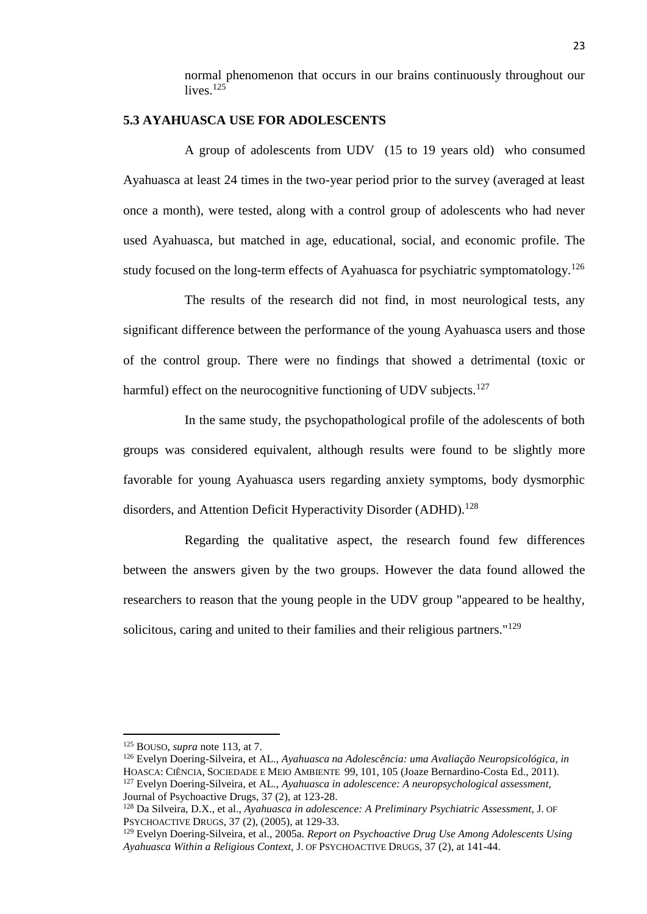normal phenomenon that occurs in our brains continuously throughout our lives.[125]

### 5.3 AYAHUASCA USE FOR ADOLESCENTS

A group of adolescents from UDV (15 to 19 years old) who consumed Ayahuasca at least 24 times in the two-year period prior to the survey (averaged at least once a month), were tested, along with a control group of adolescents who had never used Ayahuasca, but matched in age, educational, social, and economic profile. The study focused on the long-term effects of Ayahuasca for psychiatric symptomatology.[126]

The results of the research did not find, in most neurological tests, any significant difference between the performance of the young Ayahuasca users and those of the control group. There were no findings that showed a detrimental (toxic or harmful) effect on the neurocognitive functioning of UDV subjects.[127]

In the same study, the psychopathological profile of the adolescents of both groups was considered equivalent, although results were found to be slightly more favorable for young Ayahuasca users regarding anxiety symptoms, body dysmorphic disorders, and Attention Deficit Hyperactivity Disorder (ADHD).[128]

Regarding the qualitative aspect, the research found few differences between the answers given by the two groups. However the data found allowed the researchers to reason that the young people in the UDV group "appeared to be healthy, solicitous, caring and united to their families and their religious partners."[129]

---

[125] BOUSO, *supra* note 113, at 7.

[126] Evelyn Doering-Silveira, et AL., *Ayahuasca na Adolescência: uma Avaliação Neuropsicológica, in* HOASCA: CIÊNCIA, SOCIEDADE E MEIO AMBIENTE 99, 101, 105 (Joaze Bernardino-Costa Ed., 2011).

[127] Evelyn Doering-Silveira, et AL., *Ayahuasca in adolescence: A neuropsychological assessment,* Journal of Psychoactive Drugs, 37 (2), at 123-28.

[128] Da Silveira, D.X., et al., *Ayahuasca in adolescence: A Preliminary Psychiatric Assessment,* J. OF PSYCHOACTIVE DRUGS, 37 (2), (2005), at 129-33.

[129] Evelyn Doering-Silveira, et al., 2005a. *Report on Psychoactive Drug Use Among Adolescents Using Ayahuasca Within a Religious Context,* J. OF PSYCHOACTIVE DRUGS, 37 (2), at 141-44.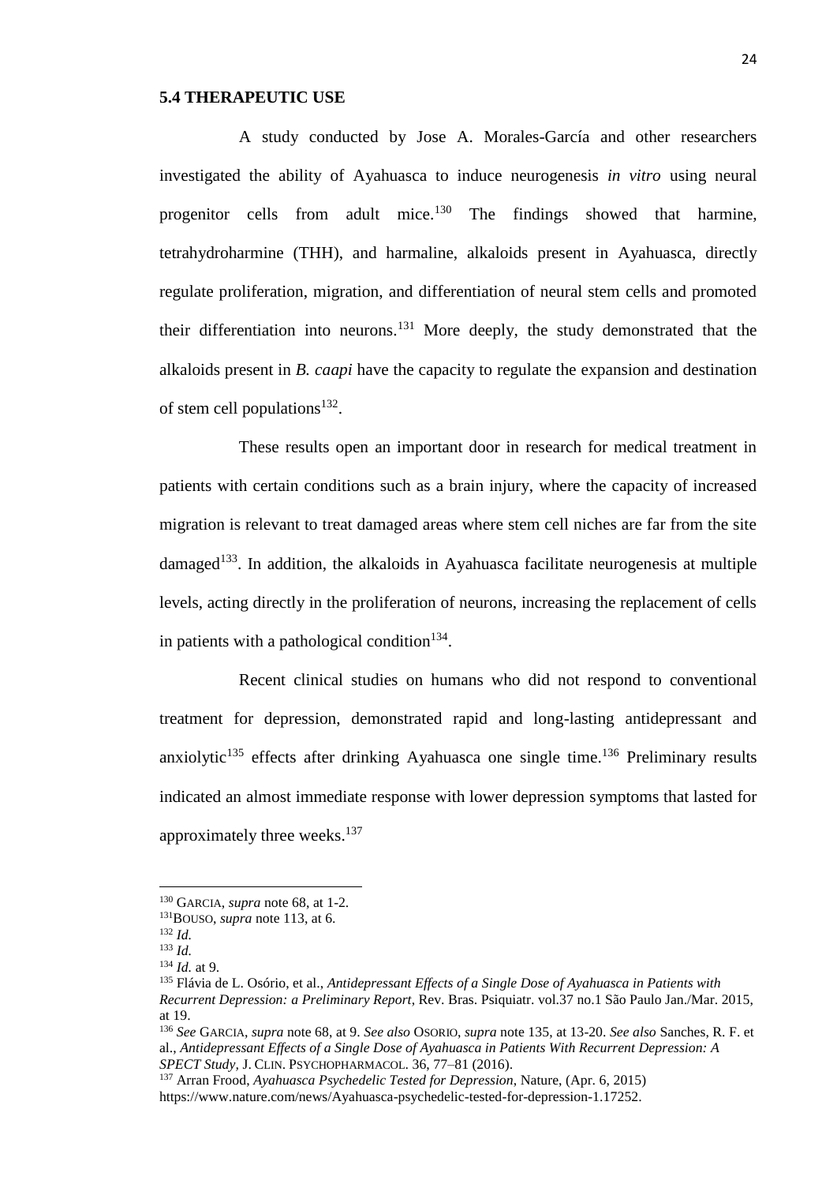### 5.4 THERAPEUTIC USE

A study conducted by Jose A. Morales-García and other researchers investigated the ability of Ayahuasca to induce neurogenesis *in vitro* using neural progenitor cells from adult mice.[130] The findings showed that harmine, tetrahydroharmine (THH), and harmaline, alkaloids present in Ayahuasca, directly regulate proliferation, migration, and differentiation of neural stem cells and promoted their differentiation into neurons.[131] More deeply, the study demonstrated that the alkaloids present in *B. caapi* have the capacity to regulate the expansion and destination of stem cell populations[132].

These results open an important door in research for medical treatment in patients with certain conditions such as a brain injury, where the capacity of increased migration is relevant to treat damaged areas where stem cell niches are far from the site damaged[133]. In addition, the alkaloids in Ayahuasca facilitate neurogenesis at multiple levels, acting directly in the proliferation of neurons, increasing the replacement of cells in patients with a pathological condition[134].

Recent clinical studies on humans who did not respond to conventional treatment for depression, demonstrated rapid and long-lasting antidepressant and anxiolytic[135] effects after drinking Ayahuasca one single time.[136] Preliminary results indicated an almost immediate response with lower depression symptoms that lasted for approximately three weeks.[137]

---

[130] GARCIA, *supra* note 68, at 1-2.
[131] BOUSO, *supra* note 113, at 6.
[132] *Id.*
[133] *Id.*
[134] *Id.* at 9.
[135] Flávia de L. Osório, et al., *Antidepressant Effects of a Single Dose of Ayahuasca in Patients with Recurrent Depression: a Preliminary Report*, Rev. Bras. Psiquiatr. vol.37 no.1 São Paulo Jan./Mar. 2015, at 19.
[136] *See* GARCIA, *supra* note 68, at 9. *See also* OSORIO, *supra* note 135, at 13-20. *See also* Sanches, R. F. et al., *Antidepressant Effects of a Single Dose of Ayahuasca in Patients With Recurrent Depression: A SPECT Study*, J. CLIN. PSYCHOPHARMACOL. 36, 77–81 (2016).
[137] Arran Frood, *Ayahuasca Psychedelic Tested for Depression*, Nature, (Apr. 6, 2015) https://www.nature.com/news/Ayahuasca-psychedelic-tested-for-depression-1.17252.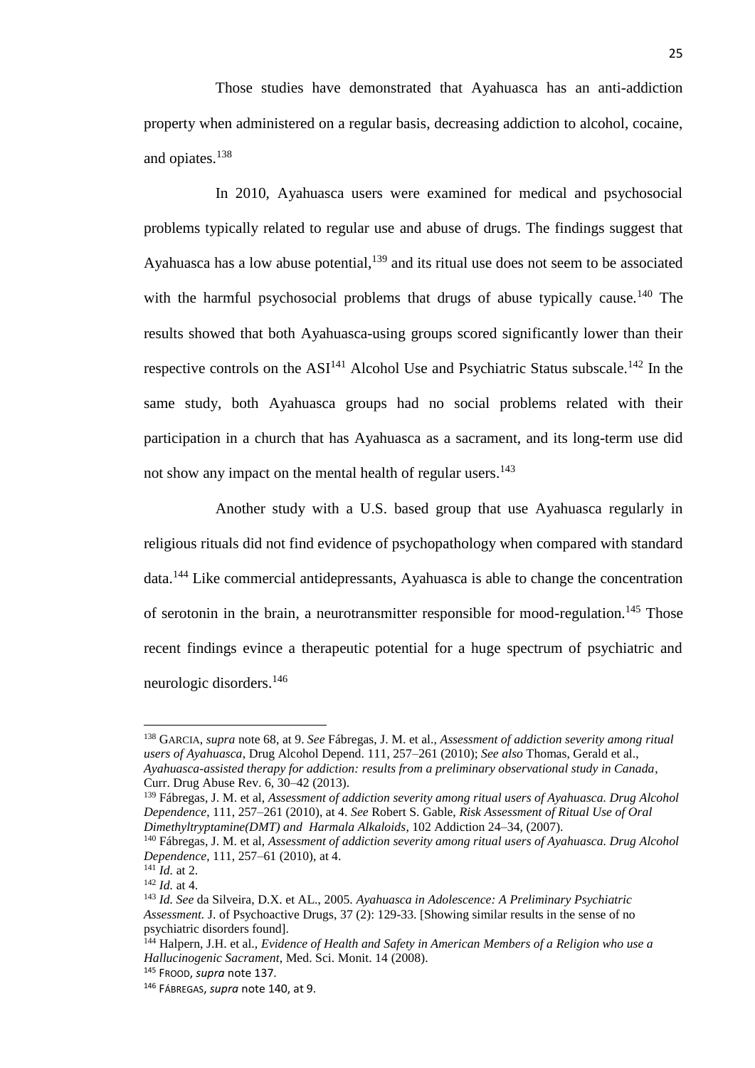Those studies have demonstrated that Ayahuasca has an anti-addiction property when administered on a regular basis, decreasing addiction to alcohol, cocaine, and opiates.[138]

In 2010, Ayahuasca users were examined for medical and psychosocial problems typically related to regular use and abuse of drugs. The findings suggest that Ayahuasca has a low abuse potential,[139] and its ritual use does not seem to be associated with the harmful psychosocial problems that drugs of abuse typically cause.[140] The results showed that both Ayahuasca-using groups scored significantly lower than their respective controls on the ASI[141] Alcohol Use and Psychiatric Status subscale.[142] In the same study, both Ayahuasca groups had no social problems related with their participation in a church that has Ayahuasca as a sacrament, and its long-term use did not show any impact on the mental health of regular users.[143]

Another study with a U.S. based group that use Ayahuasca regularly in religious rituals did not find evidence of psychopathology when compared with standard data.[144] Like commercial antidepressants, Ayahuasca is able to change the concentration of serotonin in the brain, a neurotransmitter responsible for mood-regulation.[145] Those recent findings evince a therapeutic potential for a huge spectrum of psychiatric and neurologic disorders.[146]

---

[138] GARCIA, *supra* note 68, at 9. *See* Fábregas, J. M. et al., *Assessment of addiction severity among ritual users of Ayahuasca*, Drug Alcohol Depend. 111, 257–261 (2010); *See also* Thomas, Gerald et al., *Ayahuasca-assisted therapy for addiction: results from a preliminary observational study in Canada*, Curr. Drug Abuse Rev. 6, 30–42 (2013).

[139] Fábregas, J. M. et al, *Assessment of addiction severity among ritual users of Ayahuasca. Drug Alcohol Dependence*, 111, 257–261 (2010), at 4. *See* Robert S. Gable, *Risk Assessment of Ritual Use of Oral Dimethyltryptamine(DMT) and Harmala Alkaloids*, 102 Addiction 24–34, (2007).

[140] Fábregas, J. M. et al, *Assessment of addiction severity among ritual users of Ayahuasca. Drug Alcohol Dependence*, 111, 257–61 (2010), at 4.

[141] *Id.* at 2.

[142] *Id.* at 4.

[143] *Id. See* da Silveira, D.X. et AL., 2005. *Ayahuasca in Adolescence: A Preliminary Psychiatric Assessment.* J. of Psychoactive Drugs, 37 (2): 129-33. [Showing similar results in the sense of no psychiatric disorders found].

[144] Halpern, J.H. et al., *Evidence of Health and Safety in American Members of a Religion who use a Hallucinogenic Sacrament*, Med. Sci. Monit. 14 (2008).

[145] FROOD, *supra* note 137.

[146] FÁBREGAS, *supra* note 140, at 9.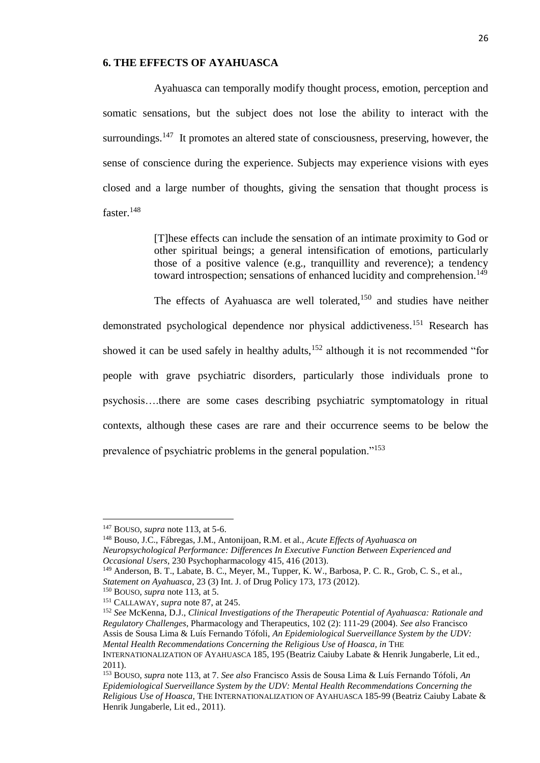## 6. THE EFFECTS OF AYAHUASCA

Ayahuasca can temporally modify thought process, emotion, perception and somatic sensations, but the subject does not lose the ability to interact with the surroundings.[147] It promotes an altered state of consciousness, preserving, however, the sense of conscience during the experience. Subjects may experience visions with eyes closed and a large number of thoughts, giving the sensation that thought process is faster.[148]

> [T]hese effects can include the sensation of an intimate proximity to God or other spiritual beings; a general intensification of emotions, particularly those of a positive valence (e.g., tranquillity and reverence); a tendency toward introspection; sensations of enhanced lucidity and comprehension.[149]

The effects of Ayahuasca are well tolerated,[150] and studies have neither demonstrated psychological dependence nor physical addictiveness.[151] Research has showed it can be used safely in healthy adults,[152] although it is not recommended "for people with grave psychiatric disorders, particularly those individuals prone to psychosis….there are some cases describing psychiatric symptomatology in ritual contexts, although these cases are rare and their occurrence seems to be below the prevalence of psychiatric problems in the general population."[153]

---

[147] BOUSO, *supra* note 113, at 5-6.

[148] Bouso, J.C., Fábregas, J.M., Antonijoan, R.M. et al., *Acute Effects of Ayahuasca on Neuropsychological Performance: Differences In Executive Function Between Experienced and Occasional Users*, 230 Psychopharmacology 415, 416 (2013).

[149] Anderson, B. T., Labate, B. C., Meyer, M., Tupper, K. W., Barbosa, P. C. R., Grob, C. S., et al., *Statement on Ayahuasca*, 23 (3) Int. J. of Drug Policy 173, 173 (2012).

[150] BOUSO, *supra* note 113, at 5.

[151] CALLAWAY, *supra* note 87, at 245.

[152] *See* McKenna, D.J., *Clinical Investigations of the Therapeutic Potential of Ayahuasca: Rationale and Regulatory Challenges*, Pharmacology and Therapeutics, 102 (2): 111-29 (2004). *See also* Francisco Assis de Sousa Lima & Luís Fernando Tófoli, *An Epidemiological Suerveillance System by the UDV: Mental Health Recommendations Concerning the Religious Use of Hoasca, in* THE INTERNATIONALIZATION OF AYAHUASCA 185, 195 (Beatriz Caiuby Labate & Henrik Jungaberle, Lit ed., 2011).

[153] BOUSO, *supra* note 113, at 7. *See also* Francisco Assis de Sousa Lima & Luís Fernando Tófoli, *An Epidemiological Suerveillance System by the UDV: Mental Health Recommendations Concerning the Religious Use of Hoasca,* THE INTERNATIONALIZATION OF AYAHUASCA 185-99 (Beatriz Caiuby Labate & Henrik Jungaberle, Lit ed., 2011).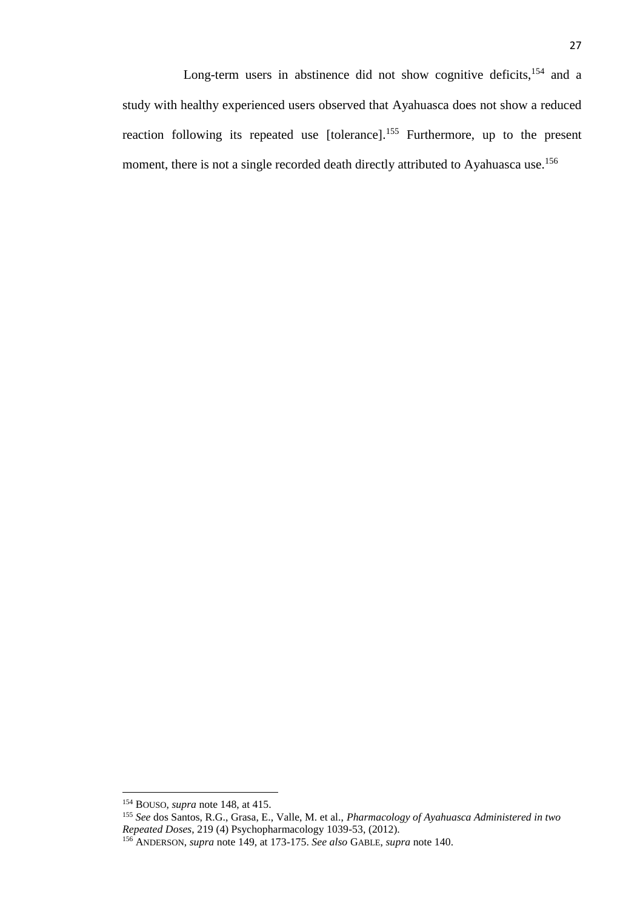Long-term users in abstinence did not show cognitive deficits,[154] and a study with healthy experienced users observed that Ayahuasca does not show a reduced reaction following its repeated use [tolerance].[155] Furthermore, up to the present moment, there is not a single recorded death directly attributed to Ayahuasca use.[156]

---

[154] BOUSO, *supra* note 148, at 415.

[155] *See* dos Santos, R.G., Grasa, E., Valle, M. et al., *Pharmacology of Ayahuasca Administered in two Repeated Doses*, 219 (4) Psychopharmacology 1039-53, (2012).

[156] ANDERSON, *supra* note 149, at 173-175. *See also* GABLE, *supra* note 140.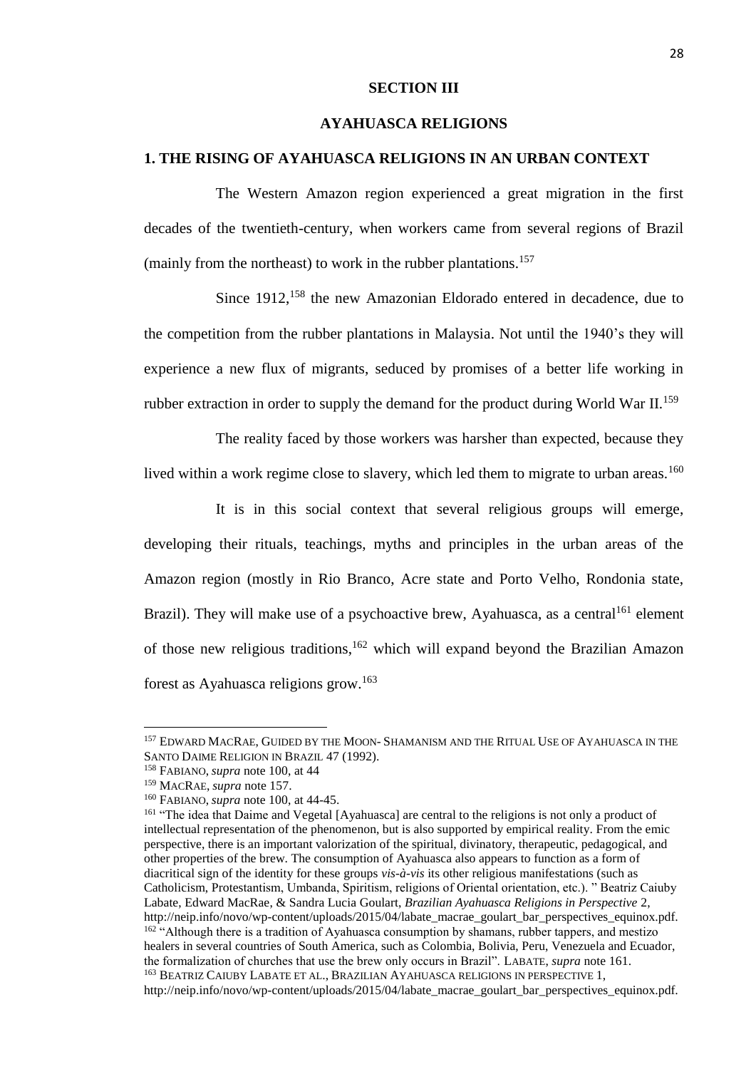## SECTION III

## AYAHUASCA RELIGIONS

### 1. THE RISING OF AYAHUASCA RELIGIONS IN AN URBAN CONTEXT

The Western Amazon region experienced a great migration in the first decades of the twentieth-century, when workers came from several regions of Brazil (mainly from the northeast) to work in the rubber plantations.[157]

Since 1912,[158] the new Amazonian Eldorado entered in decadence, due to the competition from the rubber plantations in Malaysia. Not until the 1940's they will experience a new flux of migrants, seduced by promises of a better life working in rubber extraction in order to supply the demand for the product during World War II.[159]

The reality faced by those workers was harsher than expected, because they lived within a work regime close to slavery, which led them to migrate to urban areas.[160]

It is in this social context that several religious groups will emerge, developing their rituals, teachings, myths and principles in the urban areas of the Amazon region (mostly in Rio Branco, Acre state and Porto Velho, Rondonia state, Brazil). They will make use of a psychoactive brew, Ayahuasca, as a central[161] element of those new religious traditions,[162] which will expand beyond the Brazilian Amazon forest as Ayahuasca religions grow.[163]

---

[157] EDWARD MACRAE, GUIDED BY THE MOON- SHAMANISM AND THE RITUAL USE OF AYAHUASCA IN THE SANTO DAIME RELIGION IN BRAZIL 47 (1992).

[158] FABIANO, *supra* note 100, at 44

[159] MACRAE, *supra* note 157.

[160] FABIANO, *supra* note 100, at 44-45.

[161] "The idea that Daime and Vegetal [Ayahuasca] are central to the religions is not only a product of intellectual representation of the phenomenon, but is also supported by empirical reality. From the emic perspective, there is an important valorization of the spiritual, divinatory, therapeutic, pedagogical, and other properties of the brew. The consumption of Ayahuasca also appears to function as a form of diacritical sign of the identity for these groups *vis-à-vis* its other religious manifestations (such as Catholicism, Protestantism, Umbanda, Spiritism, religions of Oriental orientation, etc.). " Beatriz Caiuby Labate, Edward MacRae, & Sandra Lucia Goulart, *Brazilian Ayahuasca Religions in Perspective* 2, http://neip.info/novo/wp-content/uploads/2015/04/labate_macrae_goulart_bar_perspectives_equinox.pdf.

[162] "Although there is a tradition of Ayahuasca consumption by shamans, rubber tappers, and mestizo healers in several countries of South America, such as Colombia, Bolivia, Peru, Venezuela and Ecuador, the formalization of churches that use the brew only occurs in Brazil". LABATE, *supra* note 161.

[163] BEATRIZ CAIUBY LABATE ET AL., BRAZILIAN AYAHUASCA RELIGIONS IN PERSPECTIVE 1, http://neip.info/novo/wp-content/uploads/2015/04/labate_macrae_goulart_bar_perspectives_equinox.pdf.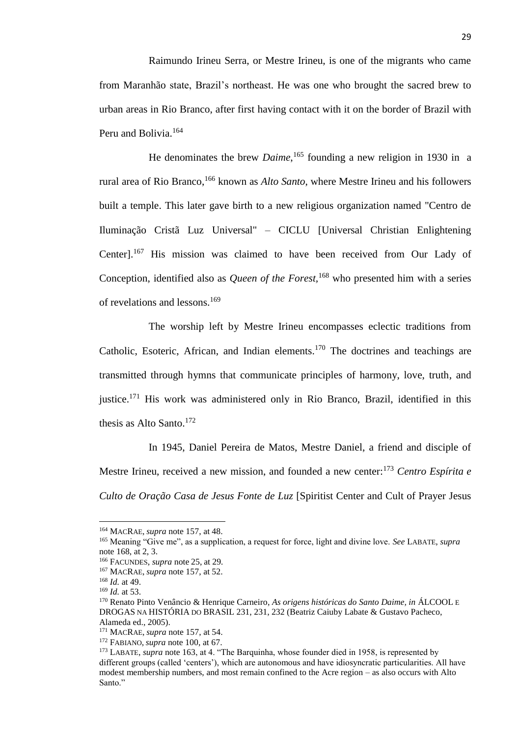Raimundo Irineu Serra, or Mestre Irineu, is one of the migrants who came from Maranhão state, Brazil's northeast. He was one who brought the sacred brew to urban areas in Rio Branco, after first having contact with it on the border of Brazil with Peru and Bolivia.[164]

He denominates the brew *Daime*,[165] founding a new religion in 1930 in a rural area of Rio Branco,[166] known as *Alto Santo*, where Mestre Irineu and his followers built a temple. This later gave birth to a new religious organization named "Centro de Iluminação Cristã Luz Universal" – CICLU [Universal Christian Enlightening Center].[167] His mission was claimed to have been received from Our Lady of Conception, identified also as *Queen of the Forest*,[168] who presented him with a series of revelations and lessons.[169]

The worship left by Mestre Irineu encompasses eclectic traditions from Catholic, Esoteric, African, and Indian elements.[170] The doctrines and teachings are transmitted through hymns that communicate principles of harmony, love, truth, and justice.[171] His work was administered only in Rio Branco, Brazil, identified in this thesis as Alto Santo.[172]

In 1945, Daniel Pereira de Matos, Mestre Daniel, a friend and disciple of Mestre Irineu, received a new mission, and founded a new center:[173] *Centro Espírita e Culto de Oração Casa de Jesus Fonte de Luz* [Spiritist Center and Cult of Prayer Jesus

---

[164] MACRAE, *supra* note 157, at 48.

[165] Meaning "Give me", as a supplication, a request for force, light and divine love. *See* LABATE, *supra* note 168, at 2, 3.

[166] FACUNDES, *supra* note 25, at 29.

[167] MACRAE, *supra* note 157, at 52.

[168] *Id.* at 49.

[169] *Id.* at 53.

[170] Renato Pinto Venâncio & Henrique Carneiro, *As origens históricas do Santo Daime*, *in* ÁLCOOL E DROGAS NA HISTÓRIA DO BRASIL 231, 231, 232 (Beatriz Caiuby Labate & Gustavo Pacheco, Alameda ed., 2005).

[171] MACRAE, *supra* note 157, at 54.

[172] FABIANO, *supra* note 100, at 67.

[173] LABATE, *supra* note 163, at 4. "The Barquinha, whose founder died in 1958, is represented by different groups (called 'centers'), which are autonomous and have idiosyncratic particularities. All have modest membership numbers, and most remain confined to the Acre region – as also occurs with Alto Santo."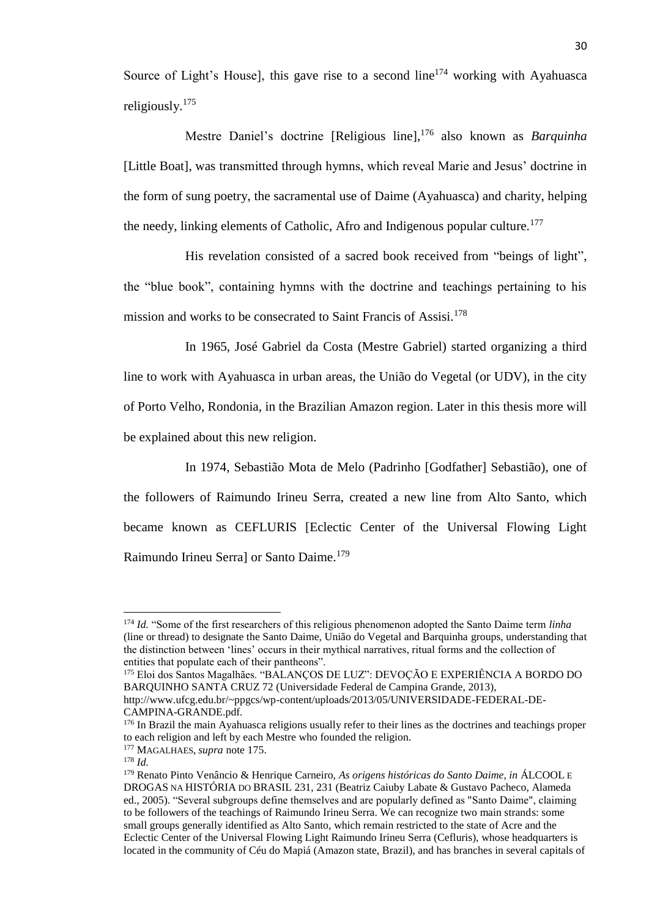Source of Light's House], this gave rise to a second line[174] working with Ayahuasca religiously.[175]

Mestre Daniel's doctrine [Religious line],[176] also known as *Barquinha* [Little Boat], was transmitted through hymns, which reveal Marie and Jesus' doctrine in the form of sung poetry, the sacramental use of Daime (Ayahuasca) and charity, helping the needy, linking elements of Catholic, Afro and Indigenous popular culture.[177]

His revelation consisted of a sacred book received from "beings of light", the "blue book", containing hymns with the doctrine and teachings pertaining to his mission and works to be consecrated to Saint Francis of Assisi.[178]

In 1965, José Gabriel da Costa (Mestre Gabriel) started organizing a third line to work with Ayahuasca in urban areas, the União do Vegetal (or UDV), in the city of Porto Velho, Rondonia, in the Brazilian Amazon region. Later in this thesis more will be explained about this new religion.

In 1974, Sebastião Mota de Melo (Padrinho [Godfather] Sebastião), one of the followers of Raimundo Irineu Serra, created a new line from Alto Santo, which became known as CEFLURIS [Eclectic Center of the Universal Flowing Light Raimundo Irineu Serra] or Santo Daime.[179]

---

[174] *Id.* "Some of the first researchers of this religious phenomenon adopted the Santo Daime term *linha* (line or thread) to designate the Santo Daime, União do Vegetal and Barquinha groups, understanding that the distinction between 'lines' occurs in their mythical narratives, ritual forms and the collection of entities that populate each of their pantheons".

[175] Eloi dos Santos Magalhães. "BALANÇOS DE LUZ": DEVOÇÃO E EXPERIÊNCIA A BORDO DO BARQUINHO SANTA CRUZ 72 (Universidade Federal de Campina Grande, 2013), http://www.ufcg.edu.br/~ppgcs/wp-content/uploads/2013/05/UNIVERSIDADE-FEDERAL-DE-CAMPINA-GRANDE.pdf.

[176] In Brazil the main Ayahuasca religions usually refer to their lines as the doctrines and teachings proper to each religion and left by each Mestre who founded the religion.

[177] MAGALHAES, *supra* note 175.

[178] *Id.*

[179] Renato Pinto Venâncio & Henrique Carneiro, *As origens históricas do Santo Daime*, *in* ÁLCOOL E DROGAS NA HISTÓRIA DO BRASIL 231, 231 (Beatriz Caiuby Labate & Gustavo Pacheco, Alameda ed., 2005). "Several subgroups define themselves and are popularly defined as "Santo Daime", claiming to be followers of the teachings of Raimundo Irineu Serra. We can recognize two main strands: some small groups generally identified as Alto Santo, which remain restricted to the state of Acre and the Eclectic Center of the Universal Flowing Light Raimundo Irineu Serra (Cefluris), whose headquarters is located in the community of Céu do Mapiá (Amazon state, Brazil), and has branches in several capitals of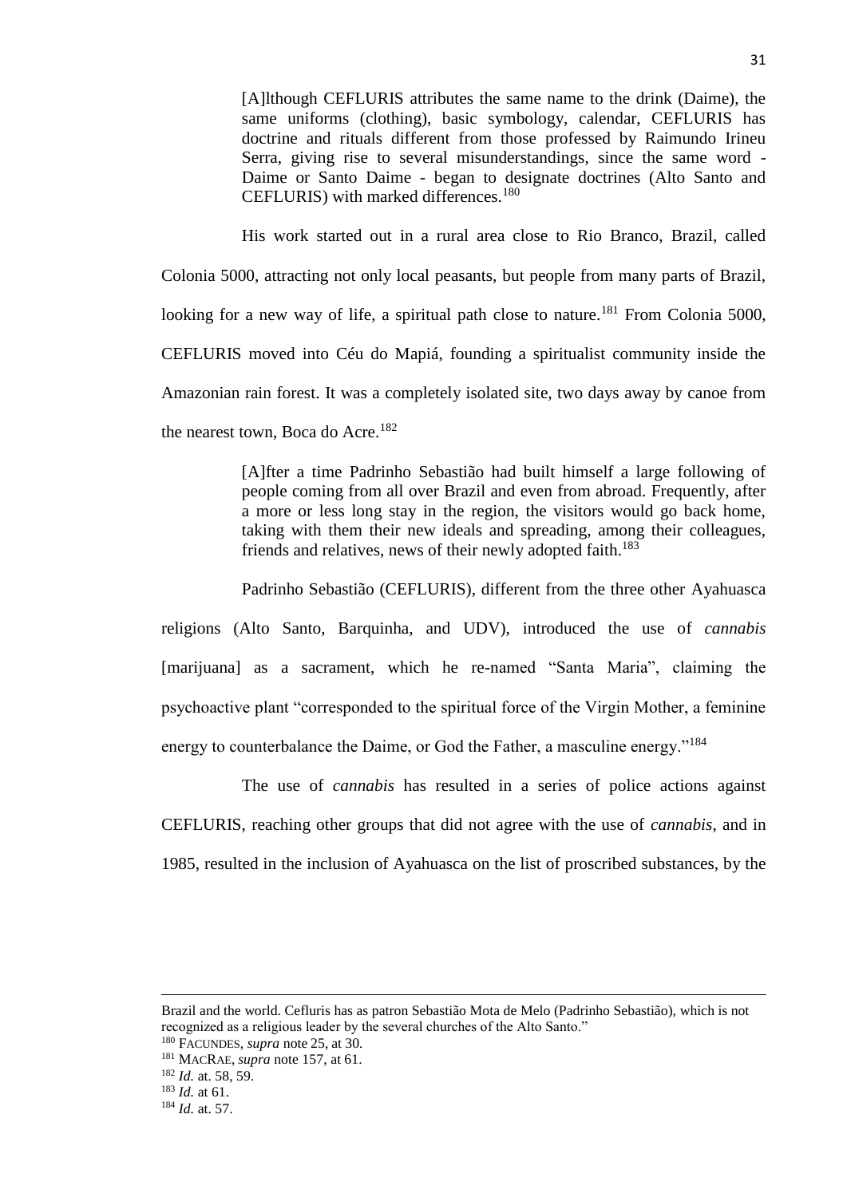> [A]lthough CEFLURIS attributes the same name to the drink (Daime), the same uniforms (clothing), basic symbology, calendar, CEFLURIS has doctrine and rituals different from those professed by Raimundo Irineu Serra, giving rise to several misunderstandings, since the same word - Daime or Santo Daime - began to designate doctrines (Alto Santo and CEFLURIS) with marked differences.[180]

His work started out in a rural area close to Rio Branco, Brazil, called Colonia 5000, attracting not only local peasants, but people from many parts of Brazil, looking for a new way of life, a spiritual path close to nature.[181] From Colonia 5000, CEFLURIS moved into Céu do Mapiá, founding a spiritualist community inside the Amazonian rain forest. It was a completely isolated site, two days away by canoe from the nearest town, Boca do Acre.[182]

> [A]fter a time Padrinho Sebastião had built himself a large following of people coming from all over Brazil and even from abroad. Frequently, after a more or less long stay in the region, the visitors would go back home, taking with them their new ideals and spreading, among their colleagues, friends and relatives, news of their newly adopted faith.[183]

Padrinho Sebastião (CEFLURIS), different from the three other Ayahuasca religions (Alto Santo, Barquinha, and UDV), introduced the use of *cannabis* [marijuana] as a sacrament, which he re-named "Santa Maria", claiming the psychoactive plant "corresponded to the spiritual force of the Virgin Mother, a feminine energy to counterbalance the Daime, or God the Father, a masculine energy."[184]

The use of *cannabis* has resulted in a series of police actions against CEFLURIS, reaching other groups that did not agree with the use of *cannabis*, and in 1985, resulted in the inclusion of Ayahuasca on the list of proscribed substances, by the

---

Brazil and the world. Cefluris has as patron Sebastião Mota de Melo (Padrinho Sebastião), which is not recognized as a religious leader by the several churches of the Alto Santo."

[180] FACUNDES, *supra* note 25, at 30.

[181] MACRAE, *supra* note 157, at 61.

[182] *Id.* at. 58, 59.

[183] *Id.* at 61.

[184] *Id.* at. 57.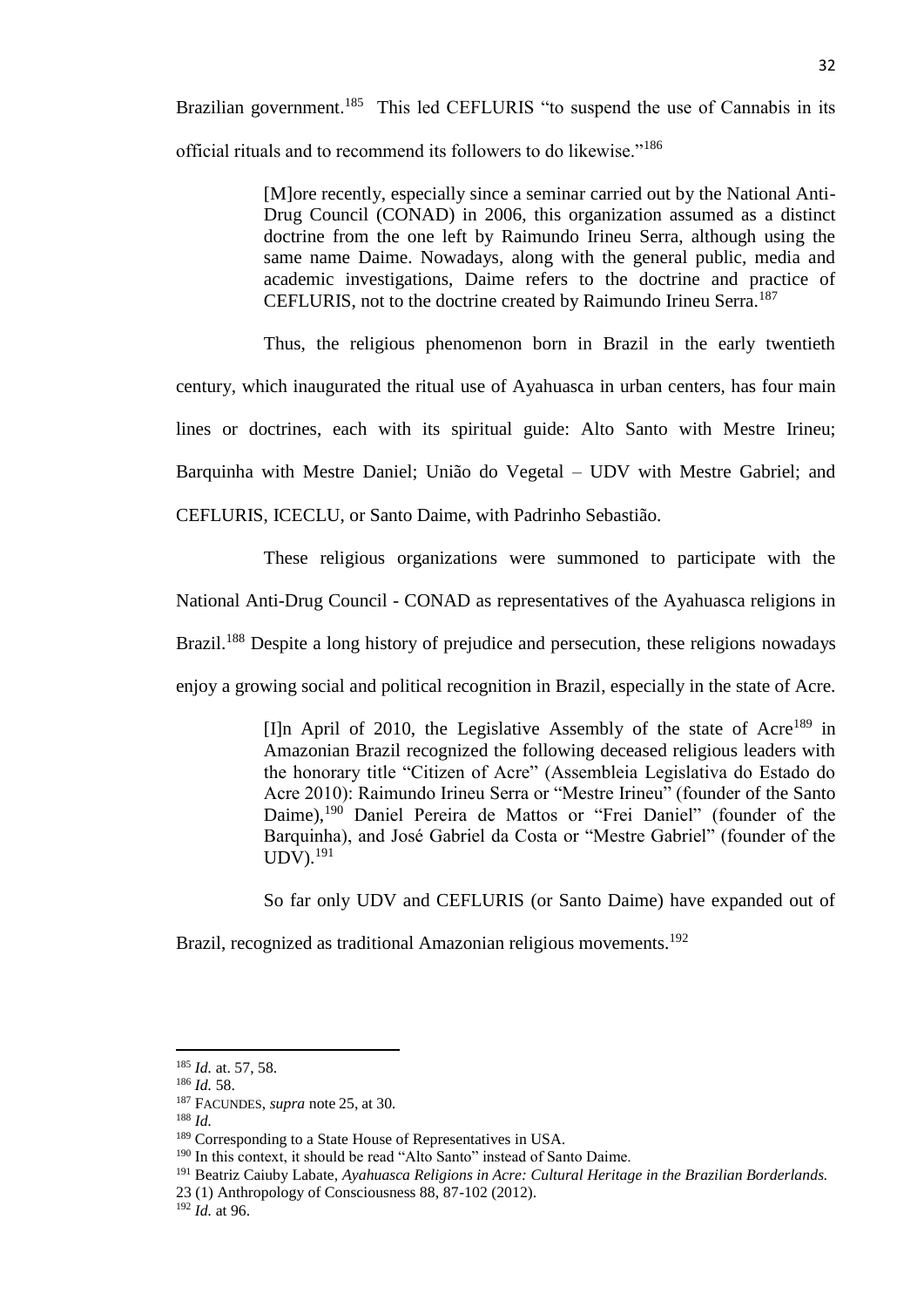Brazilian government.[185] This led CEFLURIS "to suspend the use of Cannabis in its official rituals and to recommend its followers to do likewise."[186]

> [M]ore recently, especially since a seminar carried out by the National Anti-Drug Council (CONAD) in 2006, this organization assumed as a distinct doctrine from the one left by Raimundo Irineu Serra, although using the same name Daime. Nowadays, along with the general public, media and academic investigations, Daime refers to the doctrine and practice of CEFLURIS, not to the doctrine created by Raimundo Irineu Serra.[187]

Thus, the religious phenomenon born in Brazil in the early twentieth century, which inaugurated the ritual use of Ayahuasca in urban centers, has four main lines or doctrines, each with its spiritual guide: Alto Santo with Mestre Irineu; Barquinha with Mestre Daniel; União do Vegetal – UDV with Mestre Gabriel; and CEFLURIS, ICECLU, or Santo Daime, with Padrinho Sebastião.

These religious organizations were summoned to participate with the National Anti-Drug Council - CONAD as representatives of the Ayahuasca religions in Brazil.[188] Despite a long history of prejudice and persecution, these religions nowadays enjoy a growing social and political recognition in Brazil, especially in the state of Acre.

> [I]n April of 2010, the Legislative Assembly of the state of Acre[189] in Amazonian Brazil recognized the following deceased religious leaders with the honorary title "Citizen of Acre" (Assembleia Legislativa do Estado do Acre 2010): Raimundo Irineu Serra or "Mestre Irineu" (founder of the Santo Daime),[190] Daniel Pereira de Mattos or "Frei Daniel" (founder of the Barquinha), and José Gabriel da Costa or "Mestre Gabriel" (founder of the UDV).[191]

So far only UDV and CEFLURIS (or Santo Daime) have expanded out of Brazil, recognized as traditional Amazonian religious movements.[192]

---

[185] *Id.* at. 57, 58.

[186] *Id.* 58.

[187] FACUNDES, *supra* note 25, at 30.

[188] *Id.*

[189] Corresponding to a State House of Representatives in USA.

[190] In this context, it should be read "Alto Santo" instead of Santo Daime.

[191] Beatriz Caiuby Labate, *Ayahuasca Religions in Acre: Cultural Heritage in the Brazilian Borderlands.* 23 (1) Anthropology of Consciousness 88, 87-102 (2012).

[192] *Id.* at 96.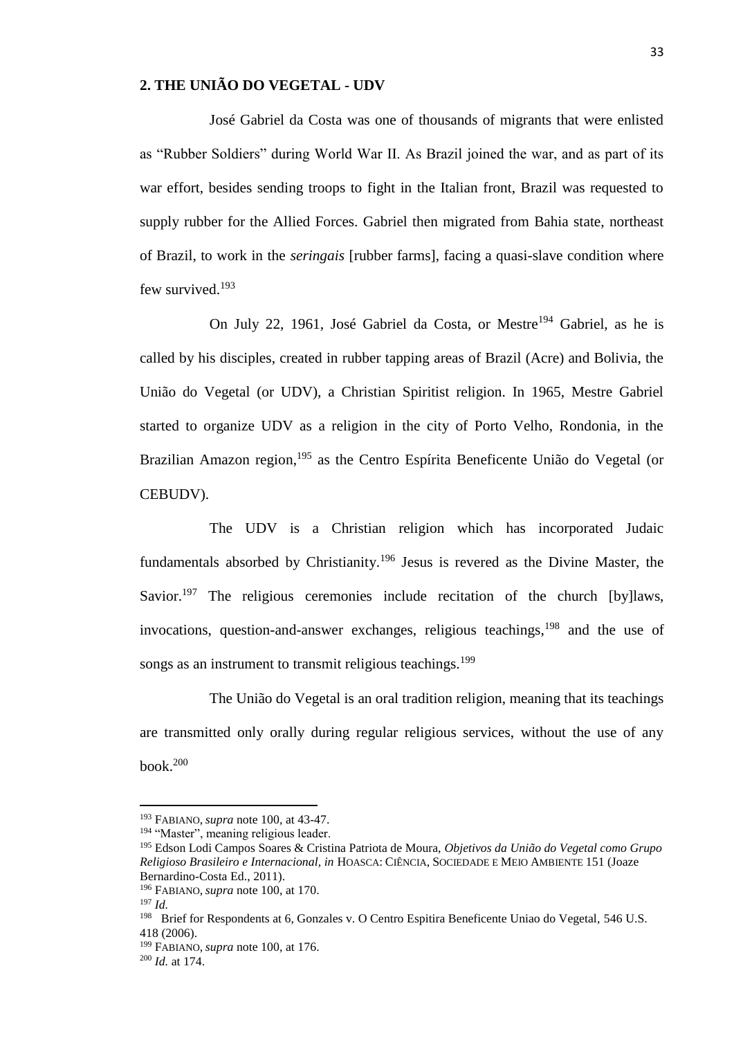## 2. THE UNIÃO DO VEGETAL - UDV

José Gabriel da Costa was one of thousands of migrants that were enlisted as "Rubber Soldiers" during World War II. As Brazil joined the war, and as part of its war effort, besides sending troops to fight in the Italian front, Brazil was requested to supply rubber for the Allied Forces. Gabriel then migrated from Bahia state, northeast of Brazil, to work in the *seringais* [rubber farms], facing a quasi-slave condition where few survived.[193]

On July 22, 1961, José Gabriel da Costa, or Mestre[194] Gabriel, as he is called by his disciples, created in rubber tapping areas of Brazil (Acre) and Bolivia, the União do Vegetal (or UDV), a Christian Spiritist religion. In 1965, Mestre Gabriel started to organize UDV as a religion in the city of Porto Velho, Rondonia, in the Brazilian Amazon region,[195] as the Centro Espírita Beneficente União do Vegetal (or CEBUDV).

The UDV is a Christian religion which has incorporated Judaic fundamentals absorbed by Christianity.[196] Jesus is revered as the Divine Master, the Savior.[197] The religious ceremonies include recitation of the church [by]laws, invocations, question-and-answer exchanges, religious teachings,[198] and the use of songs as an instrument to transmit religious teachings.[199]

The União do Vegetal is an oral tradition religion, meaning that its teachings are transmitted only orally during regular religious services, without the use of any book.[200]

---

[193] FABIANO, *supra* note 100, at 43-47.

[194] "Master", meaning religious leader.

[195] Edson Lodi Campos Soares & Cristina Patriota de Moura, *Objetivos da União do Vegetal como Grupo Religioso Brasileiro e Internacional, in* HOASCA: CIÊNCIA, SOCIEDADE E MEIO AMBIENTE 151 (Joaze Bernardino-Costa Ed., 2011).

[196] FABIANO, *supra* note 100, at 170.

[197] *Id.*

[198] Brief for Respondents at 6, Gonzales v. O Centro Espitira Beneficente Uniao do Vegetal, 546 U.S. 418 (2006).

[199] FABIANO, *supra* note 100, at 176.

[200] *Id.* at 174.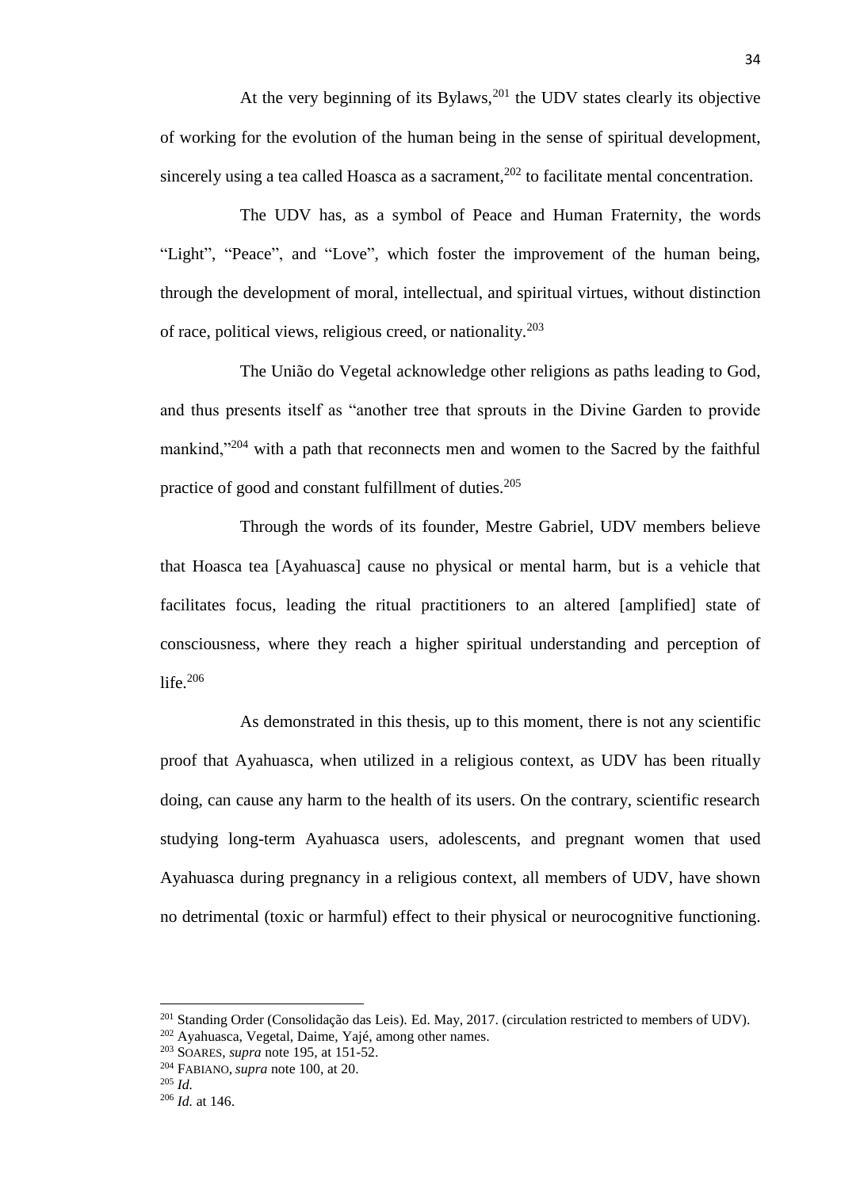At the very beginning of its Bylaws,[201] the UDV states clearly its objective of working for the evolution of the human being in the sense of spiritual development, sincerely using a tea called Hoasca as a sacrament,[202] to facilitate mental concentration.

The UDV has, as a symbol of Peace and Human Fraternity, the words "Light", "Peace", and "Love", which foster the improvement of the human being, through the development of moral, intellectual, and spiritual virtues, without distinction of race, political views, religious creed, or nationality.[203]

The União do Vegetal acknowledge other religions as paths leading to God, and thus presents itself as "another tree that sprouts in the Divine Garden to provide mankind,"[204] with a path that reconnects men and women to the Sacred by the faithful practice of good and constant fulfillment of duties.[205]

Through the words of its founder, Mestre Gabriel, UDV members believe that Hoasca tea [Ayahuasca] cause no physical or mental harm, but is a vehicle that facilitates focus, leading the ritual practitioners to an altered [amplified] state of consciousness, where they reach a higher spiritual understanding and perception of life.[206]

As demonstrated in this thesis, up to this moment, there is not any scientific proof that Ayahuasca, when utilized in a religious context, as UDV has been ritually doing, can cause any harm to the health of its users. On the contrary, scientific research studying long-term Ayahuasca users, adolescents, and pregnant women that used Ayahuasca during pregnancy in a religious context, all members of UDV, have shown no detrimental (toxic or harmful) effect to their physical or neurocognitive functioning.

---

[201] Standing Order (Consolidação das Leis). Ed. May, 2017. (circulation restricted to members of UDV).

[202] Ayahuasca, Vegetal, Daime, Yajé, among other names.

[203] SOARES, *supra* note 195, at 151-52.

[204] FABIANO, *supra* note 100, at 20.

[205] *Id.*

[206] *Id.* at 146.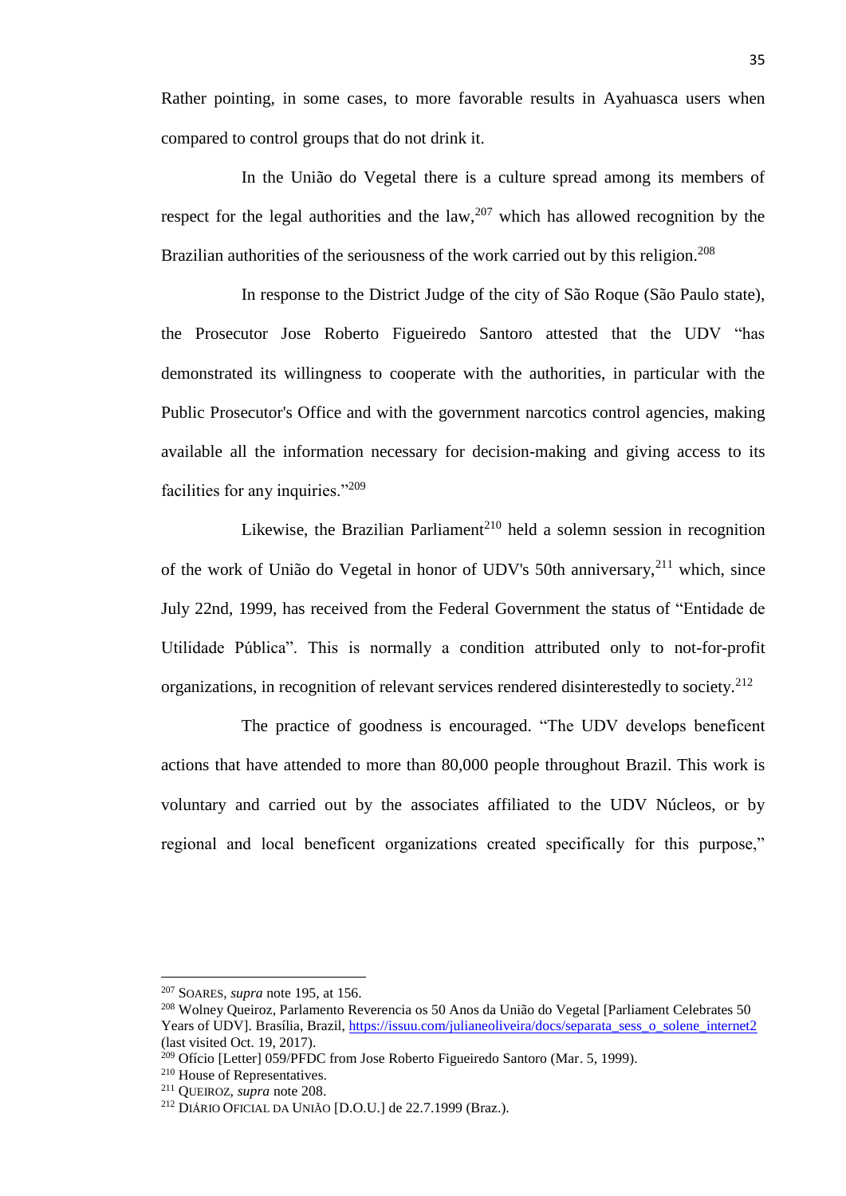Rather pointing, in some cases, to more favorable results in Ayahuasca users when compared to control groups that do not drink it.

In the União do Vegetal there is a culture spread among its members of respect for the legal authorities and the law,[207] which has allowed recognition by the Brazilian authorities of the seriousness of the work carried out by this religion.[208]

In response to the District Judge of the city of São Roque (São Paulo state), the Prosecutor Jose Roberto Figueiredo Santoro attested that the UDV "has demonstrated its willingness to cooperate with the authorities, in particular with the Public Prosecutor's Office and with the government narcotics control agencies, making available all the information necessary for decision-making and giving access to its facilities for any inquiries."[209]

Likewise, the Brazilian Parliament[210] held a solemn session in recognition of the work of União do Vegetal in honor of UDV's 50th anniversary,[211] which, since July 22nd, 1999, has received from the Federal Government the status of "Entidade de Utilidade Pública". This is normally a condition attributed only to not-for-profit organizations, in recognition of relevant services rendered disinterestedly to society.[212]

The practice of goodness is encouraged. "The UDV develops beneficent actions that have attended to more than 80,000 people throughout Brazil. This work is voluntary and carried out by the associates affiliated to the UDV Núcleos, or by regional and local beneficent organizations created specifically for this purpose,"

---

[207] SOARES, *supra* note 195, at 156.

[208] Wolney Queiroz, Parlamento Reverencia os 50 Anos da União do Vegetal [Parliament Celebrates 50 Years of UDV]. Brasília, Brazil, https://issuu.com/julianeoliveira/docs/separata_sess_o_solene_internet2 (last visited Oct. 19, 2017).

[209] Ofício [Letter] 059/PFDC from Jose Roberto Figueiredo Santoro (Mar. 5, 1999).

[210] House of Representatives.

[211] QUEIROZ, *supra* note 208.

[212] DIÁRIO OFICIAL DA UNIÃO [D.O.U.] de 22.7.1999 (Braz.).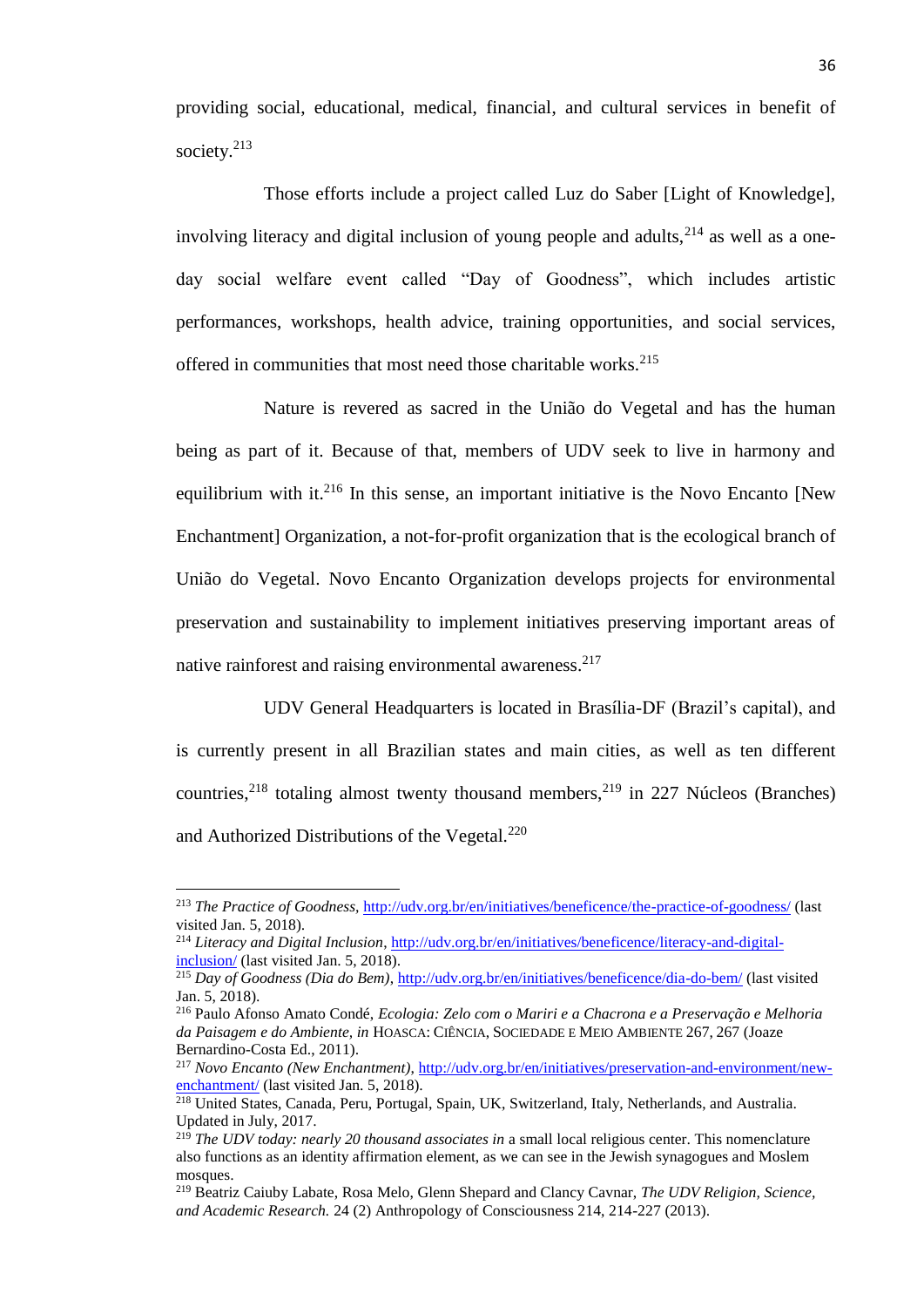providing social, educational, medical, financial, and cultural services in benefit of society.[213]

Those efforts include a project called Luz do Saber [Light of Knowledge], involving literacy and digital inclusion of young people and adults,[214] as well as a one-day social welfare event called "Day of Goodness", which includes artistic performances, workshops, health advice, training opportunities, and social services, offered in communities that most need those charitable works.[215]

Nature is revered as sacred in the União do Vegetal and has the human being as part of it. Because of that, members of UDV seek to live in harmony and equilibrium with it.[216] In this sense, an important initiative is the Novo Encanto [New Enchantment] Organization, a not-for-profit organization that is the ecological branch of União do Vegetal. Novo Encanto Organization develops projects for environmental preservation and sustainability to implement initiatives preserving important areas of native rainforest and raising environmental awareness.[217]

UDV General Headquarters is located in Brasília-DF (Brazil's capital), and is currently present in all Brazilian states and main cities, as well as ten different countries,[218] totaling almost twenty thousand members,[219] in 227 Núcleos (Branches) and Authorized Distributions of the Vegetal.[220]

---

[213] *The Practice of Goodness*, http://udv.org.br/en/initiatives/beneficence/the-practice-of-goodness/ (last visited Jan. 5, 2018).

[214] *Literacy and Digital Inclusion*, http://udv.org.br/en/initiatives/beneficence/literacy-and-digital-inclusion/ (last visited Jan. 5, 2018).

[215] *Day of Goodness (Dia do Bem)*, http://udv.org.br/en/initiatives/beneficence/dia-do-bem/ (last visited Jan. 5, 2018).

[216] Paulo Afonso Amato Condé, *Ecologia: Zelo com o Mariri e a Chacrona e a Preservação e Melhoria da Paisagem e do Ambiente*, *in* HOASCA: CIÊNCIA, SOCIEDADE E MEIO AMBIENTE 267, 267 (Joaze Bernardino-Costa Ed., 2011).

[217] *Novo Encanto (New Enchantment)*, http://udv.org.br/en/initiatives/preservation-and-environment/new-enchantment/ (last visited Jan. 5, 2018).

[218] United States, Canada, Peru, Portugal, Spain, UK, Switzerland, Italy, Netherlands, and Australia. Updated in July, 2017.

[219] *The UDV today: nearly 20 thousand associates in* a small local religious center. This nomenclature also functions as an identity affirmation element, as we can see in the Jewish synagogues and Moslem mosques.

[219] Beatriz Caiuby Labate, Rosa Melo, Glenn Shepard and Clancy Cavnar, *The UDV Religion, Science, and Academic Research.* 24 (2) Anthropology of Consciousness 214, 214-227 (2013).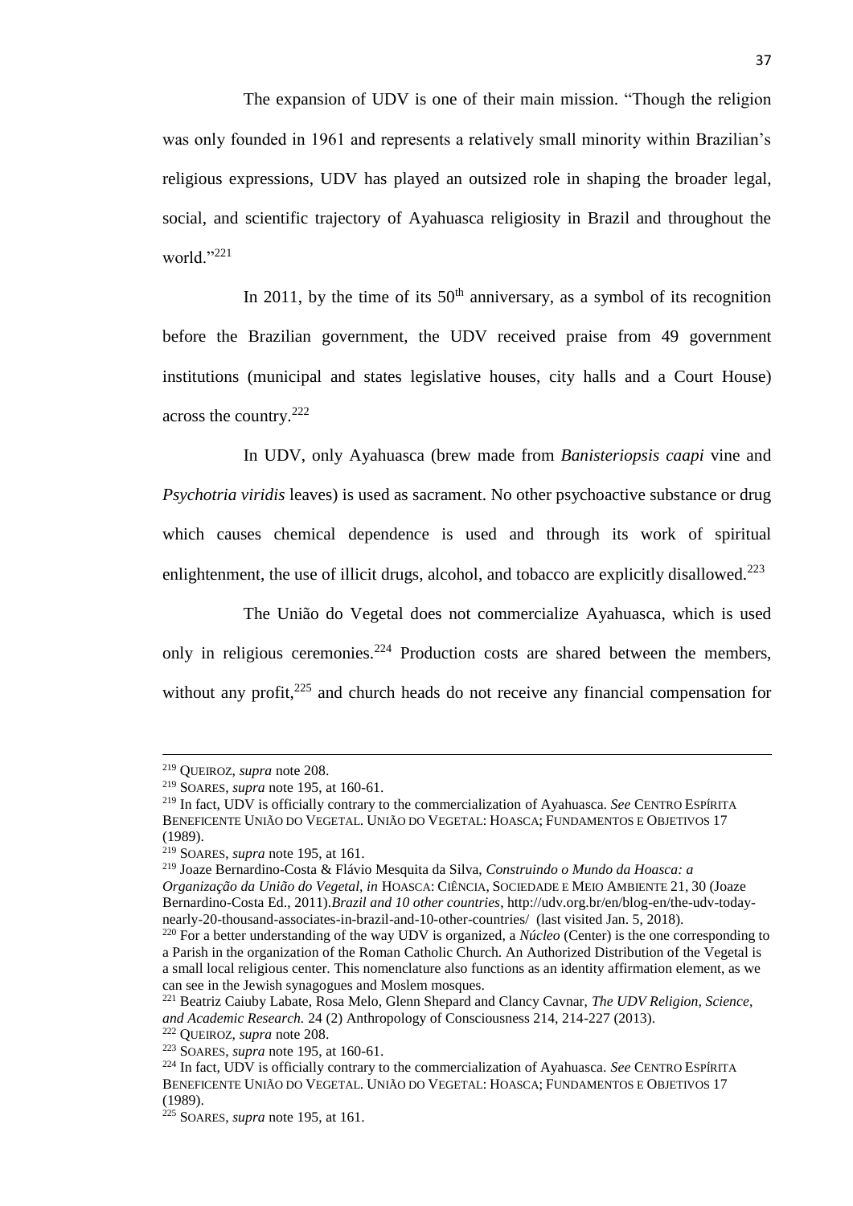The expansion of UDV is one of their main mission. "Though the religion was only founded in 1961 and represents a relatively small minority within Brazilian's religious expressions, UDV has played an outsized role in shaping the broader legal, social, and scientific trajectory of Ayahuasca religiosity in Brazil and throughout the world."[221]

In 2011, by the time of its 50th anniversary, as a symbol of its recognition before the Brazilian government, the UDV received praise from 49 government institutions (municipal and states legislative houses, city halls and a Court House) across the country.[222]

In UDV, only Ayahuasca (brew made from *Banisteriopsis caapi* vine and *Psychotria viridis* leaves) is used as sacrament. No other psychoactive substance or drug which causes chemical dependence is used and through its work of spiritual enlightenment, the use of illicit drugs, alcohol, and tobacco are explicitly disallowed.[223]

The União do Vegetal does not commercialize Ayahuasca, which is used only in religious ceremonies.[224] Production costs are shared between the members, without any profit,[225] and church heads do not receive any financial compensation for

---

[219] QUEIROZ, *supra* note 208.

[219] SOARES, *supra* note 195, at 160-61.

[219] In fact, UDV is officially contrary to the commercialization of Ayahuasca. *See* CENTRO ESPÍRITA BENEFICENTE UNIÃO DO VEGETAL. UNIÃO DO VEGETAL: HOASCA; FUNDAMENTOS E OBJETIVOS 17 (1989).

[219] SOARES, *supra* note 195, at 161.

[219] Joaze Bernardino-Costa & Flávio Mesquita da Silva, *Construindo o Mundo da Hoasca: a Organização da União do Vegetal*, *in* HOASCA: CIÊNCIA, SOCIEDADE E MEIO AMBIENTE 21, 30 (Joaze Bernardino-Costa Ed., 2011).*Brazil and 10 other countries*, http://udv.org.br/en/blog-en/the-udv-today-nearly-20-thousand-associates-in-brazil-and-10-other-countries/ (last visited Jan. 5, 2018).

[220] For a better understanding of the way UDV is organized, a *Núcleo* (Center) is the one corresponding to a Parish in the organization of the Roman Catholic Church. An Authorized Distribution of the Vegetal is a small local religious center. This nomenclature also functions as an identity affirmation element, as we can see in the Jewish synagogues and Moslem mosques.

[221] Beatriz Caiuby Labate, Rosa Melo, Glenn Shepard and Clancy Cavnar, *The UDV Religion, Science, and Academic Research.* 24 (2) Anthropology of Consciousness 214, 214-227 (2013).

[222] QUEIROZ, *supra* note 208.

[223] SOARES, *supra* note 195, at 160-61.

[224] In fact, UDV is officially contrary to the commercialization of Ayahuasca. *See* CENTRO ESPÍRITA BENEFICENTE UNIÃO DO VEGETAL. UNIÃO DO VEGETAL: HOASCA; FUNDAMENTOS E OBJETIVOS 17 (1989).

[225] SOARES, *supra* note 195, at 161.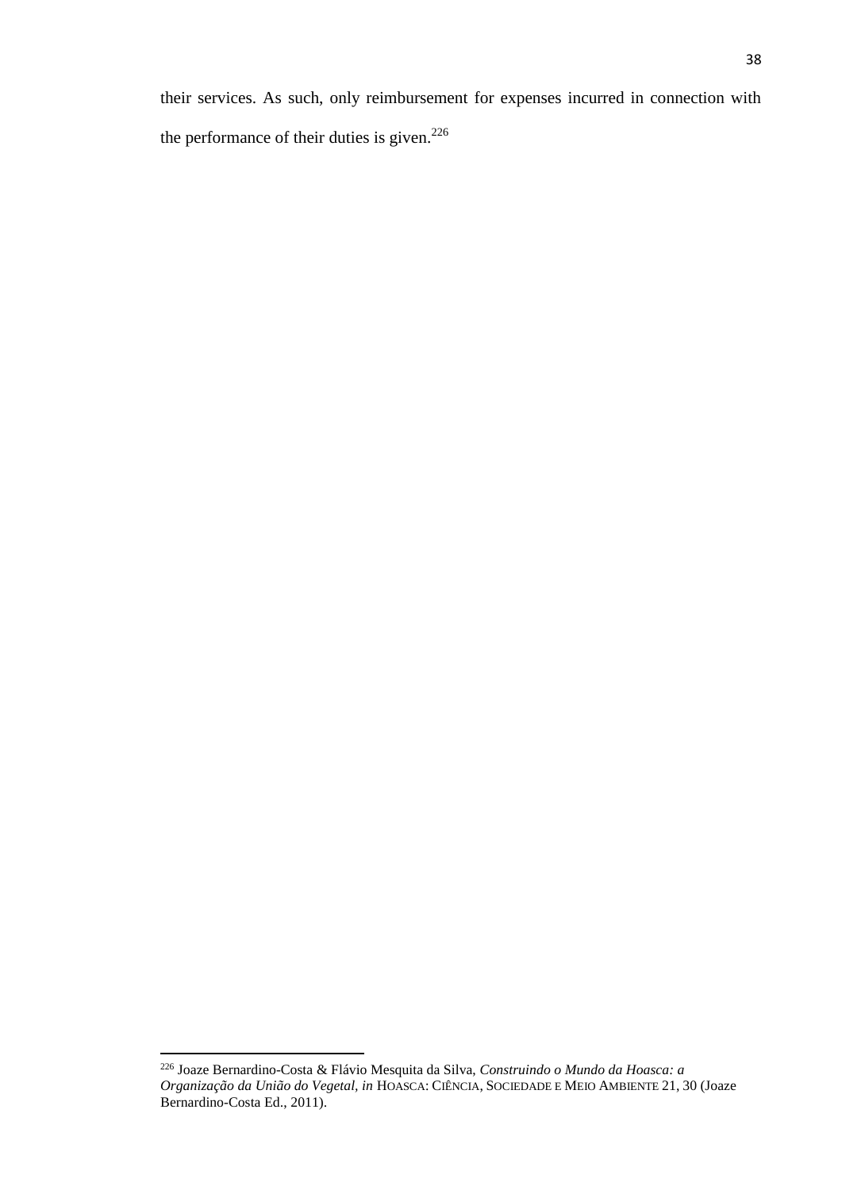their services. As such, only reimbursement for expenses incurred in connection with the performance of their duties is given.[226]

[226] Joaze Bernardino-Costa & Flávio Mesquita da Silva, *Construindo o Mundo da Hoasca: a Organização da União do Vegetal*, *in* HOASCA: CIÊNCIA, SOCIEDADE E MEIO AMBIENTE 21, 30 (Joaze Bernardino-Costa Ed., 2011).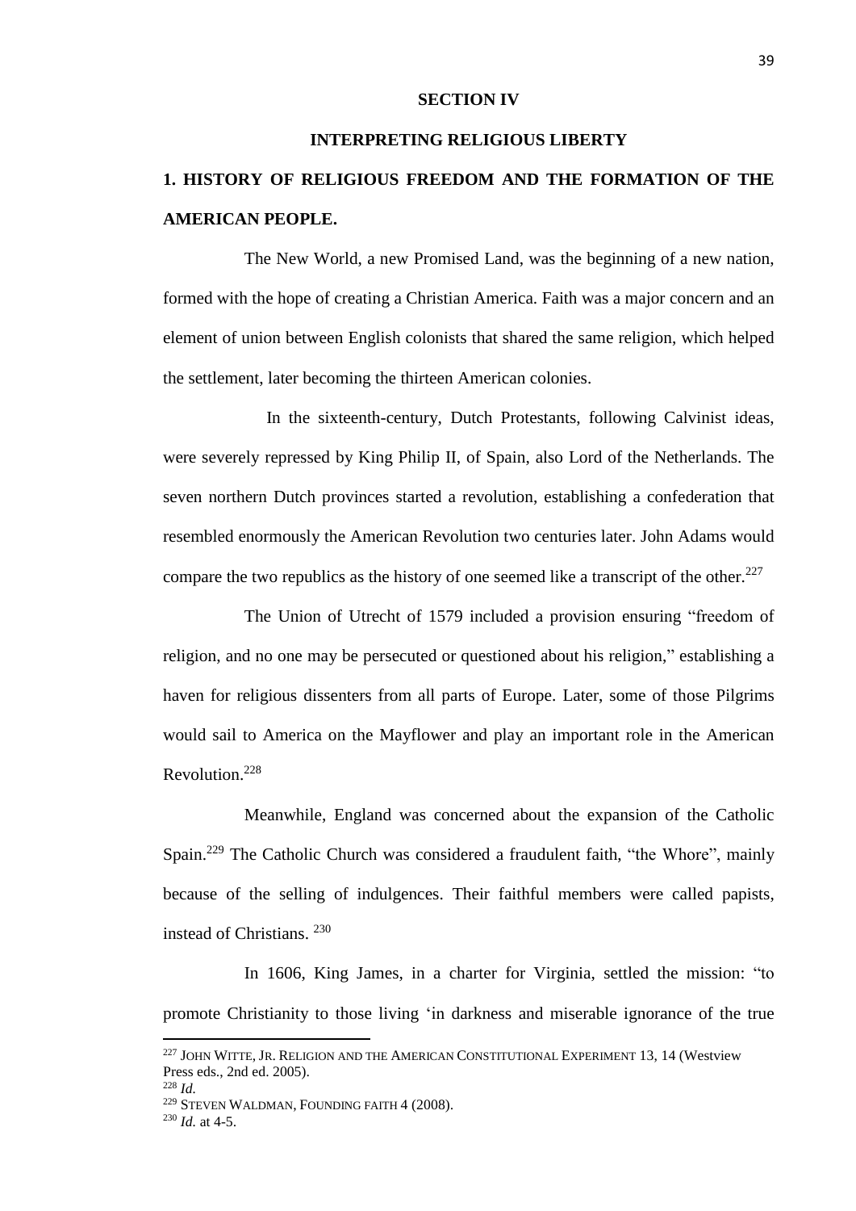## SECTION IV

## INTERPRETING RELIGIOUS LIBERTY

### 1. HISTORY OF RELIGIOUS FREEDOM AND THE FORMATION OF THE AMERICAN PEOPLE.

The New World, a new Promised Land, was the beginning of a new nation, formed with the hope of creating a Christian America. Faith was a major concern and an element of union between English colonists that shared the same religion, which helped the settlement, later becoming the thirteen American colonies.

In the sixteenth-century, Dutch Protestants, following Calvinist ideas, were severely repressed by King Philip II, of Spain, also Lord of the Netherlands. The seven northern Dutch provinces started a revolution, establishing a confederation that resembled enormously the American Revolution two centuries later. John Adams would compare the two republics as the history of one seemed like a transcript of the other.[227]

The Union of Utrecht of 1579 included a provision ensuring "freedom of religion, and no one may be persecuted or questioned about his religion," establishing a haven for religious dissenters from all parts of Europe. Later, some of those Pilgrims would sail to America on the Mayflower and play an important role in the American Revolution.[228]

Meanwhile, England was concerned about the expansion of the Catholic Spain.[229] The Catholic Church was considered a fraudulent faith, "the Whore", mainly because of the selling of indulgences. Their faithful members were called papists, instead of Christians. [230]

In 1606, King James, in a charter for Virginia, settled the mission: "to promote Christianity to those living 'in darkness and miserable ignorance of the true

---

[227] JOHN WITTE, JR. RELIGION AND THE AMERICAN CONSTITUTIONAL EXPERIMENT 13, 14 (Westview Press eds., 2nd ed. 2005).

[228] *Id.*

[229] STEVEN WALDMAN, FOUNDING FAITH 4 (2008).

[230] *Id.* at 4-5.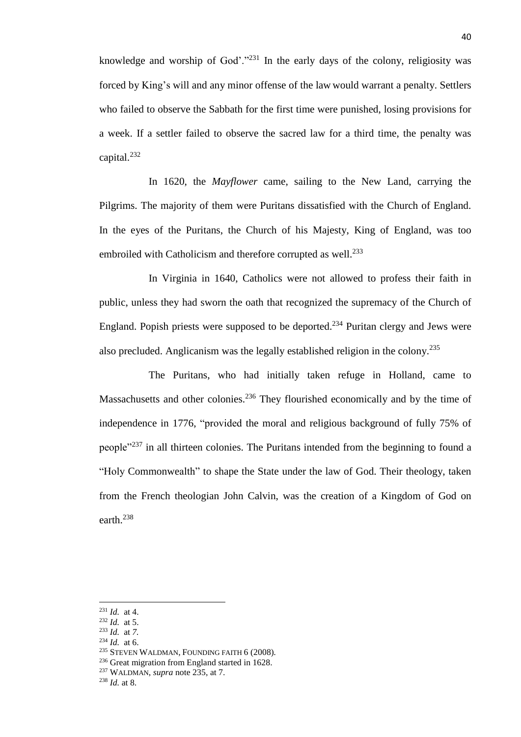knowledge and worship of God'."[231] In the early days of the colony, religiosity was forced by King's will and any minor offense of the law would warrant a penalty. Settlers who failed to observe the Sabbath for the first time were punished, losing provisions for a week. If a settler failed to observe the sacred law for a third time, the penalty was capital.[232]

In 1620, the *Mayflower* came, sailing to the New Land, carrying the Pilgrims. The majority of them were Puritans dissatisfied with the Church of England. In the eyes of the Puritans, the Church of his Majesty, King of England, was too embroiled with Catholicism and therefore corrupted as well.[233]

In Virginia in 1640, Catholics were not allowed to profess their faith in public, unless they had sworn the oath that recognized the supremacy of the Church of England. Popish priests were supposed to be deported.[234] Puritan clergy and Jews were also precluded. Anglicanism was the legally established religion in the colony.[235]

The Puritans, who had initially taken refuge in Holland, came to Massachusetts and other colonies.[236] They flourished economically and by the time of independence in 1776, "provided the moral and religious background of fully 75% of people"[237] in all thirteen colonies. The Puritans intended from the beginning to found a "Holy Commonwealth" to shape the State under the law of God. Their theology, taken from the French theologian John Calvin, was the creation of a Kingdom of God on earth.[238]

---

[231] *Id.* at 4.
[232] *Id.* at 5.
[233] *Id.* at *7*.
[234] *Id.* at 6.
[235] STEVEN WALDMAN, FOUNDING FAITH 6 (2008).
[236] Great migration from England started in 1628.
[237] WALDMAN, *supra* note 235, at 7.
[238] *Id.* at 8.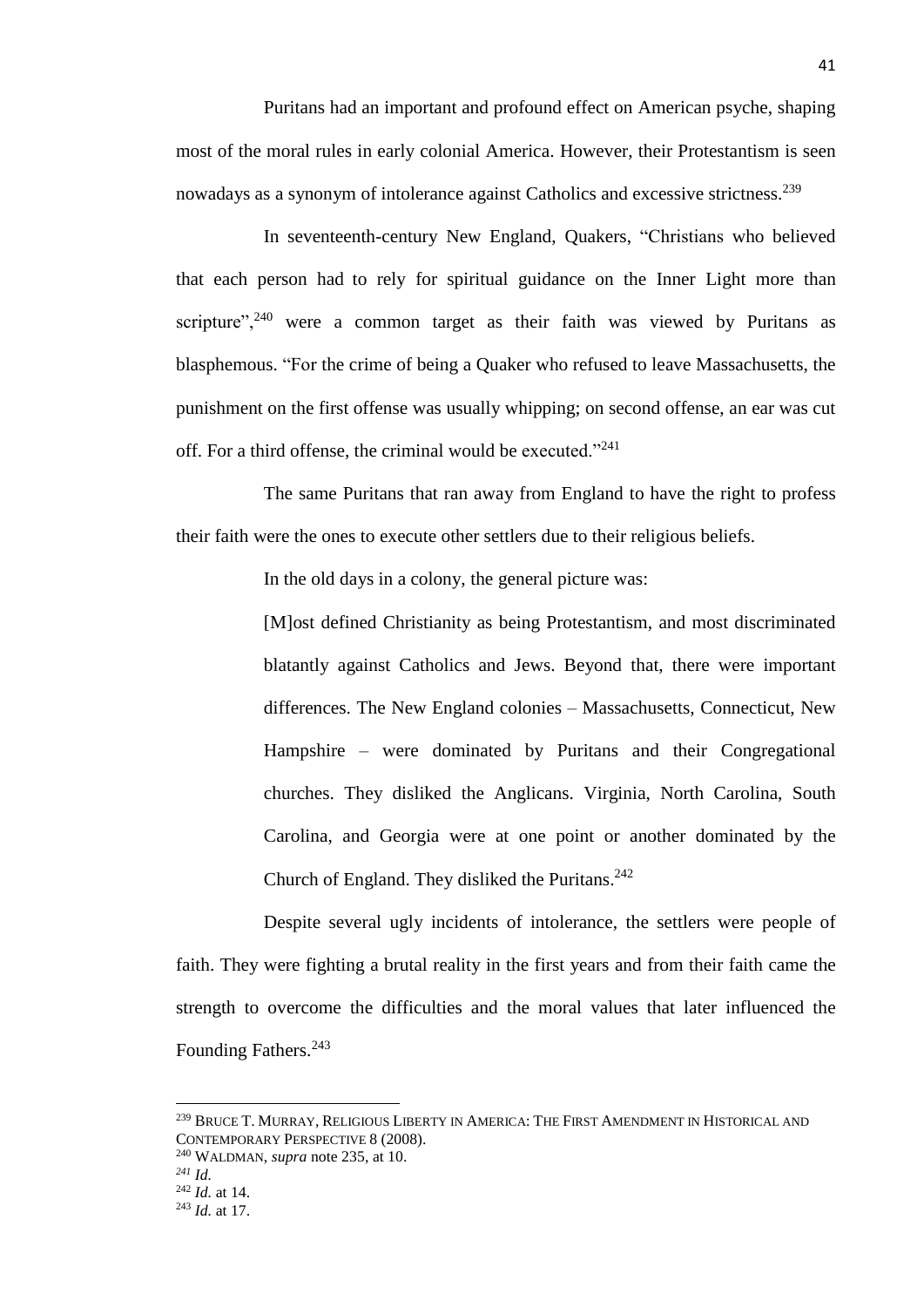Puritans had an important and profound effect on American psyche, shaping most of the moral rules in early colonial America. However, their Protestantism is seen nowadays as a synonym of intolerance against Catholics and excessive strictness.[239]

In seventeenth-century New England, Quakers, "Christians who believed that each person had to rely for spiritual guidance on the Inner Light more than scripture",[240] were a common target as their faith was viewed by Puritans as blasphemous. "For the crime of being a Quaker who refused to leave Massachusetts, the punishment on the first offense was usually whipping; on second offense, an ear was cut off. For a third offense, the criminal would be executed."[241]

The same Puritans that ran away from England to have the right to profess their faith were the ones to execute other settlers due to their religious beliefs.

In the old days in a colony, the general picture was:

> [M]ost defined Christianity as being Protestantism, and most discriminated blatantly against Catholics and Jews. Beyond that, there were important differences. The New England colonies – Massachusetts, Connecticut, New Hampshire – were dominated by Puritans and their Congregational churches. They disliked the Anglicans. Virginia, North Carolina, South Carolina, and Georgia were at one point or another dominated by the Church of England. They disliked the Puritans.[242]

Despite several ugly incidents of intolerance, the settlers were people of faith. They were fighting a brutal reality in the first years and from their faith came the strength to overcome the difficulties and the moral values that later influenced the Founding Fathers.[243]

---

[239] BRUCE T. MURRAY, RELIGIOUS LIBERTY IN AMERICA: THE FIRST AMENDMENT IN HISTORICAL AND CONTEMPORARY PERSPECTIVE 8 (2008).

[240] WALDMAN, *supra* note 235, at 10.

[241] *Id.*

[242] *Id.* at 14.

[243] *Id.* at 17.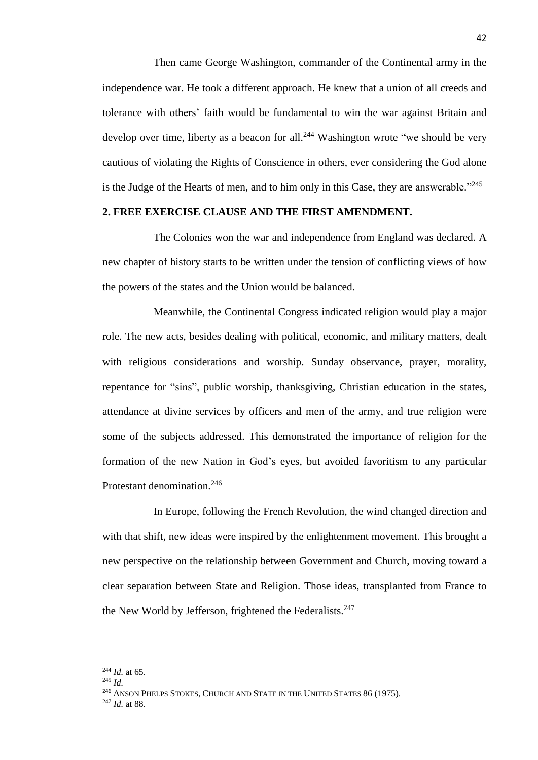Then came George Washington, commander of the Continental army in the independence war. He took a different approach. He knew that a union of all creeds and tolerance with others' faith would be fundamental to win the war against Britain and develop over time, liberty as a beacon for all.[244] Washington wrote "we should be very cautious of violating the Rights of Conscience in others, ever considering the God alone is the Judge of the Hearts of men, and to him only in this Case, they are answerable."[245]

## 2. FREE EXERCISE CLAUSE AND THE FIRST AMENDMENT.

The Colonies won the war and independence from England was declared. A new chapter of history starts to be written under the tension of conflicting views of how the powers of the states and the Union would be balanced.

Meanwhile, the Continental Congress indicated religion would play a major role. The new acts, besides dealing with political, economic, and military matters, dealt with religious considerations and worship. Sunday observance, prayer, morality, repentance for "sins", public worship, thanksgiving, Christian education in the states, attendance at divine services by officers and men of the army, and true religion were some of the subjects addressed. This demonstrated the importance of religion for the formation of the new Nation in God's eyes, but avoided favoritism to any particular Protestant denomination.[246]

In Europe, following the French Revolution, the wind changed direction and with that shift, new ideas were inspired by the enlightenment movement. This brought a new perspective on the relationship between Government and Church, moving toward a clear separation between State and Religion. Those ideas, transplanted from France to the New World by Jefferson, frightened the Federalists.[247]

---

[244] *Id.* at 65.

[245] *Id.*

[246] ANSON PHELPS STOKES, CHURCH AND STATE IN THE UNITED STATES 86 (1975).

[247] *Id.* at 88.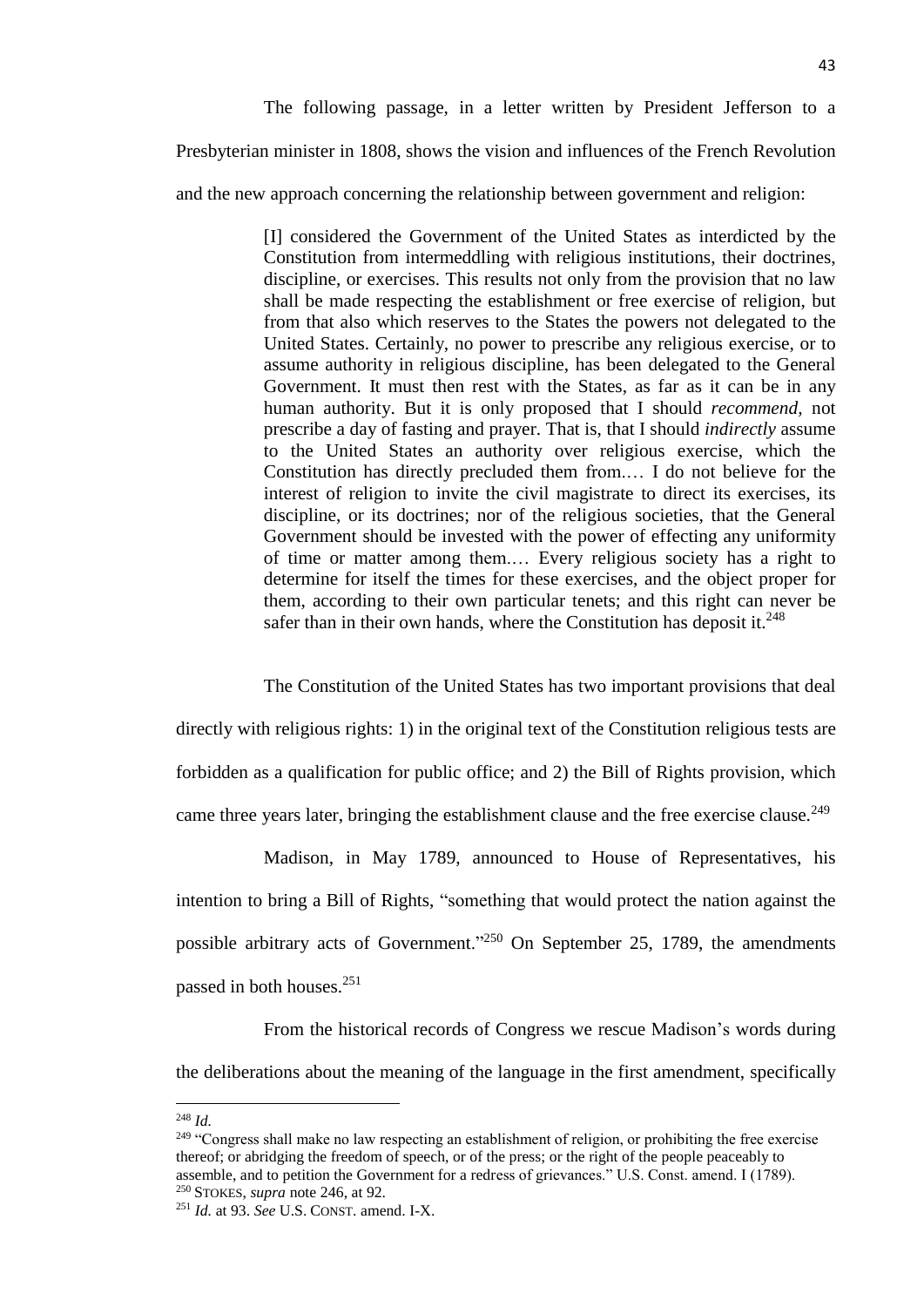The following passage, in a letter written by President Jefferson to a Presbyterian minister in 1808, shows the vision and influences of the French Revolution and the new approach concerning the relationship between government and religion:

> [I] considered the Government of the United States as interdicted by the Constitution from intermeddling with religious institutions, their doctrines, discipline, or exercises. This results not only from the provision that no law shall be made respecting the establishment or free exercise of religion, but from that also which reserves to the States the powers not delegated to the United States. Certainly, no power to prescribe any religious exercise, or to assume authority in religious discipline, has been delegated to the General Government. It must then rest with the States, as far as it can be in any human authority. But it is only proposed that I should *recommend*, not prescribe a day of fasting and prayer. That is, that I should *indirectly* assume to the United States an authority over religious exercise, which the Constitution has directly precluded them from.… I do not believe for the interest of religion to invite the civil magistrate to direct its exercises, its discipline, or its doctrines; nor of the religious societies, that the General Government should be invested with the power of effecting any uniformity of time or matter among them.… Every religious society has a right to determine for itself the times for these exercises, and the object proper for them, according to their own particular tenets; and this right can never be safer than in their own hands, where the Constitution has deposit it.[248]

The Constitution of the United States has two important provisions that deal directly with religious rights: 1) in the original text of the Constitution religious tests are forbidden as a qualification for public office; and 2) the Bill of Rights provision, which came three years later, bringing the establishment clause and the free exercise clause.[249]

Madison, in May 1789, announced to House of Representatives, his intention to bring a Bill of Rights, "something that would protect the nation against the possible arbitrary acts of Government."[250] On September 25, 1789, the amendments passed in both houses.[251]

From the historical records of Congress we rescue Madison's words during the deliberations about the meaning of the language in the first amendment, specifically

---

[248] *Id.*

[249] "Congress shall make no law respecting an establishment of religion, or prohibiting the free exercise thereof; or abridging the freedom of speech, or of the press; or the right of the people peaceably to assemble, and to petition the Government for a redress of grievances." U.S. Const. amend. I (1789).

[250] STOKES, *supra* note 246, at 92.

[251] *Id.* at 93. *See* U.S. CONST. amend. I-X.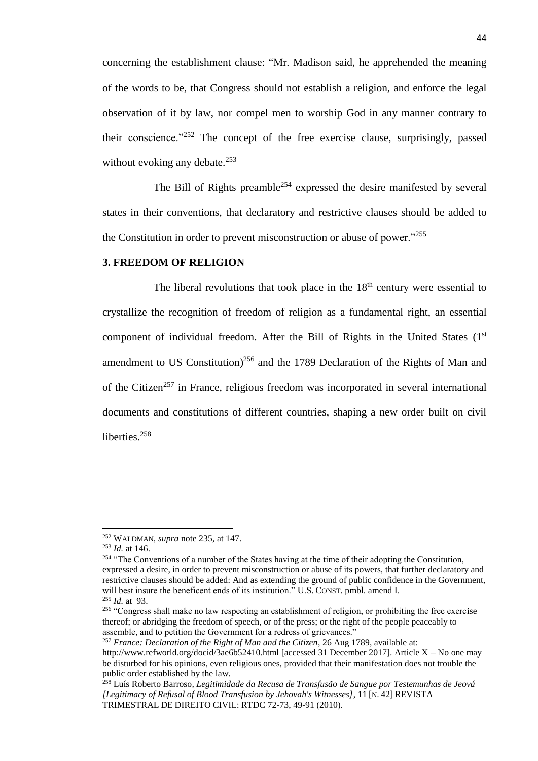concerning the establishment clause: "Mr. Madison said, he apprehended the meaning of the words to be, that Congress should not establish a religion, and enforce the legal observation of it by law, nor compel men to worship God in any manner contrary to their conscience."[252] The concept of the free exercise clause, surprisingly, passed without evoking any debate.[253]

The Bill of Rights preamble[254] expressed the desire manifested by several states in their conventions, that declaratory and restrictive clauses should be added to the Constitution in order to prevent misconstruction or abuse of power."[255]

### 3. FREEDOM OF RELIGION

The liberal revolutions that took place in the 18th century were essential to crystallize the recognition of freedom of religion as a fundamental right, an essential component of individual freedom. After the Bill of Rights in the United States (1st amendment to US Constitution)[256] and the 1789 Declaration of the Rights of Man and of the Citizen[257] in France, religious freedom was incorporated in several international documents and constitutions of different countries, shaping a new order built on civil liberties.[258]

---

[252] WALDMAN, *supra* note 235, at 147.

[253] *Id.* at 146.

[254] "The Conventions of a number of the States having at the time of their adopting the Constitution, expressed a desire, in order to prevent misconstruction or abuse of its powers, that further declaratory and restrictive clauses should be added: And as extending the ground of public confidence in the Government, will best insure the beneficent ends of its institution." U.S. CONST. pmbl. amend I.

[255] *Id.* at 93.

[256] "Congress shall make no law respecting an establishment of religion, or prohibiting the free exercise thereof; or abridging the freedom of speech, or of the press; or the right of the people peaceably to assemble, and to petition the Government for a redress of grievances."

[257] *France: Declaration of the Right of Man and the Citizen*, 26 Aug 1789, available at: http://www.refworld.org/docid/3ae6b52410.html [accessed 31 December 2017]. Article X – No one may be disturbed for his opinions, even religious ones, provided that their manifestation does not trouble the public order established by the law.

[258] Luís Roberto Barroso, *Legitimidade da Recusa de Transfusão de Sangue por Testemunhas de Jeová [Legitimacy of Refusal of Blood Transfusion by Jehovah's Witnesses]*, 11 [N. 42] REVISTA TRIMESTRAL DE DIREITO CIVIL: RTDC 72-73, 49-91 (2010).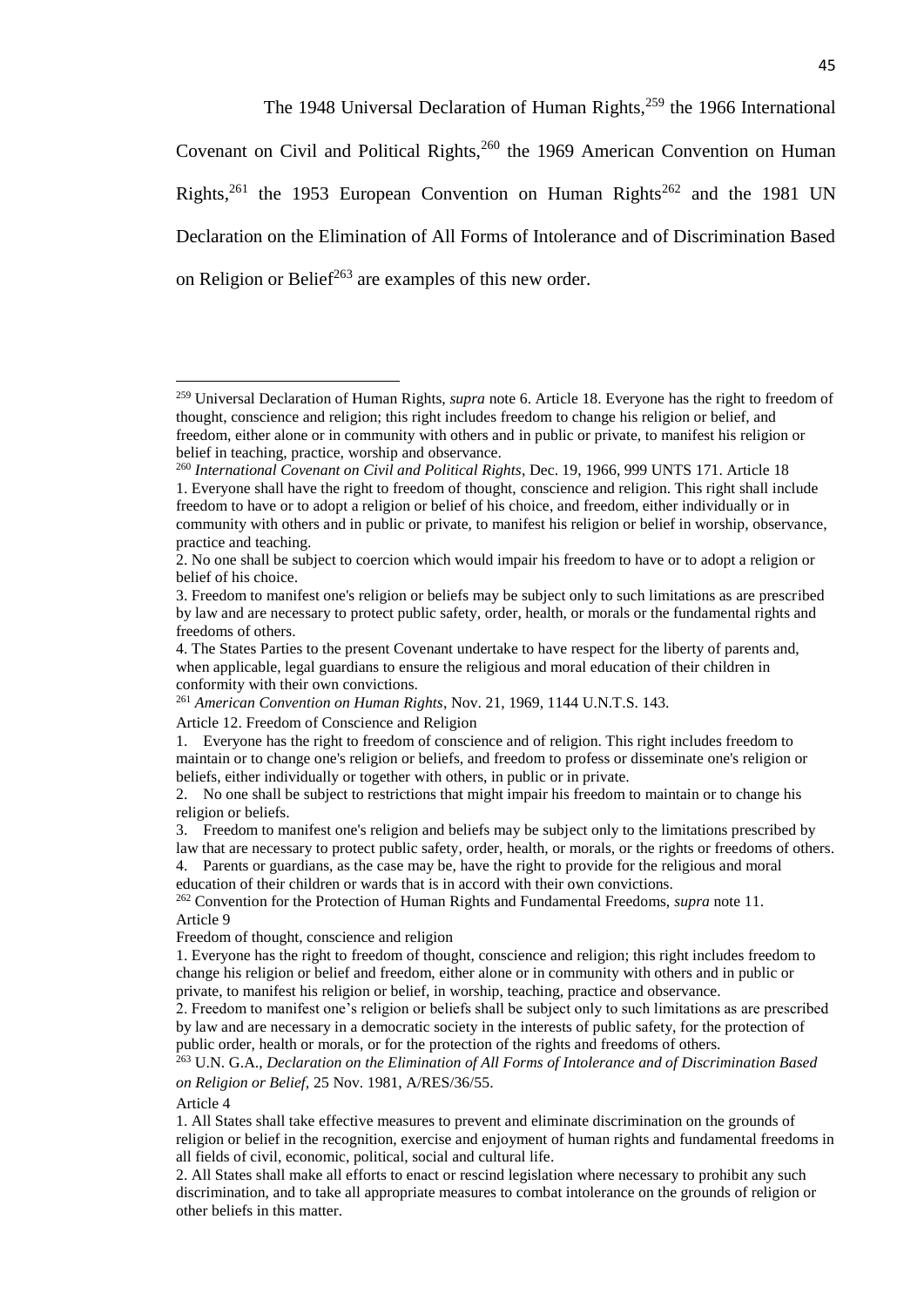The 1948 Universal Declaration of Human Rights,[259] the 1966 International Covenant on Civil and Political Rights,[260] the 1969 American Convention on Human Rights,[261] the 1953 European Convention on Human Rights[262] and the 1981 UN Declaration on the Elimination of All Forms of Intolerance and of Discrimination Based on Religion or Belief[263] are examples of this new order.

---

[259] Universal Declaration of Human Rights, *supra* note 6. Article 18. Everyone has the right to freedom of thought, conscience and religion; this right includes freedom to change his religion or belief, and freedom, either alone or in community with others and in public or private, to manifest his religion or belief in teaching, practice, worship and observance.

[260] *International Covenant on Civil and Political Rights*, Dec. 19, 1966, 999 UNTS 171. Article 18

1. Everyone shall have the right to freedom of thought, conscience and religion. This right shall include freedom to have or to adopt a religion or belief of his choice, and freedom, either individually or in community with others and in public or private, to manifest his religion or belief in worship, observance, practice and teaching.
2. No one shall be subject to coercion which would impair his freedom to have or to adopt a religion or belief of his choice.
3. Freedom to manifest one's religion or beliefs may be subject only to such limitations as are prescribed by law and are necessary to protect public safety, order, health, or morals or the fundamental rights and freedoms of others.
4. The States Parties to the present Covenant undertake to have respect for the liberty of parents and, when applicable, legal guardians to ensure the religious and moral education of their children in conformity with their own convictions.

[261] *American Convention on Human Rights*, Nov. 21, 1969, 1144 U.N.T.S. 143.

Article 12. Freedom of Conscience and Religion

1. Everyone has the right to freedom of conscience and of religion. This right includes freedom to maintain or to change one's religion or beliefs, and freedom to profess or disseminate one's religion or beliefs, either individually or together with others, in public or in private.
2. No one shall be subject to restrictions that might impair his freedom to maintain or to change his religion or beliefs.
3. Freedom to manifest one's religion and beliefs may be subject only to the limitations prescribed by law that are necessary to protect public safety, order, health, or morals, or the rights or freedoms of others.
4. Parents or guardians, as the case may be, have the right to provide for the religious and moral education of their children or wards that is in accord with their own convictions.

[262] Convention for the Protection of Human Rights and Fundamental Freedoms, *supra* note 11.

Article 9

Freedom of thought, conscience and religion

1. Everyone has the right to freedom of thought, conscience and religion; this right includes freedom to change his religion or belief and freedom, either alone or in community with others and in public or private, to manifest his religion or belief, in worship, teaching, practice and observance.
2. Freedom to manifest one's religion or beliefs shall be subject only to such limitations as are prescribed by law and are necessary in a democratic society in the interests of public safety, for the protection of public order, health or morals, or for the protection of the rights and freedoms of others.

[263] U.N. G.A., *Declaration on the Elimination of All Forms of Intolerance and of Discrimination Based on Religion or Belief,* 25 Nov. 1981, A/RES/36/55.

Article 4

1. All States shall take effective measures to prevent and eliminate discrimination on the grounds of religion or belief in the recognition, exercise and enjoyment of human rights and fundamental freedoms in all fields of civil, economic, political, social and cultural life.
2. All States shall make all efforts to enact or rescind legislation where necessary to prohibit any such discrimination, and to take all appropriate measures to combat intolerance on the grounds of religion or other beliefs in this matter.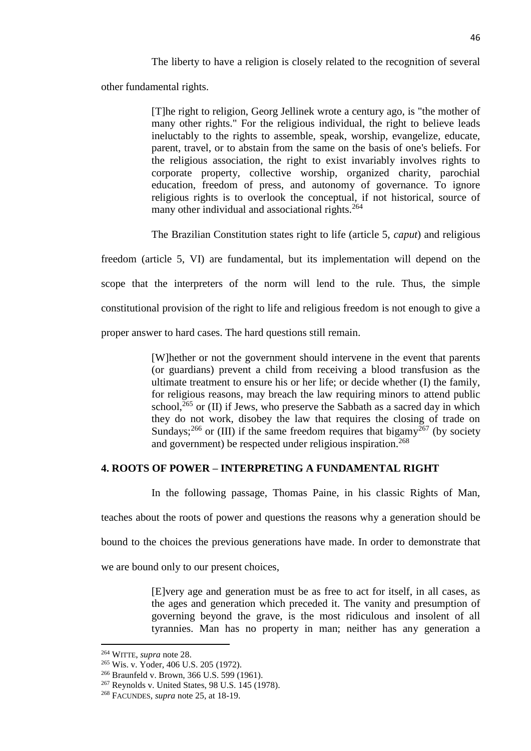The liberty to have a religion is closely related to the recognition of several other fundamental rights.

> [T]he right to religion, Georg Jellinek wrote a century ago, is "the mother of many other rights." For the religious individual, the right to believe leads ineluctably to the rights to assemble, speak, worship, evangelize, educate, parent, travel, or to abstain from the same on the basis of one's beliefs. For the religious association, the right to exist invariably involves rights to corporate property, collective worship, organized charity, parochial education, freedom of press, and autonomy of governance. To ignore religious rights is to overlook the conceptual, if not historical, source of many other individual and associational rights.[264]

The Brazilian Constitution states right to life (article 5, *caput*) and religious freedom (article 5, VI) are fundamental, but its implementation will depend on the scope that the interpreters of the norm will lend to the rule. Thus, the simple constitutional provision of the right to life and religious freedom is not enough to give a proper answer to hard cases. The hard questions still remain.

> [W]hether or not the government should intervene in the event that parents (or guardians) prevent a child from receiving a blood transfusion as the ultimate treatment to ensure his or her life; or decide whether (I) the family, for religious reasons, may breach the law requiring minors to attend public school,[265] or (II) if Jews, who preserve the Sabbath as a sacred day in which they do not work, disobey the law that requires the closing of trade on Sundays;[266] or (III) if the same freedom requires that bigamy[267] (by society and government) be respected under religious inspiration.[268]

## 4. ROOTS OF POWER – INTERPRETING A FUNDAMENTAL RIGHT

In the following passage, Thomas Paine, in his classic Rights of Man, teaches about the roots of power and questions the reasons why a generation should be bound to the choices the previous generations have made. In order to demonstrate that we are bound only to our present choices,

> [E]very age and generation must be as free to act for itself, in all cases, as the ages and generation which preceded it. The vanity and presumption of governing beyond the grave, is the most ridiculous and insolent of all tyrannies. Man has no property in man; neither has any generation a

---

[264] WITTE, *supra* note 28.

[265] Wis. v. Yoder, 406 U.S. 205 (1972).

[266] Braunfeld v. Brown, 366 U.S. 599 (1961).

[267] Reynolds v. United States, 98 U.S. 145 (1978).

[268] FACUNDES, *supra* note 25, at 18-19.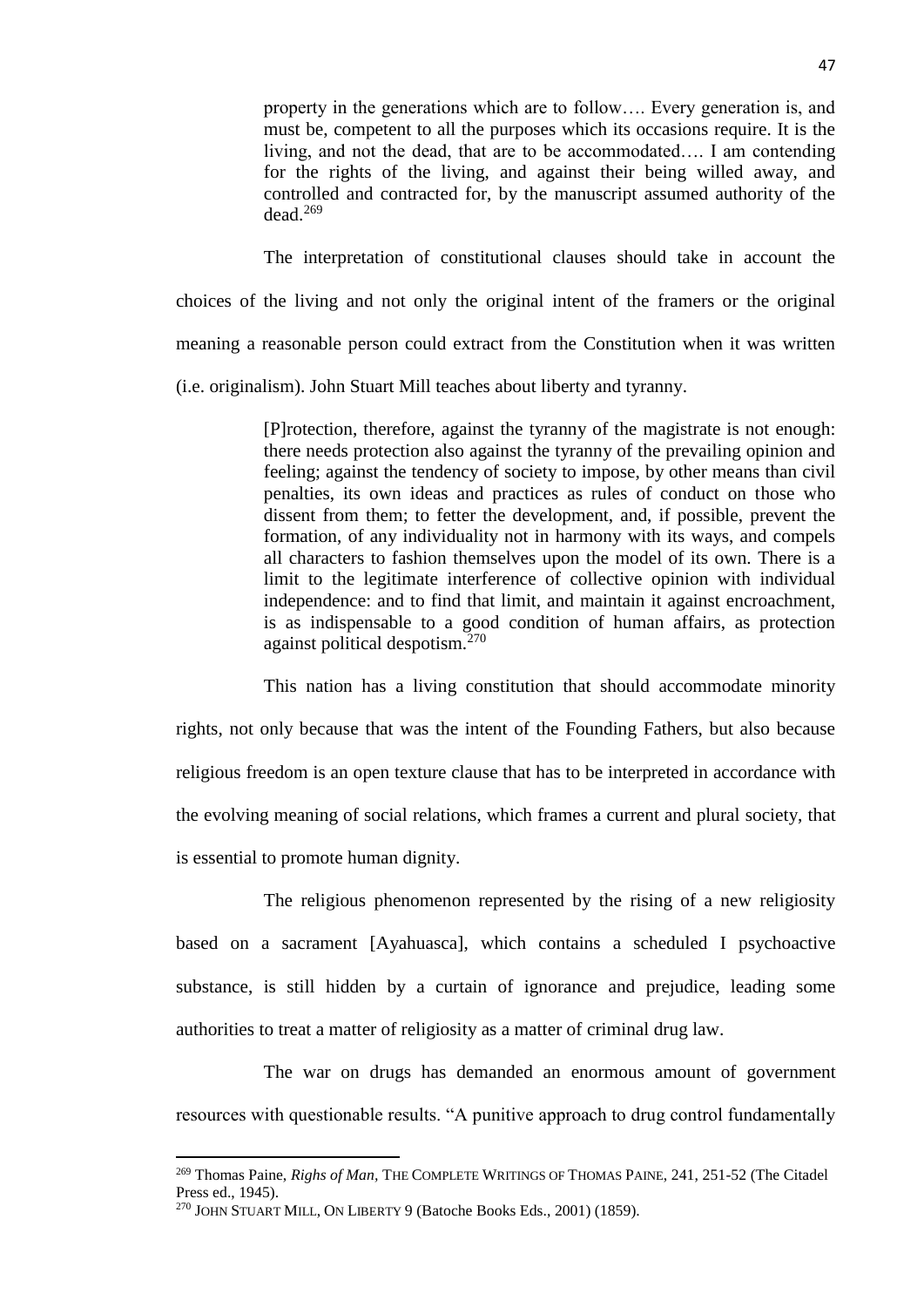> property in the generations which are to follow…. Every generation is, and must be, competent to all the purposes which its occasions require. It is the living, and not the dead, that are to be accommodated…. I am contending for the rights of the living, and against their being willed away, and controlled and contracted for, by the manuscript assumed authority of the dead.[269]

The interpretation of constitutional clauses should take in account the choices of the living and not only the original intent of the framers or the original meaning a reasonable person could extract from the Constitution when it was written (i.e. originalism). John Stuart Mill teaches about liberty and tyranny.

> [P]rotection, therefore, against the tyranny of the magistrate is not enough: there needs protection also against the tyranny of the prevailing opinion and feeling; against the tendency of society to impose, by other means than civil penalties, its own ideas and practices as rules of conduct on those who dissent from them; to fetter the development, and, if possible, prevent the formation, of any individuality not in harmony with its ways, and compels all characters to fashion themselves upon the model of its own. There is a limit to the legitimate interference of collective opinion with individual independence: and to find that limit, and maintain it against encroachment, is as indispensable to a good condition of human affairs, as protection against political despotism.[270]

This nation has a living constitution that should accommodate minority rights, not only because that was the intent of the Founding Fathers, but also because religious freedom is an open texture clause that has to be interpreted in accordance with the evolving meaning of social relations, which frames a current and plural society, that is essential to promote human dignity.

The religious phenomenon represented by the rising of a new religiosity based on a sacrament [Ayahuasca], which contains a scheduled I psychoactive substance, is still hidden by a curtain of ignorance and prejudice, leading some authorities to treat a matter of religiosity as a matter of criminal drug law.

The war on drugs has demanded an enormous amount of government resources with questionable results. "A punitive approach to drug control fundamentally

---

[269] Thomas Paine, *Righs of Man*, THE COMPLETE WRITINGS OF THOMAS PAINE, 241, 251-52 (The Citadel Press ed., 1945).

[270] JOHN STUART MILL, ON LIBERTY 9 (Batoche Books Eds., 2001) (1859).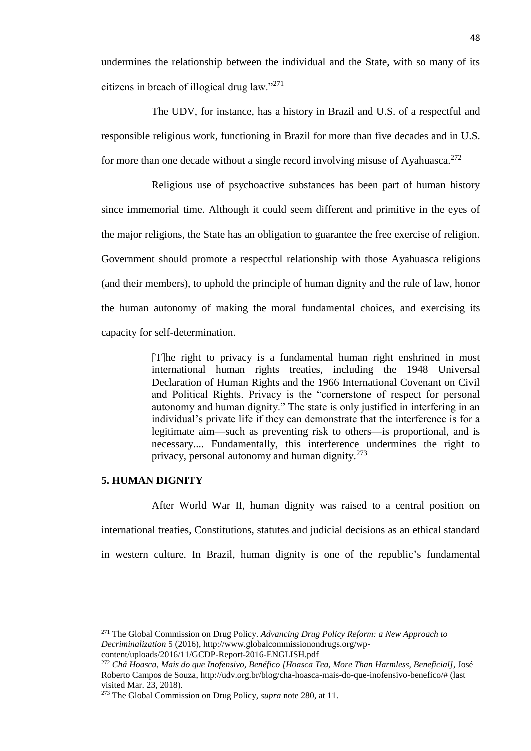undermines the relationship between the individual and the State, with so many of its citizens in breach of illogical drug law."[271]

The UDV, for instance, has a history in Brazil and U.S. of a respectful and responsible religious work, functioning in Brazil for more than five decades and in U.S. for more than one decade without a single record involving misuse of Ayahuasca.[272]

Religious use of psychoactive substances has been part of human history since immemorial time. Although it could seem different and primitive in the eyes of the major religions, the State has an obligation to guarantee the free exercise of religion. Government should promote a respectful relationship with those Ayahuasca religions (and their members), to uphold the principle of human dignity and the rule of law, honor the human autonomy of making the moral fundamental choices, and exercising its capacity for self-determination.

> [T]he right to privacy is a fundamental human right enshrined in most international human rights treaties, including the 1948 Universal Declaration of Human Rights and the 1966 International Covenant on Civil and Political Rights. Privacy is the "cornerstone of respect for personal autonomy and human dignity." The state is only justified in interfering in an individual's private life if they can demonstrate that the interference is for a legitimate aim—such as preventing risk to others—is proportional, and is necessary.... Fundamentally, this interference undermines the right to privacy, personal autonomy and human dignity.[273]

## 5. HUMAN DIGNITY

After World War II, human dignity was raised to a central position on international treaties, Constitutions, statutes and judicial decisions as an ethical standard in western culture. In Brazil, human dignity is one of the republic's fundamental

---

[271] The Global Commission on Drug Policy. *Advancing Drug Policy Reform: a New Approach to Decriminalization* 5 (2016), http://www.globalcommissionondrugs.org/wp-content/uploads/2016/11/GCDP-Report-2016-ENGLISH.pdf

[272] *Chá Hoasca, Mais do que Inofensivo, Benéfico [Hoasca Tea, More Than Harmless, Beneficial]*, José Roberto Campos de Souza, http://udv.org.br/blog/cha-hoasca-mais-do-que-inofensivo-benefico/# (last visited Mar. 23, 2018).

[273] The Global Commission on Drug Policy, *supra* note 280, at 11.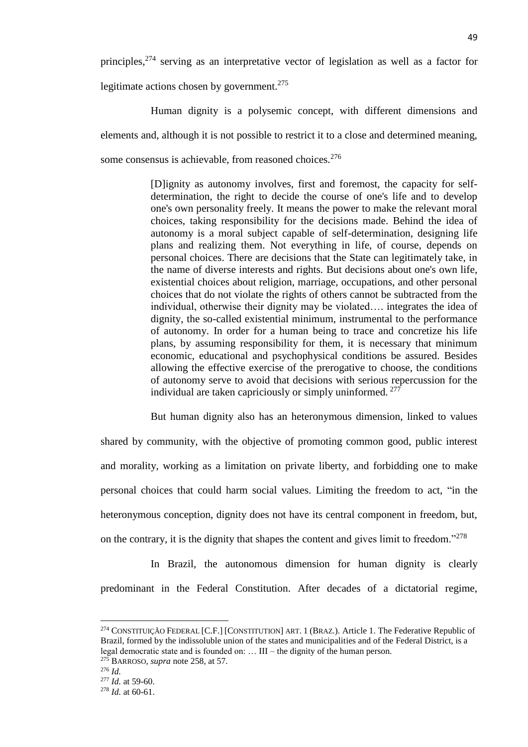principles,[274] serving as an interpretative vector of legislation as well as a factor for legitimate actions chosen by government.[275]

Human dignity is a polysemic concept, with different dimensions and elements and, although it is not possible to restrict it to a close and determined meaning, some consensus is achievable, from reasoned choices.[276]

> [D]ignity as autonomy involves, first and foremost, the capacity for self-determination, the right to decide the course of one's life and to develop one's own personality freely. It means the power to make the relevant moral choices, taking responsibility for the decisions made. Behind the idea of autonomy is a moral subject capable of self-determination, designing life plans and realizing them. Not everything in life, of course, depends on personal choices. There are decisions that the State can legitimately take, in the name of diverse interests and rights. But decisions about one's own life, existential choices about religion, marriage, occupations, and other personal choices that do not violate the rights of others cannot be subtracted from the individual, otherwise their dignity may be violated…. integrates the idea of dignity, the so-called existential minimum, instrumental to the performance of autonomy. In order for a human being to trace and concretize his life plans, by assuming responsibility for them, it is necessary that minimum economic, educational and psychophysical conditions be assured. Besides allowing the effective exercise of the prerogative to choose, the conditions of autonomy serve to avoid that decisions with serious repercussion for the individual are taken capriciously or simply uninformed. [277]

But human dignity also has an heteronymous dimension, linked to values shared by community, with the objective of promoting common good, public interest and morality, working as a limitation on private liberty, and forbidding one to make personal choices that could harm social values. Limiting the freedom to act, "in the heteronymous conception, dignity does not have its central component in freedom, but, on the contrary, it is the dignity that shapes the content and gives limit to freedom."[278]

In Brazil, the autonomous dimension for human dignity is clearly predominant in the Federal Constitution. After decades of a dictatorial regime,

---

[274] CONSTITUIÇÃO FEDERAL [C.F.] [CONSTITUTION] ART. 1 (BRAZ.). Article 1. The Federative Republic of Brazil, formed by the indissoluble union of the states and municipalities and of the Federal District, is a legal democratic state and is founded on: … III – the dignity of the human person.

[275] BARROSO, *supra* note 258, at 57.

[276] *Id.*

[277] *Id.* at 59-60.

[278] *Id.* at 60-61.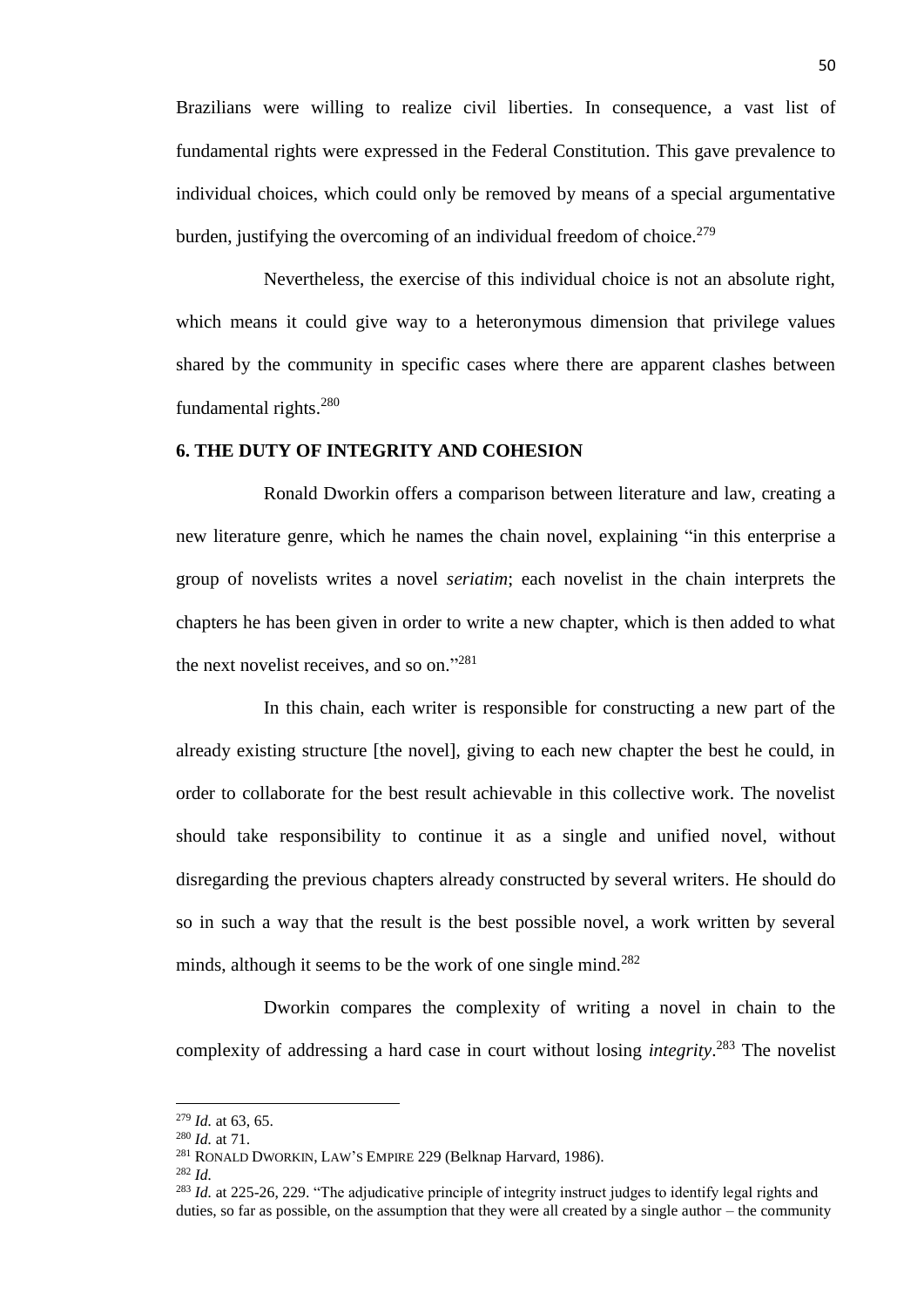Brazilians were willing to realize civil liberties. In consequence, a vast list of fundamental rights were expressed in the Federal Constitution. This gave prevalence to individual choices, which could only be removed by means of a special argumentative burden, justifying the overcoming of an individual freedom of choice.[279]

Nevertheless, the exercise of this individual choice is not an absolute right, which means it could give way to a heteronymous dimension that privilege values shared by the community in specific cases where there are apparent clashes between fundamental rights.[280]

## 6. THE DUTY OF INTEGRITY AND COHESION

Ronald Dworkin offers a comparison between literature and law, creating a new literature genre, which he names the chain novel, explaining "in this enterprise a group of novelists writes a novel *seriatim*; each novelist in the chain interprets the chapters he has been given in order to write a new chapter, which is then added to what the next novelist receives, and so on."[281]

In this chain, each writer is responsible for constructing a new part of the already existing structure [the novel], giving to each new chapter the best he could, in order to collaborate for the best result achievable in this collective work. The novelist should take responsibility to continue it as a single and unified novel, without disregarding the previous chapters already constructed by several writers. He should do so in such a way that the result is the best possible novel, a work written by several minds, although it seems to be the work of one single mind.[282]

Dworkin compares the complexity of writing a novel in chain to the complexity of addressing a hard case in court without losing *integrity*.[283] The novelist

---

[279] *Id.* at 63, 65.

[280] *Id.* at 71.

[281] RONALD DWORKIN, LAW'S EMPIRE 229 (Belknap Harvard, 1986).

[282] *Id.*

[283] *Id.* at 225-26, 229. "The adjudicative principle of integrity instruct judges to identify legal rights and duties, so far as possible, on the assumption that they were all created by a single author – the community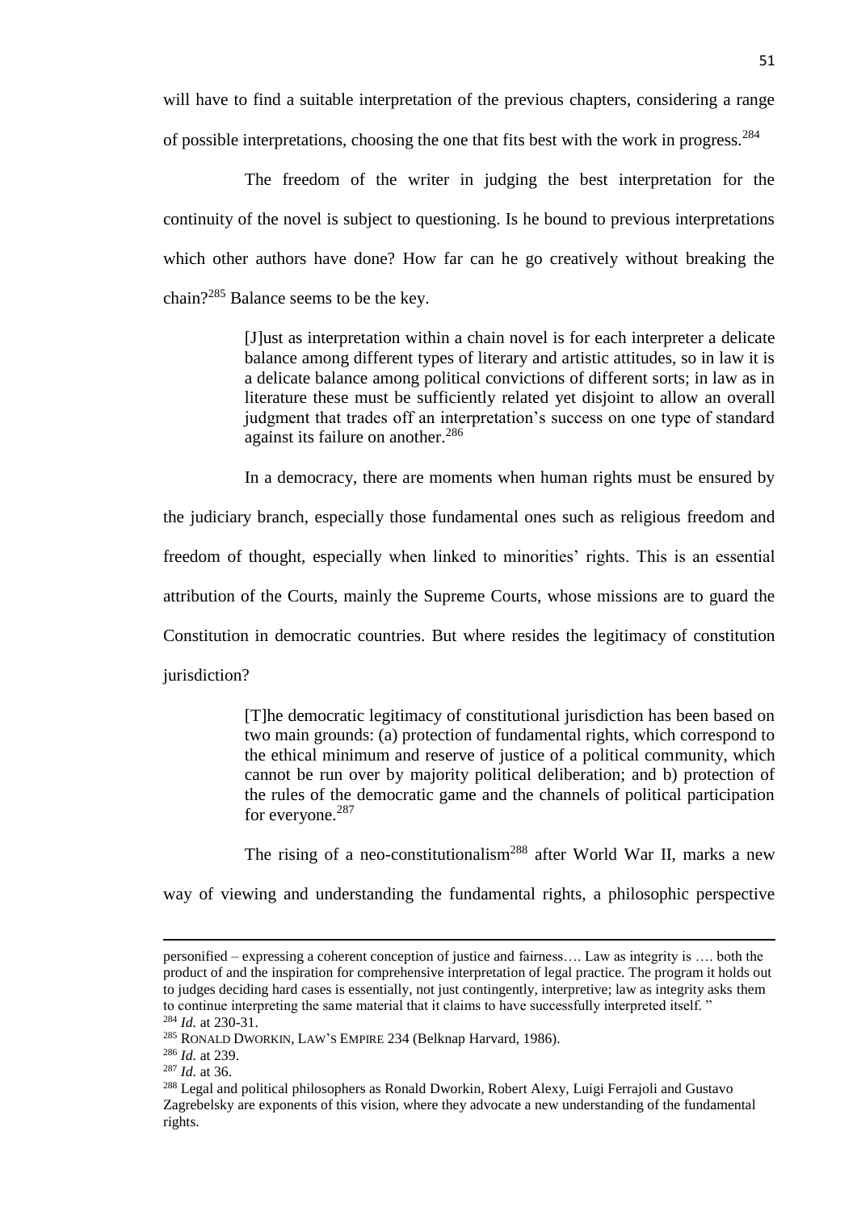will have to find a suitable interpretation of the previous chapters, considering a range of possible interpretations, choosing the one that fits best with the work in progress.[284]

The freedom of the writer in judging the best interpretation for the continuity of the novel is subject to questioning. Is he bound to previous interpretations which other authors have done? How far can he go creatively without breaking the chain?[285] Balance seems to be the key.

> [J]ust as interpretation within a chain novel is for each interpreter a delicate balance among different types of literary and artistic attitudes, so in law it is a delicate balance among political convictions of different sorts; in law as in literature these must be sufficiently related yet disjoint to allow an overall judgment that trades off an interpretation's success on one type of standard against its failure on another.[286]

In a democracy, there are moments when human rights must be ensured by the judiciary branch, especially those fundamental ones such as religious freedom and freedom of thought, especially when linked to minorities' rights. This is an essential attribution of the Courts, mainly the Supreme Courts, whose missions are to guard the Constitution in democratic countries. But where resides the legitimacy of constitution jurisdiction?

> [T]he democratic legitimacy of constitutional jurisdiction has been based on two main grounds: (a) protection of fundamental rights, which correspond to the ethical minimum and reserve of justice of a political community, which cannot be run over by majority political deliberation; and b) protection of the rules of the democratic game and the channels of political participation for everyone.[287]

The rising of a neo-constitutionalism[288] after World War II, marks a new way of viewing and understanding the fundamental rights, a philosophic perspective

---

personified – expressing a coherent conception of justice and fairness…. Law as integrity is …. both the product of and the inspiration for comprehensive interpretation of legal practice. The program it holds out to judges deciding hard cases is essentially, not just contingently, interpretive; law as integrity asks them to continue interpreting the same material that it claims to have successfully interpreted itself. "

[284] *Id.* at 230-31.

[285] RONALD DWORKIN, LAW'S EMPIRE 234 (Belknap Harvard, 1986).

[286] *Id.* at 239.

[287] *Id.* at 36.

[288] Legal and political philosophers as Ronald Dworkin, Robert Alexy, Luigi Ferrajoli and Gustavo Zagrebelsky are exponents of this vision, where they advocate a new understanding of the fundamental rights.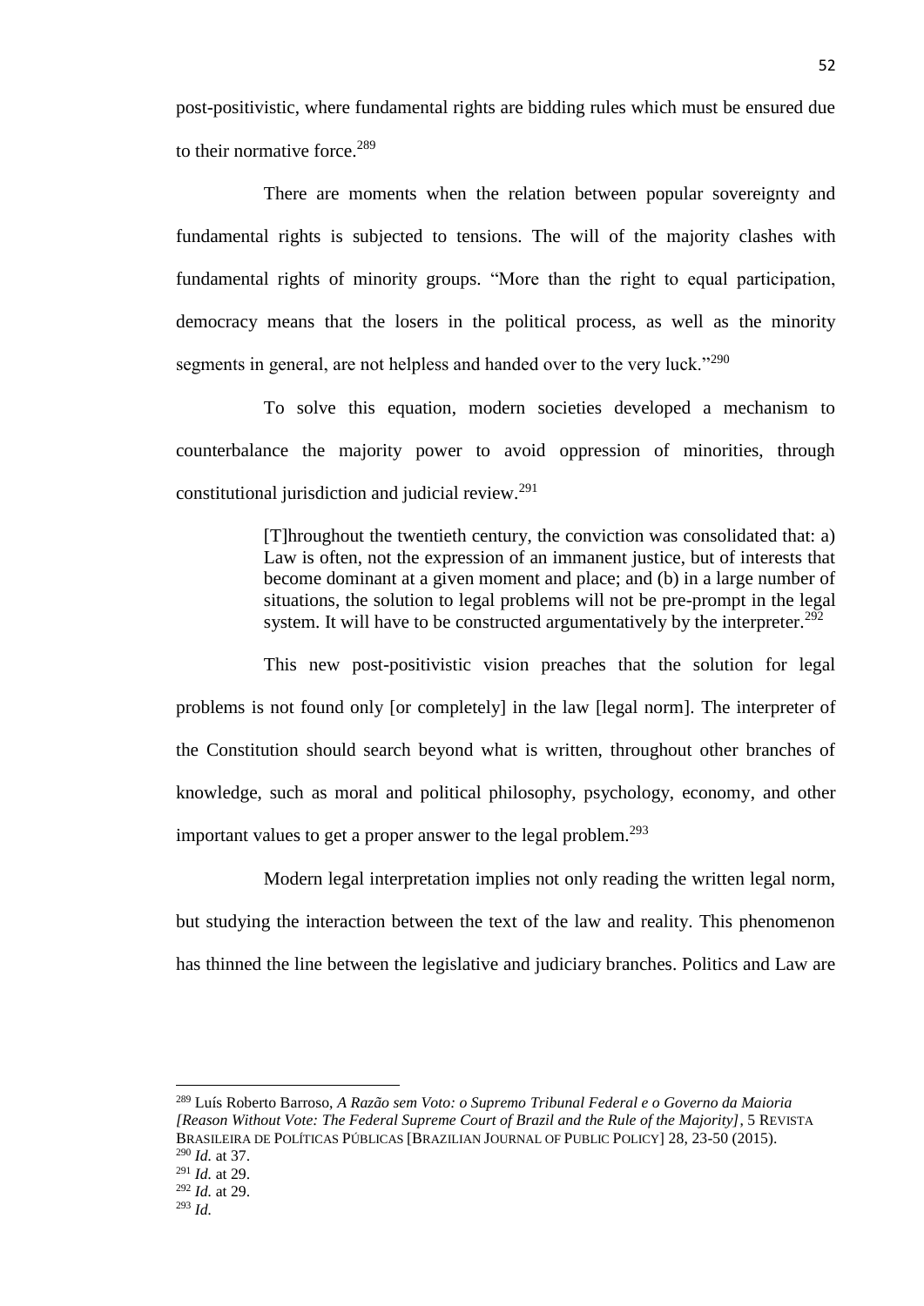post-positivistic, where fundamental rights are bidding rules which must be ensured due to their normative force.[289]

There are moments when the relation between popular sovereignty and fundamental rights is subjected to tensions. The will of the majority clashes with fundamental rights of minority groups. "More than the right to equal participation, democracy means that the losers in the political process, as well as the minority segments in general, are not helpless and handed over to the very luck."[290]

To solve this equation, modern societies developed a mechanism to counterbalance the majority power to avoid oppression of minorities, through constitutional jurisdiction and judicial review.[291]

> [T]hroughout the twentieth century, the conviction was consolidated that: a) Law is often, not the expression of an immanent justice, but of interests that become dominant at a given moment and place; and (b) in a large number of situations, the solution to legal problems will not be pre-prompt in the legal system. It will have to be constructed argumentatively by the interpreter.[292]

This new post-positivistic vision preaches that the solution for legal problems is not found only [or completely] in the law [legal norm]. The interpreter of the Constitution should search beyond what is written, throughout other branches of knowledge, such as moral and political philosophy, psychology, economy, and other important values to get a proper answer to the legal problem.[293]

Modern legal interpretation implies not only reading the written legal norm, but studying the interaction between the text of the law and reality. This phenomenon has thinned the line between the legislative and judiciary branches. Politics and Law are

---

[289] Luís Roberto Barroso, *A Razão sem Voto: o Supremo Tribunal Federal e o Governo da Maioria [Reason Without Vote: The Federal Supreme Court of Brazil and the Rule of the Majority]*, 5 REVISTA BRASILEIRA DE POLÍTICAS PÚBLICAS [BRAZILIAN JOURNAL OF PUBLIC POLICY] 28, 23-50 (2015).

[290] *Id.* at 37.

[291] *Id.* at 29.

[292] *Id.* at 29.

[293] *Id.*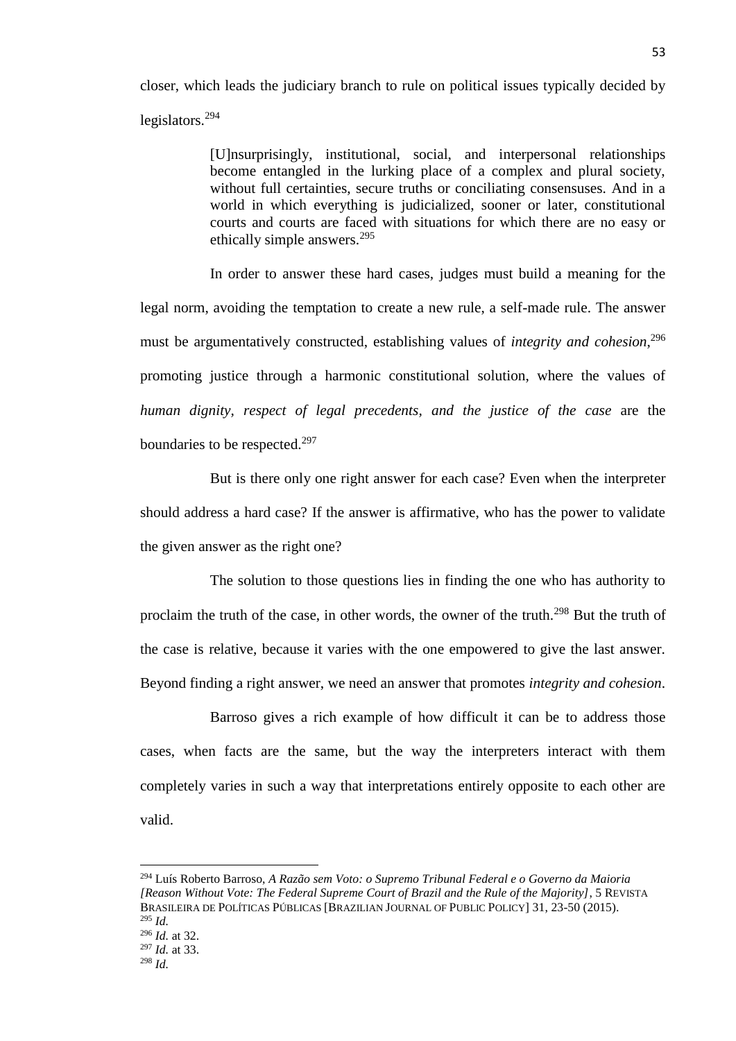closer, which leads the judiciary branch to rule on political issues typically decided by legislators.[294]

> [U]nsurprisingly, institutional, social, and interpersonal relationships become entangled in the lurking place of a complex and plural society, without full certainties, secure truths or conciliating consensuses. And in a world in which everything is judicialized, sooner or later, constitutional courts and courts are faced with situations for which there are no easy or ethically simple answers.[295]

In order to answer these hard cases, judges must build a meaning for the legal norm, avoiding the temptation to create a new rule, a self-made rule. The answer must be argumentatively constructed, establishing values of *integrity and cohesion*,[296] promoting justice through a harmonic constitutional solution, where the values of *human dignity, respect of legal precedents, and the justice of the case* are the boundaries to be respected.[297]

But is there only one right answer for each case? Even when the interpreter should address a hard case? If the answer is affirmative, who has the power to validate the given answer as the right one?

The solution to those questions lies in finding the one who has authority to proclaim the truth of the case, in other words, the owner of the truth.[298] But the truth of the case is relative, because it varies with the one empowered to give the last answer. Beyond finding a right answer, we need an answer that promotes *integrity and cohesion*.

Barroso gives a rich example of how difficult it can be to address those cases, when facts are the same, but the way the interpreters interact with them completely varies in such a way that interpretations entirely opposite to each other are valid.

---

[294] Luís Roberto Barroso, *A Razão sem Voto: o Supremo Tribunal Federal e o Governo da Maioria [Reason Without Vote: The Federal Supreme Court of Brazil and the Rule of the Majority]*, 5 REVISTA BRASILEIRA DE POLÍTICAS PÚBLICAS [BRAZILIAN JOURNAL OF PUBLIC POLICY] 31, 23-50 (2015).

[295] *Id.*

[296] *Id.* at 32.

[297] *Id.* at 33.

[298] *Id.*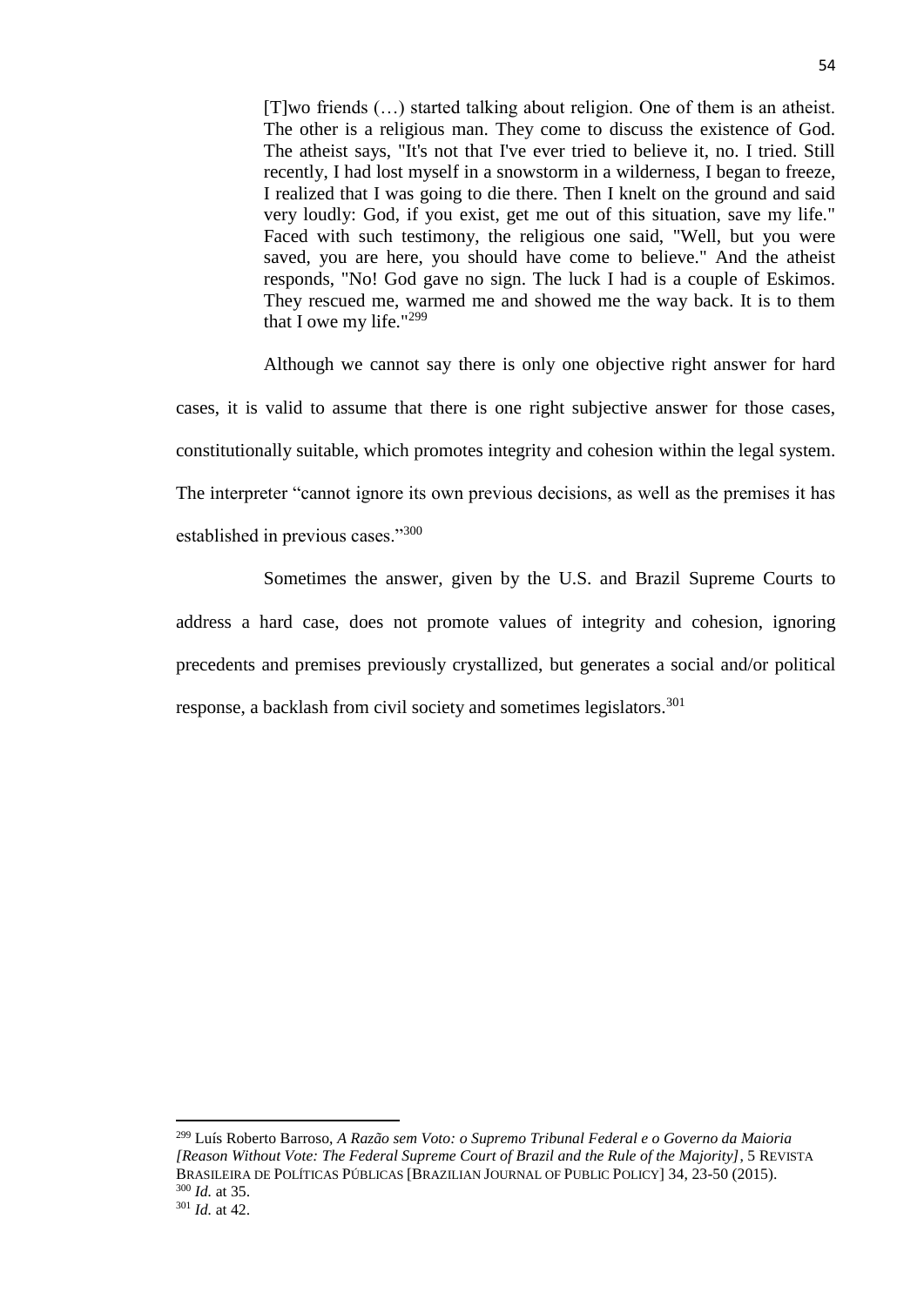> [T]wo friends (…) started talking about religion. One of them is an atheist. The other is a religious man. They come to discuss the existence of God. The atheist says, "It's not that I've ever tried to believe it, no. I tried. Still recently, I had lost myself in a snowstorm in a wilderness, I began to freeze, I realized that I was going to die there. Then I knelt on the ground and said very loudly: God, if you exist, get me out of this situation, save my life." Faced with such testimony, the religious one said, "Well, but you were saved, you are here, you should have come to believe." And the atheist responds, "No! God gave no sign. The luck I had is a couple of Eskimos. They rescued me, warmed me and showed me the way back. It is to them that I owe my life."[299]

Although we cannot say there is only one objective right answer for hard cases, it is valid to assume that there is one right subjective answer for those cases, constitutionally suitable, which promotes integrity and cohesion within the legal system. The interpreter "cannot ignore its own previous decisions, as well as the premises it has established in previous cases."[300]

Sometimes the answer, given by the U.S. and Brazil Supreme Courts to address a hard case, does not promote values of integrity and cohesion, ignoring precedents and premises previously crystallized, but generates a social and/or political response, a backlash from civil society and sometimes legislators.[301]

---

[299] Luís Roberto Barroso, *A Razão sem Voto: o Supremo Tribunal Federal e o Governo da Maioria [Reason Without Vote: The Federal Supreme Court of Brazil and the Rule of the Majority]*, 5 REVISTA BRASILEIRA DE POLÍTICAS PÚBLICAS [BRAZILIAN JOURNAL OF PUBLIC POLICY] 34, 23-50 (2015).

[300] *Id.* at 35.

[301] *Id.* at 42.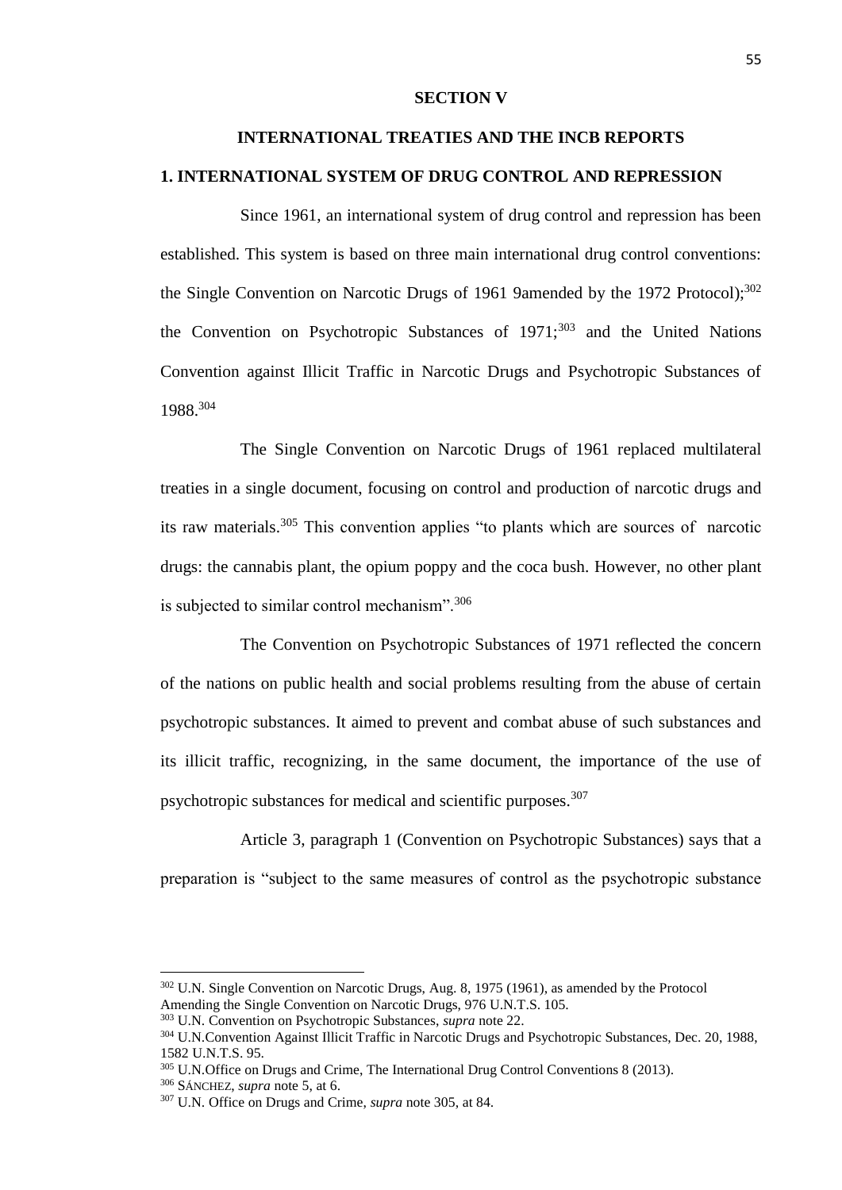## SECTION V

## INTERNATIONAL TREATIES AND THE INCB REPORTS

### 1. INTERNATIONAL SYSTEM OF DRUG CONTROL AND REPRESSION

Since 1961, an international system of drug control and repression has been established. This system is based on three main international drug control conventions: the Single Convention on Narcotic Drugs of 1961 9amended by the 1972 Protocol);[302] the Convention on Psychotropic Substances of 1971;[303] and the United Nations Convention against Illicit Traffic in Narcotic Drugs and Psychotropic Substances of 1988.[304]

The Single Convention on Narcotic Drugs of 1961 replaced multilateral treaties in a single document, focusing on control and production of narcotic drugs and its raw materials.[305] This convention applies "to plants which are sources of narcotic drugs: the cannabis plant, the opium poppy and the coca bush. However, no other plant is subjected to similar control mechanism".[306]

The Convention on Psychotropic Substances of 1971 reflected the concern of the nations on public health and social problems resulting from the abuse of certain psychotropic substances. It aimed to prevent and combat abuse of such substances and its illicit traffic, recognizing, in the same document, the importance of the use of psychotropic substances for medical and scientific purposes.[307]

Article 3, paragraph 1 (Convention on Psychotropic Substances) says that a preparation is "subject to the same measures of control as the psychotropic substance

---

[302] U.N. Single Convention on Narcotic Drugs, Aug. 8, 1975 (1961), as amended by the Protocol Amending the Single Convention on Narcotic Drugs, 976 U.N.T.S. 105.

[303] U.N. Convention on Psychotropic Substances, *supra* note 22.

[304] U.N.Convention Against Illicit Traffic in Narcotic Drugs and Psychotropic Substances, Dec. 20, 1988, 1582 U.N.T.S. 95.

[305] U.N.Office on Drugs and Crime, The International Drug Control Conventions 8 (2013).

[306] SÁNCHEZ, *supra* note 5, at 6.

[307] U.N. Office on Drugs and Crime, *supra* note 305, at 84.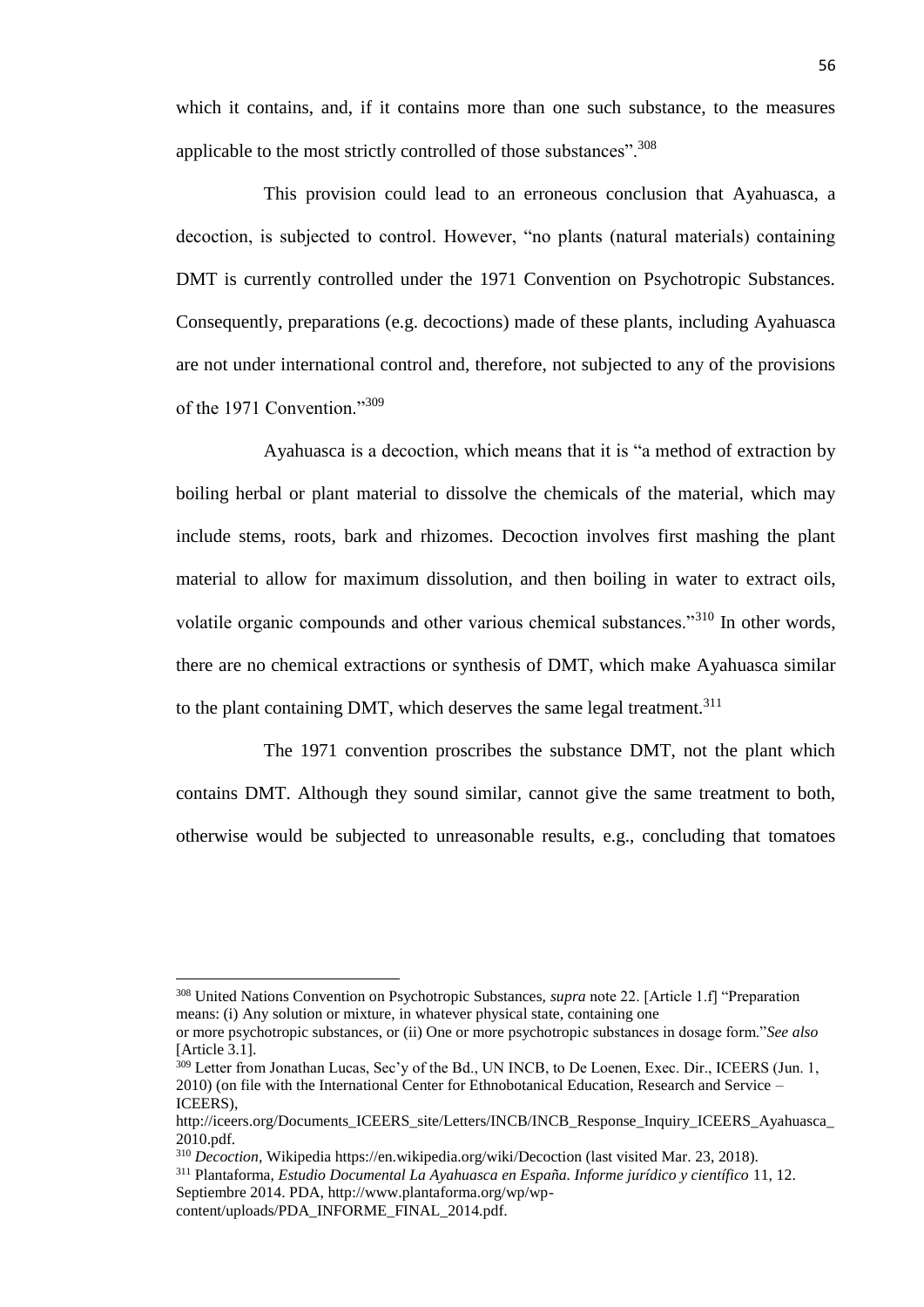which it contains, and, if it contains more than one such substance, to the measures applicable to the most strictly controlled of those substances".[308]

This provision could lead to an erroneous conclusion that Ayahuasca, a decoction, is subjected to control. However, "no plants (natural materials) containing DMT is currently controlled under the 1971 Convention on Psychotropic Substances. Consequently, preparations (e.g. decoctions) made of these plants, including Ayahuasca are not under international control and, therefore, not subjected to any of the provisions of the 1971 Convention."[309]

Ayahuasca is a decoction, which means that it is "a method of extraction by boiling herbal or plant material to dissolve the chemicals of the material, which may include stems, roots, bark and rhizomes. Decoction involves first mashing the plant material to allow for maximum dissolution, and then boiling in water to extract oils, volatile organic compounds and other various chemical substances."[310] In other words, there are no chemical extractions or synthesis of DMT, which make Ayahuasca similar to the plant containing DMT, which deserves the same legal treatment.[311]

The 1971 convention proscribes the substance DMT, not the plant which contains DMT. Although they sound similar, cannot give the same treatment to both, otherwise would be subjected to unreasonable results, e.g., concluding that tomatoes

---

[308] United Nations Convention on Psychotropic Substances, *supra* note 22. [Article 1.f] "Preparation means: (i) Any solution or mixture, in whatever physical state, containing one or more psychotropic substances, or (ii) One or more psychotropic substances in dosage form."*See also* [Article 3.1].

[309] Letter from Jonathan Lucas, Sec'y of the Bd., UN INCB, to De Loenen, Exec. Dir., ICEERS (Jun. 1, 2010) (on file with the International Center for Ethnobotanical Education, Research and Service – ICEERS), http://iceers.org/Documents_ICEERS_site/Letters/INCB/INCB_Response_Inquiry_ICEERS_Ayahuasca_2010.pdf.

[310] *Decoction*, Wikipedia https://en.wikipedia.org/wiki/Decoction (last visited Mar. 23, 2018).

[311] Plantaforma, *Estudio Documental La Ayahuasca en España. Informe jurídico y científico* 11, 12. Septiembre 2014. PDA, http://www.plantaforma.org/wp/wp-content/uploads/PDA_INFORME_FINAL_2014.pdf.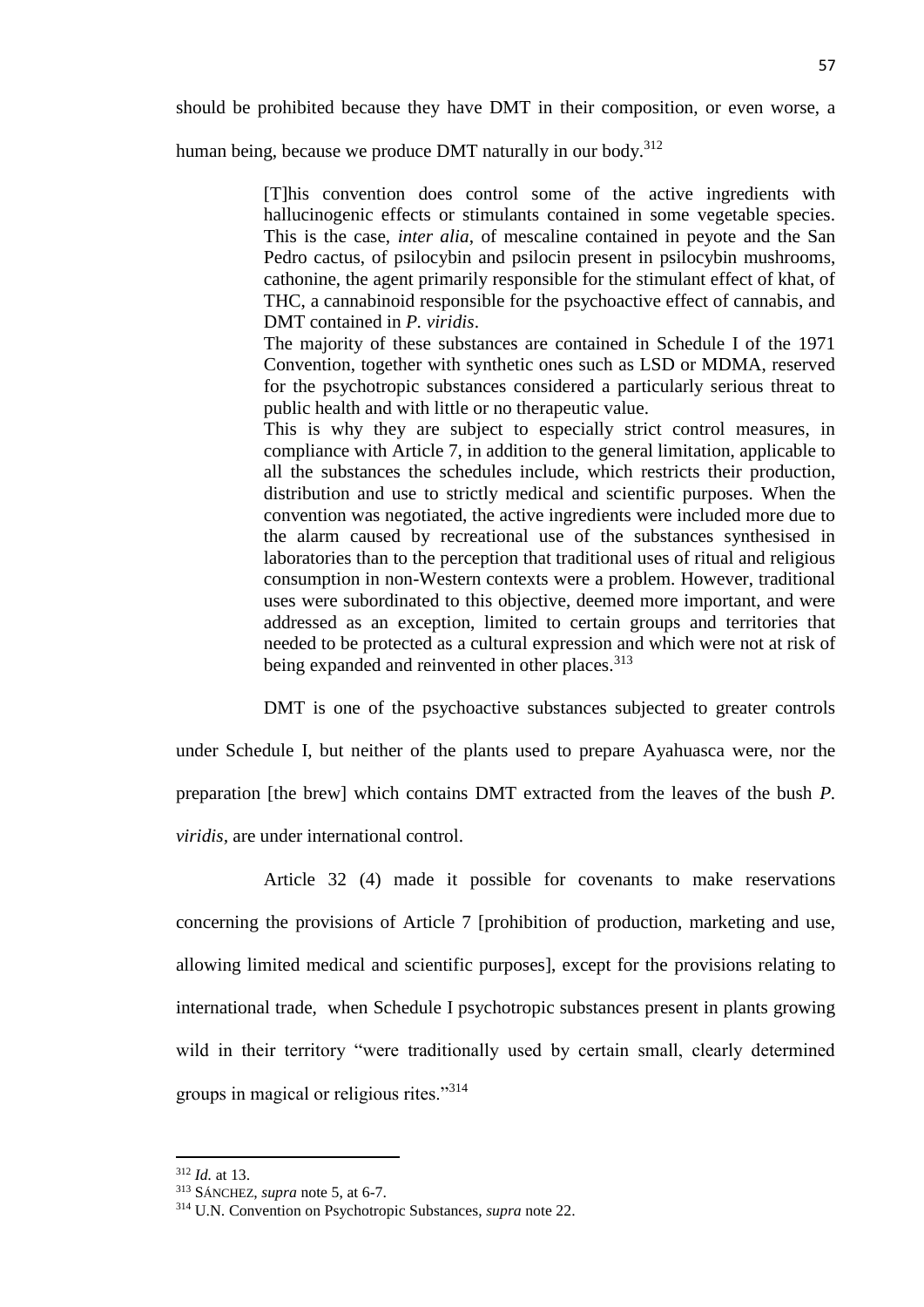should be prohibited because they have DMT in their composition, or even worse, a human being, because we produce DMT naturally in our body.[312]

> [T]his convention does control some of the active ingredients with hallucinogenic effects or stimulants contained in some vegetable species. This is the case, *inter alia*, of mescaline contained in peyote and the San Pedro cactus, of psilocybin and psilocin present in psilocybin mushrooms, cathonine, the agent primarily responsible for the stimulant effect of khat, of THC, a cannabinoid responsible for the psychoactive effect of cannabis, and DMT contained in *P. viridis*.
>
> The majority of these substances are contained in Schedule I of the 1971 Convention, together with synthetic ones such as LSD or MDMA, reserved for the psychotropic substances considered a particularly serious threat to public health and with little or no therapeutic value.
>
> This is why they are subject to especially strict control measures, in compliance with Article 7, in addition to the general limitation, applicable to all the substances the schedules include, which restricts their production, distribution and use to strictly medical and scientific purposes. When the convention was negotiated, the active ingredients were included more due to the alarm caused by recreational use of the substances synthesised in laboratories than to the perception that traditional uses of ritual and religious consumption in non-Western contexts were a problem. However, traditional uses were subordinated to this objective, deemed more important, and were addressed as an exception, limited to certain groups and territories that needed to be protected as a cultural expression and which were not at risk of being expanded and reinvented in other places.[313]

DMT is one of the psychoactive substances subjected to greater controls under Schedule I, but neither of the plants used to prepare Ayahuasca were, nor the preparation [the brew] which contains DMT extracted from the leaves of the bush *P. viridis*, are under international control.

Article 32 (4) made it possible for covenants to make reservations concerning the provisions of Article 7 [prohibition of production, marketing and use, allowing limited medical and scientific purposes], except for the provisions relating to international trade, when Schedule I psychotropic substances present in plants growing wild in their territory "were traditionally used by certain small, clearly determined groups in magical or religious rites."[314]

---

[312] *Id.* at 13.

[313] SÁNCHEZ, *supra* note 5, at 6-7.

[314] U.N. Convention on Psychotropic Substances, *supra* note 22.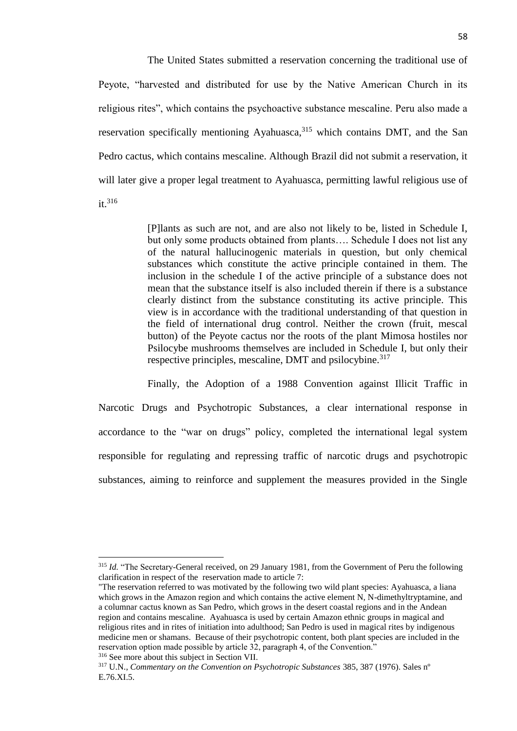The United States submitted a reservation concerning the traditional use of Peyote, "harvested and distributed for use by the Native American Church in its religious rites", which contains the psychoactive substance mescaline. Peru also made a reservation specifically mentioning Ayahuasca,[315] which contains DMT, and the San Pedro cactus, which contains mescaline. Although Brazil did not submit a reservation, it will later give a proper legal treatment to Ayahuasca, permitting lawful religious use of it.[316]

> [P]lants as such are not, and are also not likely to be, listed in Schedule I, but only some products obtained from plants…. Schedule I does not list any of the natural hallucinogenic materials in question, but only chemical substances which constitute the active principle contained in them. The inclusion in the schedule I of the active principle of a substance does not mean that the substance itself is also included therein if there is a substance clearly distinct from the substance constituting its active principle. This view is in accordance with the traditional understanding of that question in the field of international drug control. Neither the crown (fruit, mescal button) of the Peyote cactus nor the roots of the plant Mimosa hostiles nor Psilocybe mushrooms themselves are included in Schedule I, but only their respective principles, mescaline, DMT and psilocybine.[317]

Finally, the Adoption of a 1988 Convention against Illicit Traffic in Narcotic Drugs and Psychotropic Substances, a clear international response in accordance to the "war on drugs" policy, completed the international legal system responsible for regulating and repressing traffic of narcotic drugs and psychotropic substances, aiming to reinforce and supplement the measures provided in the Single

---

[315] *Id.* "The Secretary-General received, on 29 January 1981, from the Government of Peru the following clarification in respect of the reservation made to article 7:

"The reservation referred to was motivated by the following two wild plant species: Ayahuasca, a liana which grows in the Amazon region and which contains the active element N, N-dimethyltryptamine, and a columnar cactus known as San Pedro, which grows in the desert coastal regions and in the Andean region and contains mescaline. Ayahuasca is used by certain Amazon ethnic groups in magical and religious rites and in rites of initiation into adulthood; San Pedro is used in magical rites by indigenous medicine men or shamans. Because of their psychotropic content, both plant species are included in the reservation option made possible by article 32, paragraph 4, of the Convention."

[316] See more about this subject in Section VII.

[317] U.N., *Commentary on the Convention on Psychotropic Substances* 385, 387 (1976). Sales nº E.76.XI.5.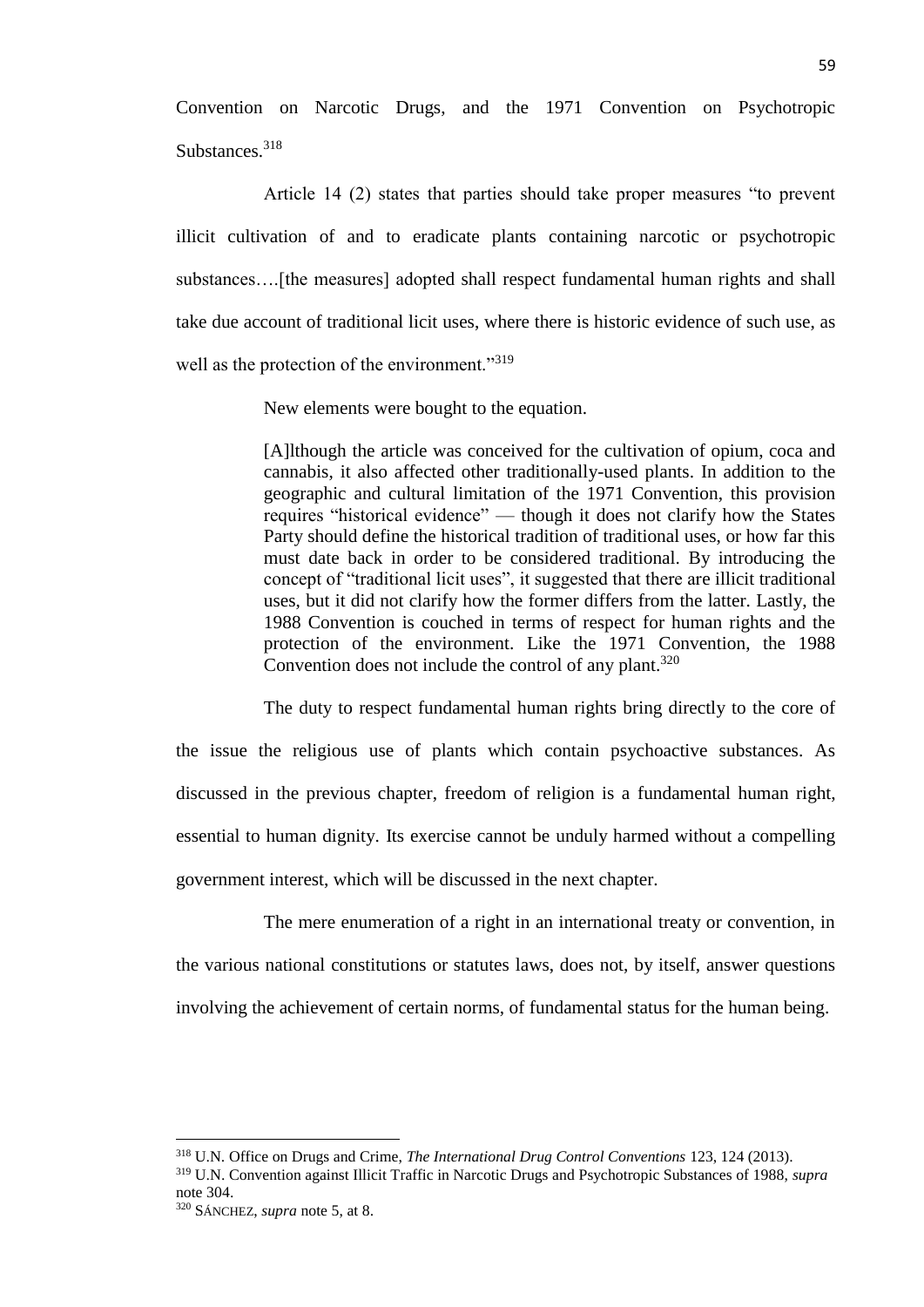Convention on Narcotic Drugs, and the 1971 Convention on Psychotropic Substances.[318]

Article 14 (2) states that parties should take proper measures "to prevent illicit cultivation of and to eradicate plants containing narcotic or psychotropic substances….[the measures] adopted shall respect fundamental human rights and shall take due account of traditional licit uses, where there is historic evidence of such use, as well as the protection of the environment."[319]

New elements were bought to the equation.

> [A]lthough the article was conceived for the cultivation of opium, coca and cannabis, it also affected other traditionally-used plants. In addition to the geographic and cultural limitation of the 1971 Convention, this provision requires "historical evidence" — though it does not clarify how the States Party should define the historical tradition of traditional uses, or how far this must date back in order to be considered traditional. By introducing the concept of "traditional licit uses", it suggested that there are illicit traditional uses, but it did not clarify how the former differs from the latter. Lastly, the 1988 Convention is couched in terms of respect for human rights and the protection of the environment. Like the 1971 Convention, the 1988 Convention does not include the control of any plant.[320]

The duty to respect fundamental human rights bring directly to the core of the issue the religious use of plants which contain psychoactive substances. As discussed in the previous chapter, freedom of religion is a fundamental human right, essential to human dignity. Its exercise cannot be unduly harmed without a compelling government interest, which will be discussed in the next chapter.

The mere enumeration of a right in an international treaty or convention, in the various national constitutions or statutes laws, does not, by itself, answer questions involving the achievement of certain norms, of fundamental status for the human being.

---

[318] U.N. Office on Drugs and Crime, *The International Drug Control Conventions* 123, 124 (2013).

[319] U.N. Convention against Illicit Traffic in Narcotic Drugs and Psychotropic Substances of 1988, *supra* note 304.

[320] SÁNCHEZ, *supra* note 5, at 8.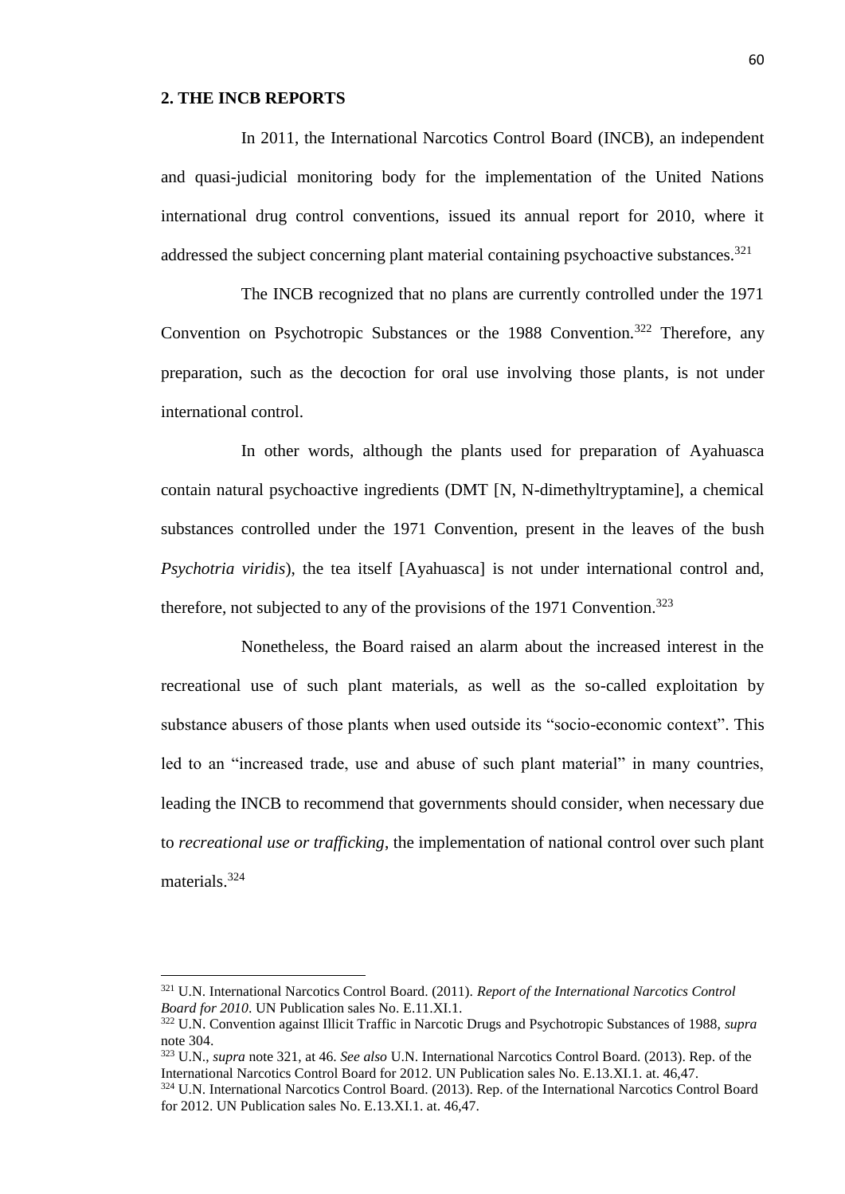## 2. THE INCB REPORTS

In 2011, the International Narcotics Control Board (INCB), an independent and quasi-judicial monitoring body for the implementation of the United Nations international drug control conventions, issued its annual report for 2010, where it addressed the subject concerning plant material containing psychoactive substances.[321]

The INCB recognized that no plans are currently controlled under the 1971 Convention on Psychotropic Substances or the 1988 Convention.[322] Therefore, any preparation, such as the decoction for oral use involving those plants, is not under international control.

In other words, although the plants used for preparation of Ayahuasca contain natural psychoactive ingredients (DMT [N, N-dimethyltryptamine], a chemical substances controlled under the 1971 Convention, present in the leaves of the bush *Psychotria viridis*), the tea itself [Ayahuasca] is not under international control and, therefore, not subjected to any of the provisions of the 1971 Convention.[323]

Nonetheless, the Board raised an alarm about the increased interest in the recreational use of such plant materials, as well as the so-called exploitation by substance abusers of those plants when used outside its "socio-economic context". This led to an "increased trade, use and abuse of such plant material" in many countries, leading the INCB to recommend that governments should consider, when necessary due to *recreational use or trafficking*, the implementation of national control over such plant materials.[324]

---

[321] U.N. International Narcotics Control Board. (2011). *Report of the International Narcotics Control Board for 2010*. UN Publication sales No. E.11.XI.1.

[322] U.N. Convention against Illicit Traffic in Narcotic Drugs and Psychotropic Substances of 1988, *supra* note 304.

[323] U.N., *supra* note 321, at 46. *See also* U.N. International Narcotics Control Board. (2013). Rep. of the International Narcotics Control Board for 2012. UN Publication sales No. E.13.XI.1. at. 46,47.

[324] U.N. International Narcotics Control Board. (2013). Rep. of the International Narcotics Control Board for 2012. UN Publication sales No. E.13.XI.1. at. 46,47.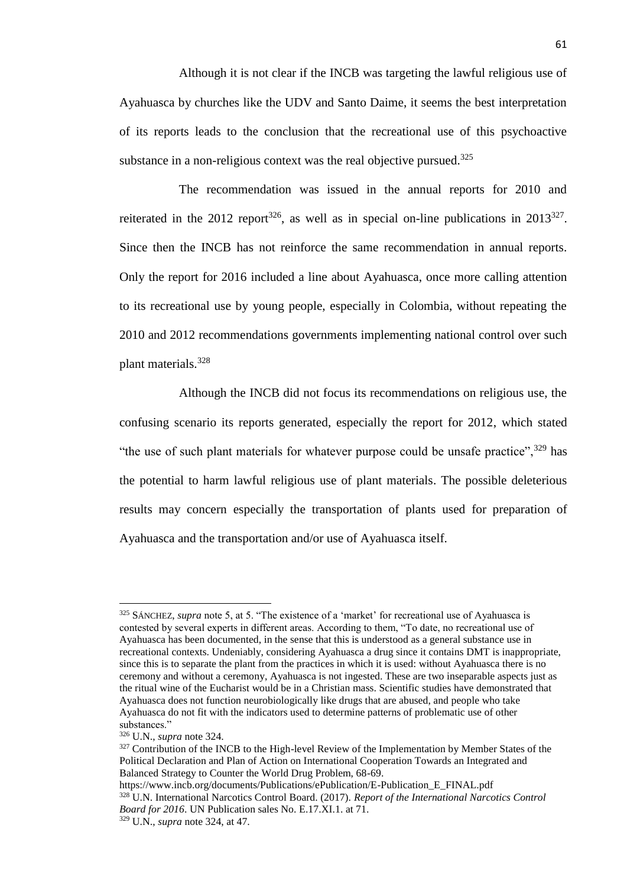Although it is not clear if the INCB was targeting the lawful religious use of Ayahuasca by churches like the UDV and Santo Daime, it seems the best interpretation of its reports leads to the conclusion that the recreational use of this psychoactive substance in a non-religious context was the real objective pursued.[325]

The recommendation was issued in the annual reports for 2010 and reiterated in the 2012 report[326], as well as in special on-line publications in 2013[327]. Since then the INCB has not reinforce the same recommendation in annual reports. Only the report for 2016 included a line about Ayahuasca, once more calling attention to its recreational use by young people, especially in Colombia, without repeating the 2010 and 2012 recommendations governments implementing national control over such plant materials.[328]

Although the INCB did not focus its recommendations on religious use, the confusing scenario its reports generated, especially the report for 2012, which stated "the use of such plant materials for whatever purpose could be unsafe practice",[329] has the potential to harm lawful religious use of plant materials. The possible deleterious results may concern especially the transportation of plants used for preparation of Ayahuasca and the transportation and/or use of Ayahuasca itself.

---

[325] SÁNCHEZ, *supra* note 5, at 5. "The existence of a 'market' for recreational use of Ayahuasca is contested by several experts in different areas. According to them, "To date, no recreational use of Ayahuasca has been documented, in the sense that this is understood as a general substance use in recreational contexts. Undeniably, considering Ayahuasca a drug since it contains DMT is inappropriate, since this is to separate the plant from the practices in which it is used: without Ayahuasca there is no ceremony and without a ceremony, Ayahuasca is not ingested. These are two inseparable aspects just as the ritual wine of the Eucharist would be in a Christian mass. Scientific studies have demonstrated that Ayahuasca does not function neurobiologically like drugs that are abused, and people who take Ayahuasca do not fit with the indicators used to determine patterns of problematic use of other substances."

[326] U.N., *supra* note 324.

[327] Contribution of the INCB to the High-level Review of the Implementation by Member States of the Political Declaration and Plan of Action on International Cooperation Towards an Integrated and Balanced Strategy to Counter the World Drug Problem, 68-69. https://www.incb.org/documents/Publications/ePublication/E-Publication_E_FINAL.pdf

[328] U.N. International Narcotics Control Board. (2017). *Report of the International Narcotics Control Board for 2016*. UN Publication sales No. E.17.XI.1. at 71.

[329] U.N., *supra* note 324, at 47.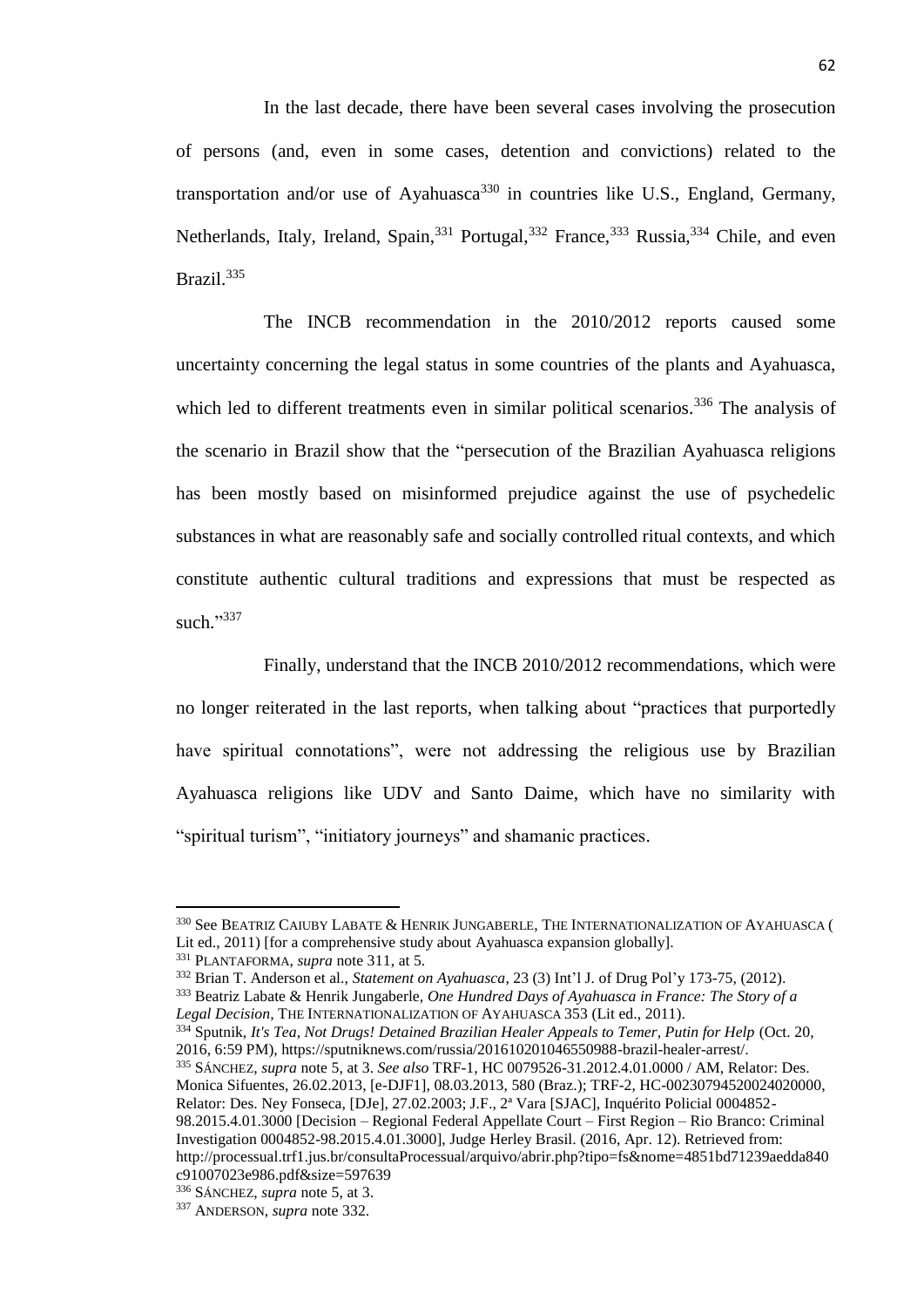In the last decade, there have been several cases involving the prosecution of persons (and, even in some cases, detention and convictions) related to the transportation and/or use of Ayahuasca[330] in countries like U.S., England, Germany, Netherlands, Italy, Ireland, Spain,[331] Portugal,[332] France,[333] Russia,[334] Chile, and even Brazil.[335]

The INCB recommendation in the 2010/2012 reports caused some uncertainty concerning the legal status in some countries of the plants and Ayahuasca, which led to different treatments even in similar political scenarios.[336] The analysis of the scenario in Brazil show that the "persecution of the Brazilian Ayahuasca religions has been mostly based on misinformed prejudice against the use of psychedelic substances in what are reasonably safe and socially controlled ritual contexts, and which constitute authentic cultural traditions and expressions that must be respected as such."[337]

Finally, understand that the INCB 2010/2012 recommendations, which were no longer reiterated in the last reports, when talking about "practices that purportedly have spiritual connotations", were not addressing the religious use by Brazilian Ayahuasca religions like UDV and Santo Daime, which have no similarity with "spiritual turism", "initiatory journeys" and shamanic practices.

---

[330] See BEATRIZ CAIUBY LABATE & HENRIK JUNGABERLE, THE INTERNATIONALIZATION OF AYAHUASCA ( Lit ed., 2011) [for a comprehensive study about Ayahuasca expansion globally].

[331] PLANTAFORMA, *supra* note 311, at 5.

[332] Brian T. Anderson et al., *Statement on Ayahuasca*, 23 (3) Int'l J. of Drug Pol'y 173-75, (2012).

[333] Beatriz Labate & Henrik Jungaberle, *One Hundred Days of Ayahuasca in France: The Story of a Legal Decision*, THE INTERNATIONALIZATION OF AYAHUASCA 353 (Lit ed., 2011).

[334] Sputnik, *It's Tea, Not Drugs! Detained Brazilian Healer Appeals to Temer, Putin for Help* (Oct. 20, 2016, 6:59 PM), https://sputniknews.com/russia/201610201046550988-brazil-healer-arrest/.

[335] SÁNCHEZ, *supra* note 5, at 3. *See also* TRF-1, HC 0079526-31.2012.4.01.0000 / AM, Relator: Des. Monica Sifuentes, 26.02.2013, [e-DJF1], 08.03.2013, 580 (Braz.); TRF-2, HC-00230794520024020000, Relator: Des. Ney Fonseca, [DJe], 27.02.2003; J.F., 2ª Vara [SJAC], Inquérito Policial 0004852-98.2015.4.01.3000 [Decision – Regional Federal Appellate Court – First Region – Rio Branco: Criminal Investigation 0004852-98.2015.4.01.3000], Judge Herley Brasil. (2016, Apr. 12). Retrieved from: http://processual.trf1.jus.br/consultaProcessual/arquivo/abrir.php?tipo=fs&nome=4851bd71239aedda840c91007023e986.pdf&size=597639

[336] SÁNCHEZ, *supra* note 5, at 3.

[337] ANDERSON, *supra* note 332.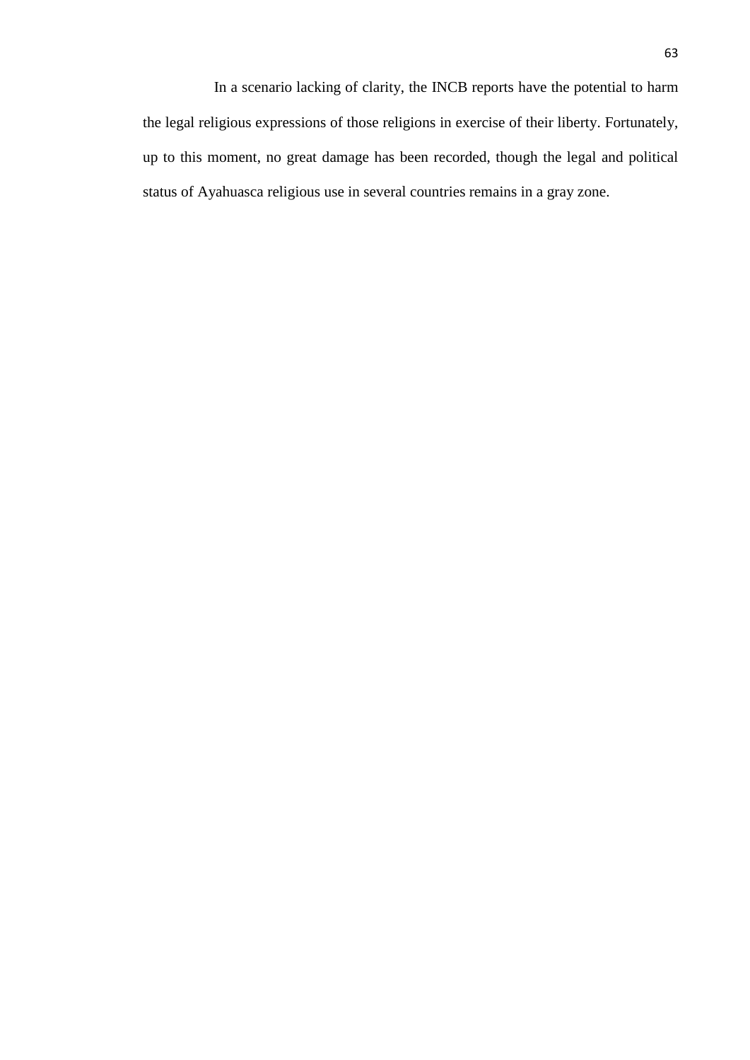In a scenario lacking of clarity, the INCB reports have the potential to harm the legal religious expressions of those religions in exercise of their liberty. Fortunately, up to this moment, no great damage has been recorded, though the legal and political status of Ayahuasca religious use in several countries remains in a gray zone.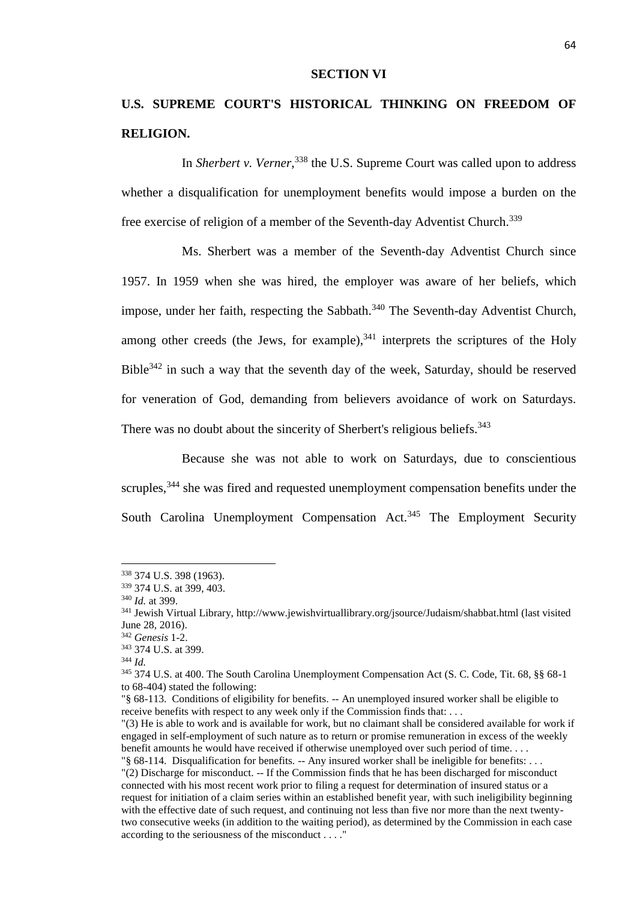## SECTION VI

## U.S. SUPREME COURT'S HISTORICAL THINKING ON FREEDOM OF RELIGION.

In *Sherbert v. Verner*,[338] the U.S. Supreme Court was called upon to address whether a disqualification for unemployment benefits would impose a burden on the free exercise of religion of a member of the Seventh-day Adventist Church.[339]

Ms. Sherbert was a member of the Seventh-day Adventist Church since 1957. In 1959 when she was hired, the employer was aware of her beliefs, which impose, under her faith, respecting the Sabbath.[340] The Seventh-day Adventist Church, among other creeds (the Jews, for example),[341] interprets the scriptures of the Holy Bible[342] in such a way that the seventh day of the week, Saturday, should be reserved for veneration of God, demanding from believers avoidance of work on Saturdays. There was no doubt about the sincerity of Sherbert's religious beliefs.[343]

Because she was not able to work on Saturdays, due to conscientious scruples,[344] she was fired and requested unemployment compensation benefits under the South Carolina Unemployment Compensation Act.[345] The Employment Security

---

[338] 374 U.S. 398 (1963).

[339] 374 U.S. at 399, 403.

[340] *Id.* at 399.

[341] Jewish Virtual Library, http://www.jewishvirtuallibrary.org/jsource/Judaism/shabbat.html (last visited June 28, 2016).

[342] *Genesis* 1-2.

[343] 374 U.S. at 399.

[344] *Id.*

[345] 374 U.S. at 400. The South Carolina Unemployment Compensation Act (S. C. Code, Tit. 68, §§ 68-1 to 68-404) stated the following:

"§ 68-113. Conditions of eligibility for benefits. -- An unemployed insured worker shall be eligible to receive benefits with respect to any week only if the Commission finds that: . . .

"(3) He is able to work and is available for work, but no claimant shall be considered available for work if engaged in self-employment of such nature as to return or promise remuneration in excess of the weekly benefit amounts he would have received if otherwise unemployed over such period of time. . . .

"§ 68-114. Disqualification for benefits. -- Any insured worker shall be ineligible for benefits: . . .

"(2) Discharge for misconduct. -- If the Commission finds that he has been discharged for misconduct connected with his most recent work prior to filing a request for determination of insured status or a request for initiation of a claim series within an established benefit year, with such ineligibility beginning with the effective date of such request, and continuing not less than five nor more than the next twenty-two consecutive weeks (in addition to the waiting period), as determined by the Commission in each case according to the seriousness of the misconduct . . . ."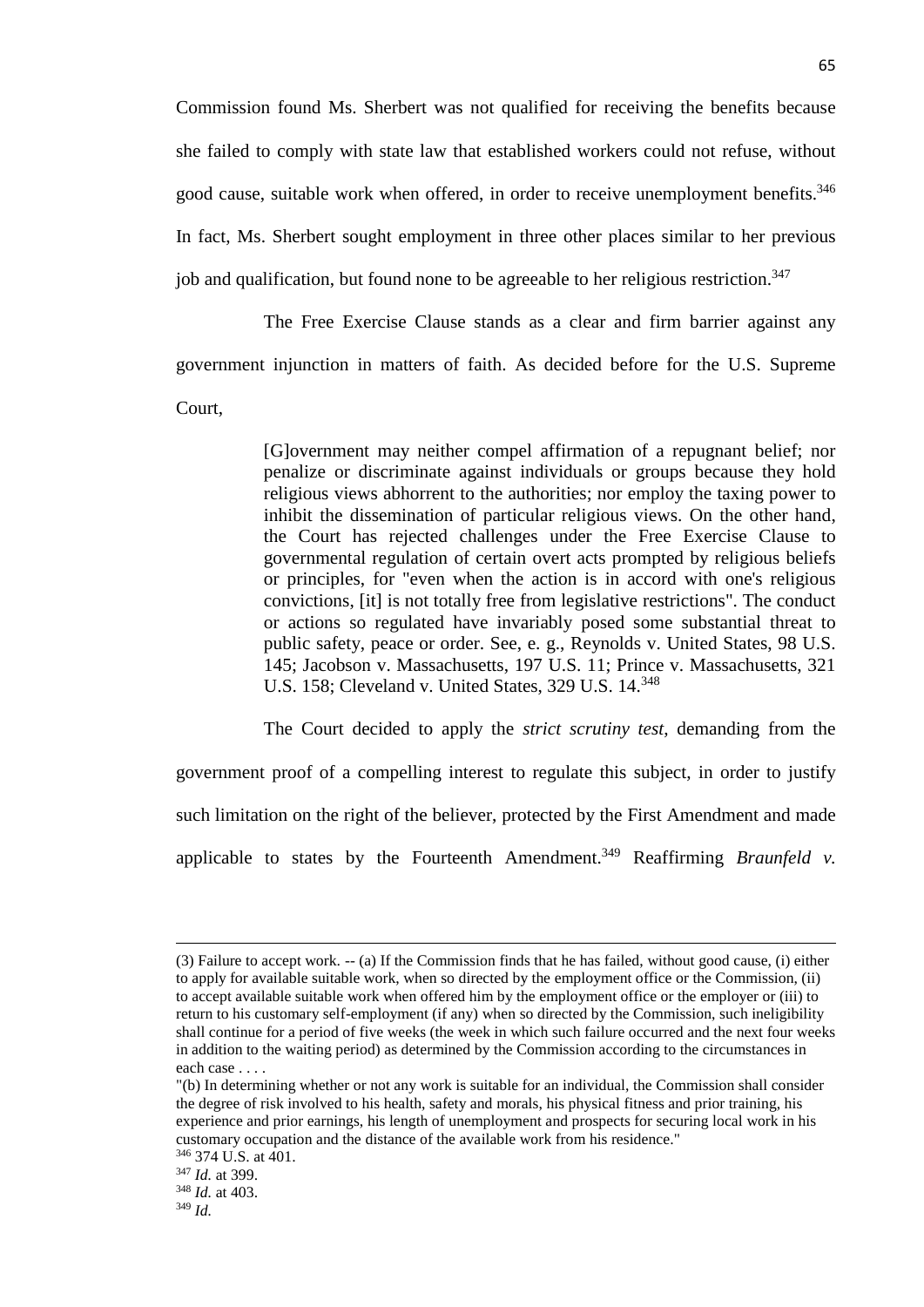Commission found Ms. Sherbert was not qualified for receiving the benefits because she failed to comply with state law that established workers could not refuse, without good cause, suitable work when offered, in order to receive unemployment benefits.[346] In fact, Ms. Sherbert sought employment in three other places similar to her previous job and qualification, but found none to be agreeable to her religious restriction.[347]

The Free Exercise Clause stands as a clear and firm barrier against any government injunction in matters of faith. As decided before for the U.S. Supreme Court,

> [G]overnment may neither compel affirmation of a repugnant belief; nor penalize or discriminate against individuals or groups because they hold religious views abhorrent to the authorities; nor employ the taxing power to inhibit the dissemination of particular religious views. On the other hand, the Court has rejected challenges under the Free Exercise Clause to governmental regulation of certain overt acts prompted by religious beliefs or principles, for "even when the action is in accord with one's religious convictions, [it] is not totally free from legislative restrictions". The conduct or actions so regulated have invariably posed some substantial threat to public safety, peace or order. See, e. g., Reynolds v. United States, 98 U.S. 145; Jacobson v. Massachusetts, 197 U.S. 11; Prince v. Massachusetts, 321 U.S. 158; Cleveland v. United States, 329 U.S. 14.[348]

The Court decided to apply the *strict scrutiny test*, demanding from the government proof of a compelling interest to regulate this subject, in order to justify such limitation on the right of the believer, protected by the First Amendment and made applicable to states by the Fourteenth Amendment.[349] Reaffirming *Braunfeld v.*

---

(3) Failure to accept work. -- (a) If the Commission finds that he has failed, without good cause, (i) either to apply for available suitable work, when so directed by the employment office or the Commission, (ii) to accept available suitable work when offered him by the employment office or the employer or (iii) to return to his customary self-employment (if any) when so directed by the Commission, such ineligibility shall continue for a period of five weeks (the week in which such failure occurred and the next four weeks in addition to the waiting period) as determined by the Commission according to the circumstances in each case . . . .

"(b) In determining whether or not any work is suitable for an individual, the Commission shall consider the degree of risk involved to his health, safety and morals, his physical fitness and prior training, his experience and prior earnings, his length of unemployment and prospects for securing local work in his customary occupation and the distance of the available work from his residence."

[346] 374 U.S. at 401.

[347] *Id.* at 399.

[348] *Id.* at 403.

[349] *Id.*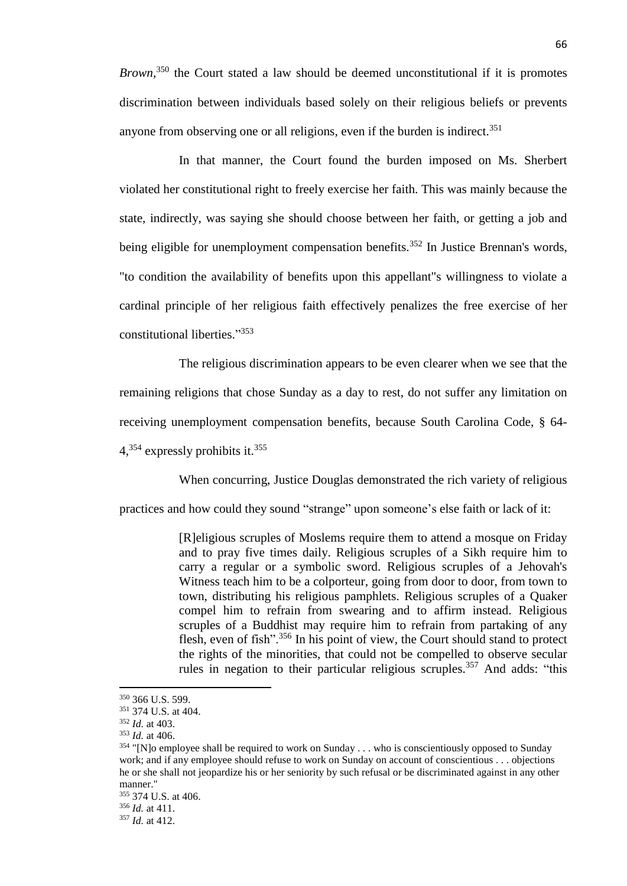*Brown*,[350] the Court stated a law should be deemed unconstitutional if it is promotes discrimination between individuals based solely on their religious beliefs or prevents anyone from observing one or all religions, even if the burden is indirect.[351]

In that manner, the Court found the burden imposed on Ms. Sherbert violated her constitutional right to freely exercise her faith. This was mainly because the state, indirectly, was saying she should choose between her faith, or getting a job and being eligible for unemployment compensation benefits.[352] In Justice Brennan's words, "to condition the availability of benefits upon this appellant"s willingness to violate a cardinal principle of her religious faith effectively penalizes the free exercise of her constitutional liberties."[353]

The religious discrimination appears to be even clearer when we see that the remaining religions that chose Sunday as a day to rest, do not suffer any limitation on receiving unemployment compensation benefits, because South Carolina Code, § 64-4,[354] expressly prohibits it.[355]

When concurring, Justice Douglas demonstrated the rich variety of religious practices and how could they sound "strange" upon someone's else faith or lack of it:

> [R]eligious scruples of Moslems require them to attend a mosque on Friday and to pray five times daily. Religious scruples of a Sikh require him to carry a regular or a symbolic sword. Religious scruples of a Jehovah's Witness teach him to be a colporteur, going from door to door, from town to town, distributing his religious pamphlets. Religious scruples of a Quaker compel him to refrain from swearing and to affirm instead. Religious scruples of a Buddhist may require him to refrain from partaking of any flesh, even of fish".[356] In his point of view, the Court should stand to protect the rights of the minorities, that could not be compelled to observe secular rules in negation to their particular religious scruples.[357] And adds: "this

---

[350] 366 U.S. 599.

[351] 374 U.S. at 404.

[352] *Id.* at 403.

[353] *Id.* at 406.

[354] "[N]o employee shall be required to work on Sunday . . . who is conscientiously opposed to Sunday work; and if any employee should refuse to work on Sunday on account of conscientious . . . objections he or she shall not jeopardize his or her seniority by such refusal or be discriminated against in any other manner."

[355] 374 U.S. at 406.

[356] *Id.* at 411.

[357] *Id.* at 412.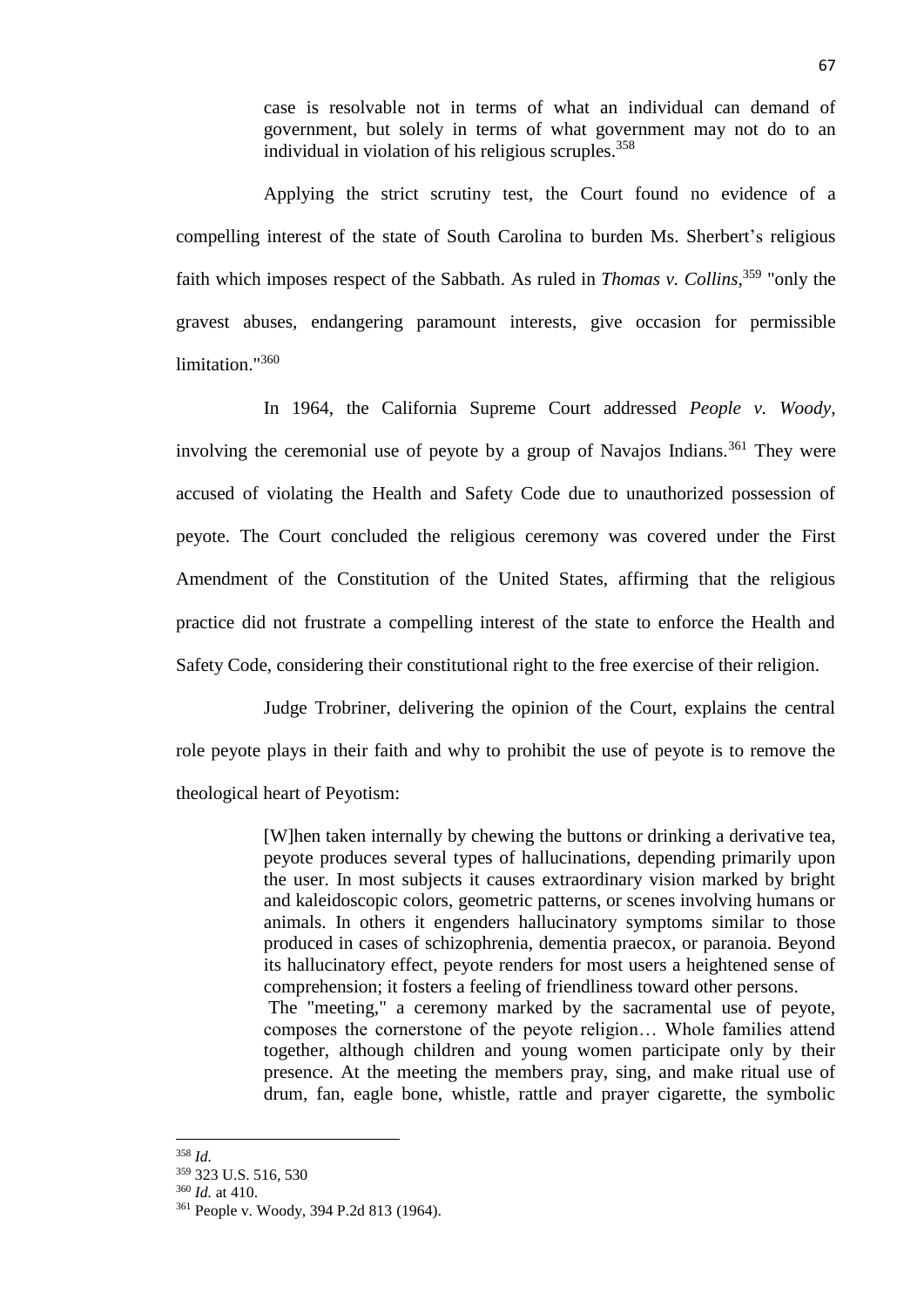> case is resolvable not in terms of what an individual can demand of government, but solely in terms of what government may not do to an individual in violation of his religious scruples.[358]

Applying the strict scrutiny test, the Court found no evidence of a compelling interest of the state of South Carolina to burden Ms. Sherbert's religious faith which imposes respect of the Sabbath. As ruled in *Thomas v. Collins*,[359] "only the gravest abuses, endangering paramount interests, give occasion for permissible limitation."[360]

In 1964, the California Supreme Court addressed *People v. Woody*, involving the ceremonial use of peyote by a group of Navajos Indians.[361] They were accused of violating the Health and Safety Code due to unauthorized possession of peyote. The Court concluded the religious ceremony was covered under the First Amendment of the Constitution of the United States, affirming that the religious practice did not frustrate a compelling interest of the state to enforce the Health and Safety Code, considering their constitutional right to the free exercise of their religion.

Judge Trobriner, delivering the opinion of the Court, explains the central role peyote plays in their faith and why to prohibit the use of peyote is to remove the theological heart of Peyotism:

> [W]hen taken internally by chewing the buttons or drinking a derivative tea, peyote produces several types of hallucinations, depending primarily upon the user. In most subjects it causes extraordinary vision marked by bright and kaleidoscopic colors, geometric patterns, or scenes involving humans or animals. In others it engenders hallucinatory symptoms similar to those produced in cases of schizophrenia, dementia praecox, or paranoia. Beyond its hallucinatory effect, peyote renders for most users a heightened sense of comprehension; it fosters a feeling of friendliness toward other persons.
>
> The "meeting," a ceremony marked by the sacramental use of peyote, composes the cornerstone of the peyote religion… Whole families attend together, although children and young women participate only by their presence. At the meeting the members pray, sing, and make ritual use of drum, fan, eagle bone, whistle, rattle and prayer cigarette, the symbolic

---

[358] *Id.*

[359] 323 U.S. 516, 530

[360] *Id.* at 410.

[361] People v. Woody, 394 P.2d 813 (1964).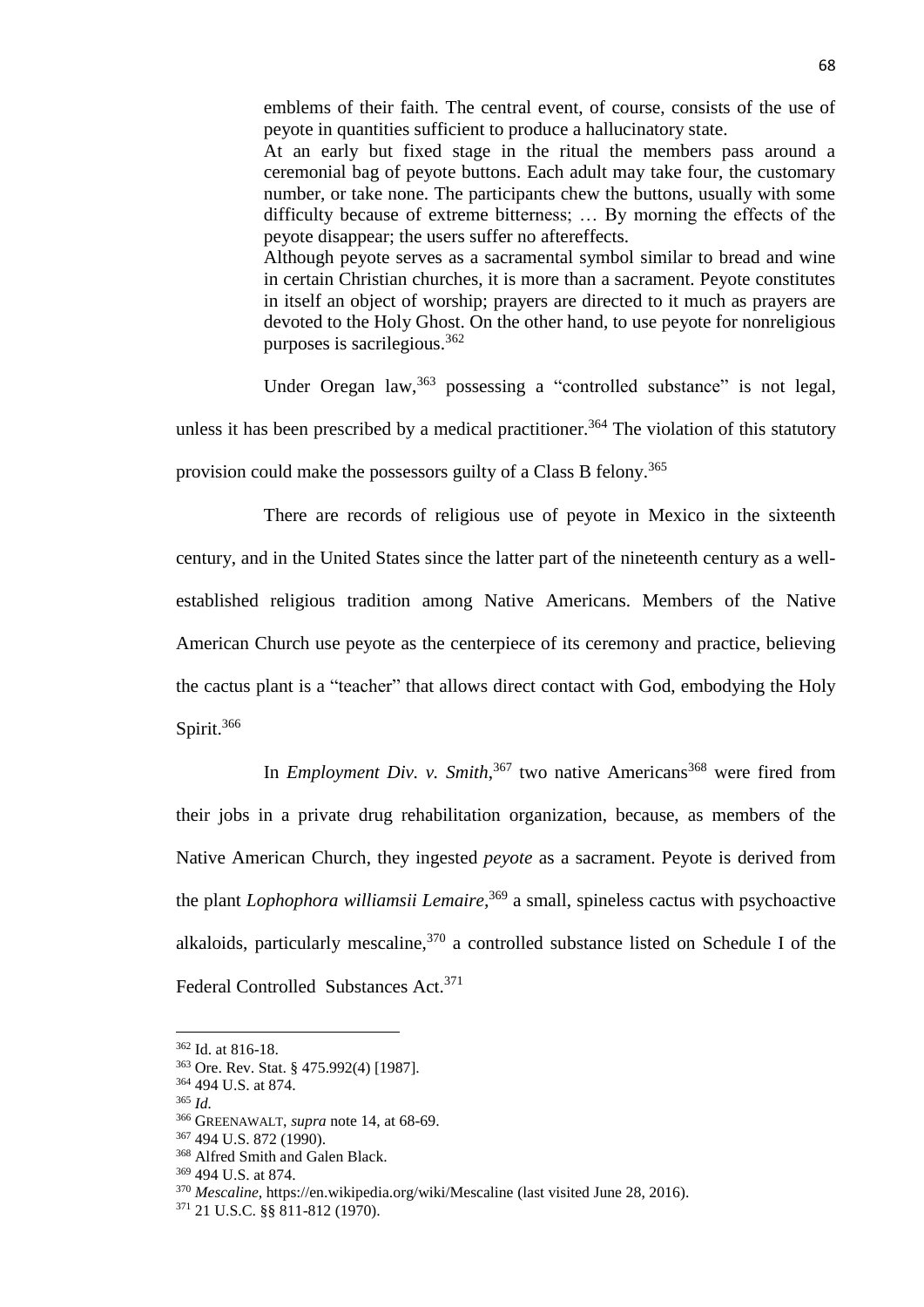> emblems of their faith. The central event, of course, consists of the use of peyote in quantities sufficient to produce a hallucinatory state.
>
> At an early but fixed stage in the ritual the members pass around a ceremonial bag of peyote buttons. Each adult may take four, the customary number, or take none. The participants chew the buttons, usually with some difficulty because of extreme bitterness; … By morning the effects of the peyote disappear; the users suffer no aftereffects.
>
> Although peyote serves as a sacramental symbol similar to bread and wine in certain Christian churches, it is more than a sacrament. Peyote constitutes in itself an object of worship; prayers are directed to it much as prayers are devoted to the Holy Ghost. On the other hand, to use peyote for nonreligious purposes is sacrilegious.[362]

Under Oregan law,[363] possessing a "controlled substance" is not legal, unless it has been prescribed by a medical practitioner.[364] The violation of this statutory provision could make the possessors guilty of a Class B felony.[365]

There are records of religious use of peyote in Mexico in the sixteenth century, and in the United States since the latter part of the nineteenth century as a well-established religious tradition among Native Americans. Members of the Native American Church use peyote as the centerpiece of its ceremony and practice, believing the cactus plant is a "teacher" that allows direct contact with God, embodying the Holy Spirit.[366]

In *Employment Div. v. Smith*,[367] two native Americans[368] were fired from their jobs in a private drug rehabilitation organization, because, as members of the Native American Church, they ingested *peyote* as a sacrament. Peyote is derived from the plant *Lophophora williamsii Lemaire*,[369] a small, spineless cactus with psychoactive alkaloids, particularly mescaline,[370] a controlled substance listed on Schedule I of the Federal Controlled Substances Act.[371]

---

[362] Id. at 816-18.

[363] Ore. Rev. Stat. § 475.992(4) [1987].

[364] 494 U.S. at 874.

[365] *Id.*

[366] GREENAWALT, *supra* note 14, at 68-69.

[367] 494 U.S. 872 (1990).

[368] Alfred Smith and Galen Black.

[369] 494 U.S. at 874.

[370] *Mescaline*, https://en.wikipedia.org/wiki/Mescaline (last visited June 28, 2016).

[371] 21 U.S.C. §§ 811-812 (1970).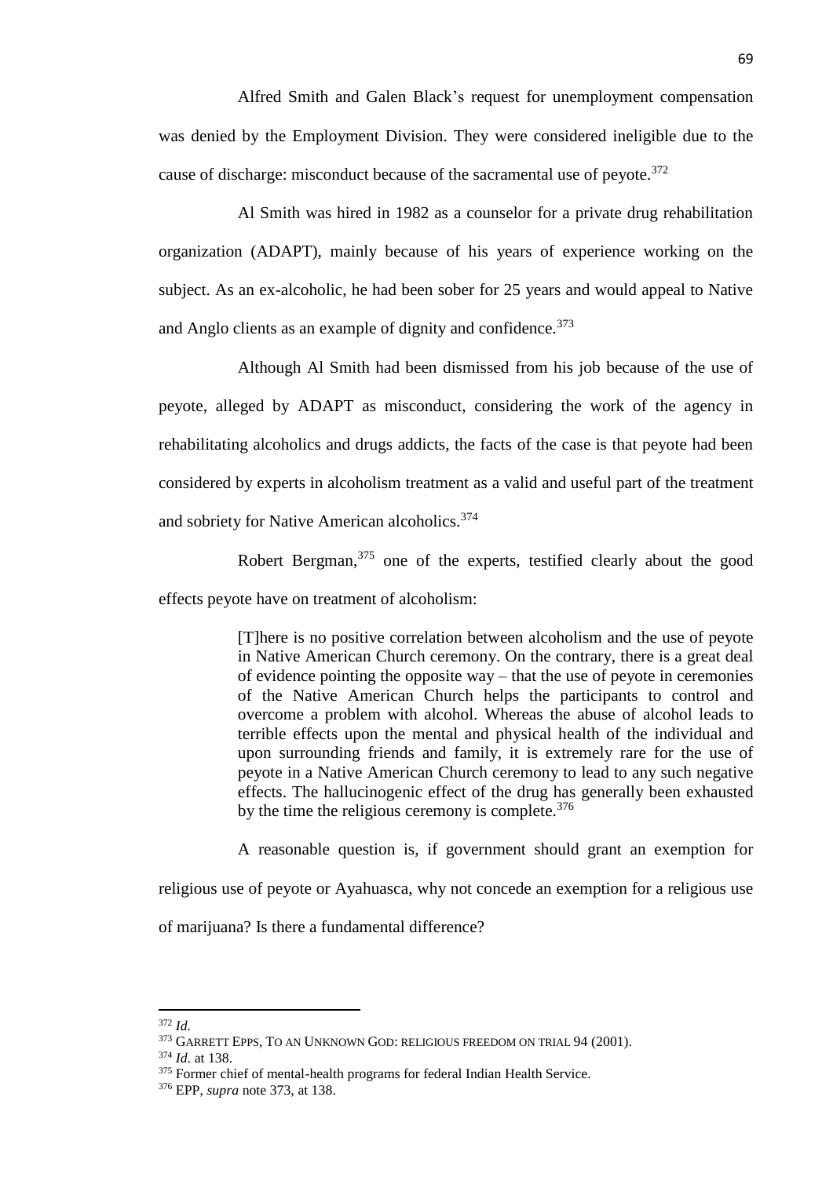Alfred Smith and Galen Black's request for unemployment compensation was denied by the Employment Division. They were considered ineligible due to the cause of discharge: misconduct because of the sacramental use of peyote.[372]

Al Smith was hired in 1982 as a counselor for a private drug rehabilitation organization (ADAPT), mainly because of his years of experience working on the subject. As an ex-alcoholic, he had been sober for 25 years and would appeal to Native and Anglo clients as an example of dignity and confidence.[373]

Although Al Smith had been dismissed from his job because of the use of peyote, alleged by ADAPT as misconduct, considering the work of the agency in rehabilitating alcoholics and drugs addicts, the facts of the case is that peyote had been considered by experts in alcoholism treatment as a valid and useful part of the treatment and sobriety for Native American alcoholics.[374]

Robert Bergman,[375] one of the experts, testified clearly about the good effects peyote have on treatment of alcoholism:

> [T]here is no positive correlation between alcoholism and the use of peyote in Native American Church ceremony. On the contrary, there is a great deal of evidence pointing the opposite way – that the use of peyote in ceremonies of the Native American Church helps the participants to control and overcome a problem with alcohol. Whereas the abuse of alcohol leads to terrible effects upon the mental and physical health of the individual and upon surrounding friends and family, it is extremely rare for the use of peyote in a Native American Church ceremony to lead to any such negative effects. The hallucinogenic effect of the drug has generally been exhausted by the time the religious ceremony is complete.[376]

A reasonable question is, if government should grant an exemption for religious use of peyote or Ayahuasca, why not concede an exemption for a religious use of marijuana? Is there a fundamental difference?

---

[372] *Id.*

[373] GARRETT EPPS, TO AN UNKNOWN GOD: RELIGIOUS FREEDOM ON TRIAL 94 (2001).

[374] *Id.* at 138.

[375] Former chief of mental-health programs for federal Indian Health Service.

[376] EPP, *supra* note 373, at 138.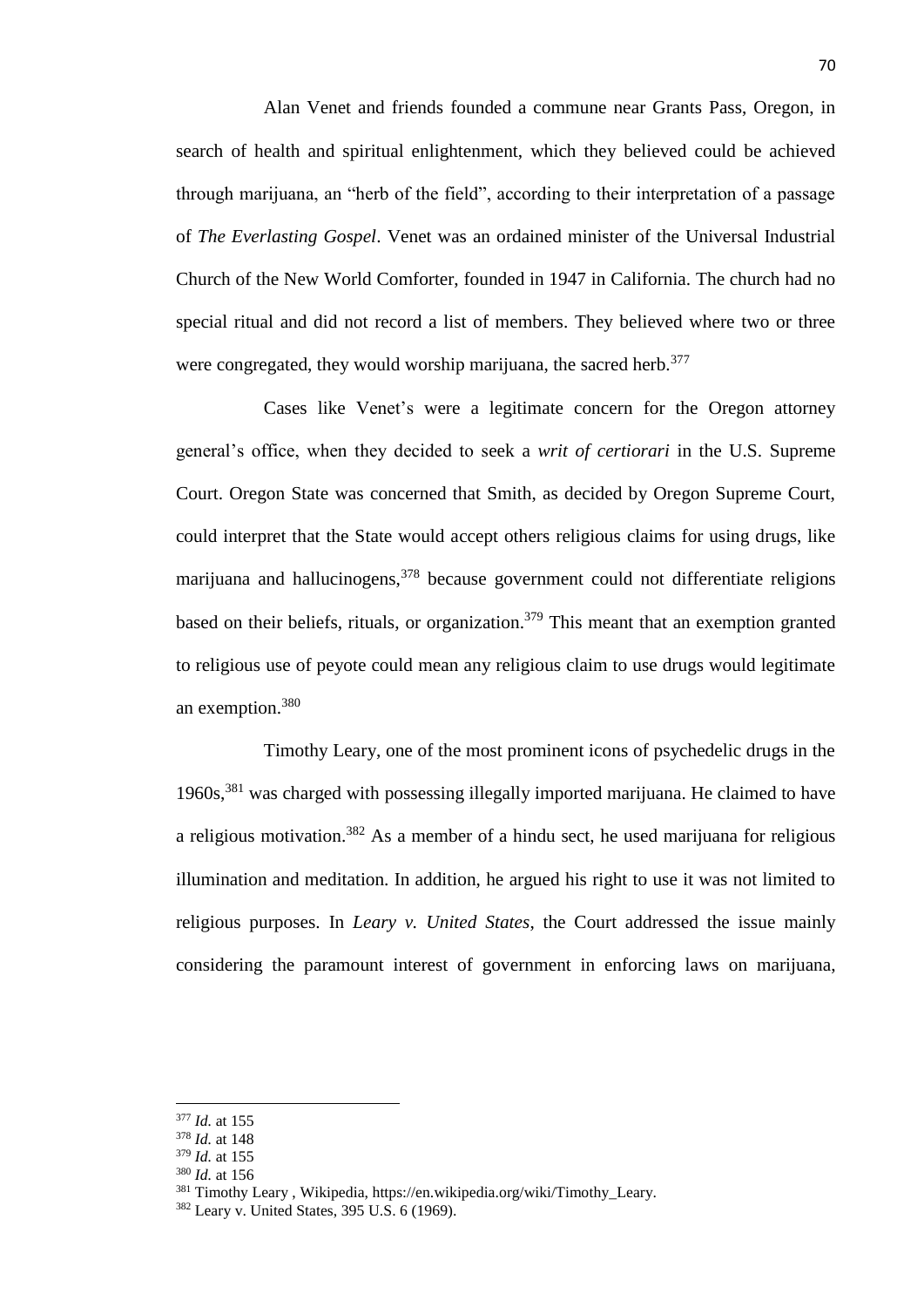Alan Venet and friends founded a commune near Grants Pass, Oregon, in search of health and spiritual enlightenment, which they believed could be achieved through marijuana, an "herb of the field", according to their interpretation of a passage of *The Everlasting Gospel*. Venet was an ordained minister of the Universal Industrial Church of the New World Comforter, founded in 1947 in California. The church had no special ritual and did not record a list of members. They believed where two or three were congregated, they would worship marijuana, the sacred herb.[377]

Cases like Venet's were a legitimate concern for the Oregon attorney general's office, when they decided to seek a *writ of certiorari* in the U.S. Supreme Court. Oregon State was concerned that Smith, as decided by Oregon Supreme Court, could interpret that the State would accept others religious claims for using drugs, like marijuana and hallucinogens,[378] because government could not differentiate religions based on their beliefs, rituals, or organization.[379] This meant that an exemption granted to religious use of peyote could mean any religious claim to use drugs would legitimate an exemption.[380]

Timothy Leary, one of the most prominent icons of psychedelic drugs in the 1960s,[381] was charged with possessing illegally imported marijuana. He claimed to have a religious motivation.[382] As a member of a hindu sect, he used marijuana for religious illumination and meditation. In addition, he argued his right to use it was not limited to religious purposes. In *Leary v. United States*, the Court addressed the issue mainly considering the paramount interest of government in enforcing laws on marijuana,

---

[377] *Id.* at 155

[378] *Id.* at 148

[379] *Id.* at 155

[380] *Id.* at 156

[381] Timothy Leary , Wikipedia, https://en.wikipedia.org/wiki/Timothy_Leary.

[382] Leary v. United States, 395 U.S. 6 (1969).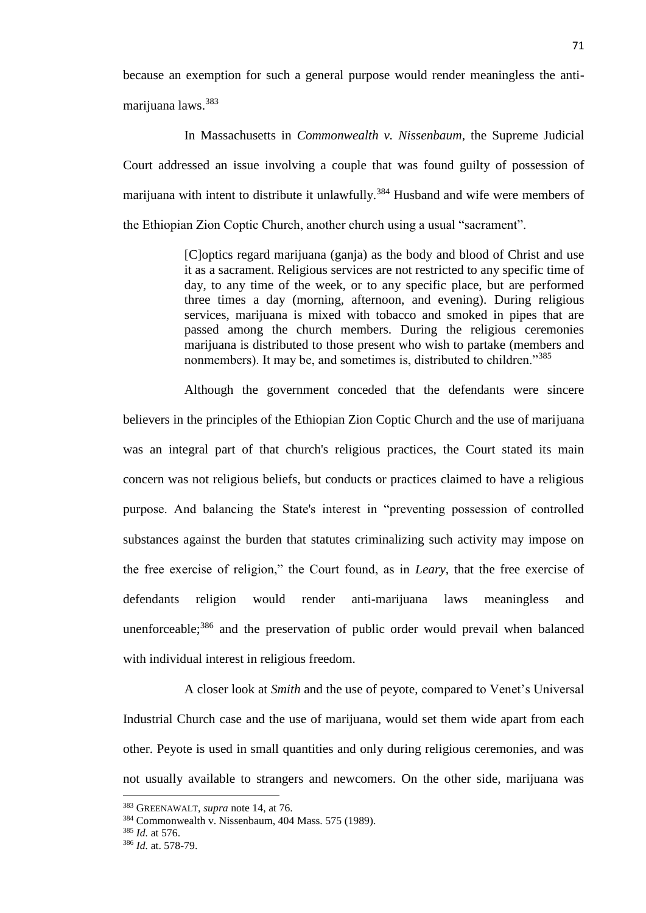because an exemption for such a general purpose would render meaningless the anti-marijuana laws.[383]

In Massachusetts in *Commonwealth v. Nissenbaum*, the Supreme Judicial Court addressed an issue involving a couple that was found guilty of possession of marijuana with intent to distribute it unlawfully.[384] Husband and wife were members of the Ethiopian Zion Coptic Church, another church using a usual "sacrament".

> [C]optics regard marijuana (ganja) as the body and blood of Christ and use it as a sacrament. Religious services are not restricted to any specific time of day, to any time of the week, or to any specific place, but are performed three times a day (morning, afternoon, and evening). During religious services, marijuana is mixed with tobacco and smoked in pipes that are passed among the church members. During the religious ceremonies marijuana is distributed to those present who wish to partake (members and nonmembers). It may be, and sometimes is, distributed to children."[385]

Although the government conceded that the defendants were sincere believers in the principles of the Ethiopian Zion Coptic Church and the use of marijuana was an integral part of that church's religious practices, the Court stated its main concern was not religious beliefs, but conducts or practices claimed to have a religious purpose. And balancing the State's interest in "preventing possession of controlled substances against the burden that statutes criminalizing such activity may impose on the free exercise of religion," the Court found, as in *Leary*, that the free exercise of defendants religion would render anti-marijuana laws meaningless and unenforceable;[386] and the preservation of public order would prevail when balanced with individual interest in religious freedom.

A closer look at *Smith* and the use of peyote, compared to Venet's Universal Industrial Church case and the use of marijuana, would set them wide apart from each other. Peyote is used in small quantities and only during religious ceremonies, and was not usually available to strangers and newcomers. On the other side, marijuana was

---

[383] GREENAWALT, *supra* note 14, at 76.

[384] Commonwealth v. Nissenbaum, 404 Mass. 575 (1989).

[385] *Id.* at 576.

[386] *Id.* at. 578-79.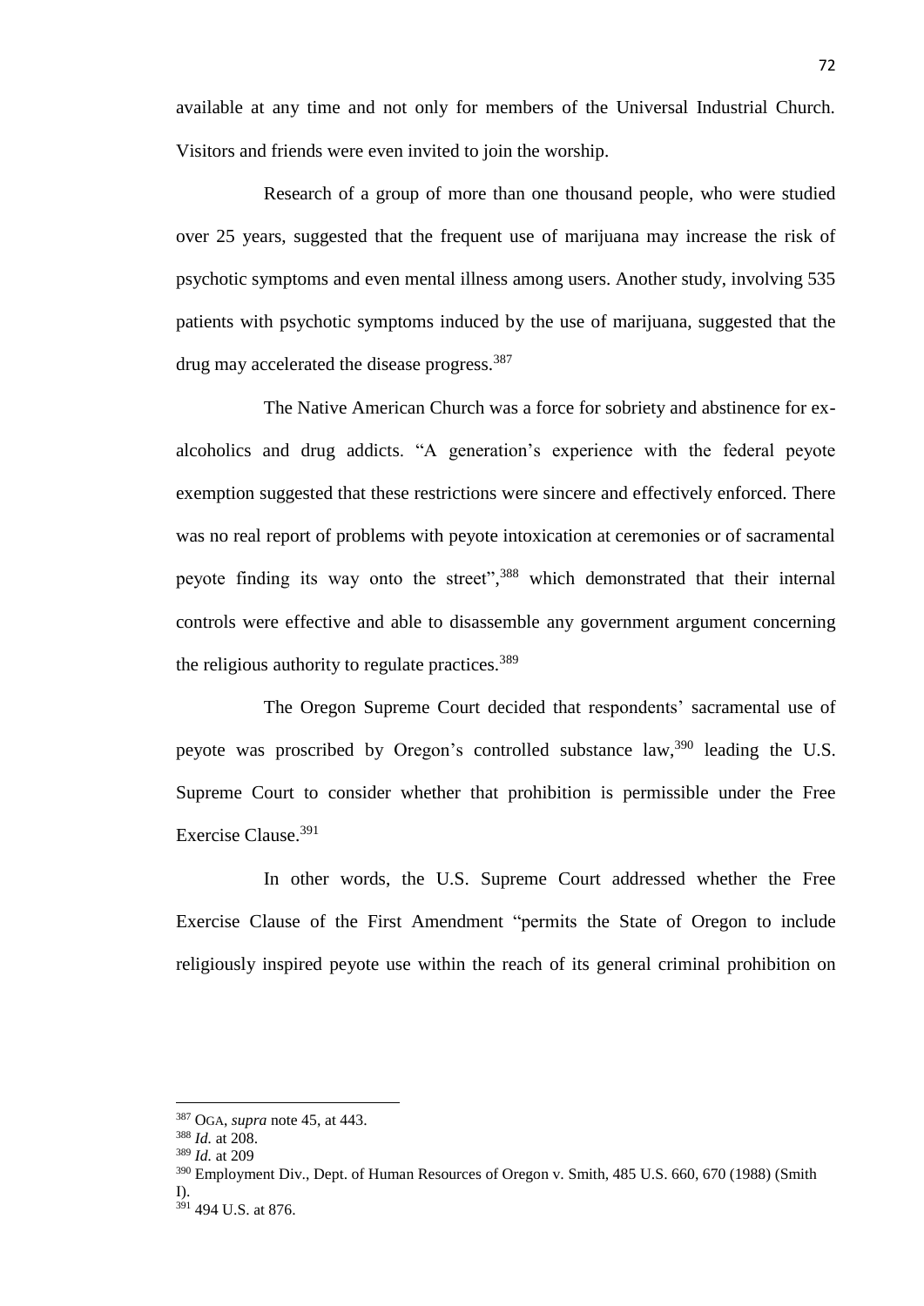available at any time and not only for members of the Universal Industrial Church. Visitors and friends were even invited to join the worship.

Research of a group of more than one thousand people, who were studied over 25 years, suggested that the frequent use of marijuana may increase the risk of psychotic symptoms and even mental illness among users. Another study, involving 535 patients with psychotic symptoms induced by the use of marijuana, suggested that the drug may accelerated the disease progress.[387]

The Native American Church was a force for sobriety and abstinence for ex-alcoholics and drug addicts. "A generation's experience with the federal peyote exemption suggested that these restrictions were sincere and effectively enforced. There was no real report of problems with peyote intoxication at ceremonies or of sacramental peyote finding its way onto the street",[388] which demonstrated that their internal controls were effective and able to disassemble any government argument concerning the religious authority to regulate practices.[389]

The Oregon Supreme Court decided that respondents' sacramental use of peyote was proscribed by Oregon's controlled substance law,[390] leading the U.S. Supreme Court to consider whether that prohibition is permissible under the Free Exercise Clause.[391]

In other words, the U.S. Supreme Court addressed whether the Free Exercise Clause of the First Amendment "permits the State of Oregon to include religiously inspired peyote use within the reach of its general criminal prohibition on

---

[387] OGA, *supra* note 45, at 443.

[388] *Id.* at 208.

[389] *Id.* at 209

[390] Employment Div., Dept. of Human Resources of Oregon v. Smith, 485 U.S. 660, 670 (1988) (Smith I).

[391] 494 U.S. at 876.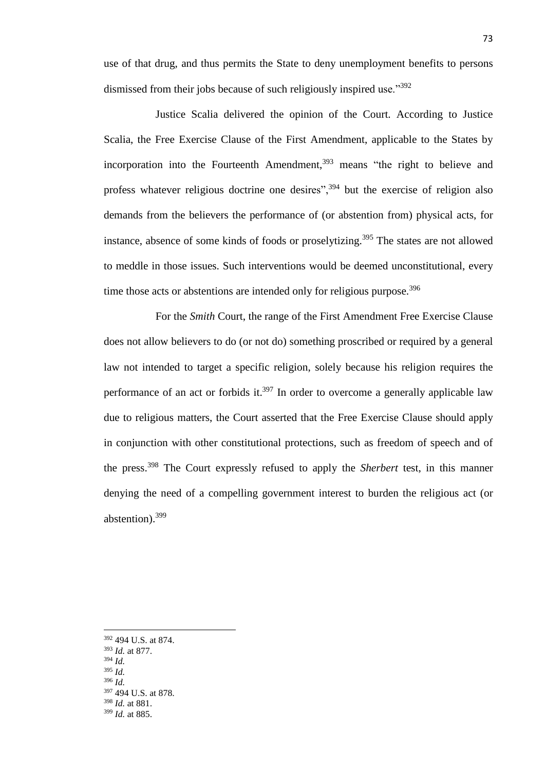use of that drug, and thus permits the State to deny unemployment benefits to persons dismissed from their jobs because of such religiously inspired use."[392]

Justice Scalia delivered the opinion of the Court. According to Justice Scalia, the Free Exercise Clause of the First Amendment, applicable to the States by incorporation into the Fourteenth Amendment,[393] means "the right to believe and profess whatever religious doctrine one desires",[394] but the exercise of religion also demands from the believers the performance of (or abstention from) physical acts, for instance, absence of some kinds of foods or proselytizing.[395] The states are not allowed to meddle in those issues. Such interventions would be deemed unconstitutional, every time those acts or abstentions are intended only for religious purpose.[396]

For the *Smith* Court, the range of the First Amendment Free Exercise Clause does not allow believers to do (or not do) something proscribed or required by a general law not intended to target a specific religion, solely because his religion requires the performance of an act or forbids it.[397] In order to overcome a generally applicable law due to religious matters, the Court asserted that the Free Exercise Clause should apply in conjunction with other constitutional protections, such as freedom of speech and of the press.[398] The Court expressly refused to apply the *Sherbert* test, in this manner denying the need of a compelling government interest to burden the religious act (or abstention).[399]

---

[392] 494 U.S. at 874.
[393] *Id.* at 877.
[394] *Id.*
[395] *Id.*
[396] *Id.*
[397] 494 U.S. at 878.
[398] *Id.* at 881.
[399] *Id.* at 885.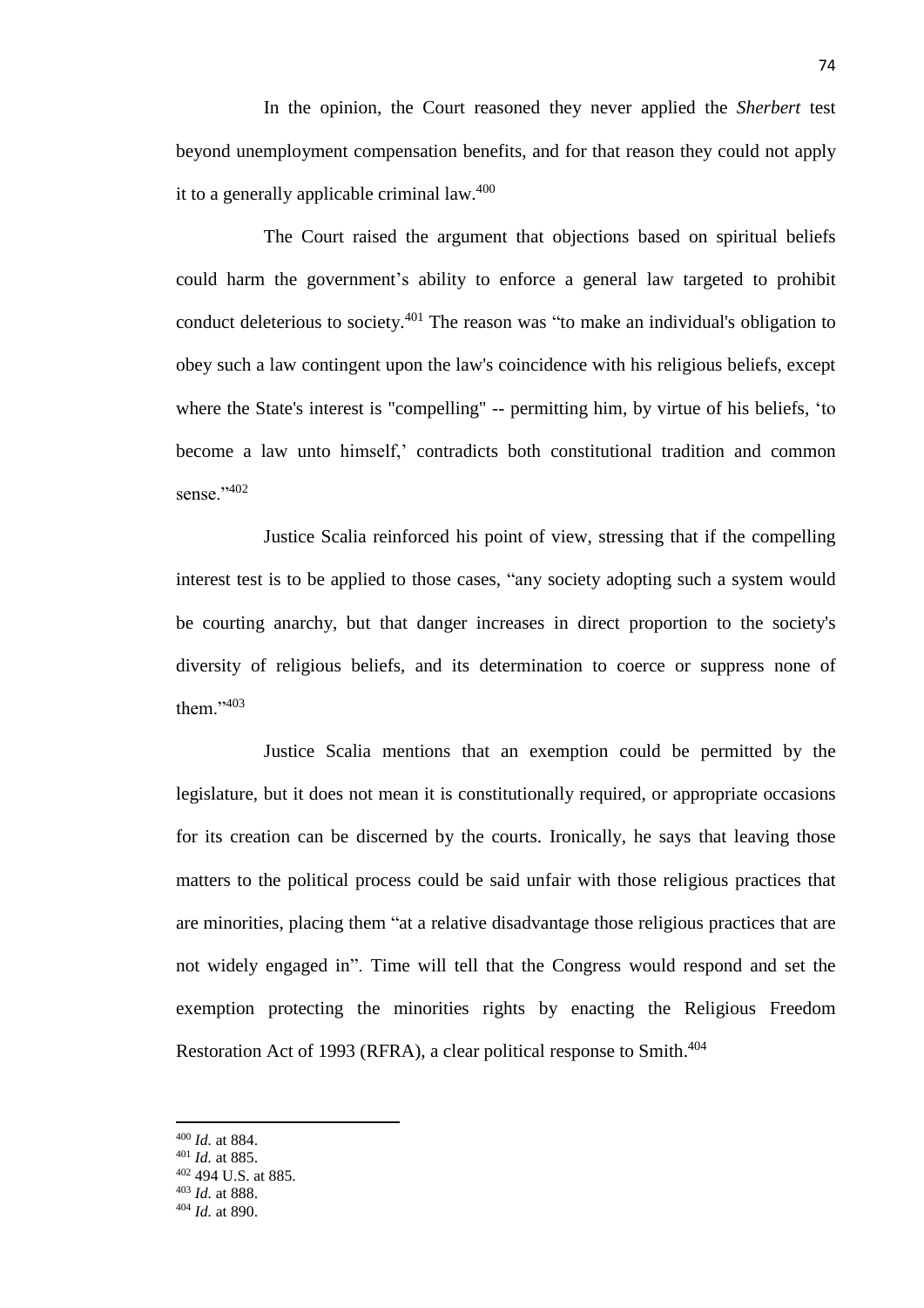In the opinion, the Court reasoned they never applied the *Sherbert* test beyond unemployment compensation benefits, and for that reason they could not apply it to a generally applicable criminal law.[400]

The Court raised the argument that objections based on spiritual beliefs could harm the government's ability to enforce a general law targeted to prohibit conduct deleterious to society.[401] The reason was "to make an individual's obligation to obey such a law contingent upon the law's coincidence with his religious beliefs, except where the State's interest is "compelling" -- permitting him, by virtue of his beliefs, 'to become a law unto himself,' contradicts both constitutional tradition and common sense."[402]

Justice Scalia reinforced his point of view, stressing that if the compelling interest test is to be applied to those cases, "any society adopting such a system would be courting anarchy, but that danger increases in direct proportion to the society's diversity of religious beliefs, and its determination to coerce or suppress none of them."[403]

Justice Scalia mentions that an exemption could be permitted by the legislature, but it does not mean it is constitutionally required, or appropriate occasions for its creation can be discerned by the courts. Ironically, he says that leaving those matters to the political process could be said unfair with those religious practices that are minorities, placing them "at a relative disadvantage those religious practices that are not widely engaged in". Time will tell that the Congress would respond and set the exemption protecting the minorities rights by enacting the Religious Freedom Restoration Act of 1993 (RFRA), a clear political response to Smith.[404]

---

[400] *Id.* at 884.
[401] *Id.* at 885.
[402] 494 U.S. at 885.
[403] *Id.* at 888.
[404] *Id.* at 890.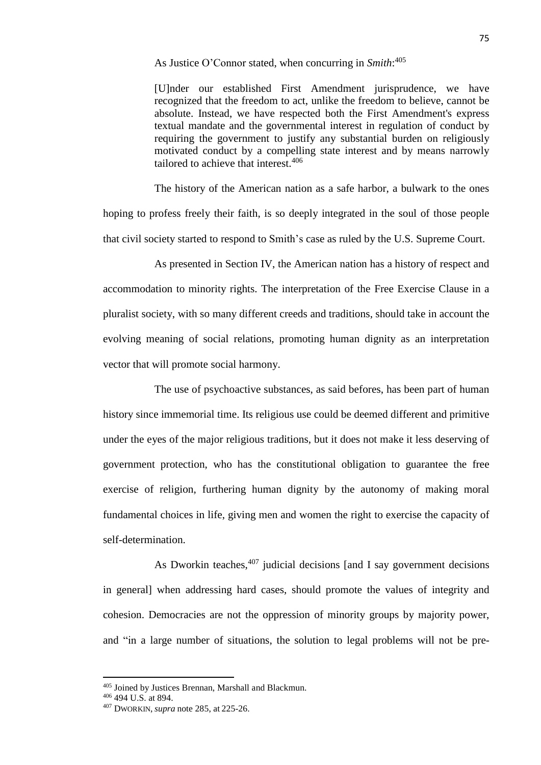As Justice O'Connor stated, when concurring in *Smith*:[405]

> [U]nder our established First Amendment jurisprudence, we have recognized that the freedom to act, unlike the freedom to believe, cannot be absolute. Instead, we have respected both the First Amendment's express textual mandate and the governmental interest in regulation of conduct by requiring the government to justify any substantial burden on religiously motivated conduct by a compelling state interest and by means narrowly tailored to achieve that interest.[406]

The history of the American nation as a safe harbor, a bulwark to the ones hoping to profess freely their faith, is so deeply integrated in the soul of those people that civil society started to respond to Smith's case as ruled by the U.S. Supreme Court.

As presented in Section IV, the American nation has a history of respect and accommodation to minority rights. The interpretation of the Free Exercise Clause in a pluralist society, with so many different creeds and traditions, should take in account the evolving meaning of social relations, promoting human dignity as an interpretation vector that will promote social harmony.

The use of psychoactive substances, as said befores, has been part of human history since immemorial time. Its religious use could be deemed different and primitive under the eyes of the major religious traditions, but it does not make it less deserving of government protection, who has the constitutional obligation to guarantee the free exercise of religion, furthering human dignity by the autonomy of making moral fundamental choices in life, giving men and women the right to exercise the capacity of self-determination.

As Dworkin teaches,[407] judicial decisions [and I say government decisions in general] when addressing hard cases, should promote the values of integrity and cohesion. Democracies are not the oppression of minority groups by majority power, and "in a large number of situations, the solution to legal problems will not be pre-

---

[405] Joined by Justices Brennan, Marshall and Blackmun.

[406] 494 U.S. at 894.

[407] DWORKIN, *supra* note 285, at 225-26.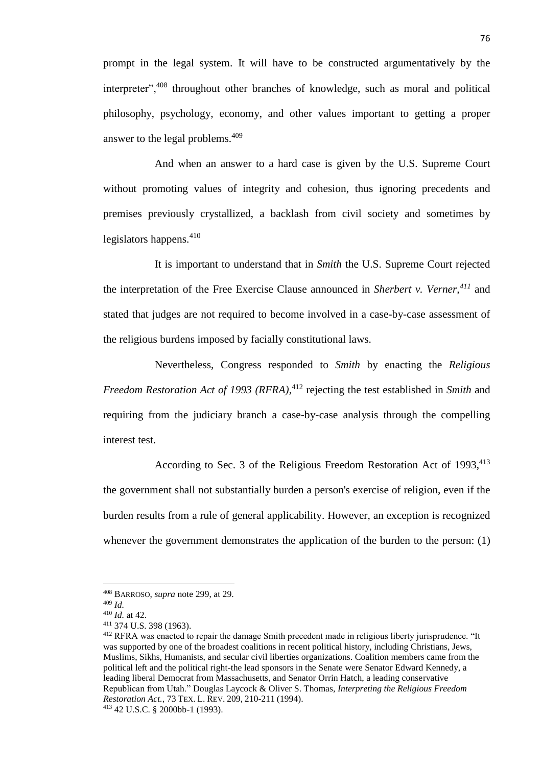prompt in the legal system. It will have to be constructed argumentatively by the interpreter",[408] throughout other branches of knowledge, such as moral and political philosophy, psychology, economy, and other values important to getting a proper answer to the legal problems.[409]

And when an answer to a hard case is given by the U.S. Supreme Court without promoting values of integrity and cohesion, thus ignoring precedents and premises previously crystallized, a backlash from civil society and sometimes by legislators happens.[410]

It is important to understand that in *Smith* the U.S. Supreme Court rejected the interpretation of the Free Exercise Clause announced in *Sherbert v. Verner,*[411] and stated that judges are not required to become involved in a case-by-case assessment of the religious burdens imposed by facially constitutional laws.

Nevertheless, Congress responded to *Smith* by enacting the *Religious Freedom Restoration Act of 1993 (RFRA)*,[412] rejecting the test established in *Smith* and requiring from the judiciary branch a case-by-case analysis through the compelling interest test.

According to Sec. 3 of the Religious Freedom Restoration Act of 1993,[413] the government shall not substantially burden a person's exercise of religion, even if the burden results from a rule of general applicability. However, an exception is recognized whenever the government demonstrates the application of the burden to the person: (1)

---

[408] BARROSO, *supra* note 299, at 29.

[409] *Id.*

[410] *Id.* at 42.

[411] 374 U.S. 398 (1963).

[412] RFRA was enacted to repair the damage Smith precedent made in religious liberty jurisprudence. "It was supported by one of the broadest coalitions in recent political history, including Christians, Jews, Muslims, Sikhs, Humanists, and secular civil liberties organizations. Coalition members came from the political left and the political right-the lead sponsors in the Senate were Senator Edward Kennedy, a leading liberal Democrat from Massachusetts, and Senator Orrin Hatch, a leading conservative Republican from Utah." Douglas Laycock & Oliver S. Thomas, *Interpreting the Religious Freedom Restoration Act.*, 73 TEX. L. REV. 209, 210-211 (1994).

[413] 42 U.S.C. § 2000bb-1 (1993).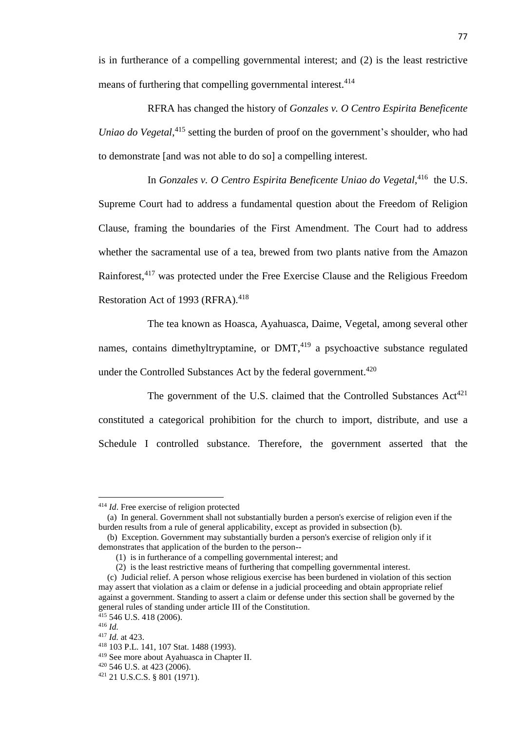is in furtherance of a compelling governmental interest; and (2) is the least restrictive means of furthering that compelling governmental interest.[414]

RFRA has changed the history of *Gonzales v. O Centro Espirita Beneficente Uniao do Vegetal*,[415] setting the burden of proof on the government's shoulder, who had to demonstrate [and was not able to do so] a compelling interest.

In *Gonzales v. O Centro Espirita Beneficente Uniao do Vegetal*,[416] the U.S. Supreme Court had to address a fundamental question about the Freedom of Religion Clause, framing the boundaries of the First Amendment. The Court had to address whether the sacramental use of a tea, brewed from two plants native from the Amazon Rainforest,[417] was protected under the Free Exercise Clause and the Religious Freedom Restoration Act of 1993 (RFRA).[418]

The tea known as Hoasca, Ayahuasca, Daime, Vegetal, among several other names, contains dimethyltryptamine, or DMT,[419] a psychoactive substance regulated under the Controlled Substances Act by the federal government.[420]

The government of the U.S. claimed that the Controlled Substances Act[421] constituted a categorical prohibition for the church to import, distribute, and use a Schedule I controlled substance. Therefore, the government asserted that the

---

[414] *Id*. Free exercise of religion protected

(a) In general. Government shall not substantially burden a person's exercise of religion even if the burden results from a rule of general applicability, except as provided in subsection (b).

(b) Exception. Government may substantially burden a person's exercise of religion only if it demonstrates that application of the burden to the person--

(1) is in furtherance of a compelling governmental interest; and

(2) is the least restrictive means of furthering that compelling governmental interest.

(c) Judicial relief. A person whose religious exercise has been burdened in violation of this section may assert that violation as a claim or defense in a judicial proceeding and obtain appropriate relief against a government. Standing to assert a claim or defense under this section shall be governed by the general rules of standing under article III of the Constitution.

[415] 546 U.S. 418 (2006).

[416] *Id.*

[417] *Id.* at 423.

[418] 103 P.L. 141, 107 Stat. 1488 (1993).

[419] See more about Ayahuasca in Chapter II.

[420] 546 U.S. at 423 (2006).

[421] 21 U.S.C.S. § 801 (1971).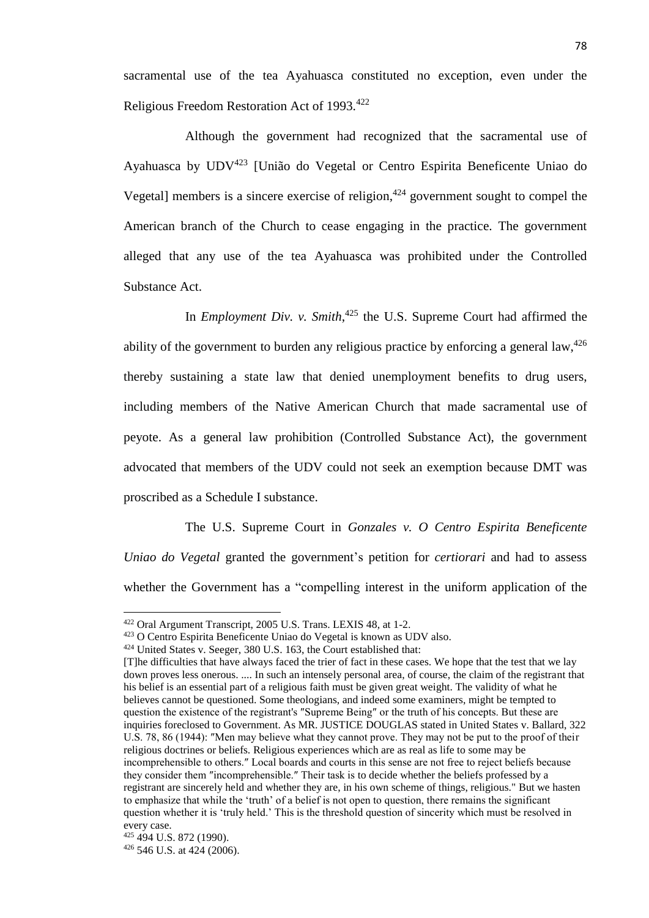sacramental use of the tea Ayahuasca constituted no exception, even under the Religious Freedom Restoration Act of 1993.[422]

Although the government had recognized that the sacramental use of Ayahuasca by UDV[423] [União do Vegetal or Centro Espirita Beneficente Uniao do Vegetal] members is a sincere exercise of religion,[424] government sought to compel the American branch of the Church to cease engaging in the practice. The government alleged that any use of the tea Ayahuasca was prohibited under the Controlled Substance Act.

In *Employment Div. v. Smith*,[425] the U.S. Supreme Court had affirmed the ability of the government to burden any religious practice by enforcing a general law,[426] thereby sustaining a state law that denied unemployment benefits to drug users, including members of the Native American Church that made sacramental use of peyote. As a general law prohibition (Controlled Substance Act), the government advocated that members of the UDV could not seek an exemption because DMT was proscribed as a Schedule I substance.

The U.S. Supreme Court in *Gonzales v. O Centro Espirita Beneficente Uniao do Vegetal* granted the government's petition for *certiorari* and had to assess whether the Government has a "compelling interest in the uniform application of the

---

[422] Oral Argument Transcript, 2005 U.S. Trans. LEXIS 48, at 1-2.

[423] O Centro Espirita Beneficente Uniao do Vegetal is known as UDV also.

[424] United States v. Seeger, 380 U.S. 163, the Court established that:

[T]he difficulties that have always faced the trier of fact in these cases. We hope that the test that we lay down proves less onerous. .... In such an intensely personal area, of course, the claim of the registrant that his belief is an essential part of a religious faith must be given great weight. The validity of what he believes cannot be questioned. Some theologians, and indeed some examiners, might be tempted to question the existence of the registrant's ″Supreme Being″ or the truth of his concepts. But these are inquiries foreclosed to Government. As MR. JUSTICE DOUGLAS stated in United States v. Ballard, 322 U.S. 78, 86 (1944): ″Men may believe what they cannot prove. They may not be put to the proof of their religious doctrines or beliefs. Religious experiences which are as real as life to some may be incomprehensible to others.″ Local boards and courts in this sense are not free to reject beliefs because they consider them ″incomprehensible.″ Their task is to decide whether the beliefs professed by a registrant are sincerely held and whether they are, in his own scheme of things, religious." But we hasten to emphasize that while the 'truth' of a belief is not open to question, there remains the significant question whether it is 'truly held.' This is the threshold question of sincerity which must be resolved in every case.

[425] 494 U.S. 872 (1990).

[426] 546 U.S. at 424 (2006).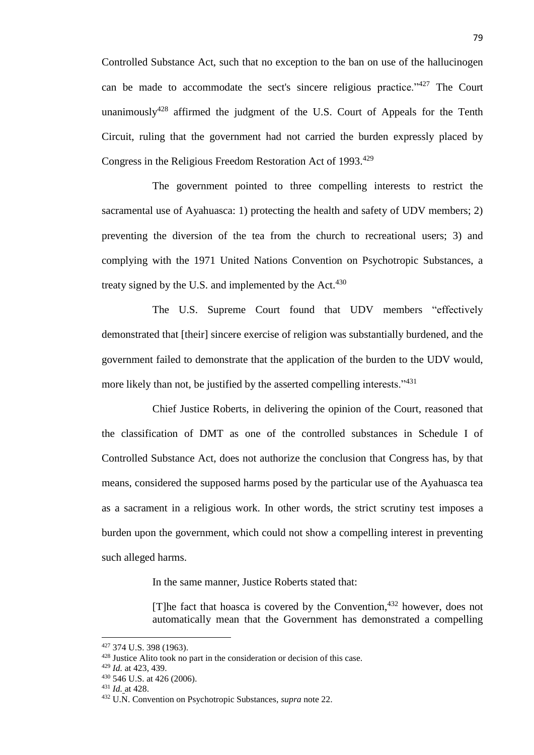Controlled Substance Act, such that no exception to the ban on use of the hallucinogen can be made to accommodate the sect's sincere religious practice."[427] The Court unanimously[428] affirmed the judgment of the U.S. Court of Appeals for the Tenth Circuit, ruling that the government had not carried the burden expressly placed by Congress in the Religious Freedom Restoration Act of 1993.[429]

The government pointed to three compelling interests to restrict the sacramental use of Ayahuasca: 1) protecting the health and safety of UDV members; 2) preventing the diversion of the tea from the church to recreational users; 3) and complying with the 1971 United Nations Convention on Psychotropic Substances, a treaty signed by the U.S. and implemented by the Act.[430]

The U.S. Supreme Court found that UDV members "effectively demonstrated that [their] sincere exercise of religion was substantially burdened, and the government failed to demonstrate that the application of the burden to the UDV would, more likely than not, be justified by the asserted compelling interests."[431]

Chief Justice Roberts, in delivering the opinion of the Court, reasoned that the classification of DMT as one of the controlled substances in Schedule I of Controlled Substance Act, does not authorize the conclusion that Congress has, by that means, considered the supposed harms posed by the particular use of the Ayahuasca tea as a sacrament in a religious work. In other words, the strict scrutiny test imposes a burden upon the government, which could not show a compelling interest in preventing such alleged harms.

In the same manner, Justice Roberts stated that:

> [T]he fact that hoasca is covered by the Convention,[432] however, does not automatically mean that the Government has demonstrated a compelling

---

[427] 374 U.S. 398 (1963).

[428] Justice Alito took no part in the consideration or decision of this case.

[429] *Id.* at 423, 439.

[430] 546 U.S. at 426 (2006).

[431] *Id.* at 428.

[432] U.N. Convention on Psychotropic Substances, *supra* note 22.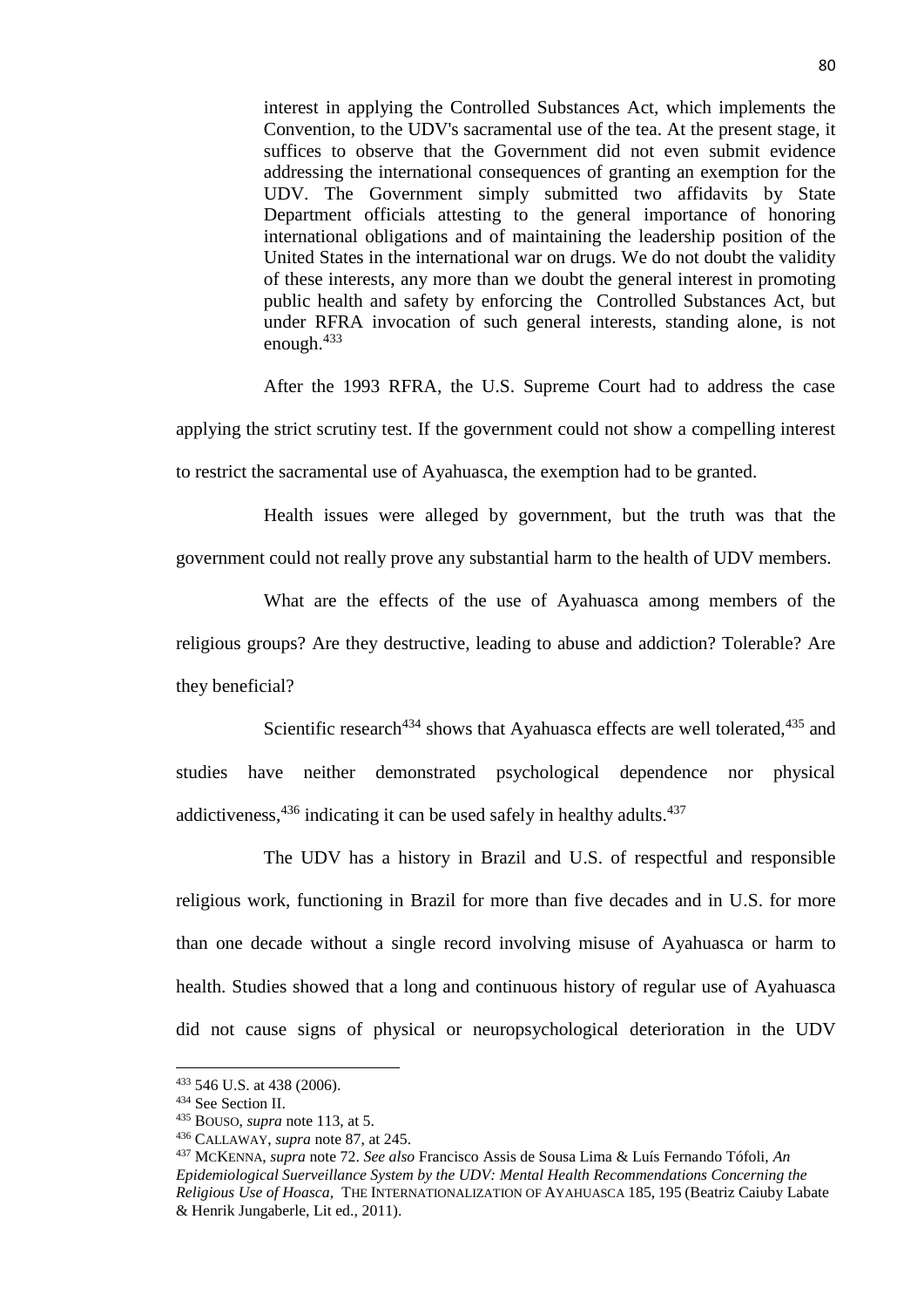> interest in applying the Controlled Substances Act, which implements the Convention, to the UDV's sacramental use of the tea. At the present stage, it suffices to observe that the Government did not even submit evidence addressing the international consequences of granting an exemption for the UDV. The Government simply submitted two affidavits by State Department officials attesting to the general importance of honoring international obligations and of maintaining the leadership position of the United States in the international war on drugs. We do not doubt the validity of these interests, any more than we doubt the general interest in promoting public health and safety by enforcing the Controlled Substances Act, but under RFRA invocation of such general interests, standing alone, is not enough.[433]

After the 1993 RFRA, the U.S. Supreme Court had to address the case applying the strict scrutiny test. If the government could not show a compelling interest to restrict the sacramental use of Ayahuasca, the exemption had to be granted.

Health issues were alleged by government, but the truth was that the government could not really prove any substantial harm to the health of UDV members.

What are the effects of the use of Ayahuasca among members of the religious groups? Are they destructive, leading to abuse and addiction? Tolerable? Are they beneficial?

Scientific research[434] shows that Ayahuasca effects are well tolerated,[435] and studies have neither demonstrated psychological dependence nor physical addictiveness,[436] indicating it can be used safely in healthy adults.[437]

The UDV has a history in Brazil and U.S. of respectful and responsible religious work, functioning in Brazil for more than five decades and in U.S. for more than one decade without a single record involving misuse of Ayahuasca or harm to health. Studies showed that a long and continuous history of regular use of Ayahuasca did not cause signs of physical or neuropsychological deterioration in the UDV

---

[433] 546 U.S. at 438 (2006).

[434] See Section II.

[435] BOUSO, *supra* note 113, at 5.

[436] CALLAWAY, *supra* note 87, at 245.

[437] MCKENNA, *supra* note 72. *See also* Francisco Assis de Sousa Lima & Luís Fernando Tófoli, *An Epidemiological Suerveillance System by the UDV: Mental Health Recommendations Concerning the Religious Use of Hoasca,* THE INTERNATIONALIZATION OF AYAHUASCA 185, 195 (Beatriz Caiuby Labate & Henrik Jungaberle, Lit ed., 2011).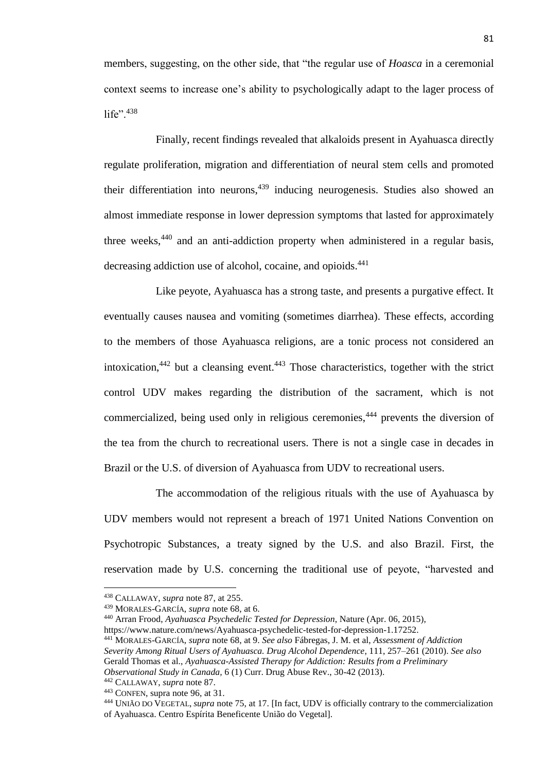members, suggesting, on the other side, that "the regular use of *Hoasca* in a ceremonial context seems to increase one's ability to psychologically adapt to the lager process of life".[438]

Finally, recent findings revealed that alkaloids present in Ayahuasca directly regulate proliferation, migration and differentiation of neural stem cells and promoted their differentiation into neurons,[439] inducing neurogenesis. Studies also showed an almost immediate response in lower depression symptoms that lasted for approximately three weeks,[440] and an anti-addiction property when administered in a regular basis, decreasing addiction use of alcohol, cocaine, and opioids.[441]

Like peyote, Ayahuasca has a strong taste, and presents a purgative effect. It eventually causes nausea and vomiting (sometimes diarrhea). These effects, according to the members of those Ayahuasca religions, are a tonic process not considered an intoxication,[442] but a cleansing event.[443] Those characteristics, together with the strict control UDV makes regarding the distribution of the sacrament, which is not commercialized, being used only in religious ceremonies,[444] prevents the diversion of the tea from the church to recreational users. There is not a single case in decades in Brazil or the U.S. of diversion of Ayahuasca from UDV to recreational users.

The accommodation of the religious rituals with the use of Ayahuasca by UDV members would not represent a breach of 1971 United Nations Convention on Psychotropic Substances, a treaty signed by the U.S. and also Brazil. First, the reservation made by U.S. concerning the traditional use of peyote, "harvested and

---

[438] CALLAWAY, *supra* note 87, at 255.

[439] MORALES-GARCÍA, *supra* note 68, at 6.

[440] Arran Frood, *Ayahuasca Psychedelic Tested for Depression*, Nature (Apr. 06, 2015), https://www.nature.com/news/Ayahuasca-psychedelic-tested-for-depression-1.17252.

[441] MORALES-GARCÍA, *supra* note 68, at 9. *See also* Fábregas, J. M. et al, *Assessment of Addiction Severity Among Ritual Users of Ayahuasca. Drug Alcohol Dependence*, 111, 257–261 (2010). *See also* Gerald Thomas et al., *Ayahuasca-Assisted Therapy for Addiction: Results from a Preliminary Observational Study in Canada*, 6 (1) Curr. Drug Abuse Rev., 30-42 (2013).

[442] CALLAWAY, *supra* note 87.

[443] CONFEN, supra note 96, at 31.

[444] UNIÃO DO VEGETAL, *supra* note 75, at 17. [In fact, UDV is officially contrary to the commercialization of Ayahuasca. Centro Espírita Beneficente União do Vegetal].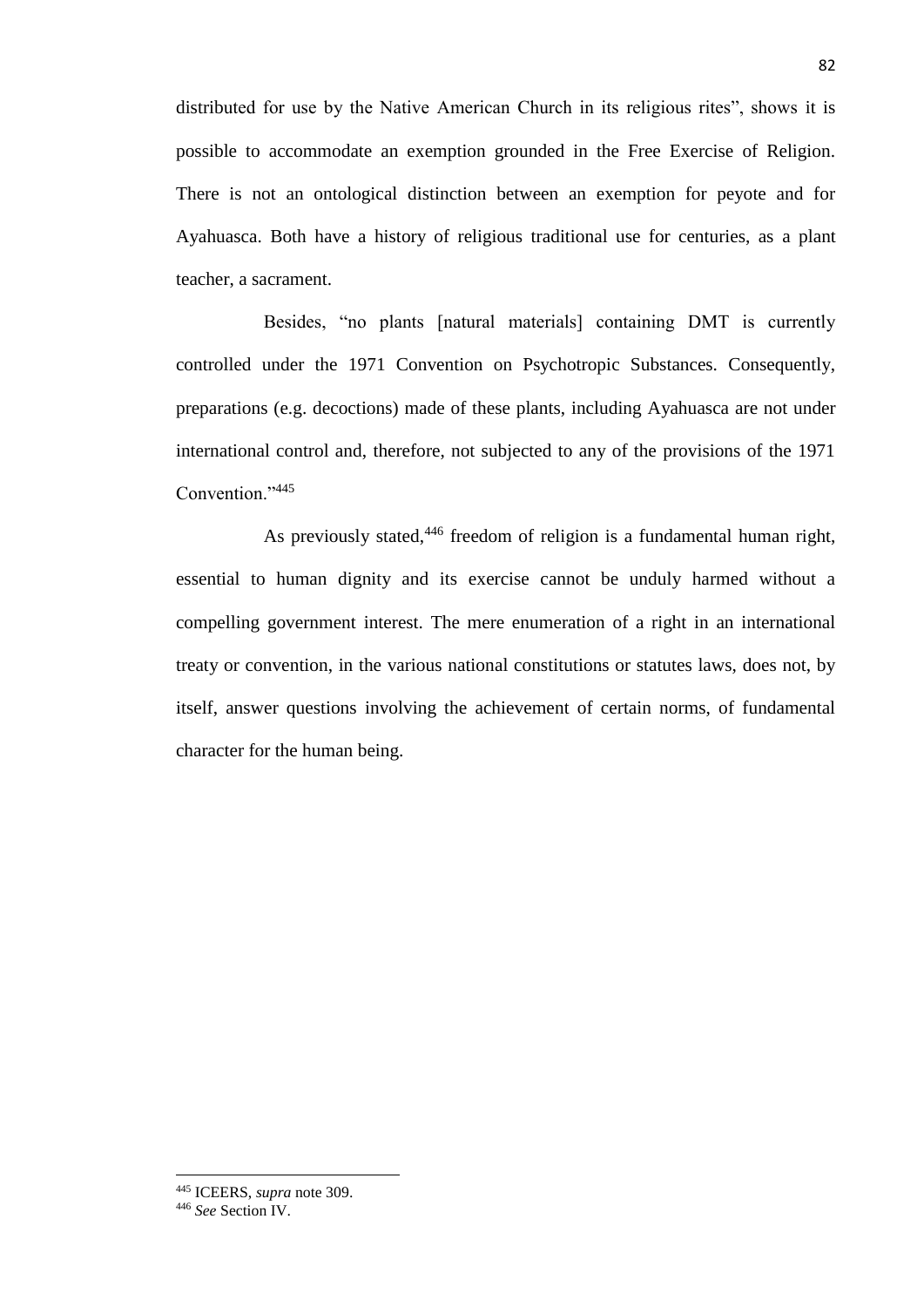distributed for use by the Native American Church in its religious rites", shows it is possible to accommodate an exemption grounded in the Free Exercise of Religion. There is not an ontological distinction between an exemption for peyote and for Ayahuasca. Both have a history of religious traditional use for centuries, as a plant teacher, a sacrament.

Besides, "no plants [natural materials] containing DMT is currently controlled under the 1971 Convention on Psychotropic Substances. Consequently, preparations (e.g. decoctions) made of these plants, including Ayahuasca are not under international control and, therefore, not subjected to any of the provisions of the 1971 Convention."[445]

As previously stated,[446] freedom of religion is a fundamental human right, essential to human dignity and its exercise cannot be unduly harmed without a compelling government interest. The mere enumeration of a right in an international treaty or convention, in the various national constitutions or statutes laws, does not, by itself, answer questions involving the achievement of certain norms, of fundamental character for the human being.

---

[445] ICEERS, *supra* note 309.

[446] *See* Section IV.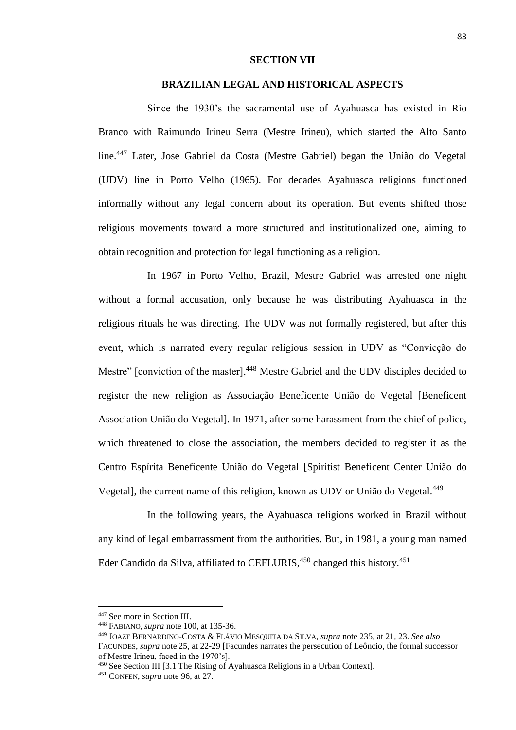## SECTION VII

## BRAZILIAN LEGAL AND HISTORICAL ASPECTS

Since the 1930's the sacramental use of Ayahuasca has existed in Rio Branco with Raimundo Irineu Serra (Mestre Irineu), which started the Alto Santo line.[447] Later, Jose Gabriel da Costa (Mestre Gabriel) began the União do Vegetal (UDV) line in Porto Velho (1965). For decades Ayahuasca religions functioned informally without any legal concern about its operation. But events shifted those religious movements toward a more structured and institutionalized one, aiming to obtain recognition and protection for legal functioning as a religion.

In 1967 in Porto Velho, Brazil, Mestre Gabriel was arrested one night without a formal accusation, only because he was distributing Ayahuasca in the religious rituals he was directing. The UDV was not formally registered, but after this event, which is narrated every regular religious session in UDV as "Convicção do Mestre" [conviction of the master],[448] Mestre Gabriel and the UDV disciples decided to register the new religion as Associação Beneficente União do Vegetal [Beneficent Association União do Vegetal]. In 1971, after some harassment from the chief of police, which threatened to close the association, the members decided to register it as the Centro Espírita Beneficente União do Vegetal [Spiritist Beneficent Center União do Vegetal], the current name of this religion, known as UDV or União do Vegetal.[449]

In the following years, the Ayahuasca religions worked in Brazil without any kind of legal embarrassment from the authorities. But, in 1981, a young man named Eder Candido da Silva, affiliated to CEFLURIS,[450] changed this history.[451]

---

[447] See more in Section III.

[448] FABIANO, *supra* note 100, at 135-36.

[449] JOAZE BERNARDINO-COSTA & FLÁVIO MESQUITA DA SILVA, *supra* note 235, at 21, 23. *See also* FACUNDES, *supra* note 25, at 22-29 [Facundes narrates the persecution of Leôncio, the formal successor of Mestre Irineu, faced in the 1970's].

[450] See Section III [3.1 The Rising of Ayahuasca Religions in a Urban Context].

[451] CONFEN, *supra* note 96, at 27.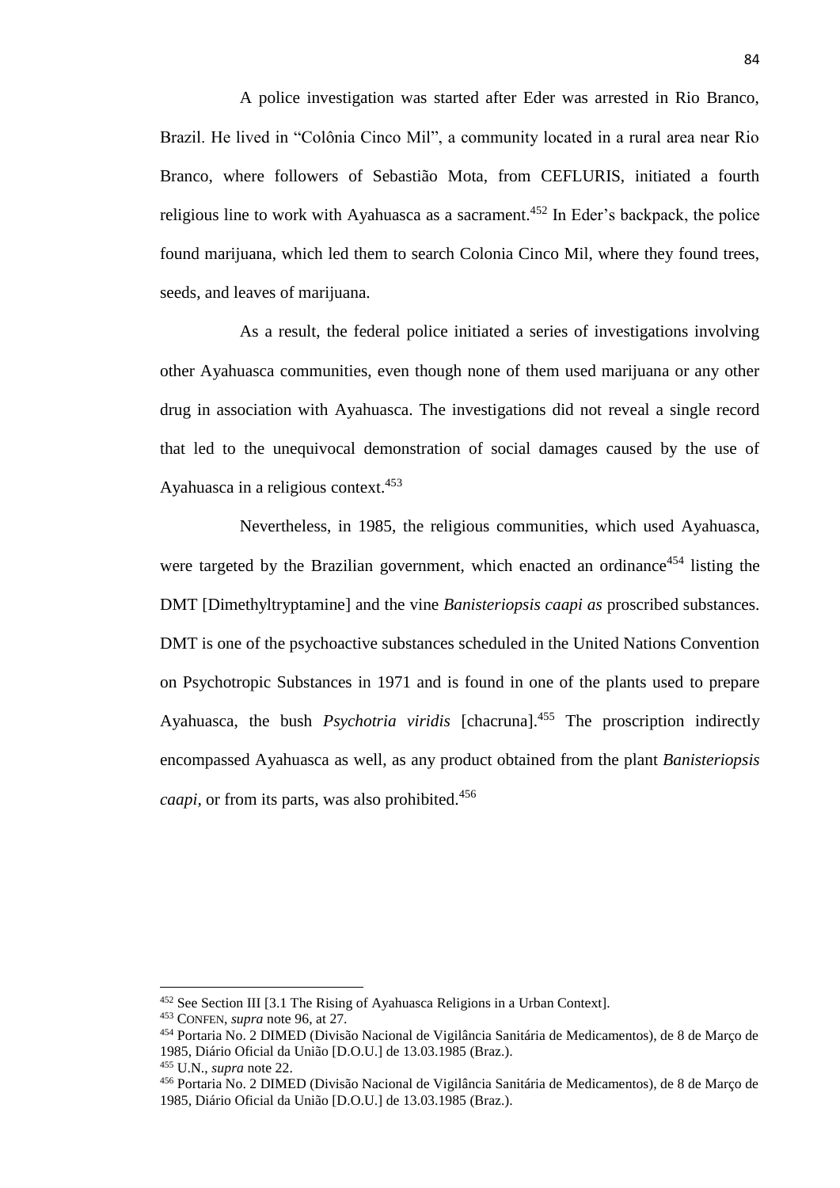A police investigation was started after Eder was arrested in Rio Branco, Brazil. He lived in "Colônia Cinco Mil", a community located in a rural area near Rio Branco, where followers of Sebastião Mota, from CEFLURIS, initiated a fourth religious line to work with Ayahuasca as a sacrament.[452] In Eder's backpack, the police found marijuana, which led them to search Colonia Cinco Mil, where they found trees, seeds, and leaves of marijuana.

As a result, the federal police initiated a series of investigations involving other Ayahuasca communities, even though none of them used marijuana or any other drug in association with Ayahuasca. The investigations did not reveal a single record that led to the unequivocal demonstration of social damages caused by the use of Ayahuasca in a religious context.[453]

Nevertheless, in 1985, the religious communities, which used Ayahuasca, were targeted by the Brazilian government, which enacted an ordinance[454] listing the DMT [Dimethyltryptamine] and the vine *Banisteriopsis caapi as* proscribed substances. DMT is one of the psychoactive substances scheduled in the United Nations Convention on Psychotropic Substances in 1971 and is found in one of the plants used to prepare Ayahuasca, the bush *Psychotria viridis* [chacruna].[455] The proscription indirectly encompassed Ayahuasca as well, as any product obtained from the plant *Banisteriopsis caapi,* or from its parts, was also prohibited.[456]

---

[452] See Section III [3.1 The Rising of Ayahuasca Religions in a Urban Context].

[453] CONFEN, *supra* note 96, at 27.

[454] Portaria No. 2 DIMED (Divisão Nacional de Vigilância Sanitária de Medicamentos), de 8 de Março de 1985, Diário Oficial da União [D.O.U.] de 13.03.1985 (Braz.).

[455] U.N., *supra* note 22.

[456] Portaria No. 2 DIMED (Divisão Nacional de Vigilância Sanitária de Medicamentos), de 8 de Março de 1985, Diário Oficial da União [D.O.U.] de 13.03.1985 (Braz.).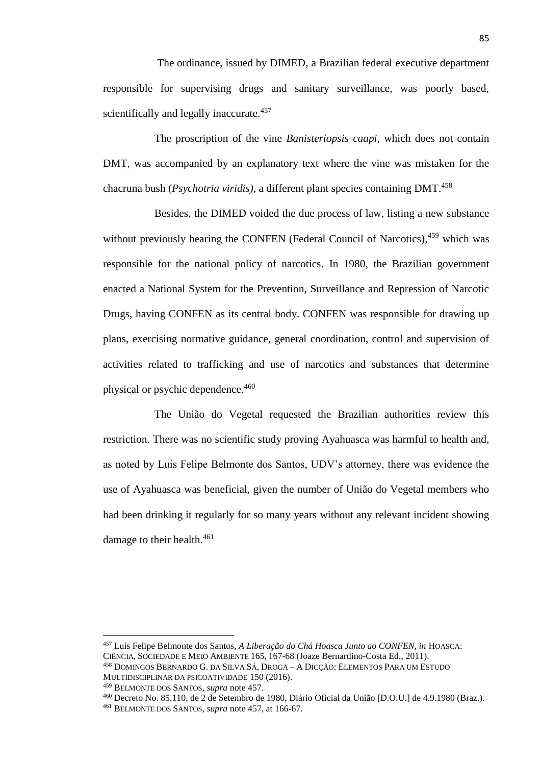The ordinance, issued by DIMED, a Brazilian federal executive department responsible for supervising drugs and sanitary surveillance, was poorly based, scientifically and legally inaccurate.[457]

The proscription of the vine *Banisteriopsis caapi*, which does not contain DMT, was accompanied by an explanatory text where the vine was mistaken for the chacruna bush (*Psychotria viridis)*, a different plant species containing DMT.[458]

Besides, the DIMED voided the due process of law, listing a new substance without previously hearing the CONFEN (Federal Council of Narcotics),[459] which was responsible for the national policy of narcotics. In 1980, the Brazilian government enacted a National System for the Prevention, Surveillance and Repression of Narcotic Drugs, having CONFEN as its central body. CONFEN was responsible for drawing up plans, exercising normative guidance, general coordination, control and supervision of activities related to trafficking and use of narcotics and substances that determine physical or psychic dependence.[460]

The União do Vegetal requested the Brazilian authorities review this restriction. There was no scientific study proving Ayahuasca was harmful to health and, as noted by Luis Felipe Belmonte dos Santos, UDV's attorney, there was evidence the use of Ayahuasca was beneficial, given the number of União do Vegetal members who had been drinking it regularly for so many years without any relevant incident showing damage to their health.[461]

---

[457] Luís Felipe Belmonte dos Santos, *A Liberação do Chá Hoasca Junto ao CONFEN, in* HOASCA: CIÊNCIA, SOCIEDADE E MEIO AMBIENTE 165, 167-68 (Joaze Bernardino-Costa Ed., 2011).

[458] DOMINGOS BERNARDO G. DA SILVA SÁ, DROGA – A DICÇÃO: ELEMENTOS PARA UM ESTUDO MULTIDISCIPLINAR DA PSICOATIVIDADE 150 (2016).

[459] BELMONTE DOS SANTOS, *supra* note 457.

[460] Decreto No. 85.110, de 2 de Setembro de 1980, Diário Oficial da União [D.O.U.] de 4.9.1980 (Braz.).

[461] BELMONTE DOS SANTOS, *supra* note 457, at 166-67.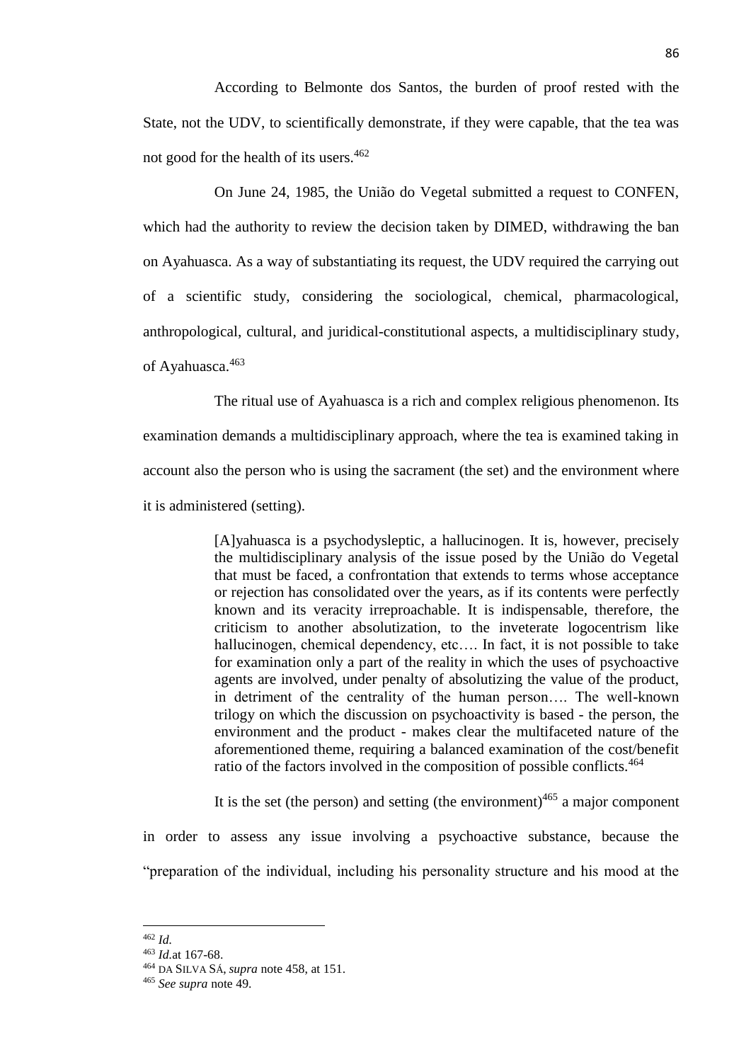According to Belmonte dos Santos, the burden of proof rested with the State, not the UDV, to scientifically demonstrate, if they were capable, that the tea was not good for the health of its users.[462]

On June 24, 1985, the União do Vegetal submitted a request to CONFEN, which had the authority to review the decision taken by DIMED, withdrawing the ban on Ayahuasca. As a way of substantiating its request, the UDV required the carrying out of a scientific study, considering the sociological, chemical, pharmacological, anthropological, cultural, and juridical-constitutional aspects, a multidisciplinary study, of Ayahuasca.[463]

The ritual use of Ayahuasca is a rich and complex religious phenomenon. Its examination demands a multidisciplinary approach, where the tea is examined taking in account also the person who is using the sacrament (the set) and the environment where it is administered (setting).

> [A]yahuasca is a psychodysleptic, a hallucinogen. It is, however, precisely the multidisciplinary analysis of the issue posed by the União do Vegetal that must be faced, a confrontation that extends to terms whose acceptance or rejection has consolidated over the years, as if its contents were perfectly known and its veracity irreproachable. It is indispensable, therefore, the criticism to another absolutization, to the inveterate logocentrism like hallucinogen, chemical dependency, etc…. In fact, it is not possible to take for examination only a part of the reality in which the uses of psychoactive agents are involved, under penalty of absolutizing the value of the product, in detriment of the centrality of the human person…. The well-known trilogy on which the discussion on psychoactivity is based - the person, the environment and the product - makes clear the multifaceted nature of the aforementioned theme, requiring a balanced examination of the cost/benefit ratio of the factors involved in the composition of possible conflicts.[464]

It is the set (the person) and setting (the environment)[465] a major component in order to assess any issue involving a psychoactive substance, because the "preparation of the individual, including his personality structure and his mood at the

---

[462] *Id.*

[463] *Id.*at 167-68.

[464] DA SILVA SÁ, *supra* note 458, at 151.

[465] *See supra* note 49.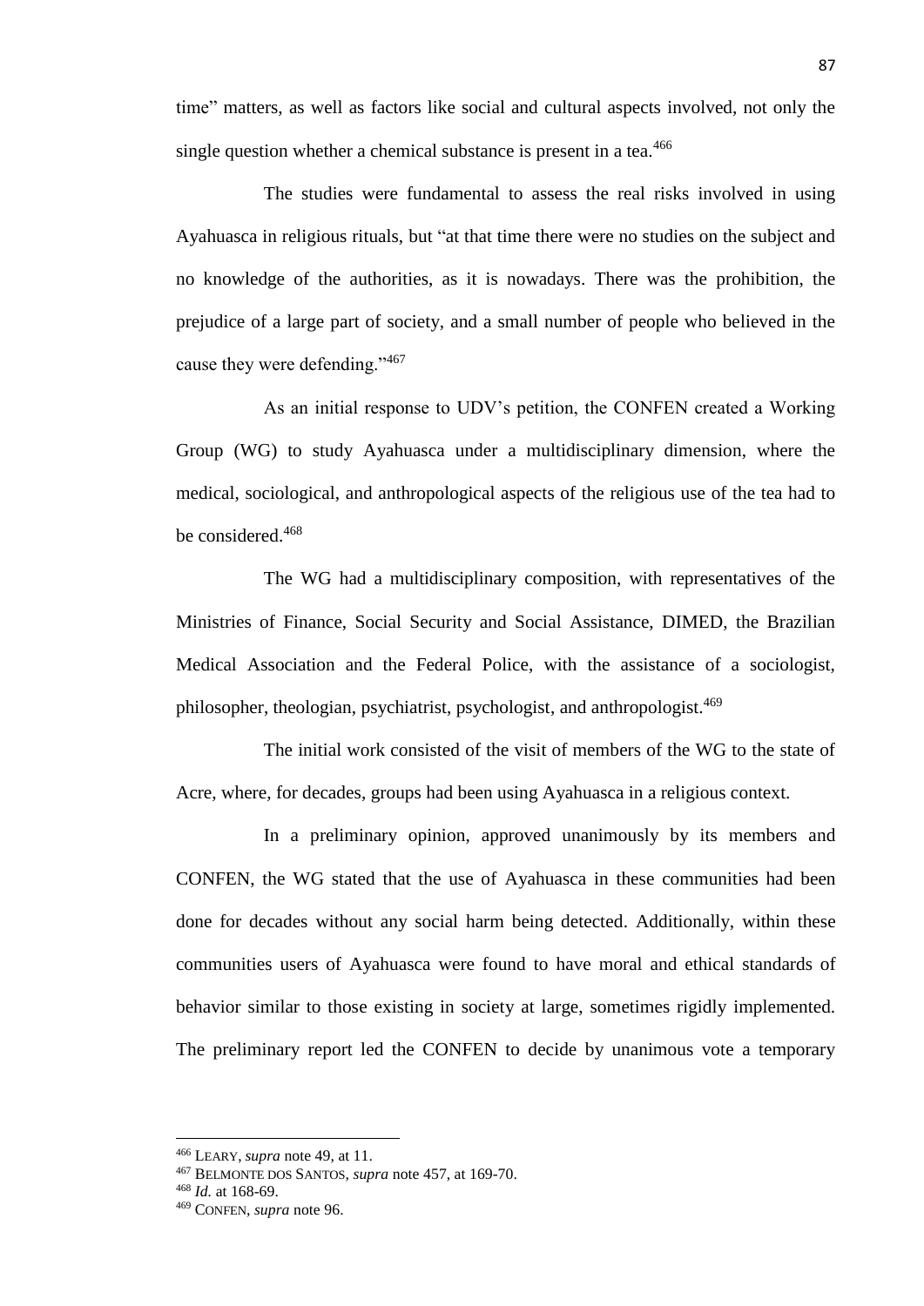time" matters, as well as factors like social and cultural aspects involved, not only the single question whether a chemical substance is present in a tea.[466]

The studies were fundamental to assess the real risks involved in using Ayahuasca in religious rituals, but "at that time there were no studies on the subject and no knowledge of the authorities, as it is nowadays. There was the prohibition, the prejudice of a large part of society, and a small number of people who believed in the cause they were defending."[467]

As an initial response to UDV's petition, the CONFEN created a Working Group (WG) to study Ayahuasca under a multidisciplinary dimension, where the medical, sociological, and anthropological aspects of the religious use of the tea had to be considered.[468]

The WG had a multidisciplinary composition, with representatives of the Ministries of Finance, Social Security and Social Assistance, DIMED, the Brazilian Medical Association and the Federal Police, with the assistance of a sociologist, philosopher, theologian, psychiatrist, psychologist, and anthropologist.[469]

The initial work consisted of the visit of members of the WG to the state of Acre, where, for decades, groups had been using Ayahuasca in a religious context.

In a preliminary opinion, approved unanimously by its members and CONFEN, the WG stated that the use of Ayahuasca in these communities had been done for decades without any social harm being detected. Additionally, within these communities users of Ayahuasca were found to have moral and ethical standards of behavior similar to those existing in society at large, sometimes rigidly implemented. The preliminary report led the CONFEN to decide by unanimous vote a temporary

---

[466] LEARY, *supra* note 49, at 11.

[467] BELMONTE DOS SANTOS, *supra* note 457, at 169-70.

[468] *Id.* at 168-69.

[469] CONFEN, *supra* note 96.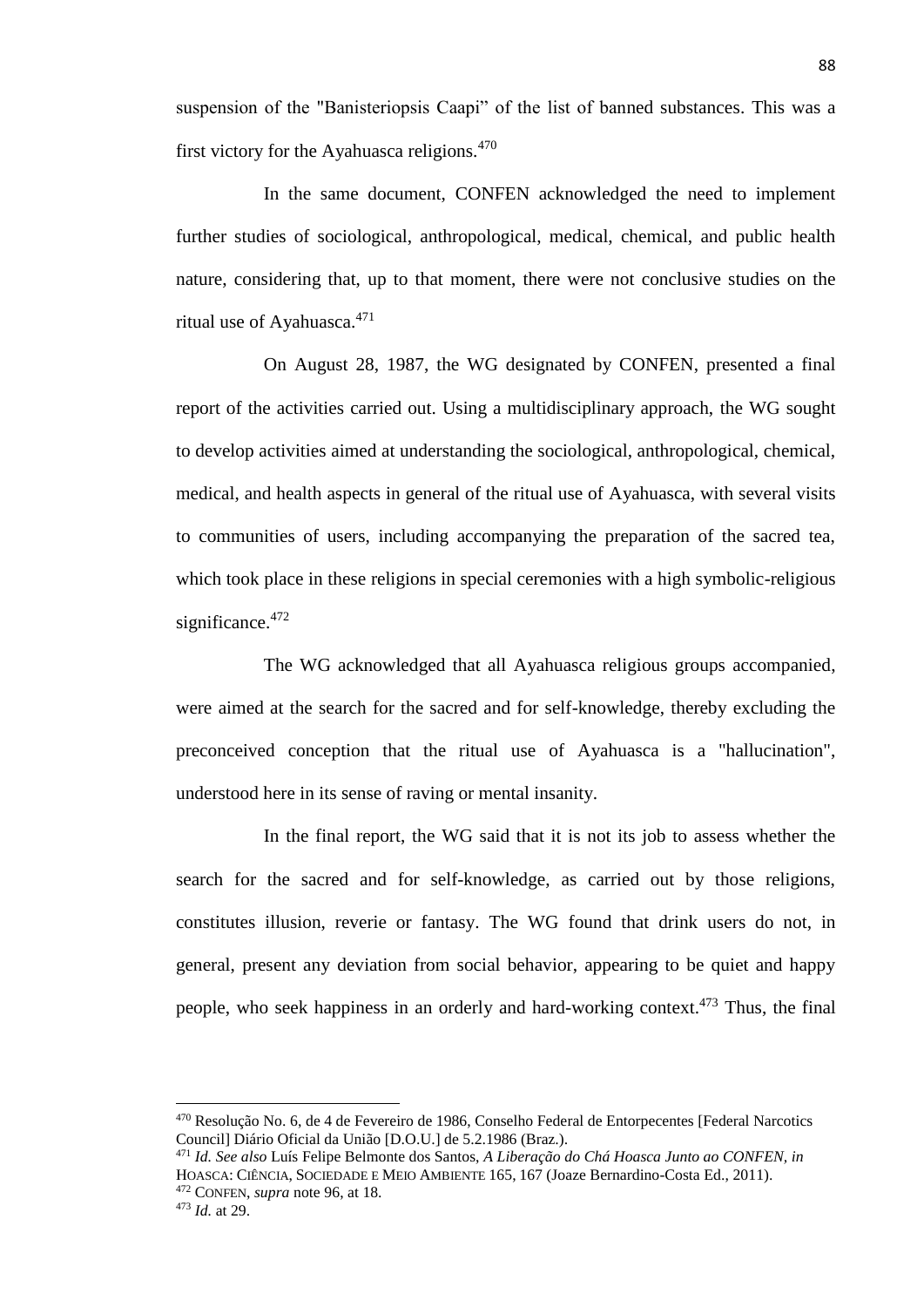suspension of the "Banisteriopsis Caapi" of the list of banned substances. This was a first victory for the Ayahuasca religions.[470]

In the same document, CONFEN acknowledged the need to implement further studies of sociological, anthropological, medical, chemical, and public health nature, considering that, up to that moment, there were not conclusive studies on the ritual use of Ayahuasca.[471]

On August 28, 1987, the WG designated by CONFEN, presented a final report of the activities carried out. Using a multidisciplinary approach, the WG sought to develop activities aimed at understanding the sociological, anthropological, chemical, medical, and health aspects in general of the ritual use of Ayahuasca, with several visits to communities of users, including accompanying the preparation of the sacred tea, which took place in these religions in special ceremonies with a high symbolic-religious significance.[472]

The WG acknowledged that all Ayahuasca religious groups accompanied, were aimed at the search for the sacred and for self-knowledge, thereby excluding the preconceived conception that the ritual use of Ayahuasca is a "hallucination", understood here in its sense of raving or mental insanity.

In the final report, the WG said that it is not its job to assess whether the search for the sacred and for self-knowledge, as carried out by those religions, constitutes illusion, reverie or fantasy. The WG found that drink users do not, in general, present any deviation from social behavior, appearing to be quiet and happy people, who seek happiness in an orderly and hard-working context.[473] Thus, the final

---

[470] Resolução No. 6, de 4 de Fevereiro de 1986, Conselho Federal de Entorpecentes [Federal Narcotics Council] Diário Oficial da União [D.O.U.] de 5.2.1986 (Braz.).

[471] *Id. See also* Luís Felipe Belmonte dos Santos, *A Liberação do Chá Hoasca Junto ao CONFEN, in* HOASCA: CIÊNCIA, SOCIEDADE E MEIO AMBIENTE 165, 167 (Joaze Bernardino-Costa Ed., 2011).

[472] CONFEN, *supra* note 96, at 18.

[473] *Id.* at 29.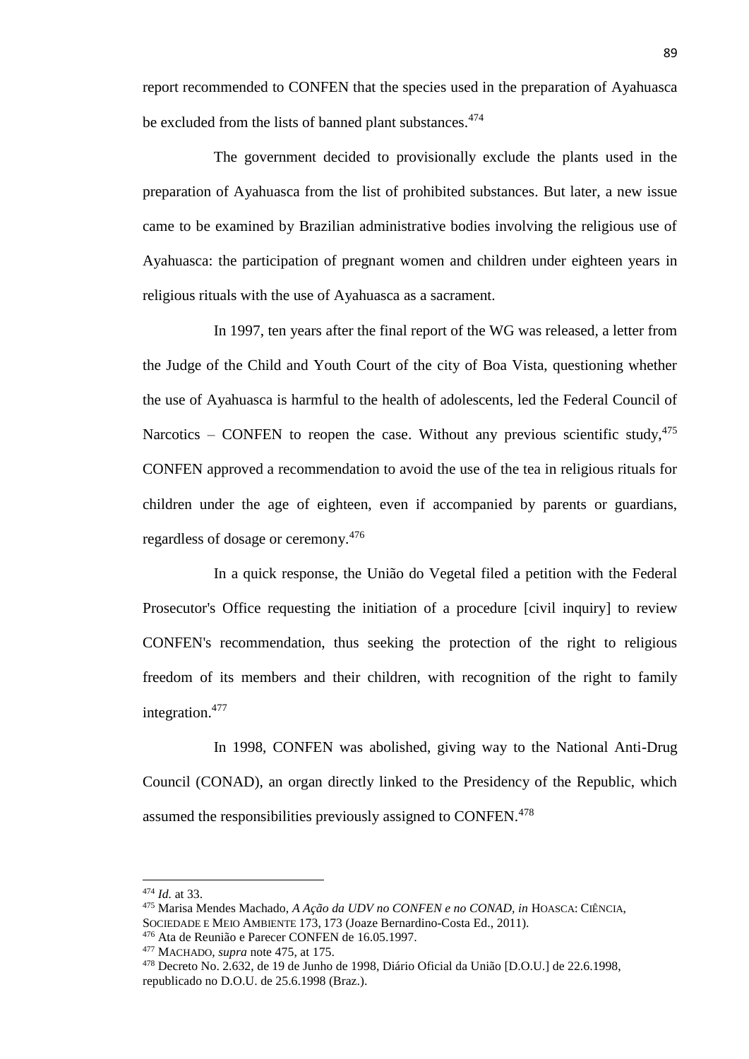report recommended to CONFEN that the species used in the preparation of Ayahuasca be excluded from the lists of banned plant substances.[474]

The government decided to provisionally exclude the plants used in the preparation of Ayahuasca from the list of prohibited substances. But later, a new issue came to be examined by Brazilian administrative bodies involving the religious use of Ayahuasca: the participation of pregnant women and children under eighteen years in religious rituals with the use of Ayahuasca as a sacrament.

In 1997, ten years after the final report of the WG was released, a letter from the Judge of the Child and Youth Court of the city of Boa Vista, questioning whether the use of Ayahuasca is harmful to the health of adolescents, led the Federal Council of Narcotics – CONFEN to reopen the case. Without any previous scientific study,[475] CONFEN approved a recommendation to avoid the use of the tea in religious rituals for children under the age of eighteen, even if accompanied by parents or guardians, regardless of dosage or ceremony.[476]

In a quick response, the União do Vegetal filed a petition with the Federal Prosecutor's Office requesting the initiation of a procedure [civil inquiry] to review CONFEN's recommendation, thus seeking the protection of the right to religious freedom of its members and their children, with recognition of the right to family integration.[477]

In 1998, CONFEN was abolished, giving way to the National Anti-Drug Council (CONAD), an organ directly linked to the Presidency of the Republic, which assumed the responsibilities previously assigned to CONFEN.[478]

---

[474] *Id.* at 33.

[475] Marisa Mendes Machado, *A Ação da UDV no CONFEN e no CONAD*, *in* HOASCA: CIÊNCIA, SOCIEDADE E MEIO AMBIENTE 173, 173 (Joaze Bernardino-Costa Ed., 2011).

[476] Ata de Reunião e Parecer CONFEN de 16.05.1997.

[477] MACHADO, *supra* note 475, at 175.

[478] Decreto No. 2.632, de 19 de Junho de 1998, Diário Oficial da União [D.O.U.] de 22.6.1998, republicado no D.O.U. de 25.6.1998 (Braz.).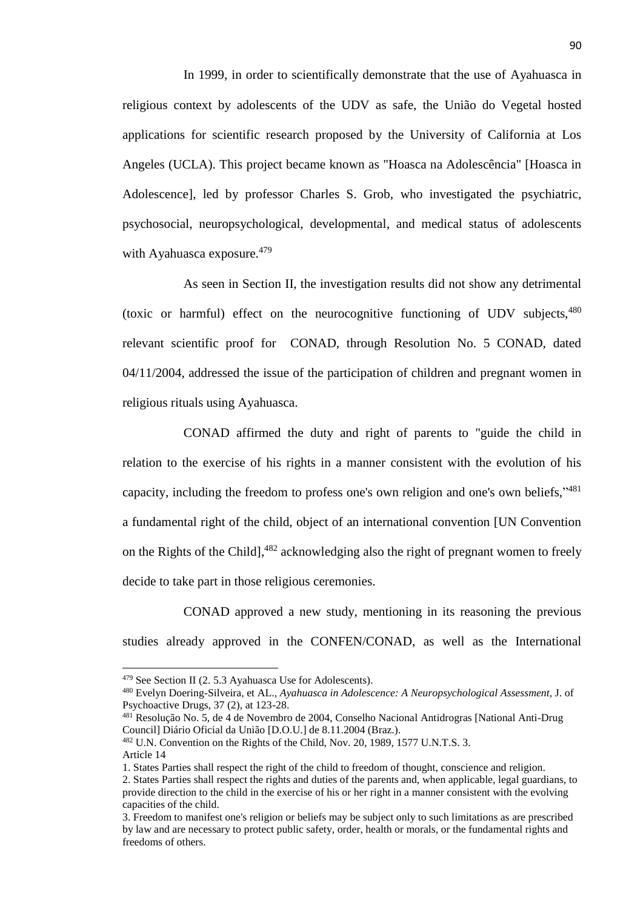In 1999, in order to scientifically demonstrate that the use of Ayahuasca in religious context by adolescents of the UDV as safe, the União do Vegetal hosted applications for scientific research proposed by the University of California at Los Angeles (UCLA). This project became known as "Hoasca na Adolescência" [Hoasca in Adolescence], led by professor Charles S. Grob, who investigated the psychiatric, psychosocial, neuropsychological, developmental, and medical status of adolescents with Ayahuasca exposure.[479]

As seen in Section II, the investigation results did not show any detrimental (toxic or harmful) effect on the neurocognitive functioning of UDV subjects,[480] relevant scientific proof for CONAD, through Resolution No. 5 CONAD, dated 04/11/2004, addressed the issue of the participation of children and pregnant women in religious rituals using Ayahuasca.

CONAD affirmed the duty and right of parents to "guide the child in relation to the exercise of his rights in a manner consistent with the evolution of his capacity, including the freedom to profess one's own religion and one's own beliefs,"[481] a fundamental right of the child, object of an international convention [UN Convention on the Rights of the Child],[482] acknowledging also the right of pregnant women to freely decide to take part in those religious ceremonies.

CONAD approved a new study, mentioning in its reasoning the previous studies already approved in the CONFEN/CONAD, as well as the International

---

[479] See Section II (2. 5.3 Ayahuasca Use for Adolescents).

[480] Evelyn Doering-Silveira, et AL., *Ayahuasca in Adolescence: A Neuropsychological Assessment*, J. of Psychoactive Drugs, 37 (2), at 123-28.

[481] Resolução No. 5, de 4 de Novembro de 2004, Conselho Nacional Antidrogras [National Anti-Drug Council] Diário Oficial da União [D.O.U.] de 8.11.2004 (Braz.).

[482] U.N. Convention on the Rights of the Child, Nov. 20, 1989, 1577 U.N.T.S. 3.
Article 14

1. States Parties shall respect the right of the child to freedom of thought, conscience and religion.
2. States Parties shall respect the rights and duties of the parents and, when applicable, legal guardians, to provide direction to the child in the exercise of his or her right in a manner consistent with the evolving capacities of the child.
3. Freedom to manifest one's religion or beliefs may be subject only to such limitations as are prescribed by law and are necessary to protect public safety, order, health or morals, or the fundamental rights and freedoms of others.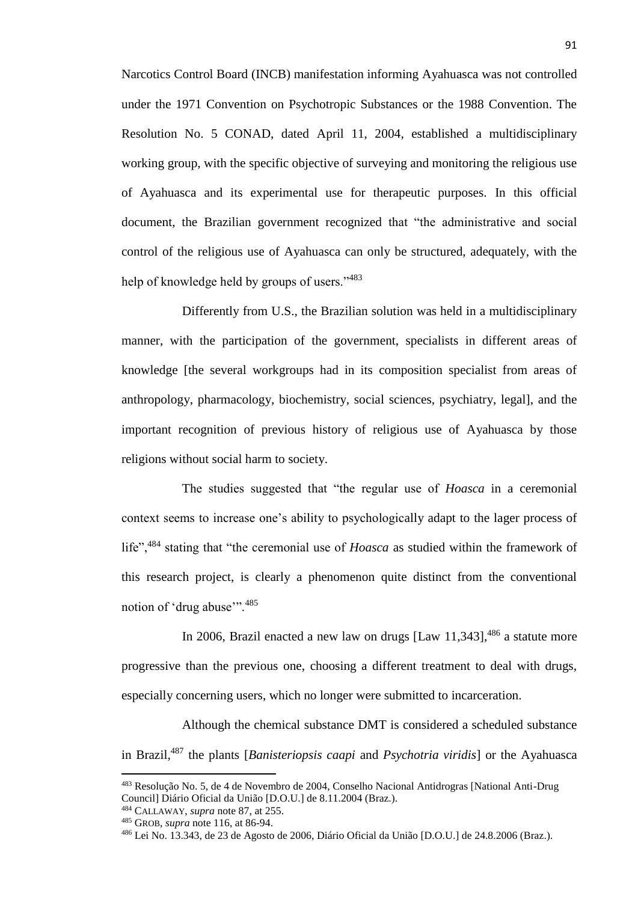Narcotics Control Board (INCB) manifestation informing Ayahuasca was not controlled under the 1971 Convention on Psychotropic Substances or the 1988 Convention. The Resolution No. 5 CONAD, dated April 11, 2004, established a multidisciplinary working group, with the specific objective of surveying and monitoring the religious use of Ayahuasca and its experimental use for therapeutic purposes. In this official document, the Brazilian government recognized that "the administrative and social control of the religious use of Ayahuasca can only be structured, adequately, with the help of knowledge held by groups of users."[483]

Differently from U.S., the Brazilian solution was held in a multidisciplinary manner, with the participation of the government, specialists in different areas of knowledge [the several workgroups had in its composition specialist from areas of anthropology, pharmacology, biochemistry, social sciences, psychiatry, legal], and the important recognition of previous history of religious use of Ayahuasca by those religions without social harm to society.

The studies suggested that "the regular use of *Hoasca* in a ceremonial context seems to increase one's ability to psychologically adapt to the lager process of life",[484] stating that "the ceremonial use of *Hoasca* as studied within the framework of this research project, is clearly a phenomenon quite distinct from the conventional notion of 'drug abuse'".[485]

In 2006, Brazil enacted a new law on drugs [Law 11,343],[486] a statute more progressive than the previous one, choosing a different treatment to deal with drugs, especially concerning users, which no longer were submitted to incarceration.

Although the chemical substance DMT is considered a scheduled substance in Brazil,[487] the plants [*Banisteriopsis caapi* and *Psychotria viridis*] or the Ayahuasca

---

[483] Resolução No. 5, de 4 de Novembro de 2004, Conselho Nacional Antidrogras [National Anti-Drug Council] Diário Oficial da União [D.O.U.] de 8.11.2004 (Braz.).

[484] CALLAWAY, *supra* note 87, at 255.

[485] GROB, *supra* note 116, at 86-94.

[486] Lei No. 13.343, de 23 de Agosto de 2006, Diário Oficial da União [D.O.U.] de 24.8.2006 (Braz.).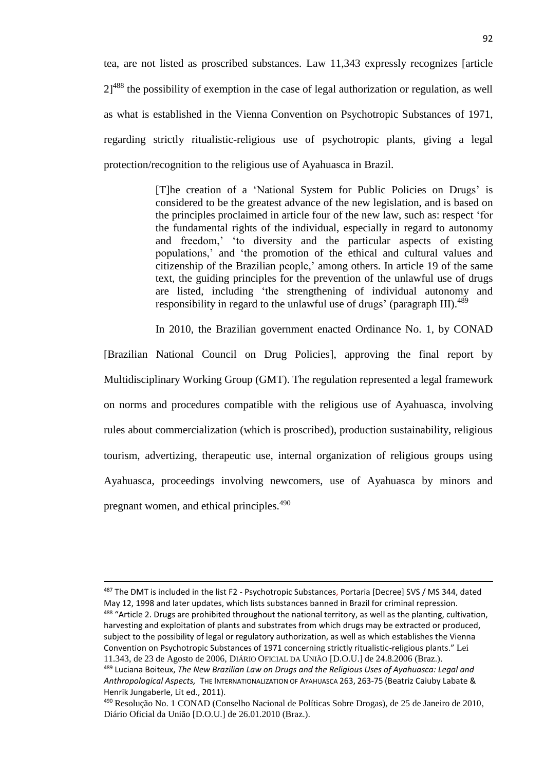tea, are not listed as proscribed substances. Law 11,343 expressly recognizes [article 2][488] the possibility of exemption in the case of legal authorization or regulation, as well as what is established in the Vienna Convention on Psychotropic Substances of 1971, regarding strictly ritualistic-religious use of psychotropic plants, giving a legal protection/recognition to the religious use of Ayahuasca in Brazil.

> [T]he creation of a 'National System for Public Policies on Drugs' is considered to be the greatest advance of the new legislation, and is based on the principles proclaimed in article four of the new law, such as: respect 'for the fundamental rights of the individual, especially in regard to autonomy and freedom,' 'to diversity and the particular aspects of existing populations,' and 'the promotion of the ethical and cultural values and citizenship of the Brazilian people,' among others. In article 19 of the same text, the guiding principles for the prevention of the unlawful use of drugs are listed, including 'the strengthening of individual autonomy and responsibility in regard to the unlawful use of drugs' (paragraph III).[489]

In 2010, the Brazilian government enacted Ordinance No. 1, by CONAD [Brazilian National Council on Drug Policies], approving the final report by Multidisciplinary Working Group (GMT). The regulation represented a legal framework on norms and procedures compatible with the religious use of Ayahuasca, involving rules about commercialization (which is proscribed), production sustainability, religious tourism, advertizing, therapeutic use, internal organization of religious groups using Ayahuasca, proceedings involving newcomers, use of Ayahuasca by minors and pregnant women, and ethical principles.[490]

---

[487] The DMT is included in the list F2 - Psychotropic Substances, Portaria [Decree] SVS / MS 344, dated May 12, 1998 and later updates, which lists substances banned in Brazil for criminal repression.

[488] "Article 2. Drugs are prohibited throughout the national territory, as well as the planting, cultivation, harvesting and exploitation of plants and substrates from which drugs may be extracted or produced, subject to the possibility of legal or regulatory authorization, as well as which establishes the Vienna Convention on Psychotropic Substances of 1971 concerning strictly ritualistic-religious plants." Lei 11.343, de 23 de Agosto de 2006, DIÁRIO OFICIAL DA UNIÃO [D.O.U.] de 24.8.2006 (Braz.).

[489] Luciana Boiteux, *The New Brazilian Law on Drugs and the Religious Uses of Ayahuasca: Legal and Anthropological Aspects,* THE INTERNATIONALIZATION OF AYAHUASCA 263, 263-75 (Beatriz Caiuby Labate & Henrik Jungaberle, Lit ed., 2011).

[490] Resolução No. 1 CONAD (Conselho Nacional de Políticas Sobre Drogas), de 25 de Janeiro de 2010, Diário Oficial da União [D.O.U.] de 26.01.2010 (Braz.).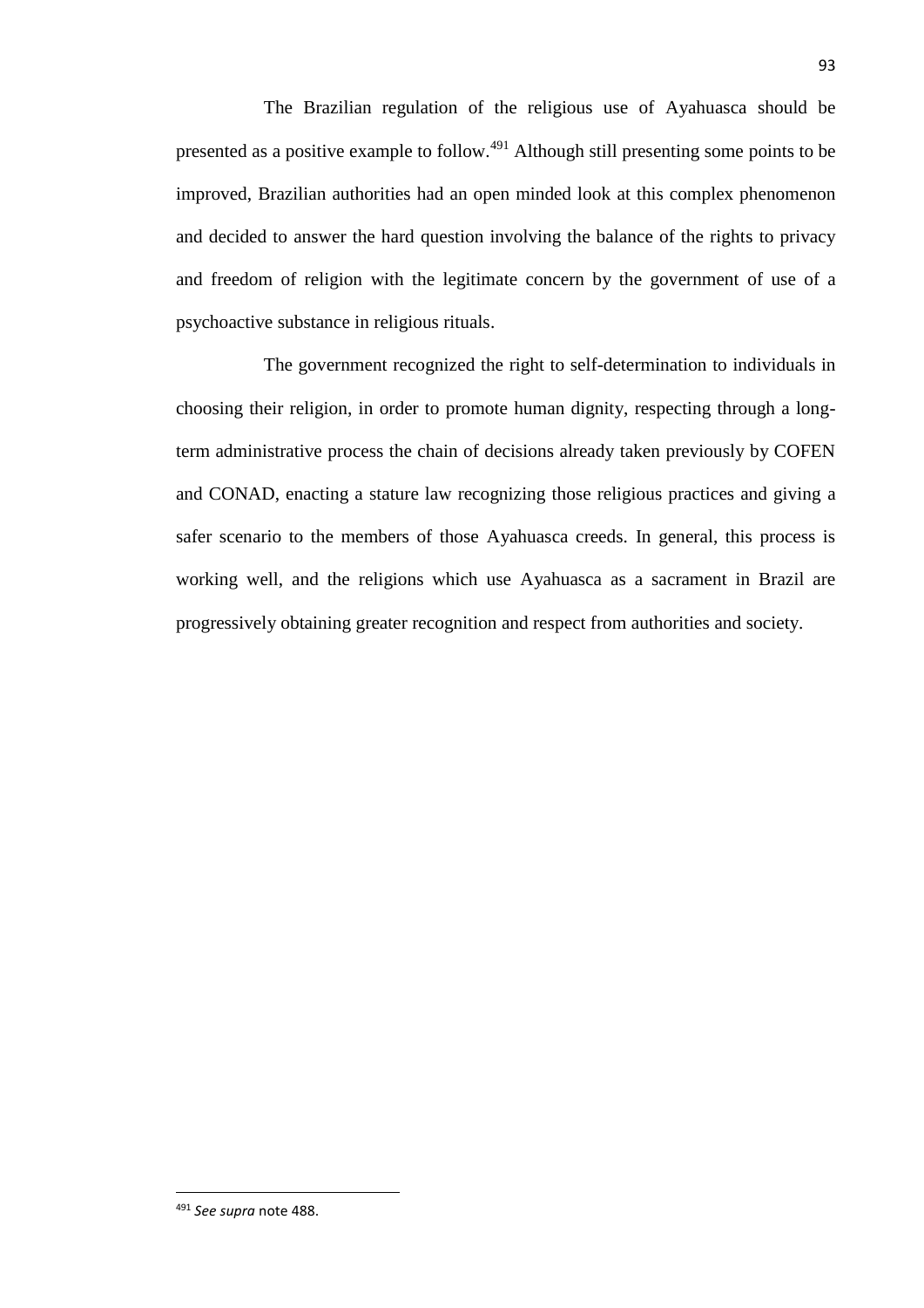The Brazilian regulation of the religious use of Ayahuasca should be presented as a positive example to follow.[491] Although still presenting some points to be improved, Brazilian authorities had an open minded look at this complex phenomenon and decided to answer the hard question involving the balance of the rights to privacy and freedom of religion with the legitimate concern by the government of use of a psychoactive substance in religious rituals.

The government recognized the right to self-determination to individuals in choosing their religion, in order to promote human dignity, respecting through a long-term administrative process the chain of decisions already taken previously by COFEN and CONAD, enacting a stature law recognizing those religious practices and giving a safer scenario to the members of those Ayahuasca creeds. In general, this process is working well, and the religions which use Ayahuasca as a sacrament in Brazil are progressively obtaining greater recognition and respect from authorities and society.

---

[491] *See supra* note 488.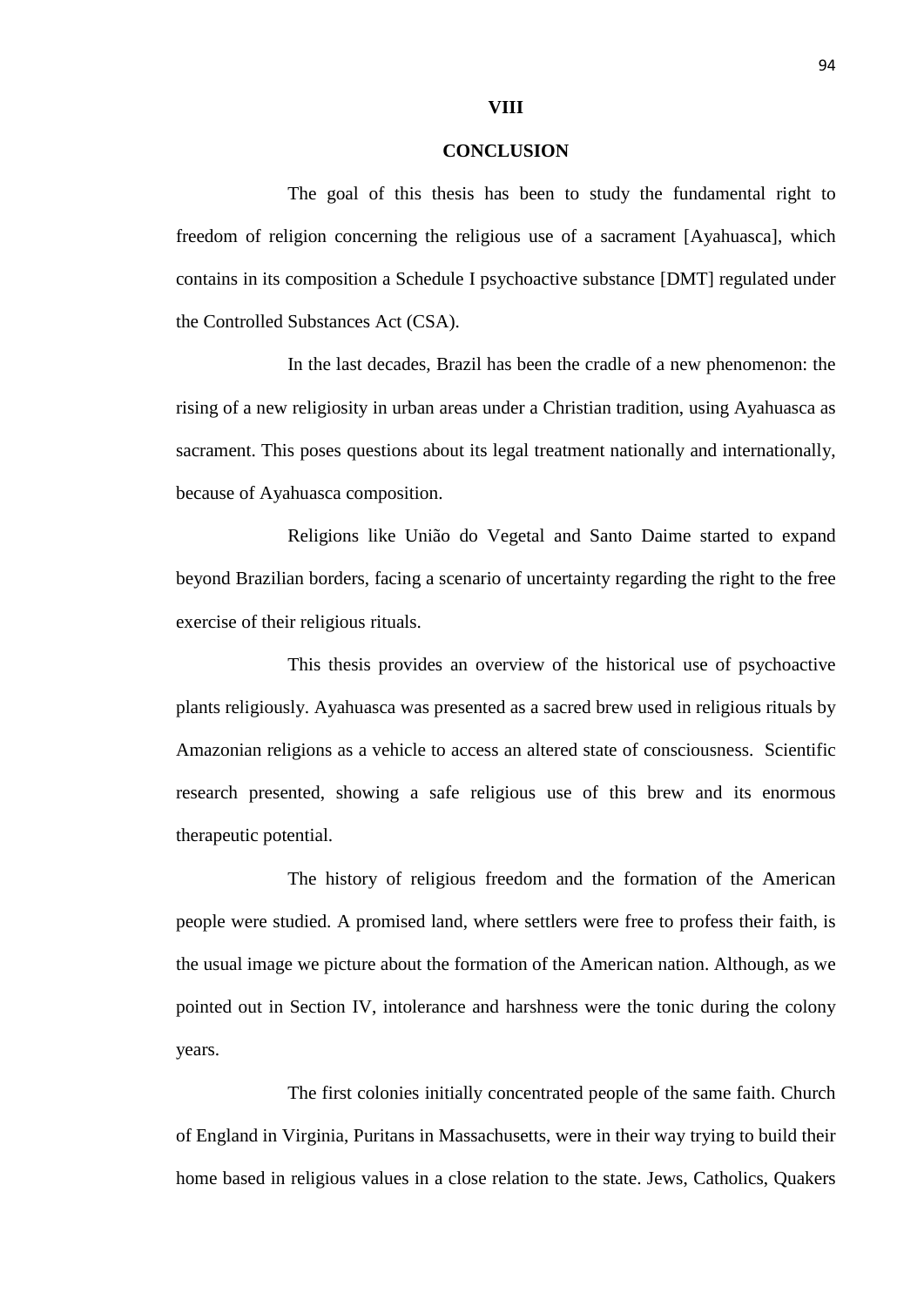# VIII

# CONCLUSION

The goal of this thesis has been to study the fundamental right to freedom of religion concerning the religious use of a sacrament [Ayahuasca], which contains in its composition a Schedule I psychoactive substance [DMT] regulated under the Controlled Substances Act (CSA).

In the last decades, Brazil has been the cradle of a new phenomenon: the rising of a new religiosity in urban areas under a Christian tradition, using Ayahuasca as sacrament. This poses questions about its legal treatment nationally and internationally, because of Ayahuasca composition.

Religions like União do Vegetal and Santo Daime started to expand beyond Brazilian borders, facing a scenario of uncertainty regarding the right to the free exercise of their religious rituals.

This thesis provides an overview of the historical use of psychoactive plants religiously. Ayahuasca was presented as a sacred brew used in religious rituals by Amazonian religions as a vehicle to access an altered state of consciousness. Scientific research presented, showing a safe religious use of this brew and its enormous therapeutic potential.

The history of religious freedom and the formation of the American people were studied. A promised land, where settlers were free to profess their faith, is the usual image we picture about the formation of the American nation. Although, as we pointed out in Section IV, intolerance and harshness were the tonic during the colony years.

The first colonies initially concentrated people of the same faith. Church of England in Virginia, Puritans in Massachusetts, were in their way trying to build their home based in religious values in a close relation to the state. Jews, Catholics, Quakers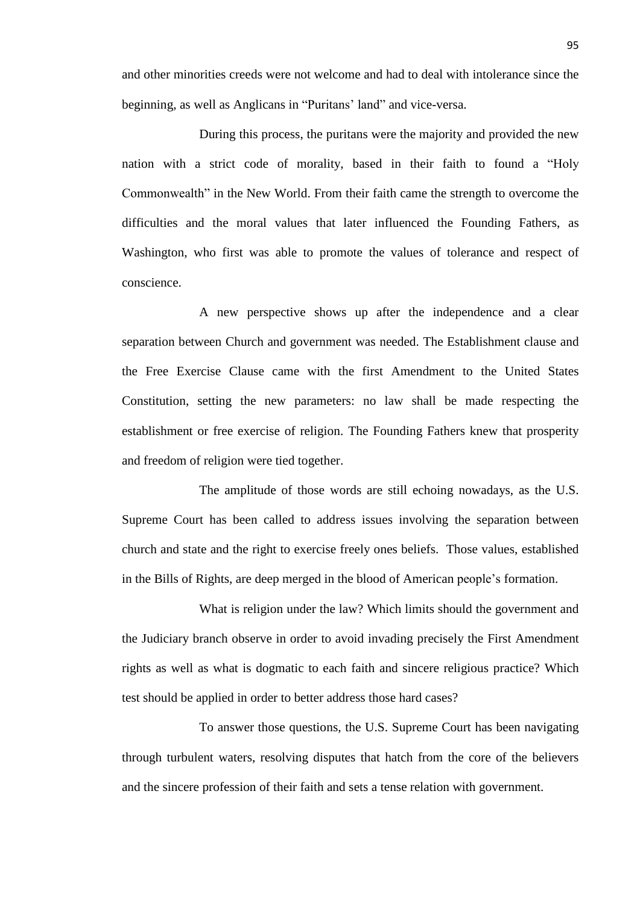and other minorities creeds were not welcome and had to deal with intolerance since the beginning, as well as Anglicans in “Puritans’ land” and vice-versa.

During this process, the puritans were the majority and provided the new nation with a strict code of morality, based in their faith to found a “Holy Commonwealth” in the New World. From their faith came the strength to overcome the difficulties and the moral values that later influenced the Founding Fathers, as Washington, who first was able to promote the values of tolerance and respect of conscience.

A new perspective shows up after the independence and a clear separation between Church and government was needed. The Establishment clause and the Free Exercise Clause came with the first Amendment to the United States Constitution, setting the new parameters: no law shall be made respecting the establishment or free exercise of religion. The Founding Fathers knew that prosperity and freedom of religion were tied together.

The amplitude of those words are still echoing nowadays, as the U.S. Supreme Court has been called to address issues involving the separation between church and state and the right to exercise freely ones beliefs. Those values, established in the Bills of Rights, are deep merged in the blood of American people’s formation.

What is religion under the law? Which limits should the government and the Judiciary branch observe in order to avoid invading precisely the First Amendment rights as well as what is dogmatic to each faith and sincere religious practice? Which test should be applied in order to better address those hard cases?

To answer those questions, the U.S. Supreme Court has been navigating through turbulent waters, resolving disputes that hatch from the core of the believers and the sincere profession of their faith and sets a tense relation with government.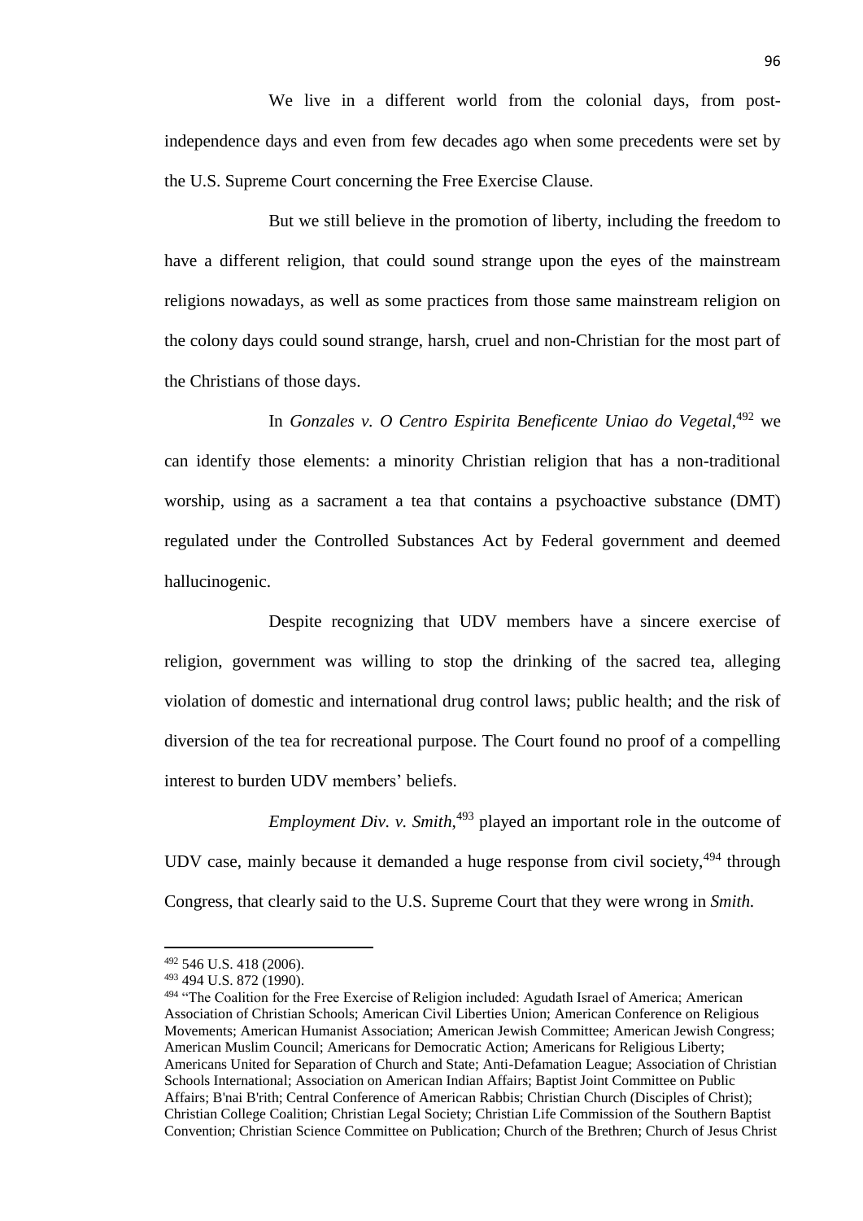We live in a different world from the colonial days, from post-independence days and even from few decades ago when some precedents were set by the U.S. Supreme Court concerning the Free Exercise Clause.

But we still believe in the promotion of liberty, including the freedom to have a different religion, that could sound strange upon the eyes of the mainstream religions nowadays, as well as some practices from those same mainstream religion on the colony days could sound strange, harsh, cruel and non-Christian for the most part of the Christians of those days.

In *Gonzales v. O Centro Espirita Beneficente Uniao do Vegetal*,[492] we can identify those elements: a minority Christian religion that has a non-traditional worship, using as a sacrament a tea that contains a psychoactive substance (DMT) regulated under the Controlled Substances Act by Federal government and deemed hallucinogenic.

Despite recognizing that UDV members have a sincere exercise of religion, government was willing to stop the drinking of the sacred tea, alleging violation of domestic and international drug control laws; public health; and the risk of diversion of the tea for recreational purpose. The Court found no proof of a compelling interest to burden UDV members' beliefs.

*Employment Div. v. Smith*,[493] played an important role in the outcome of UDV case, mainly because it demanded a huge response from civil society,[494] through Congress, that clearly said to the U.S. Supreme Court that they were wrong in *Smith.*

---

[492] 546 U.S. 418 (2006).

[493] 494 U.S. 872 (1990).

[494] "The Coalition for the Free Exercise of Religion included: Agudath Israel of America; American Association of Christian Schools; American Civil Liberties Union; American Conference on Religious Movements; American Humanist Association; American Jewish Committee; American Jewish Congress; American Muslim Council; Americans for Democratic Action; Americans for Religious Liberty; Americans United for Separation of Church and State; Anti-Defamation League; Association of Christian Schools International; Association on American Indian Affairs; Baptist Joint Committee on Public Affairs; B'nai B'rith; Central Conference of American Rabbis; Christian Church (Disciples of Christ); Christian College Coalition; Christian Legal Society; Christian Life Commission of the Southern Baptist Convention; Christian Science Committee on Publication; Church of the Brethren; Church of Jesus Christ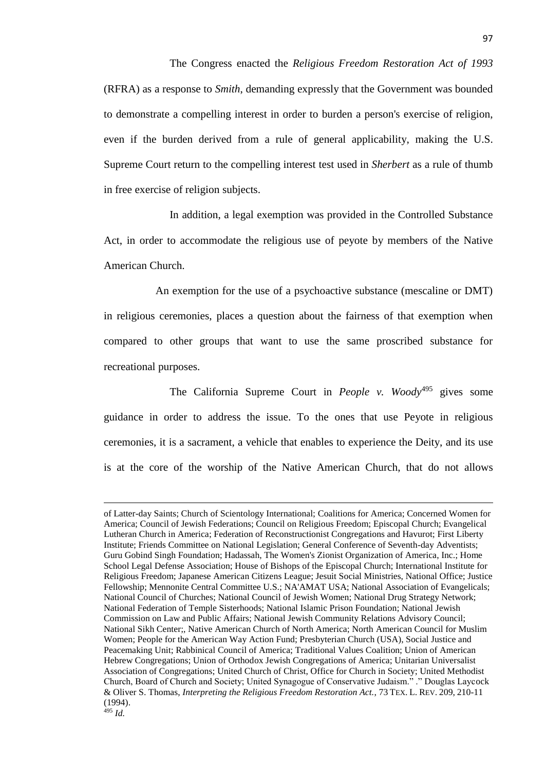The Congress enacted the *Religious Freedom Restoration Act of 1993* (RFRA) as a response to *Smith*, demanding expressly that the Government was bounded to demonstrate a compelling interest in order to burden a person's exercise of religion, even if the burden derived from a rule of general applicability, making the U.S. Supreme Court return to the compelling interest test used in *Sherbert* as a rule of thumb in free exercise of religion subjects.

In addition, a legal exemption was provided in the Controlled Substance Act, in order to accommodate the religious use of peyote by members of the Native American Church.

An exemption for the use of a psychoactive substance (mescaline or DMT) in religious ceremonies, places a question about the fairness of that exemption when compared to other groups that want to use the same proscribed substance for recreational purposes.

The California Supreme Court in *People v. Woody*[495] gives some guidance in order to address the issue. To the ones that use Peyote in religious ceremonies, it is a sacrament, a vehicle that enables to experience the Deity, and its use is at the core of the worship of the Native American Church, that do not allows

---

of Latter-day Saints; Church of Scientology International; Coalitions for America; Concerned Women for America; Council of Jewish Federations; Council on Religious Freedom; Episcopal Church; Evangelical Lutheran Church in America; Federation of Reconstructionist Congregations and Havurot; First Liberty Institute; Friends Committee on National Legislation; General Conference of Seventh-day Adventists; Guru Gobind Singh Foundation; Hadassah, The Women's Zionist Organization of America, Inc.; Home School Legal Defense Association; House of Bishops of the Episcopal Church; International Institute for Religious Freedom; Japanese American Citizens League; Jesuit Social Ministries, National Office; Justice Fellowship; Mennonite Central Committee U.S.; NA'AMAT USA; National Association of Evangelicals; National Council of Churches; National Council of Jewish Women; National Drug Strategy Network; National Federation of Temple Sisterhoods; National Islamic Prison Foundation; National Jewish Commission on Law and Public Affairs; National Jewish Community Relations Advisory Council; National Sikh Center;, Native American Church of North America; North American Council for Muslim Women; People for the American Way Action Fund; Presbyterian Church (USA), Social Justice and Peacemaking Unit; Rabbinical Council of America; Traditional Values Coalition; Union of American Hebrew Congregations; Union of Orthodox Jewish Congregations of America; Unitarian Universalist Association of Congregations; United Church of Christ, Office for Church in Society; United Methodist Church, Board of Church and Society; United Synagogue of Conservative Judaism." ." Douglas Laycock & Oliver S. Thomas, *Interpreting the Religious Freedom Restoration Act.*, 73 TEX. L. REV. 209, 210-11 (1994).

[495] *Id.*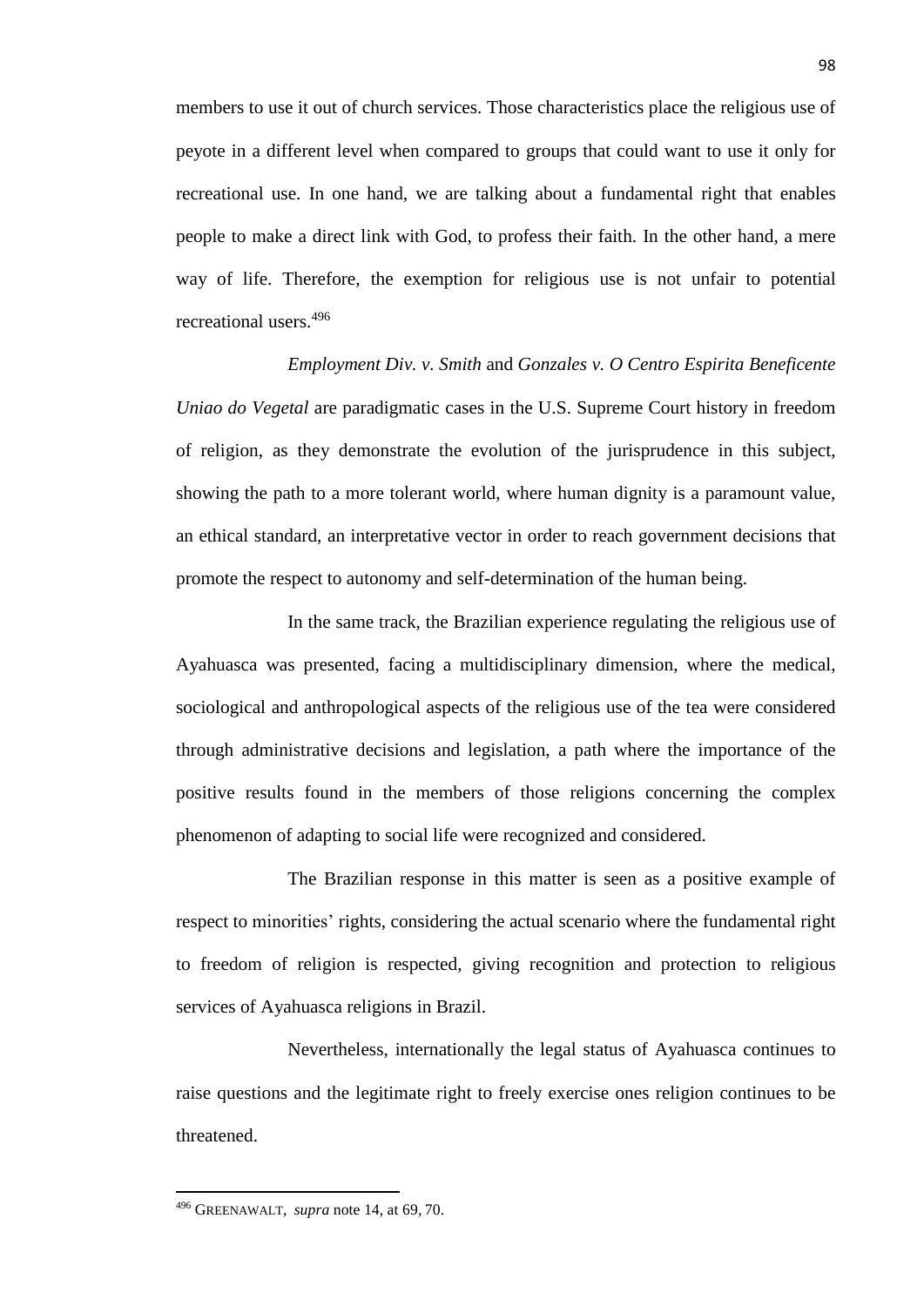members to use it out of church services. Those characteristics place the religious use of peyote in a different level when compared to groups that could want to use it only for recreational use. In one hand, we are talking about a fundamental right that enables people to make a direct link with God, to profess their faith. In the other hand, a mere way of life. Therefore, the exemption for religious use is not unfair to potential recreational users.[496]

*Employment Div. v. Smith* and *Gonzales v. O Centro Espirita Beneficente Uniao do Vegetal* are paradigmatic cases in the U.S. Supreme Court history in freedom of religion, as they demonstrate the evolution of the jurisprudence in this subject, showing the path to a more tolerant world, where human dignity is a paramount value, an ethical standard, an interpretative vector in order to reach government decisions that promote the respect to autonomy and self-determination of the human being.

In the same track, the Brazilian experience regulating the religious use of Ayahuasca was presented, facing a multidisciplinary dimension, where the medical, sociological and anthropological aspects of the religious use of the tea were considered through administrative decisions and legislation, a path where the importance of the positive results found in the members of those religions concerning the complex phenomenon of adapting to social life were recognized and considered.

The Brazilian response in this matter is seen as a positive example of respect to minorities' rights, considering the actual scenario where the fundamental right to freedom of religion is respected, giving recognition and protection to religious services of Ayahuasca religions in Brazil.

Nevertheless, internationally the legal status of Ayahuasca continues to raise questions and the legitimate right to freely exercise ones religion continues to be threatened.

---

[496] GREENAWALT, *supra* note 14, at 69, 70.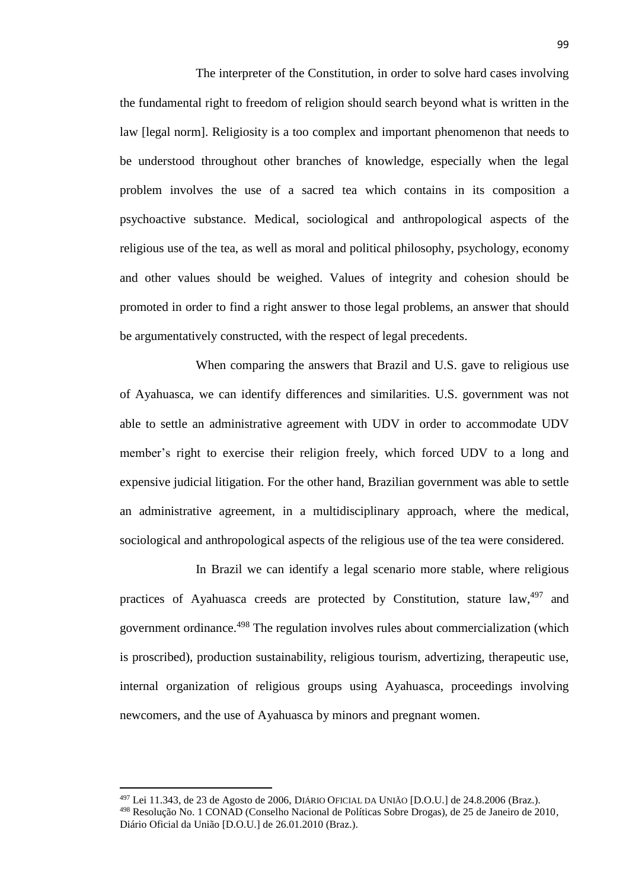The interpreter of the Constitution, in order to solve hard cases involving the fundamental right to freedom of religion should search beyond what is written in the law [legal norm]. Religiosity is a too complex and important phenomenon that needs to be understood throughout other branches of knowledge, especially when the legal problem involves the use of a sacred tea which contains in its composition a psychoactive substance. Medical, sociological and anthropological aspects of the religious use of the tea, as well as moral and political philosophy, psychology, economy and other values should be weighed. Values of integrity and cohesion should be promoted in order to find a right answer to those legal problems, an answer that should be argumentatively constructed, with the respect of legal precedents.

When comparing the answers that Brazil and U.S. gave to religious use of Ayahuasca, we can identify differences and similarities. U.S. government was not able to settle an administrative agreement with UDV in order to accommodate UDV member's right to exercise their religion freely, which forced UDV to a long and expensive judicial litigation. For the other hand, Brazilian government was able to settle an administrative agreement, in a multidisciplinary approach, where the medical, sociological and anthropological aspects of the religious use of the tea were considered.

In Brazil we can identify a legal scenario more stable, where religious practices of Ayahuasca creeds are protected by Constitution, stature law,[497] and government ordinance.[498] The regulation involves rules about commercialization (which is proscribed), production sustainability, religious tourism, advertizing, therapeutic use, internal organization of religious groups using Ayahuasca, proceedings involving newcomers, and the use of Ayahuasca by minors and pregnant women.

---

[497] Lei 11.343, de 23 de Agosto de 2006, DIÁRIO OFICIAL DA UNIÃO [D.O.U.] de 24.8.2006 (Braz.).

[498] Resolução No. 1 CONAD (Conselho Nacional de Políticas Sobre Drogas), de 25 de Janeiro de 2010, Diário Oficial da União [D.O.U.] de 26.01.2010 (Braz.).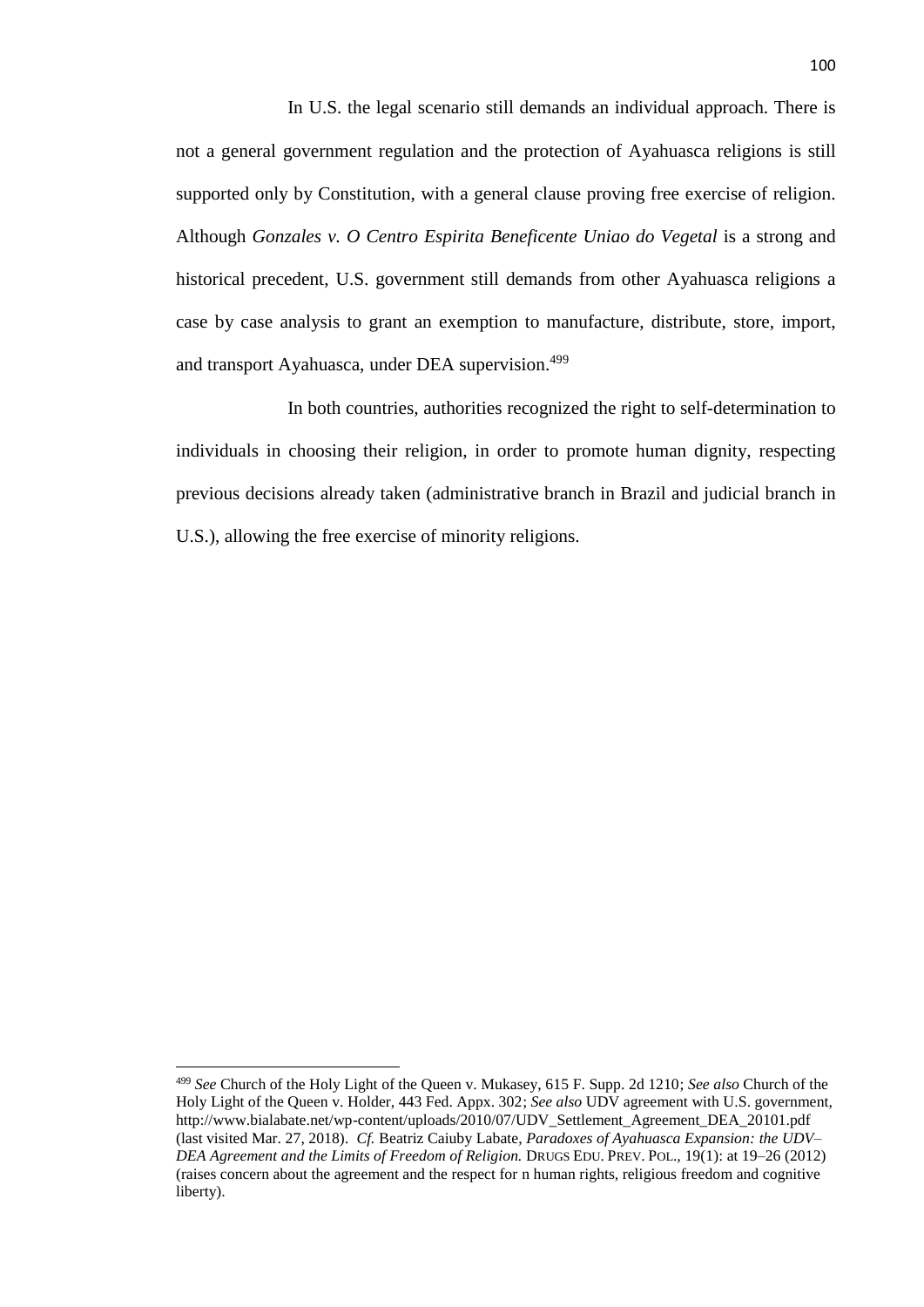In U.S. the legal scenario still demands an individual approach. There is not a general government regulation and the protection of Ayahuasca religions is still supported only by Constitution, with a general clause proving free exercise of religion. Although *Gonzales v. O Centro Espirita Beneficente Uniao do Vegetal* is a strong and historical precedent, U.S. government still demands from other Ayahuasca religions a case by case analysis to grant an exemption to manufacture, distribute, store, import, and transport Ayahuasca, under DEA supervision.[499]

In both countries, authorities recognized the right to self-determination to individuals in choosing their religion, in order to promote human dignity, respecting previous decisions already taken (administrative branch in Brazil and judicial branch in U.S.), allowing the free exercise of minority religions.

---

[499] *See* Church of the Holy Light of the Queen v. Mukasey, 615 F. Supp. 2d 1210; *See also* Church of the Holy Light of the Queen v. Holder, 443 Fed. Appx. 302; *See also* UDV agreement with U.S. government, http://www.bialabate.net/wp-content/uploads/2010/07/UDV_Settlement_Agreement_DEA_20101.pdf (last visited Mar. 27, 2018). *Cf.* Beatriz Caiuby Labate, *Paradoxes of Ayahuasca Expansion: the UDV–DEA Agreement and the Limits of Freedom of Religion.* DRUGS EDU. PREV. POL., 19(1): at 19–26 (2012) (raises concern about the agreement and the respect for n human rights, religious freedom and cognitive liberty).